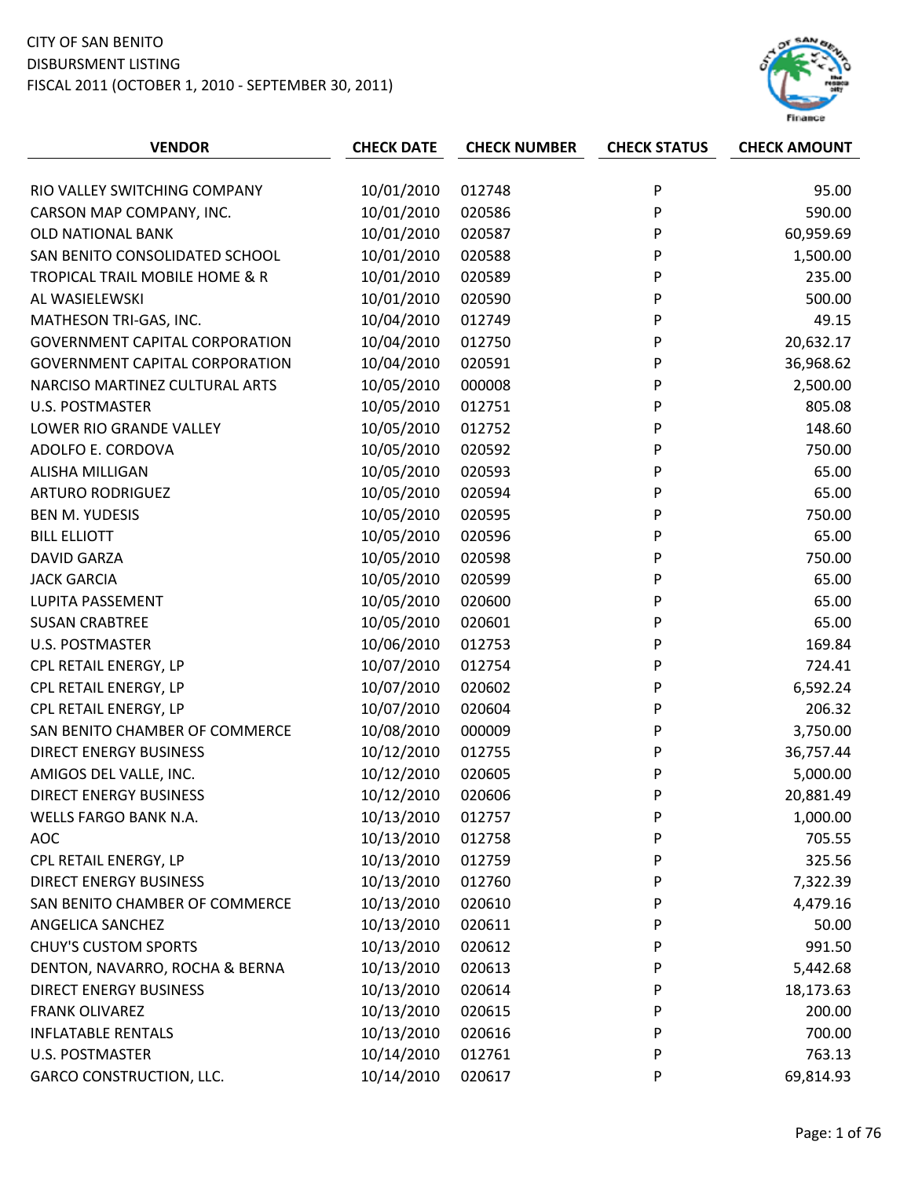CITY OF SAN BENITO
DISBURSMENT LISTING
FISCAL 2011 (OCTOBER 1, 2010 - SEPTEMBER 30, 2011)

| VENDOR | CHECK DATE | CHECK NUMBER | CHECK STATUS | CHECK AMOUNT |
|---|---|---|---|---|
| RIO VALLEY SWITCHING COMPANY | 10/01/2010 | 012748 | P | 95.00 |
| CARSON MAP COMPANY, INC. | 10/01/2010 | 020586 | P | 590.00 |
| OLD NATIONAL BANK | 10/01/2010 | 020587 | P | 60,959.69 |
| SAN BENITO CONSOLIDATED SCHOOL | 10/01/2010 | 020588 | P | 1,500.00 |
| TROPICAL TRAIL MOBILE HOME & R | 10/01/2010 | 020589 | P | 235.00 |
| AL WASIELEWSKI | 10/01/2010 | 020590 | P | 500.00 |
| MATHESON TRI-GAS, INC. | 10/04/2010 | 012749 | P | 49.15 |
| GOVERNMENT CAPITAL CORPORATION | 10/04/2010 | 012750 | P | 20,632.17 |
| GOVERNMENT CAPITAL CORPORATION | 10/04/2010 | 020591 | P | 36,968.62 |
| NARCISO MARTINEZ CULTURAL ARTS | 10/05/2010 | 000008 | P | 2,500.00 |
| U.S. POSTMASTER | 10/05/2010 | 012751 | P | 805.08 |
| LOWER RIO GRANDE VALLEY | 10/05/2010 | 012752 | P | 148.60 |
| ADOLFO E. CORDOVA | 10/05/2010 | 020592 | P | 750.00 |
| ALISHA MILLIGAN | 10/05/2010 | 020593 | P | 65.00 |
| ARTURO RODRIGUEZ | 10/05/2010 | 020594 | P | 65.00 |
| BEN M. YUDESIS | 10/05/2010 | 020595 | P | 750.00 |
| BILL ELLIOTT | 10/05/2010 | 020596 | P | 65.00 |
| DAVID GARZA | 10/05/2010 | 020598 | P | 750.00 |
| JACK GARCIA | 10/05/2010 | 020599 | P | 65.00 |
| LUPITA PASSEMENT | 10/05/2010 | 020600 | P | 65.00 |
| SUSAN CRABTREE | 10/05/2010 | 020601 | P | 65.00 |
| U.S. POSTMASTER | 10/06/2010 | 012753 | P | 169.84 |
| CPL RETAIL ENERGY, LP | 10/07/2010 | 012754 | P | 724.41 |
| CPL RETAIL ENERGY, LP | 10/07/2010 | 020602 | P | 6,592.24 |
| CPL RETAIL ENERGY, LP | 10/07/2010 | 020604 | P | 206.32 |
| SAN BENITO CHAMBER OF COMMERCE | 10/08/2010 | 000009 | P | 3,750.00 |
| DIRECT ENERGY BUSINESS | 10/12/2010 | 012755 | P | 36,757.44 |
| AMIGOS DEL VALLE, INC. | 10/12/2010 | 020605 | P | 5,000.00 |
| DIRECT ENERGY BUSINESS | 10/12/2010 | 020606 | P | 20,881.49 |
| WELLS FARGO BANK N.A. | 10/13/2010 | 012757 | P | 1,000.00 |
| AOC | 10/13/2010 | 012758 | P | 705.55 |
| CPL RETAIL ENERGY, LP | 10/13/2010 | 012759 | P | 325.56 |
| DIRECT ENERGY BUSINESS | 10/13/2010 | 012760 | P | 7,322.39 |
| SAN BENITO CHAMBER OF COMMERCE | 10/13/2010 | 020610 | P | 4,479.16 |
| ANGELICA SANCHEZ | 10/13/2010 | 020611 | P | 50.00 |
| CHUY'S CUSTOM SPORTS | 10/13/2010 | 020612 | P | 991.50 |
| DENTON, NAVARRO, ROCHA & BERNA | 10/13/2010 | 020613 | P | 5,442.68 |
| DIRECT ENERGY BUSINESS | 10/13/2010 | 020614 | P | 18,173.63 |
| FRANK OLIVAREZ | 10/13/2010 | 020615 | P | 200.00 |
| INFLATABLE RENTALS | 10/13/2010 | 020616 | P | 700.00 |
| U.S. POSTMASTER | 10/14/2010 | 012761 | P | 763.13 |
| GARCO CONSTRUCTION, LLC. | 10/14/2010 | 020617 | P | 69,814.93 |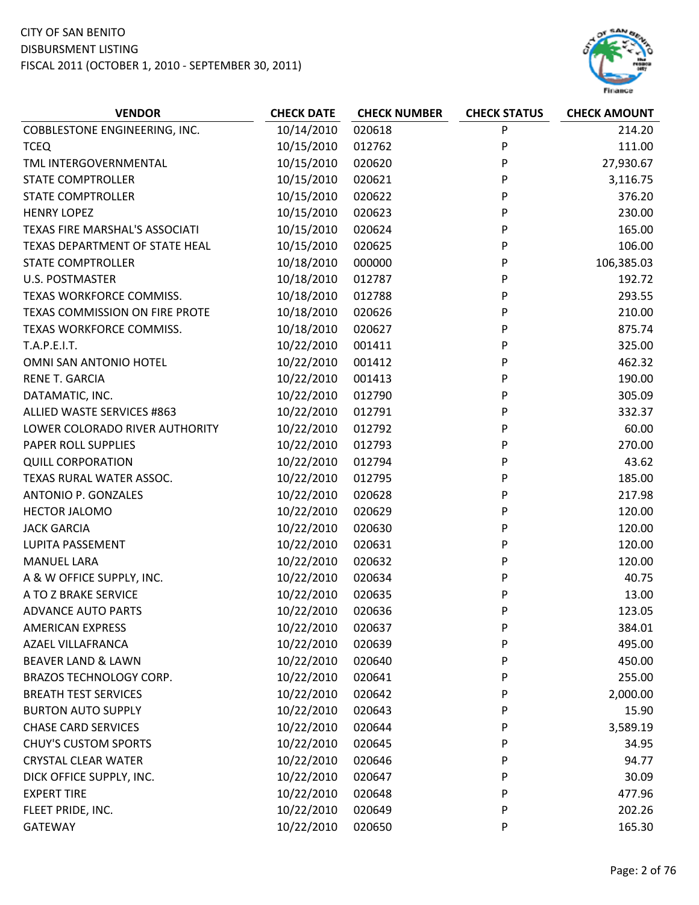CITY OF SAN BENITO
DISBURSMENT LISTING
FISCAL 2011 (OCTOBER 1, 2010 - SEPTEMBER 30, 2011)

| VENDOR | CHECK DATE | CHECK NUMBER | CHECK STATUS | CHECK AMOUNT |
|---|---|---|---|---|
| COBBLESTONE ENGINEERING, INC. | 10/14/2010 | 020618 | P | 214.20 |
| TCEQ | 10/15/2010 | 012762 | P | 111.00 |
| TML INTERGOVERNMENTAL | 10/15/2010 | 020620 | P | 27,930.67 |
| STATE COMPTROLLER | 10/15/2010 | 020621 | P | 3,116.75 |
| STATE COMPTROLLER | 10/15/2010 | 020622 | P | 376.20 |
| HENRY LOPEZ | 10/15/2010 | 020623 | P | 230.00 |
| TEXAS FIRE MARSHAL'S ASSOCIATI | 10/15/2010 | 020624 | P | 165.00 |
| TEXAS DEPARTMENT OF STATE HEAL | 10/15/2010 | 020625 | P | 106.00 |
| STATE COMPTROLLER | 10/18/2010 | 000000 | P | 106,385.03 |
| U.S. POSTMASTER | 10/18/2010 | 012787 | P | 192.72 |
| TEXAS WORKFORCE COMMISS. | 10/18/2010 | 012788 | P | 293.55 |
| TEXAS COMMISSION ON FIRE PROTE | 10/18/2010 | 020626 | P | 210.00 |
| TEXAS WORKFORCE COMMISS. | 10/18/2010 | 020627 | P | 875.74 |
| T.A.P.E.I.T. | 10/22/2010 | 001411 | P | 325.00 |
| OMNI SAN ANTONIO HOTEL | 10/22/2010 | 001412 | P | 462.32 |
| RENE T. GARCIA | 10/22/2010 | 001413 | P | 190.00 |
| DATAMATIC, INC. | 10/22/2010 | 012790 | P | 305.09 |
| ALLIED WASTE SERVICES #863 | 10/22/2010 | 012791 | P | 332.37 |
| LOWER COLORADO RIVER AUTHORITY | 10/22/2010 | 012792 | P | 60.00 |
| PAPER ROLL SUPPLIES | 10/22/2010 | 012793 | P | 270.00 |
| QUILL CORPORATION | 10/22/2010 | 012794 | P | 43.62 |
| TEXAS RURAL WATER ASSOC. | 10/22/2010 | 012795 | P | 185.00 |
| ANTONIO P. GONZALES | 10/22/2010 | 020628 | P | 217.98 |
| HECTOR JALOMO | 10/22/2010 | 020629 | P | 120.00 |
| JACK GARCIA | 10/22/2010 | 020630 | P | 120.00 |
| LUPITA PASSEMENT | 10/22/2010 | 020631 | P | 120.00 |
| MANUEL LARA | 10/22/2010 | 020632 | P | 120.00 |
| A & W OFFICE SUPPLY, INC. | 10/22/2010 | 020634 | P | 40.75 |
| A TO Z BRAKE SERVICE | 10/22/2010 | 020635 | P | 13.00 |
| ADVANCE AUTO PARTS | 10/22/2010 | 020636 | P | 123.05 |
| AMERICAN EXPRESS | 10/22/2010 | 020637 | P | 384.01 |
| AZAEL VILLAFRANCA | 10/22/2010 | 020639 | P | 495.00 |
| BEAVER LAND & LAWN | 10/22/2010 | 020640 | P | 450.00 |
| BRAZOS TECHNOLOGY CORP. | 10/22/2010 | 020641 | P | 255.00 |
| BREATH TEST SERVICES | 10/22/2010 | 020642 | P | 2,000.00 |
| BURTON AUTO SUPPLY | 10/22/2010 | 020643 | P | 15.90 |
| CHASE CARD SERVICES | 10/22/2010 | 020644 | P | 3,589.19 |
| CHUY'S CUSTOM SPORTS | 10/22/2010 | 020645 | P | 34.95 |
| CRYSTAL CLEAR WATER | 10/22/2010 | 020646 | P | 94.77 |
| DICK OFFICE SUPPLY, INC. | 10/22/2010 | 020647 | P | 30.09 |
| EXPERT TIRE | 10/22/2010 | 020648 | P | 477.96 |
| FLEET PRIDE, INC. | 10/22/2010 | 020649 | P | 202.26 |
| GATEWAY | 10/22/2010 | 020650 | P | 165.30 |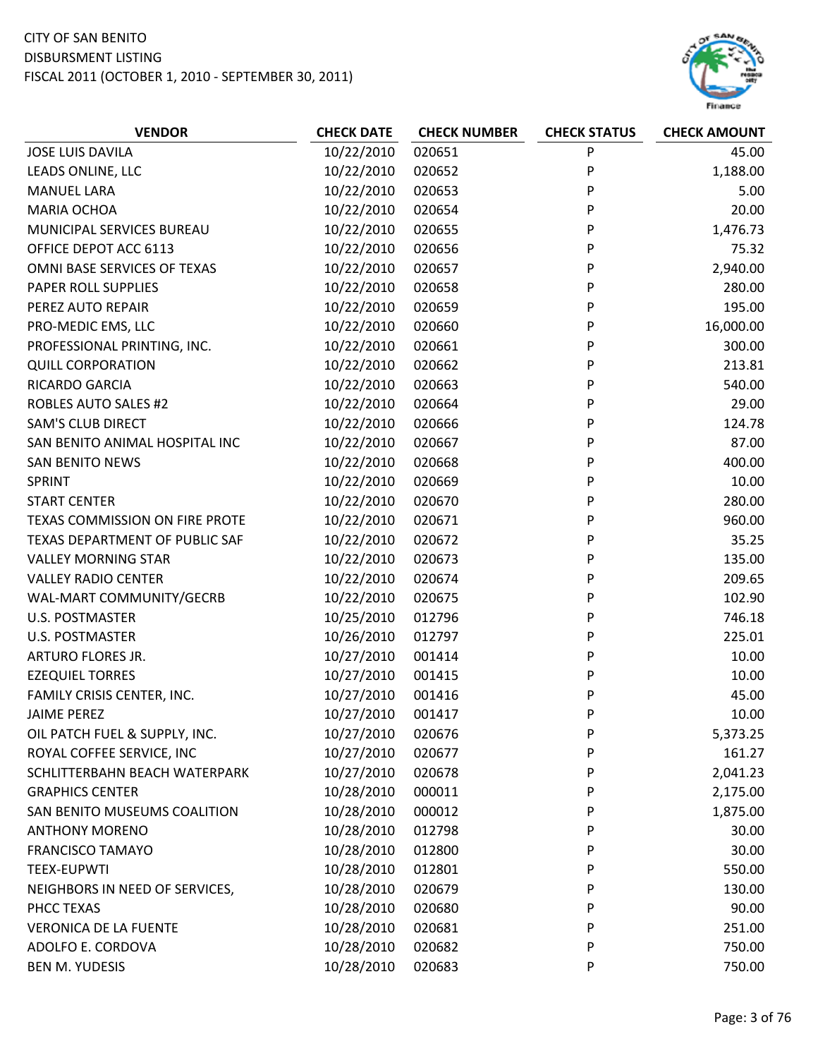CITY OF SAN BENITO
DISBURSMENT LISTING
FISCAL 2011 (OCTOBER 1, 2010 - SEPTEMBER 30, 2011)

| VENDOR | CHECK DATE | CHECK NUMBER | CHECK STATUS | CHECK AMOUNT |
|---|---|---|---|---|
| JOSE LUIS DAVILA | 10/22/2010 | 020651 | P | 45.00 |
| LEADS ONLINE, LLC | 10/22/2010 | 020652 | P | 1,188.00 |
| MANUEL LARA | 10/22/2010 | 020653 | P | 5.00 |
| MARIA OCHOA | 10/22/2010 | 020654 | P | 20.00 |
| MUNICIPAL SERVICES BUREAU | 10/22/2010 | 020655 | P | 1,476.73 |
| OFFICE DEPOT ACC 6113 | 10/22/2010 | 020656 | P | 75.32 |
| OMNI BASE SERVICES OF TEXAS | 10/22/2010 | 020657 | P | 2,940.00 |
| PAPER ROLL SUPPLIES | 10/22/2010 | 020658 | P | 280.00 |
| PEREZ AUTO REPAIR | 10/22/2010 | 020659 | P | 195.00 |
| PRO-MEDIC EMS, LLC | 10/22/2010 | 020660 | P | 16,000.00 |
| PROFESSIONAL PRINTING, INC. | 10/22/2010 | 020661 | P | 300.00 |
| QUILL CORPORATION | 10/22/2010 | 020662 | P | 213.81 |
| RICARDO GARCIA | 10/22/2010 | 020663 | P | 540.00 |
| ROBLES AUTO SALES #2 | 10/22/2010 | 020664 | P | 29.00 |
| SAM'S CLUB DIRECT | 10/22/2010 | 020666 | P | 124.78 |
| SAN BENITO ANIMAL HOSPITAL INC | 10/22/2010 | 020667 | P | 87.00 |
| SAN BENITO NEWS | 10/22/2010 | 020668 | P | 400.00 |
| SPRINT | 10/22/2010 | 020669 | P | 10.00 |
| START CENTER | 10/22/2010 | 020670 | P | 280.00 |
| TEXAS COMMISSION ON FIRE PROTE | 10/22/2010 | 020671 | P | 960.00 |
| TEXAS DEPARTMENT OF PUBLIC SAF | 10/22/2010 | 020672 | P | 35.25 |
| VALLEY MORNING STAR | 10/22/2010 | 020673 | P | 135.00 |
| VALLEY RADIO CENTER | 10/22/2010 | 020674 | P | 209.65 |
| WAL-MART COMMUNITY/GECRB | 10/22/2010 | 020675 | P | 102.90 |
| U.S. POSTMASTER | 10/25/2010 | 012796 | P | 746.18 |
| U.S. POSTMASTER | 10/26/2010 | 012797 | P | 225.01 |
| ARTURO FLORES JR. | 10/27/2010 | 001414 | P | 10.00 |
| EZEQUIEL TORRES | 10/27/2010 | 001415 | P | 10.00 |
| FAMILY CRISIS CENTER, INC. | 10/27/2010 | 001416 | P | 45.00 |
| JAIME PEREZ | 10/27/2010 | 001417 | P | 10.00 |
| OIL PATCH FUEL & SUPPLY, INC. | 10/27/2010 | 020676 | P | 5,373.25 |
| ROYAL COFFEE SERVICE, INC | 10/27/2010 | 020677 | P | 161.27 |
| SCHLITTERBAHN BEACH WATERPARK | 10/27/2010 | 020678 | P | 2,041.23 |
| GRAPHICS CENTER | 10/28/2010 | 000011 | P | 2,175.00 |
| SAN BENITO MUSEUMS COALITION | 10/28/2010 | 000012 | P | 1,875.00 |
| ANTHONY MORENO | 10/28/2010 | 012798 | P | 30.00 |
| FRANCISCO TAMAYO | 10/28/2010 | 012800 | P | 30.00 |
| TEEX-EUPWTI | 10/28/2010 | 012801 | P | 550.00 |
| NEIGHBORS IN NEED OF SERVICES, | 10/28/2010 | 020679 | P | 130.00 |
| PHCC TEXAS | 10/28/2010 | 020680 | P | 90.00 |
| VERONICA DE LA FUENTE | 10/28/2010 | 020681 | P | 251.00 |
| ADOLFO E. CORDOVA | 10/28/2010 | 020682 | P | 750.00 |
| BEN M. YUDESIS | 10/28/2010 | 020683 | P | 750.00 |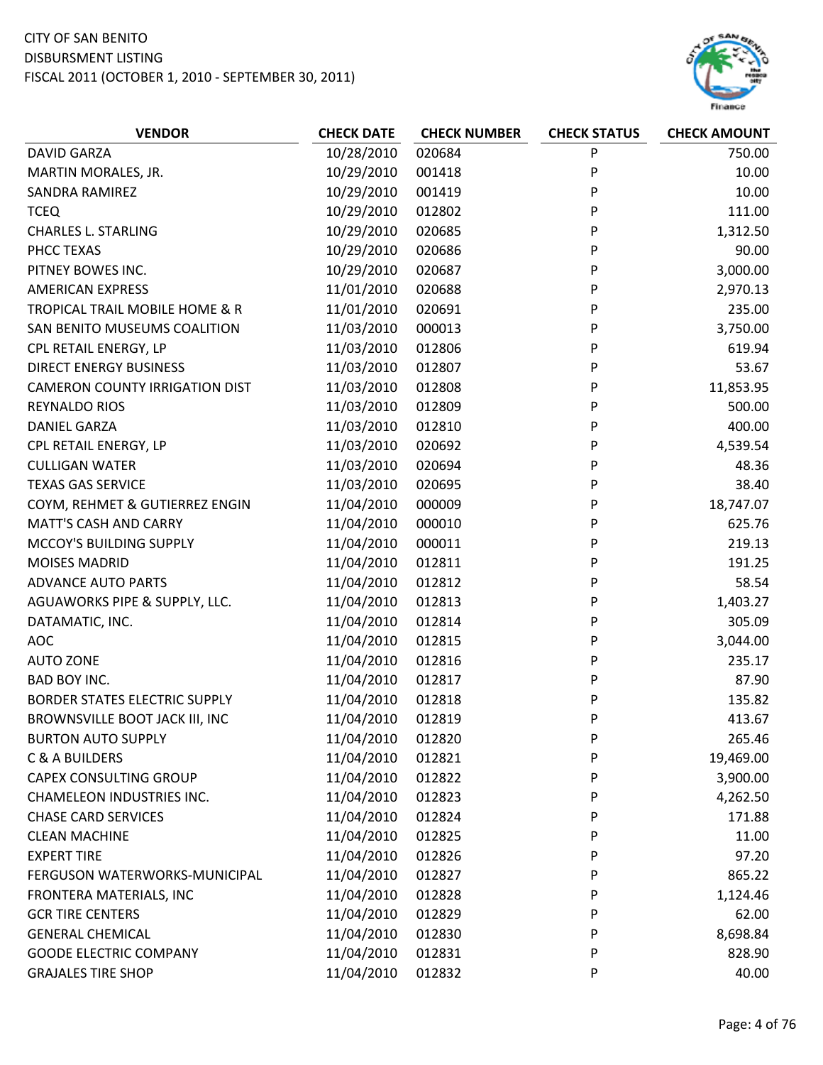CITY OF SAN BENITO
DISBURSMENT LISTING
FISCAL 2011 (OCTOBER 1, 2010 - SEPTEMBER 30, 2011)

| VENDOR | CHECK DATE | CHECK NUMBER | CHECK STATUS | CHECK AMOUNT |
|---|---|---|---|---|
| DAVID GARZA | 10/28/2010 | 020684 | P | 750.00 |
| MARTIN MORALES, JR. | 10/29/2010 | 001418 | P | 10.00 |
| SANDRA RAMIREZ | 10/29/2010 | 001419 | P | 10.00 |
| TCEQ | 10/29/2010 | 012802 | P | 111.00 |
| CHARLES L. STARLING | 10/29/2010 | 020685 | P | 1,312.50 |
| PHCC TEXAS | 10/29/2010 | 020686 | P | 90.00 |
| PITNEY BOWES INC. | 10/29/2010 | 020687 | P | 3,000.00 |
| AMERICAN EXPRESS | 11/01/2010 | 020688 | P | 2,970.13 |
| TROPICAL TRAIL MOBILE HOME & R | 11/01/2010 | 020691 | P | 235.00 |
| SAN BENITO MUSEUMS COALITION | 11/03/2010 | 000013 | P | 3,750.00 |
| CPL RETAIL ENERGY, LP | 11/03/2010 | 012806 | P | 619.94 |
| DIRECT ENERGY BUSINESS | 11/03/2010 | 012807 | P | 53.67 |
| CAMERON COUNTY IRRIGATION DIST | 11/03/2010 | 012808 | P | 11,853.95 |
| REYNALDO RIOS | 11/03/2010 | 012809 | P | 500.00 |
| DANIEL GARZA | 11/03/2010 | 012810 | P | 400.00 |
| CPL RETAIL ENERGY, LP | 11/03/2010 | 020692 | P | 4,539.54 |
| CULLIGAN WATER | 11/03/2010 | 020694 | P | 48.36 |
| TEXAS GAS SERVICE | 11/03/2010 | 020695 | P | 38.40 |
| COYM, REHMET & GUTIERREZ ENGIN | 11/04/2010 | 000009 | P | 18,747.07 |
| MATT'S CASH AND CARRY | 11/04/2010 | 000010 | P | 625.76 |
| MCCOY'S BUILDING SUPPLY | 11/04/2010 | 000011 | P | 219.13 |
| MOISES MADRID | 11/04/2010 | 012811 | P | 191.25 |
| ADVANCE AUTO PARTS | 11/04/2010 | 012812 | P | 58.54 |
| AGUAWORKS PIPE & SUPPLY, LLC. | 11/04/2010 | 012813 | P | 1,403.27 |
| DATAMATIC, INC. | 11/04/2010 | 012814 | P | 305.09 |
| AOC | 11/04/2010 | 012815 | P | 3,044.00 |
| AUTO ZONE | 11/04/2010 | 012816 | P | 235.17 |
| BAD BOY INC. | 11/04/2010 | 012817 | P | 87.90 |
| BORDER STATES ELECTRIC SUPPLY | 11/04/2010 | 012818 | P | 135.82 |
| BROWNSVILLE BOOT JACK III, INC | 11/04/2010 | 012819 | P | 413.67 |
| BURTON AUTO SUPPLY | 11/04/2010 | 012820 | P | 265.46 |
| C & A BUILDERS | 11/04/2010 | 012821 | P | 19,469.00 |
| CAPEX CONSULTING GROUP | 11/04/2010 | 012822 | P | 3,900.00 |
| CHAMELEON INDUSTRIES INC. | 11/04/2010 | 012823 | P | 4,262.50 |
| CHASE CARD SERVICES | 11/04/2010 | 012824 | P | 171.88 |
| CLEAN MACHINE | 11/04/2010 | 012825 | P | 11.00 |
| EXPERT TIRE | 11/04/2010 | 012826 | P | 97.20 |
| FERGUSON WATERWORKS-MUNICIPAL | 11/04/2010 | 012827 | P | 865.22 |
| FRONTERA MATERIALS, INC | 11/04/2010 | 012828 | P | 1,124.46 |
| GCR TIRE CENTERS | 11/04/2010 | 012829 | P | 62.00 |
| GENERAL CHEMICAL | 11/04/2010 | 012830 | P | 8,698.84 |
| GOODE ELECTRIC COMPANY | 11/04/2010 | 012831 | P | 828.90 |
| GRAJALES TIRE SHOP | 11/04/2010 | 012832 | P | 40.00 |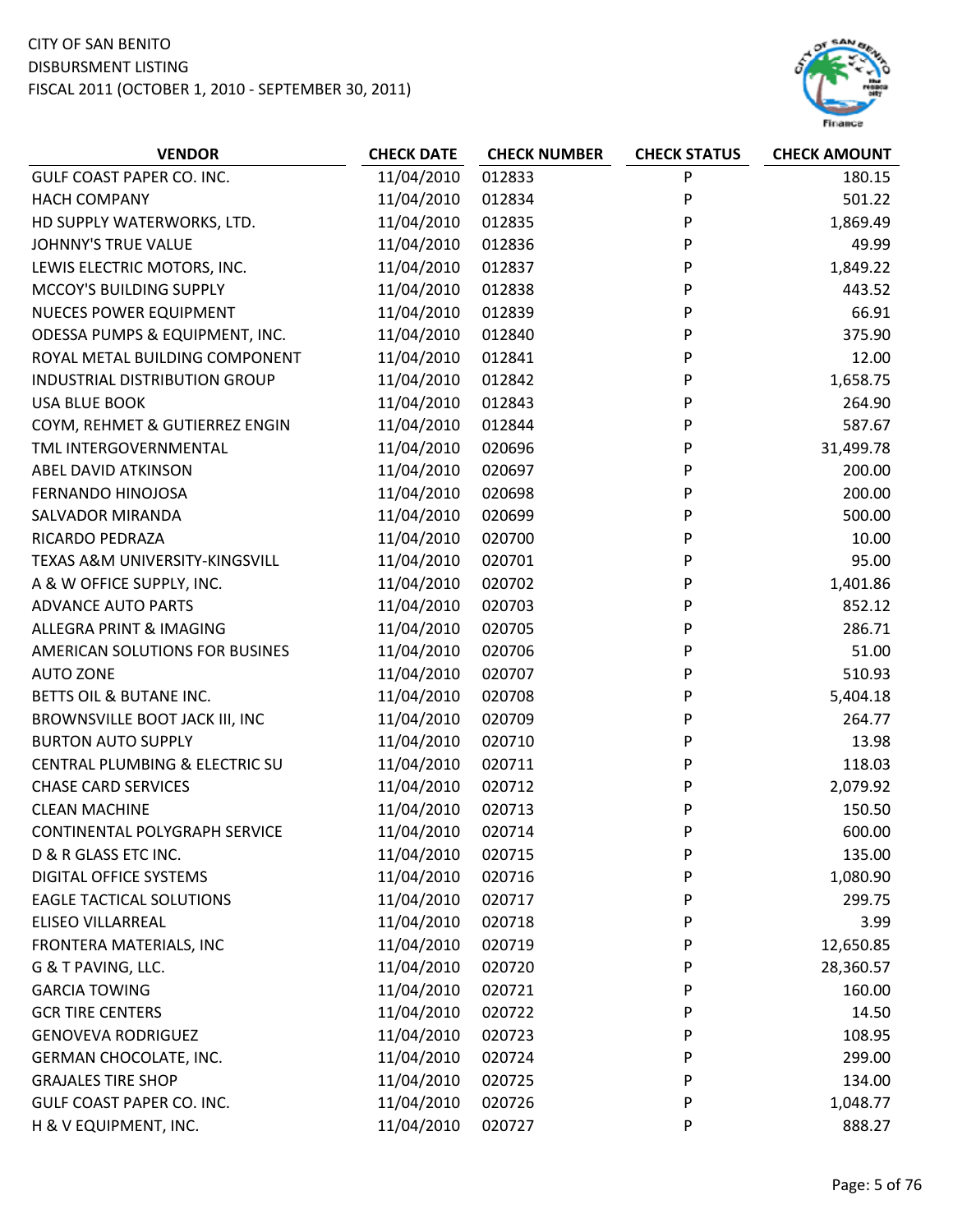CITY OF SAN BENITO
DISBURSMENT LISTING
FISCAL 2011 (OCTOBER 1, 2010 - SEPTEMBER 30, 2011)

| VENDOR | CHECK DATE | CHECK NUMBER | CHECK STATUS | CHECK AMOUNT |
|---|---|---|---|---|
| GULF COAST PAPER CO. INC. | 11/04/2010 | 012833 | P | 180.15 |
| HACH COMPANY | 11/04/2010 | 012834 | P | 501.22 |
| HD SUPPLY WATERWORKS, LTD. | 11/04/2010 | 012835 | P | 1,869.49 |
| JOHNNY'S TRUE VALUE | 11/04/2010 | 012836 | P | 49.99 |
| LEWIS ELECTRIC MOTORS, INC. | 11/04/2010 | 012837 | P | 1,849.22 |
| MCCOY'S BUILDING SUPPLY | 11/04/2010 | 012838 | P | 443.52 |
| NUECES POWER EQUIPMENT | 11/04/2010 | 012839 | P | 66.91 |
| ODESSA PUMPS & EQUIPMENT, INC. | 11/04/2010 | 012840 | P | 375.90 |
| ROYAL METAL BUILDING COMPONENT | 11/04/2010 | 012841 | P | 12.00 |
| INDUSTRIAL DISTRIBUTION GROUP | 11/04/2010 | 012842 | P | 1,658.75 |
| USA BLUE BOOK | 11/04/2010 | 012843 | P | 264.90 |
| COYM, REHMET & GUTIERREZ ENGIN | 11/04/2010 | 012844 | P | 587.67 |
| TML INTERGOVERNMENTAL | 11/04/2010 | 020696 | P | 31,499.78 |
| ABEL DAVID ATKINSON | 11/04/2010 | 020697 | P | 200.00 |
| FERNANDO HINOJOSA | 11/04/2010 | 020698 | P | 200.00 |
| SALVADOR MIRANDA | 11/04/2010 | 020699 | P | 500.00 |
| RICARDO PEDRAZA | 11/04/2010 | 020700 | P | 10.00 |
| TEXAS A&M UNIVERSITY-KINGSVILL | 11/04/2010 | 020701 | P | 95.00 |
| A & W OFFICE SUPPLY, INC. | 11/04/2010 | 020702 | P | 1,401.86 |
| ADVANCE AUTO PARTS | 11/04/2010 | 020703 | P | 852.12 |
| ALLEGRA PRINT & IMAGING | 11/04/2010 | 020705 | P | 286.71 |
| AMERICAN SOLUTIONS FOR BUSINES | 11/04/2010 | 020706 | P | 51.00 |
| AUTO ZONE | 11/04/2010 | 020707 | P | 510.93 |
| BETTS OIL & BUTANE INC. | 11/04/2010 | 020708 | P | 5,404.18 |
| BROWNSVILLE BOOT JACK III, INC | 11/04/2010 | 020709 | P | 264.77 |
| BURTON AUTO SUPPLY | 11/04/2010 | 020710 | P | 13.98 |
| CENTRAL PLUMBING & ELECTRIC SU | 11/04/2010 | 020711 | P | 118.03 |
| CHASE CARD SERVICES | 11/04/2010 | 020712 | P | 2,079.92 |
| CLEAN MACHINE | 11/04/2010 | 020713 | P | 150.50 |
| CONTINENTAL POLYGRAPH SERVICE | 11/04/2010 | 020714 | P | 600.00 |
| D & R GLASS ETC INC. | 11/04/2010 | 020715 | P | 135.00 |
| DIGITAL OFFICE SYSTEMS | 11/04/2010 | 020716 | P | 1,080.90 |
| EAGLE TACTICAL SOLUTIONS | 11/04/2010 | 020717 | P | 299.75 |
| ELISEO VILLARREAL | 11/04/2010 | 020718 | P | 3.99 |
| FRONTERA MATERIALS, INC | 11/04/2010 | 020719 | P | 12,650.85 |
| G & T PAVING, LLC. | 11/04/2010 | 020720 | P | 28,360.57 |
| GARCIA TOWING | 11/04/2010 | 020721 | P | 160.00 |
| GCR TIRE CENTERS | 11/04/2010 | 020722 | P | 14.50 |
| GENOVEVA RODRIGUEZ | 11/04/2010 | 020723 | P | 108.95 |
| GERMAN CHOCOLATE, INC. | 11/04/2010 | 020724 | P | 299.00 |
| GRAJALES TIRE SHOP | 11/04/2010 | 020725 | P | 134.00 |
| GULF COAST PAPER CO. INC. | 11/04/2010 | 020726 | P | 1,048.77 |
| H & V EQUIPMENT, INC. | 11/04/2010 | 020727 | P | 888.27 |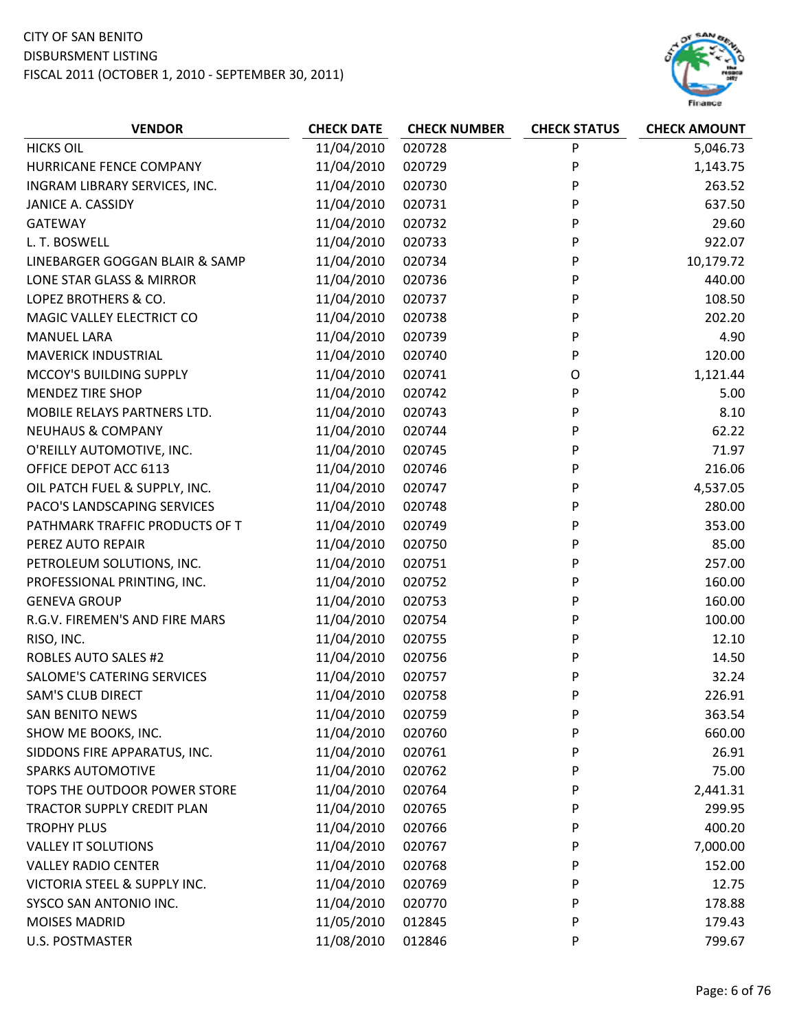CITY OF SAN BENITO
DISBURSMENT LISTING
FISCAL 2011 (OCTOBER 1, 2010 - SEPTEMBER 30, 2011)

| VENDOR | CHECK DATE | CHECK NUMBER | CHECK STATUS | CHECK AMOUNT |
|---|---|---|---|---|
| HICKS OIL | 11/04/2010 | 020728 | P | 5,046.73 |
| HURRICANE FENCE COMPANY | 11/04/2010 | 020729 | P | 1,143.75 |
| INGRAM LIBRARY SERVICES, INC. | 11/04/2010 | 020730 | P | 263.52 |
| JANICE A. CASSIDY | 11/04/2010 | 020731 | P | 637.50 |
| GATEWAY | 11/04/2010 | 020732 | P | 29.60 |
| L. T. BOSWELL | 11/04/2010 | 020733 | P | 922.07 |
| LINEBARGER GOGGAN BLAIR & SAMP | 11/04/2010 | 020734 | P | 10,179.72 |
| LONE STAR GLASS & MIRROR | 11/04/2010 | 020736 | P | 440.00 |
| LOPEZ BROTHERS & CO. | 11/04/2010 | 020737 | P | 108.50 |
| MAGIC VALLEY ELECTRICT CO | 11/04/2010 | 020738 | P | 202.20 |
| MANUEL LARA | 11/04/2010 | 020739 | P | 4.90 |
| MAVERICK INDUSTRIAL | 11/04/2010 | 020740 | P | 120.00 |
| MCCOY'S BUILDING SUPPLY | 11/04/2010 | 020741 | O | 1,121.44 |
| MENDEZ TIRE SHOP | 11/04/2010 | 020742 | P | 5.00 |
| MOBILE RELAYS PARTNERS LTD. | 11/04/2010 | 020743 | P | 8.10 |
| NEUHAUS & COMPANY | 11/04/2010 | 020744 | P | 62.22 |
| O'REILLY AUTOMOTIVE, INC. | 11/04/2010 | 020745 | P | 71.97 |
| OFFICE DEPOT ACC 6113 | 11/04/2010 | 020746 | P | 216.06 |
| OIL PATCH FUEL & SUPPLY, INC. | 11/04/2010 | 020747 | P | 4,537.05 |
| PACO'S LANDSCAPING SERVICES | 11/04/2010 | 020748 | P | 280.00 |
| PATHMARK TRAFFIC PRODUCTS OF T | 11/04/2010 | 020749 | P | 353.00 |
| PEREZ AUTO REPAIR | 11/04/2010 | 020750 | P | 85.00 |
| PETROLEUM SOLUTIONS, INC. | 11/04/2010 | 020751 | P | 257.00 |
| PROFESSIONAL PRINTING, INC. | 11/04/2010 | 020752 | P | 160.00 |
| GENEVA GROUP | 11/04/2010 | 020753 | P | 160.00 |
| R.G.V. FIREMEN'S AND FIRE MARS | 11/04/2010 | 020754 | P | 100.00 |
| RISO, INC. | 11/04/2010 | 020755 | P | 12.10 |
| ROBLES AUTO SALES #2 | 11/04/2010 | 020756 | P | 14.50 |
| SALOME'S CATERING SERVICES | 11/04/2010 | 020757 | P | 32.24 |
| SAM'S CLUB DIRECT | 11/04/2010 | 020758 | P | 226.91 |
| SAN BENITO NEWS | 11/04/2010 | 020759 | P | 363.54 |
| SHOW ME BOOKS, INC. | 11/04/2010 | 020760 | P | 660.00 |
| SIDDONS FIRE APPARATUS, INC. | 11/04/2010 | 020761 | P | 26.91 |
| SPARKS AUTOMOTIVE | 11/04/2010 | 020762 | P | 75.00 |
| TOPS THE OUTDOOR POWER STORE | 11/04/2010 | 020764 | P | 2,441.31 |
| TRACTOR SUPPLY CREDIT PLAN | 11/04/2010 | 020765 | P | 299.95 |
| TROPHY PLUS | 11/04/2010 | 020766 | P | 400.20 |
| VALLEY IT SOLUTIONS | 11/04/2010 | 020767 | P | 7,000.00 |
| VALLEY RADIO CENTER | 11/04/2010 | 020768 | P | 152.00 |
| VICTORIA STEEL & SUPPLY INC. | 11/04/2010 | 020769 | P | 12.75 |
| SYSCO SAN ANTONIO INC. | 11/04/2010 | 020770 | P | 178.88 |
| MOISES MADRID | 11/05/2010 | 012845 | P | 179.43 |
| U.S. POSTMASTER | 11/08/2010 | 012846 | P | 799.67 |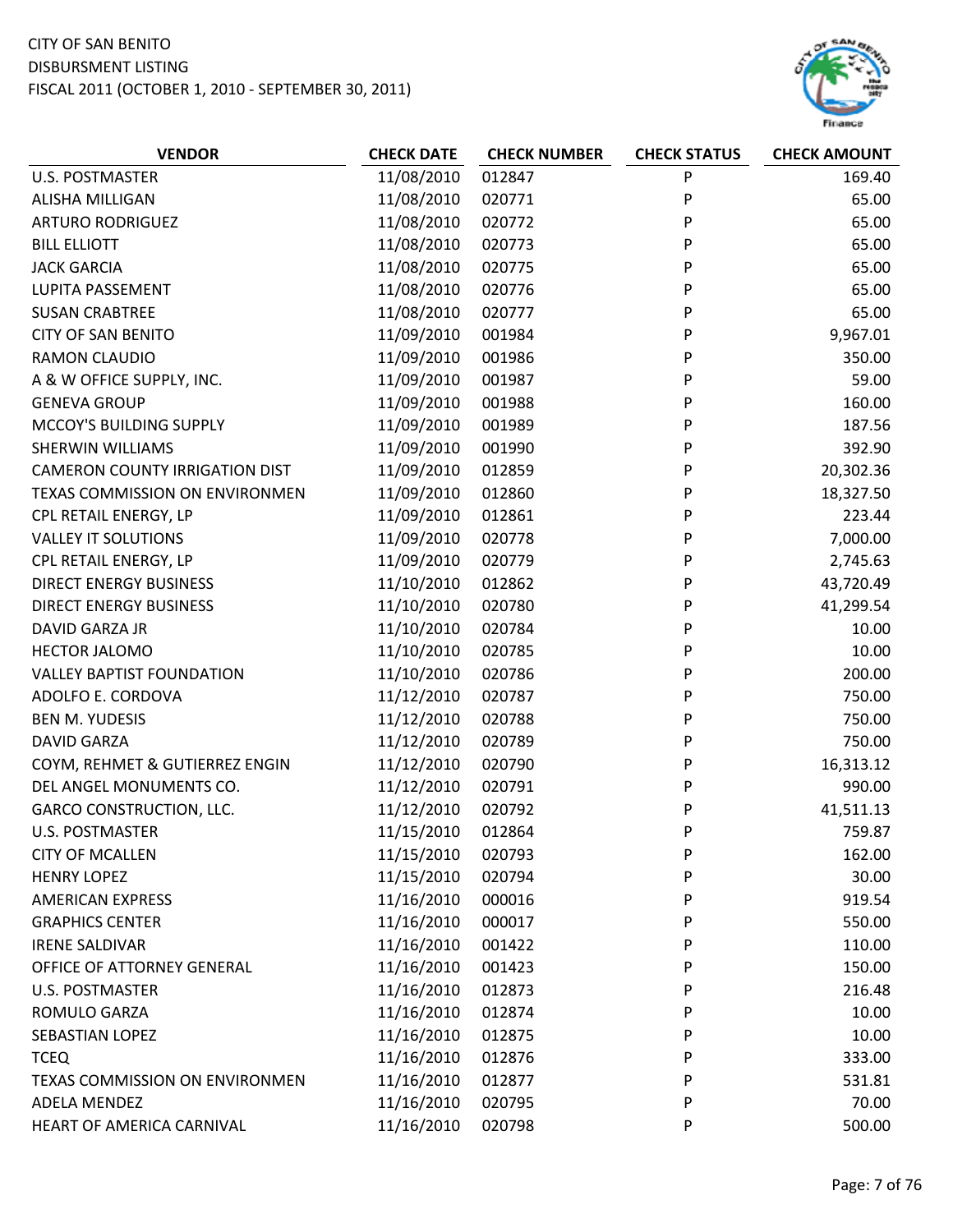CITY OF SAN BENITO
DISBURSMENT LISTING
FISCAL 2011 (OCTOBER 1, 2010 - SEPTEMBER 30, 2011)

| VENDOR | CHECK DATE | CHECK NUMBER | CHECK STATUS | CHECK AMOUNT |
|---|---|---|---|---|
| U.S. POSTMASTER | 11/08/2010 | 012847 | P | 169.40 |
| ALISHA MILLIGAN | 11/08/2010 | 020771 | P | 65.00 |
| ARTURO RODRIGUEZ | 11/08/2010 | 020772 | P | 65.00 |
| BILL ELLIOTT | 11/08/2010 | 020773 | P | 65.00 |
| JACK GARCIA | 11/08/2010 | 020775 | P | 65.00 |
| LUPITA PASSEMENT | 11/08/2010 | 020776 | P | 65.00 |
| SUSAN CRABTREE | 11/08/2010 | 020777 | P | 65.00 |
| CITY OF SAN BENITO | 11/09/2010 | 001984 | P | 9,967.01 |
| RAMON CLAUDIO | 11/09/2010 | 001986 | P | 350.00 |
| A & W OFFICE SUPPLY, INC. | 11/09/2010 | 001987 | P | 59.00 |
| GENEVA GROUP | 11/09/2010 | 001988 | P | 160.00 |
| MCCOY'S BUILDING SUPPLY | 11/09/2010 | 001989 | P | 187.56 |
| SHERWIN WILLIAMS | 11/09/2010 | 001990 | P | 392.90 |
| CAMERON COUNTY IRRIGATION DIST | 11/09/2010 | 012859 | P | 20,302.36 |
| TEXAS COMMISSION ON ENVIRONMEN | 11/09/2010 | 012860 | P | 18,327.50 |
| CPL RETAIL ENERGY, LP | 11/09/2010 | 012861 | P | 223.44 |
| VALLEY IT SOLUTIONS | 11/09/2010 | 020778 | P | 7,000.00 |
| CPL RETAIL ENERGY, LP | 11/09/2010 | 020779 | P | 2,745.63 |
| DIRECT ENERGY BUSINESS | 11/10/2010 | 012862 | P | 43,720.49 |
| DIRECT ENERGY BUSINESS | 11/10/2010 | 020780 | P | 41,299.54 |
| DAVID GARZA JR | 11/10/2010 | 020784 | P | 10.00 |
| HECTOR JALOMO | 11/10/2010 | 020785 | P | 10.00 |
| VALLEY BAPTIST FOUNDATION | 11/10/2010 | 020786 | P | 200.00 |
| ADOLFO E. CORDOVA | 11/12/2010 | 020787 | P | 750.00 |
| BEN M. YUDESIS | 11/12/2010 | 020788 | P | 750.00 |
| DAVID GARZA | 11/12/2010 | 020789 | P | 750.00 |
| COYM, REHMET & GUTIERREZ ENGIN | 11/12/2010 | 020790 | P | 16,313.12 |
| DEL ANGEL MONUMENTS CO. | 11/12/2010 | 020791 | P | 990.00 |
| GARCO CONSTRUCTION, LLC. | 11/12/2010 | 020792 | P | 41,511.13 |
| U.S. POSTMASTER | 11/15/2010 | 012864 | P | 759.87 |
| CITY OF MCALLEN | 11/15/2010 | 020793 | P | 162.00 |
| HENRY LOPEZ | 11/15/2010 | 020794 | P | 30.00 |
| AMERICAN EXPRESS | 11/16/2010 | 000016 | P | 919.54 |
| GRAPHICS CENTER | 11/16/2010 | 000017 | P | 550.00 |
| IRENE SALDIVAR | 11/16/2010 | 001422 | P | 110.00 |
| OFFICE OF ATTORNEY GENERAL | 11/16/2010 | 001423 | P | 150.00 |
| U.S. POSTMASTER | 11/16/2010 | 012873 | P | 216.48 |
| ROMULO GARZA | 11/16/2010 | 012874 | P | 10.00 |
| SEBASTIAN LOPEZ | 11/16/2010 | 012875 | P | 10.00 |
| TCEQ | 11/16/2010 | 012876 | P | 333.00 |
| TEXAS COMMISSION ON ENVIRONMEN | 11/16/2010 | 012877 | P | 531.81 |
| ADELA MENDEZ | 11/16/2010 | 020795 | P | 70.00 |
| HEART OF AMERICA CARNIVAL | 11/16/2010 | 020798 | P | 500.00 |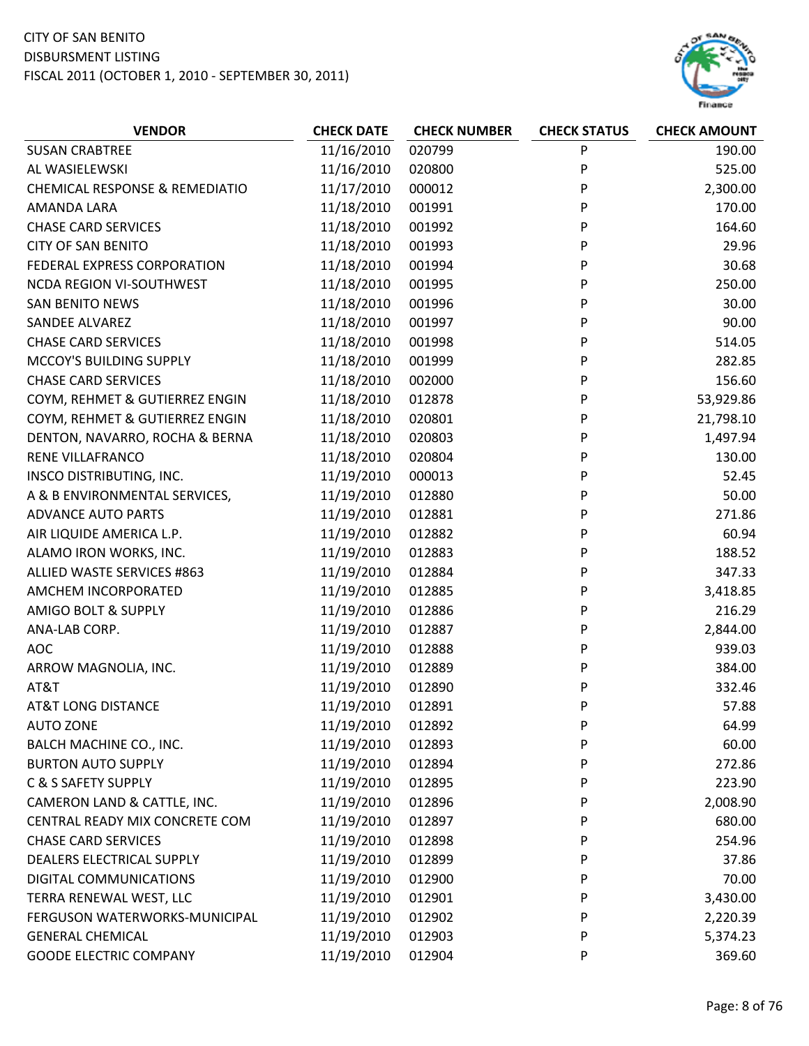CITY OF SAN BENITO
DISBURSMENT LISTING
FISCAL 2011 (OCTOBER 1, 2010 - SEPTEMBER 30, 2011)

| VENDOR | CHECK DATE | CHECK NUMBER | CHECK STATUS | CHECK AMOUNT |
|---|---|---|---|---|
| SUSAN CRABTREE | 11/16/2010 | 020799 | P | 190.00 |
| AL WASIELEWSKI | 11/16/2010 | 020800 | P | 525.00 |
| CHEMICAL RESPONSE & REMEDIATIO | 11/17/2010 | 000012 | P | 2,300.00 |
| AMANDA LARA | 11/18/2010 | 001991 | P | 170.00 |
| CHASE CARD SERVICES | 11/18/2010 | 001992 | P | 164.60 |
| CITY OF SAN BENITO | 11/18/2010 | 001993 | P | 29.96 |
| FEDERAL EXPRESS CORPORATION | 11/18/2010 | 001994 | P | 30.68 |
| NCDA REGION VI-SOUTHWEST | 11/18/2010 | 001995 | P | 250.00 |
| SAN BENITO NEWS | 11/18/2010 | 001996 | P | 30.00 |
| SANDEE ALVAREZ | 11/18/2010 | 001997 | P | 90.00 |
| CHASE CARD SERVICES | 11/18/2010 | 001998 | P | 514.05 |
| MCCOY'S BUILDING SUPPLY | 11/18/2010 | 001999 | P | 282.85 |
| CHASE CARD SERVICES | 11/18/2010 | 002000 | P | 156.60 |
| COYM, REHMET & GUTIERREZ ENGIN | 11/18/2010 | 012878 | P | 53,929.86 |
| COYM, REHMET & GUTIERREZ ENGIN | 11/18/2010 | 020801 | P | 21,798.10 |
| DENTON, NAVARRO, ROCHA & BERNA | 11/18/2010 | 020803 | P | 1,497.94 |
| RENE VILLAFRANCO | 11/18/2010 | 020804 | P | 130.00 |
| INSCO DISTRIBUTING, INC. | 11/19/2010 | 000013 | P | 52.45 |
| A & B ENVIRONMENTAL SERVICES, | 11/19/2010 | 012880 | P | 50.00 |
| ADVANCE AUTO PARTS | 11/19/2010 | 012881 | P | 271.86 |
| AIR LIQUIDE AMERICA L.P. | 11/19/2010 | 012882 | P | 60.94 |
| ALAMO IRON WORKS, INC. | 11/19/2010 | 012883 | P | 188.52 |
| ALLIED WASTE SERVICES #863 | 11/19/2010 | 012884 | P | 347.33 |
| AMCHEM INCORPORATED | 11/19/2010 | 012885 | P | 3,418.85 |
| AMIGO BOLT & SUPPLY | 11/19/2010 | 012886 | P | 216.29 |
| ANA-LAB CORP. | 11/19/2010 | 012887 | P | 2,844.00 |
| AOC | 11/19/2010 | 012888 | P | 939.03 |
| ARROW MAGNOLIA, INC. | 11/19/2010 | 012889 | P | 384.00 |
| AT&T | 11/19/2010 | 012890 | P | 332.46 |
| AT&T LONG DISTANCE | 11/19/2010 | 012891 | P | 57.88 |
| AUTO ZONE | 11/19/2010 | 012892 | P | 64.99 |
| BALCH MACHINE CO., INC. | 11/19/2010 | 012893 | P | 60.00 |
| BURTON AUTO SUPPLY | 11/19/2010 | 012894 | P | 272.86 |
| C & S SAFETY SUPPLY | 11/19/2010 | 012895 | P | 223.90 |
| CAMERON LAND & CATTLE, INC. | 11/19/2010 | 012896 | P | 2,008.90 |
| CENTRAL READY MIX CONCRETE COM | 11/19/2010 | 012897 | P | 680.00 |
| CHASE CARD SERVICES | 11/19/2010 | 012898 | P | 254.96 |
| DEALERS ELECTRICAL SUPPLY | 11/19/2010 | 012899 | P | 37.86 |
| DIGITAL COMMUNICATIONS | 11/19/2010 | 012900 | P | 70.00 |
| TERRA RENEWAL WEST, LLC | 11/19/2010 | 012901 | P | 3,430.00 |
| FERGUSON WATERWORKS-MUNICIPAL | 11/19/2010 | 012902 | P | 2,220.39 |
| GENERAL CHEMICAL | 11/19/2010 | 012903 | P | 5,374.23 |
| GOODE ELECTRIC COMPANY | 11/19/2010 | 012904 | P | 369.60 |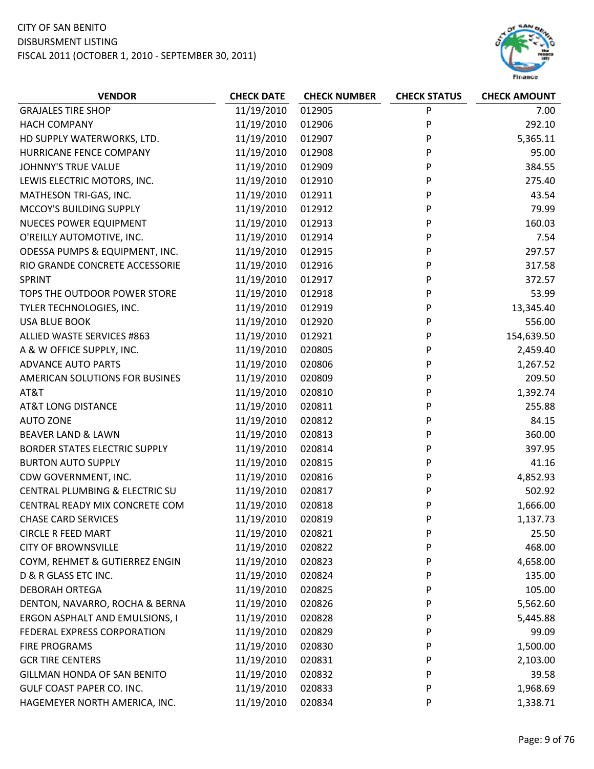CITY OF SAN BENITO
DISBURSMENT LISTING
FISCAL 2011 (OCTOBER 1, 2010 - SEPTEMBER 30, 2011)

| VENDOR | CHECK DATE | CHECK NUMBER | CHECK STATUS | CHECK AMOUNT |
|---|---|---|---|---|
| GRAJALES TIRE SHOP | 11/19/2010 | 012905 | P | 7.00 |
| HACH COMPANY | 11/19/2010 | 012906 | P | 292.10 |
| HD SUPPLY WATERWORKS, LTD. | 11/19/2010 | 012907 | P | 5,365.11 |
| HURRICANE FENCE COMPANY | 11/19/2010 | 012908 | P | 95.00 |
| JOHNNY'S TRUE VALUE | 11/19/2010 | 012909 | P | 384.55 |
| LEWIS ELECTRIC MOTORS, INC. | 11/19/2010 | 012910 | P | 275.40 |
| MATHESON TRI-GAS, INC. | 11/19/2010 | 012911 | P | 43.54 |
| MCCOY'S BUILDING SUPPLY | 11/19/2010 | 012912 | P | 79.99 |
| NUECES POWER EQUIPMENT | 11/19/2010 | 012913 | P | 160.03 |
| O'REILLY AUTOMOTIVE, INC. | 11/19/2010 | 012914 | P | 7.54 |
| ODESSA PUMPS & EQUIPMENT, INC. | 11/19/2010 | 012915 | P | 297.57 |
| RIO GRANDE CONCRETE ACCESSORIE | 11/19/2010 | 012916 | P | 317.58 |
| SPRINT | 11/19/2010 | 012917 | P | 372.57 |
| TOPS THE OUTDOOR POWER STORE | 11/19/2010 | 012918 | P | 53.99 |
| TYLER TECHNOLOGIES, INC. | 11/19/2010 | 012919 | P | 13,345.40 |
| USA BLUE BOOK | 11/19/2010 | 012920 | P | 556.00 |
| ALLIED WASTE SERVICES #863 | 11/19/2010 | 012921 | P | 154,639.50 |
| A & W OFFICE SUPPLY, INC. | 11/19/2010 | 020805 | P | 2,459.40 |
| ADVANCE AUTO PARTS | 11/19/2010 | 020806 | P | 1,267.52 |
| AMERICAN SOLUTIONS FOR BUSINES | 11/19/2010 | 020809 | P | 209.50 |
| AT&T | 11/19/2010 | 020810 | P | 1,392.74 |
| AT&T LONG DISTANCE | 11/19/2010 | 020811 | P | 255.88 |
| AUTO ZONE | 11/19/2010 | 020812 | P | 84.15 |
| BEAVER LAND & LAWN | 11/19/2010 | 020813 | P | 360.00 |
| BORDER STATES ELECTRIC SUPPLY | 11/19/2010 | 020814 | P | 397.95 |
| BURTON AUTO SUPPLY | 11/19/2010 | 020815 | P | 41.16 |
| CDW GOVERNMENT, INC. | 11/19/2010 | 020816 | P | 4,852.93 |
| CENTRAL PLUMBING & ELECTRIC SU | 11/19/2010 | 020817 | P | 502.92 |
| CENTRAL READY MIX CONCRETE COM | 11/19/2010 | 020818 | P | 1,666.00 |
| CHASE CARD SERVICES | 11/19/2010 | 020819 | P | 1,137.73 |
| CIRCLE R FEED MART | 11/19/2010 | 020821 | P | 25.50 |
| CITY OF BROWNSVILLE | 11/19/2010 | 020822 | P | 468.00 |
| COYM, REHMET & GUTIERREZ ENGIN | 11/19/2010 | 020823 | P | 4,658.00 |
| D & R GLASS ETC INC. | 11/19/2010 | 020824 | P | 135.00 |
| DEBORAH ORTEGA | 11/19/2010 | 020825 | P | 105.00 |
| DENTON, NAVARRO, ROCHA & BERNA | 11/19/2010 | 020826 | P | 5,562.60 |
| ERGON ASPHALT AND EMULSIONS, I | 11/19/2010 | 020828 | P | 5,445.88 |
| FEDERAL EXPRESS CORPORATION | 11/19/2010 | 020829 | P | 99.09 |
| FIRE PROGRAMS | 11/19/2010 | 020830 | P | 1,500.00 |
| GCR TIRE CENTERS | 11/19/2010 | 020831 | P | 2,103.00 |
| GILLMAN HONDA OF SAN BENITO | 11/19/2010 | 020832 | P | 39.58 |
| GULF COAST PAPER CO. INC. | 11/19/2010 | 020833 | P | 1,968.69 |
| HAGEMEYER NORTH AMERICA, INC. | 11/19/2010 | 020834 | P | 1,338.71 |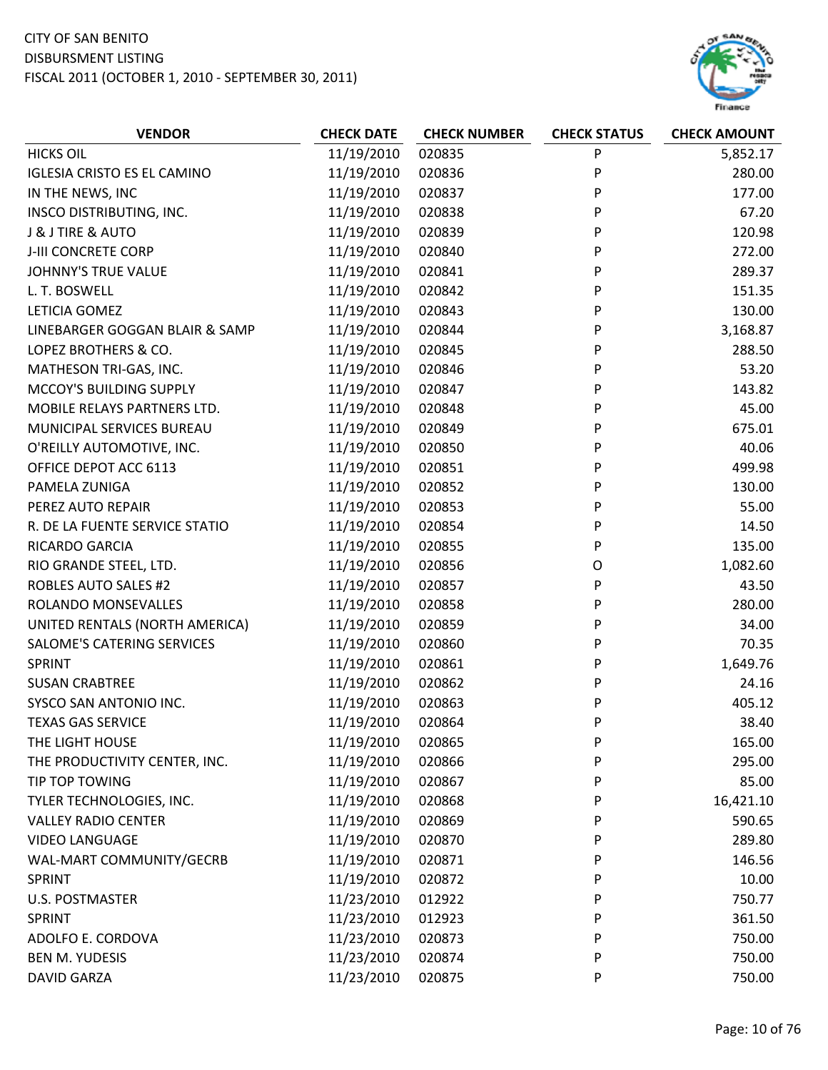CITY OF SAN BENITO
DISBURSMENT LISTING
FISCAL 2011 (OCTOBER 1, 2010 - SEPTEMBER 30, 2011)

| VENDOR | CHECK DATE | CHECK NUMBER | CHECK STATUS | CHECK AMOUNT |
|---|---|---|---|---|
| HICKS OIL | 11/19/2010 | 020835 | P | 5,852.17 |
| IGLESIA CRISTO ES EL CAMINO | 11/19/2010 | 020836 | P | 280.00 |
| IN THE NEWS, INC | 11/19/2010 | 020837 | P | 177.00 |
| INSCO DISTRIBUTING, INC. | 11/19/2010 | 020838 | P | 67.20 |
| J & J TIRE & AUTO | 11/19/2010 | 020839 | P | 120.98 |
| J-III CONCRETE CORP | 11/19/2010 | 020840 | P | 272.00 |
| JOHNNY'S TRUE VALUE | 11/19/2010 | 020841 | P | 289.37 |
| L. T. BOSWELL | 11/19/2010 | 020842 | P | 151.35 |
| LETICIA GOMEZ | 11/19/2010 | 020843 | P | 130.00 |
| LINEBARGER GOGGAN BLAIR & SAMP | 11/19/2010 | 020844 | P | 3,168.87 |
| LOPEZ BROTHERS & CO. | 11/19/2010 | 020845 | P | 288.50 |
| MATHESON TRI-GAS, INC. | 11/19/2010 | 020846 | P | 53.20 |
| MCCOY'S BUILDING SUPPLY | 11/19/2010 | 020847 | P | 143.82 |
| MOBILE RELAYS PARTNERS LTD. | 11/19/2010 | 020848 | P | 45.00 |
| MUNICIPAL SERVICES BUREAU | 11/19/2010 | 020849 | P | 675.01 |
| O'REILLY AUTOMOTIVE, INC. | 11/19/2010 | 020850 | P | 40.06 |
| OFFICE DEPOT ACC 6113 | 11/19/2010 | 020851 | P | 499.98 |
| PAMELA ZUNIGA | 11/19/2010 | 020852 | P | 130.00 |
| PEREZ AUTO REPAIR | 11/19/2010 | 020853 | P | 55.00 |
| R. DE LA FUENTE SERVICE STATIO | 11/19/2010 | 020854 | P | 14.50 |
| RICARDO GARCIA | 11/19/2010 | 020855 | P | 135.00 |
| RIO GRANDE STEEL, LTD. | 11/19/2010 | 020856 | O | 1,082.60 |
| ROBLES AUTO SALES #2 | 11/19/2010 | 020857 | P | 43.50 |
| ROLANDO MONSEVALLES | 11/19/2010 | 020858 | P | 280.00 |
| UNITED RENTALS (NORTH AMERICA) | 11/19/2010 | 020859 | P | 34.00 |
| SALOME'S CATERING SERVICES | 11/19/2010 | 020860 | P | 70.35 |
| SPRINT | 11/19/2010 | 020861 | P | 1,649.76 |
| SUSAN CRABTREE | 11/19/2010 | 020862 | P | 24.16 |
| SYSCO SAN ANTONIO INC. | 11/19/2010 | 020863 | P | 405.12 |
| TEXAS GAS SERVICE | 11/19/2010 | 020864 | P | 38.40 |
| THE LIGHT HOUSE | 11/19/2010 | 020865 | P | 165.00 |
| THE PRODUCTIVITY CENTER, INC. | 11/19/2010 | 020866 | P | 295.00 |
| TIP TOP TOWING | 11/19/2010 | 020867 | P | 85.00 |
| TYLER TECHNOLOGIES, INC. | 11/19/2010 | 020868 | P | 16,421.10 |
| VALLEY RADIO CENTER | 11/19/2010 | 020869 | P | 590.65 |
| VIDEO LANGUAGE | 11/19/2010 | 020870 | P | 289.80 |
| WAL-MART COMMUNITY/GECRB | 11/19/2010 | 020871 | P | 146.56 |
| SPRINT | 11/19/2010 | 020872 | P | 10.00 |
| U.S. POSTMASTER | 11/23/2010 | 012922 | P | 750.77 |
| SPRINT | 11/23/2010 | 012923 | P | 361.50 |
| ADOLFO E. CORDOVA | 11/23/2010 | 020873 | P | 750.00 |
| BEN M. YUDESIS | 11/23/2010 | 020874 | P | 750.00 |
| DAVID GARZA | 11/23/2010 | 020875 | P | 750.00 |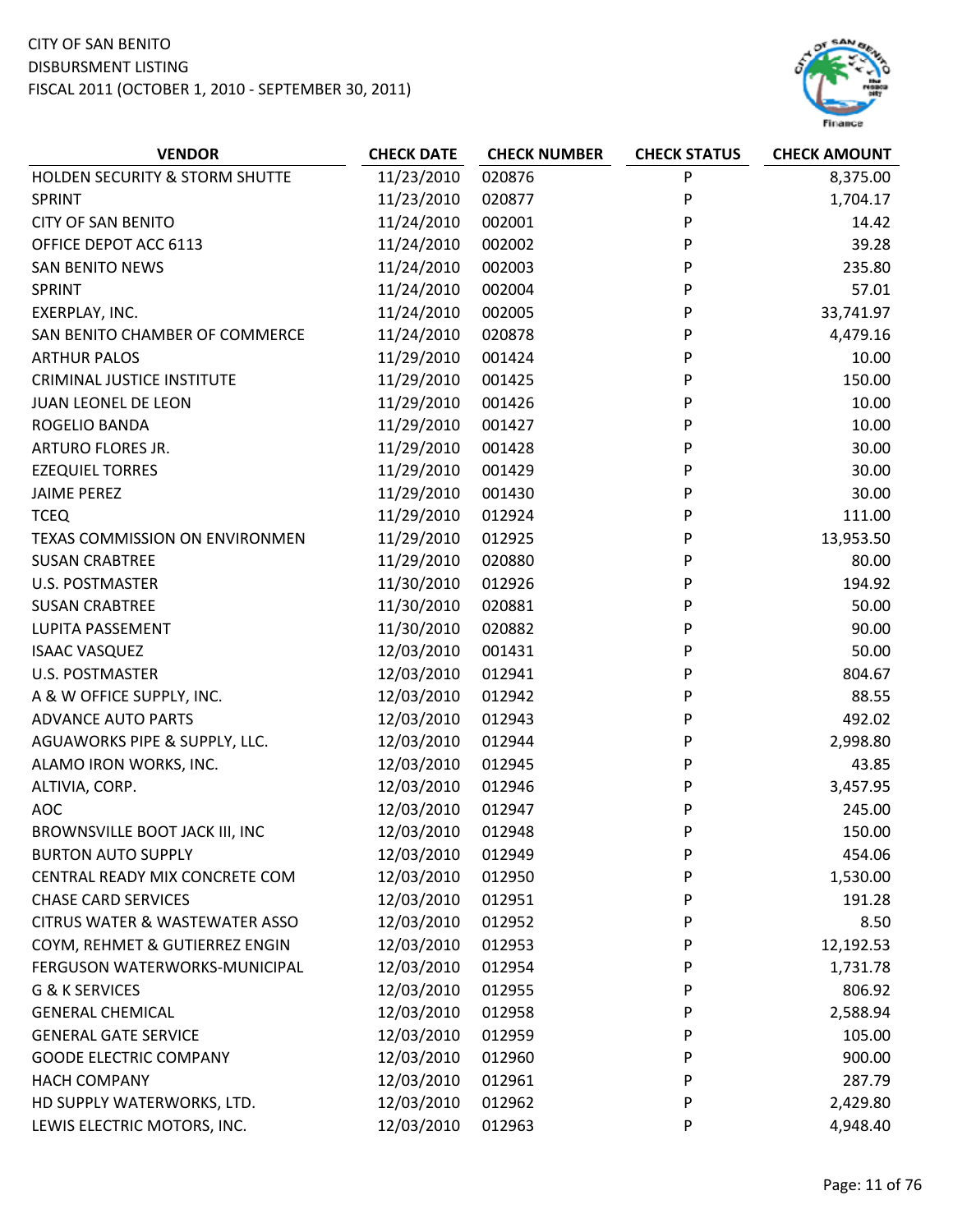CITY OF SAN BENITO
DISBURSMENT LISTING
FISCAL 2011 (OCTOBER 1, 2010 - SEPTEMBER 30, 2011)

| VENDOR | CHECK DATE | CHECK NUMBER | CHECK STATUS | CHECK AMOUNT |
|---|---|---|---|---|
| HOLDEN SECURITY & STORM SHUTTE | 11/23/2010 | 020876 | P | 8,375.00 |
| SPRINT | 11/23/2010 | 020877 | P | 1,704.17 |
| CITY OF SAN BENITO | 11/24/2010 | 002001 | P | 14.42 |
| OFFICE DEPOT ACC 6113 | 11/24/2010 | 002002 | P | 39.28 |
| SAN BENITO NEWS | 11/24/2010 | 002003 | P | 235.80 |
| SPRINT | 11/24/2010 | 002004 | P | 57.01 |
| EXERPLAY, INC. | 11/24/2010 | 002005 | P | 33,741.97 |
| SAN BENITO CHAMBER OF COMMERCE | 11/24/2010 | 020878 | P | 4,479.16 |
| ARTHUR PALOS | 11/29/2010 | 001424 | P | 10.00 |
| CRIMINAL JUSTICE INSTITUTE | 11/29/2010 | 001425 | P | 150.00 |
| JUAN LEONEL DE LEON | 11/29/2010 | 001426 | P | 10.00 |
| ROGELIO BANDA | 11/29/2010 | 001427 | P | 10.00 |
| ARTURO FLORES JR. | 11/29/2010 | 001428 | P | 30.00 |
| EZEQUIEL TORRES | 11/29/2010 | 001429 | P | 30.00 |
| JAIME PEREZ | 11/29/2010 | 001430 | P | 30.00 |
| TCEQ | 11/29/2010 | 012924 | P | 111.00 |
| TEXAS COMMISSION ON ENVIRONMEN | 11/29/2010 | 012925 | P | 13,953.50 |
| SUSAN CRABTREE | 11/29/2010 | 020880 | P | 80.00 |
| U.S. POSTMASTER | 11/30/2010 | 012926 | P | 194.92 |
| SUSAN CRABTREE | 11/30/2010 | 020881 | P | 50.00 |
| LUPITA PASSEMENT | 11/30/2010 | 020882 | P | 90.00 |
| ISAAC VASQUEZ | 12/03/2010 | 001431 | P | 50.00 |
| U.S. POSTMASTER | 12/03/2010 | 012941 | P | 804.67 |
| A & W OFFICE SUPPLY, INC. | 12/03/2010 | 012942 | P | 88.55 |
| ADVANCE AUTO PARTS | 12/03/2010 | 012943 | P | 492.02 |
| AGUAWORKS PIPE & SUPPLY, LLC. | 12/03/2010 | 012944 | P | 2,998.80 |
| ALAMO IRON WORKS, INC. | 12/03/2010 | 012945 | P | 43.85 |
| ALTIVIA, CORP. | 12/03/2010 | 012946 | P | 3,457.95 |
| AOC | 12/03/2010 | 012947 | P | 245.00 |
| BROWNSVILLE BOOT JACK III, INC | 12/03/2010 | 012948 | P | 150.00 |
| BURTON AUTO SUPPLY | 12/03/2010 | 012949 | P | 454.06 |
| CENTRAL READY MIX CONCRETE COM | 12/03/2010 | 012950 | P | 1,530.00 |
| CHASE CARD SERVICES | 12/03/2010 | 012951 | P | 191.28 |
| CITRUS WATER & WASTEWATER ASSO | 12/03/2010 | 012952 | P | 8.50 |
| COYM, REHMET & GUTIERREZ ENGIN | 12/03/2010 | 012953 | P | 12,192.53 |
| FERGUSON WATERWORKS-MUNICIPAL | 12/03/2010 | 012954 | P | 1,731.78 |
| G & K SERVICES | 12/03/2010 | 012955 | P | 806.92 |
| GENERAL CHEMICAL | 12/03/2010 | 012958 | P | 2,588.94 |
| GENERAL GATE SERVICE | 12/03/2010 | 012959 | P | 105.00 |
| GOODE ELECTRIC COMPANY | 12/03/2010 | 012960 | P | 900.00 |
| HACH COMPANY | 12/03/2010 | 012961 | P | 287.79 |
| HD SUPPLY WATERWORKS, LTD. | 12/03/2010 | 012962 | P | 2,429.80 |
| LEWIS ELECTRIC MOTORS, INC. | 12/03/2010 | 012963 | P | 4,948.40 |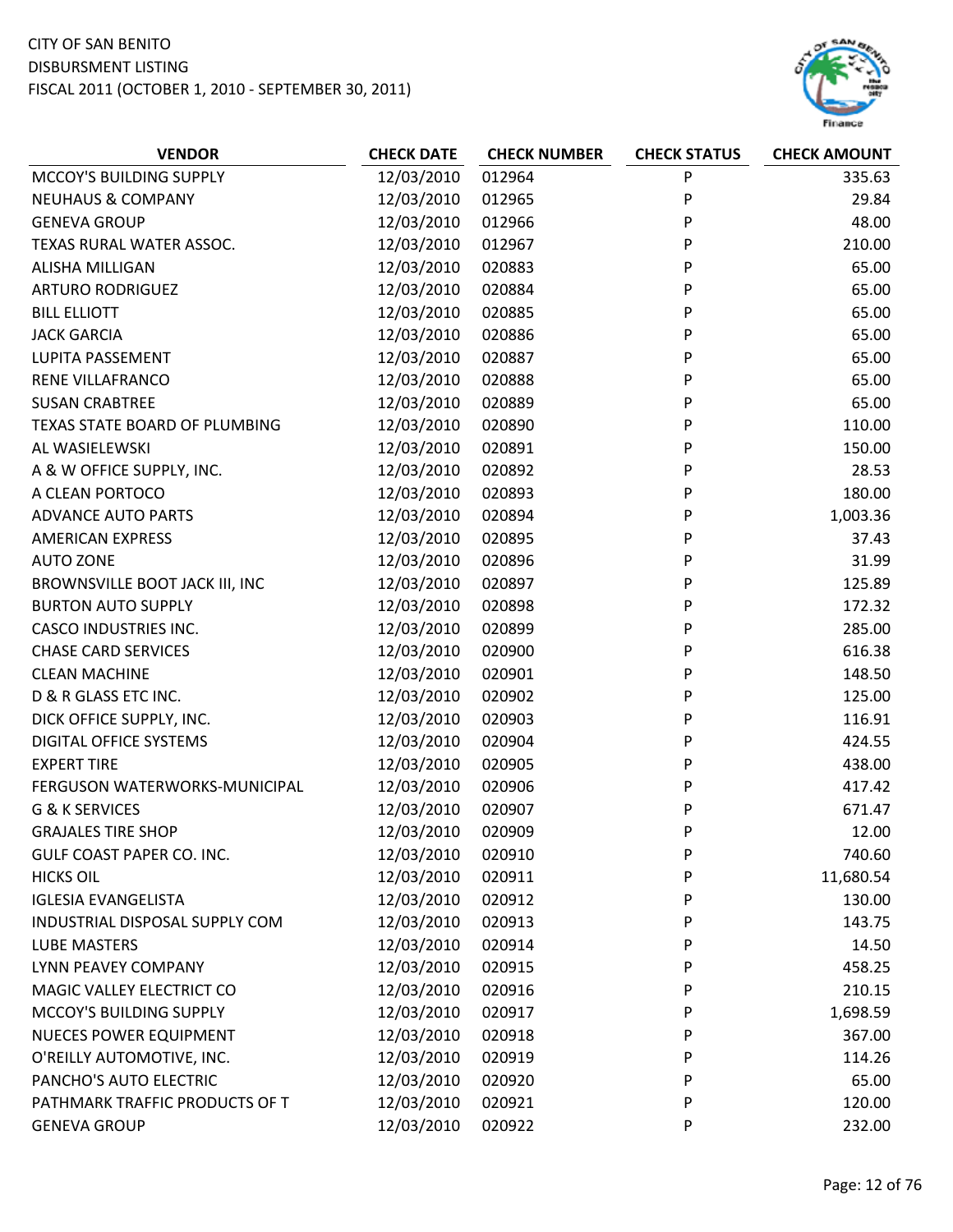CITY OF SAN BENITO
DISBURSMENT LISTING
FISCAL 2011 (OCTOBER 1, 2010 - SEPTEMBER 30, 2011)

| VENDOR | CHECK DATE | CHECK NUMBER | CHECK STATUS | CHECK AMOUNT |
|---|---|---|---|---|
| MCCOY'S BUILDING SUPPLY | 12/03/2010 | 012964 | P | 335.63 |
| NEUHAUS & COMPANY | 12/03/2010 | 012965 | P | 29.84 |
| GENEVA GROUP | 12/03/2010 | 012966 | P | 48.00 |
| TEXAS RURAL WATER ASSOC. | 12/03/2010 | 012967 | P | 210.00 |
| ALISHA MILLIGAN | 12/03/2010 | 020883 | P | 65.00 |
| ARTURO RODRIGUEZ | 12/03/2010 | 020884 | P | 65.00 |
| BILL ELLIOTT | 12/03/2010 | 020885 | P | 65.00 |
| JACK GARCIA | 12/03/2010 | 020886 | P | 65.00 |
| LUPITA PASSEMENT | 12/03/2010 | 020887 | P | 65.00 |
| RENE VILLAFRANCO | 12/03/2010 | 020888 | P | 65.00 |
| SUSAN CRABTREE | 12/03/2010 | 020889 | P | 65.00 |
| TEXAS STATE BOARD OF PLUMBING | 12/03/2010 | 020890 | P | 110.00 |
| AL WASIELEWSKI | 12/03/2010 | 020891 | P | 150.00 |
| A & W OFFICE SUPPLY, INC. | 12/03/2010 | 020892 | P | 28.53 |
| A CLEAN PORTOCO | 12/03/2010 | 020893 | P | 180.00 |
| ADVANCE AUTO PARTS | 12/03/2010 | 020894 | P | 1,003.36 |
| AMERICAN EXPRESS | 12/03/2010 | 020895 | P | 37.43 |
| AUTO ZONE | 12/03/2010 | 020896 | P | 31.99 |
| BROWNSVILLE BOOT JACK III, INC | 12/03/2010 | 020897 | P | 125.89 |
| BURTON AUTO SUPPLY | 12/03/2010 | 020898 | P | 172.32 |
| CASCO INDUSTRIES INC. | 12/03/2010 | 020899 | P | 285.00 |
| CHASE CARD SERVICES | 12/03/2010 | 020900 | P | 616.38 |
| CLEAN MACHINE | 12/03/2010 | 020901 | P | 148.50 |
| D & R GLASS ETC INC. | 12/03/2010 | 020902 | P | 125.00 |
| DICK OFFICE SUPPLY, INC. | 12/03/2010 | 020903 | P | 116.91 |
| DIGITAL OFFICE SYSTEMS | 12/03/2010 | 020904 | P | 424.55 |
| EXPERT TIRE | 12/03/2010 | 020905 | P | 438.00 |
| FERGUSON WATERWORKS-MUNICIPAL | 12/03/2010 | 020906 | P | 417.42 |
| G & K SERVICES | 12/03/2010 | 020907 | P | 671.47 |
| GRAJALES TIRE SHOP | 12/03/2010 | 020909 | P | 12.00 |
| GULF COAST PAPER CO. INC. | 12/03/2010 | 020910 | P | 740.60 |
| HICKS OIL | 12/03/2010 | 020911 | P | 11,680.54 |
| IGLESIA EVANGELISTA | 12/03/2010 | 020912 | P | 130.00 |
| INDUSTRIAL DISPOSAL SUPPLY COM | 12/03/2010 | 020913 | P | 143.75 |
| LUBE MASTERS | 12/03/2010 | 020914 | P | 14.50 |
| LYNN PEAVEY COMPANY | 12/03/2010 | 020915 | P | 458.25 |
| MAGIC VALLEY ELECTRICT CO | 12/03/2010 | 020916 | P | 210.15 |
| MCCOY'S BUILDING SUPPLY | 12/03/2010 | 020917 | P | 1,698.59 |
| NUECES POWER EQUIPMENT | 12/03/2010 | 020918 | P | 367.00 |
| O'REILLY AUTOMOTIVE, INC. | 12/03/2010 | 020919 | P | 114.26 |
| PANCHO'S AUTO ELECTRIC | 12/03/2010 | 020920 | P | 65.00 |
| PATHMARK TRAFFIC PRODUCTS OF T | 12/03/2010 | 020921 | P | 120.00 |
| GENEVA GROUP | 12/03/2010 | 020922 | P | 232.00 |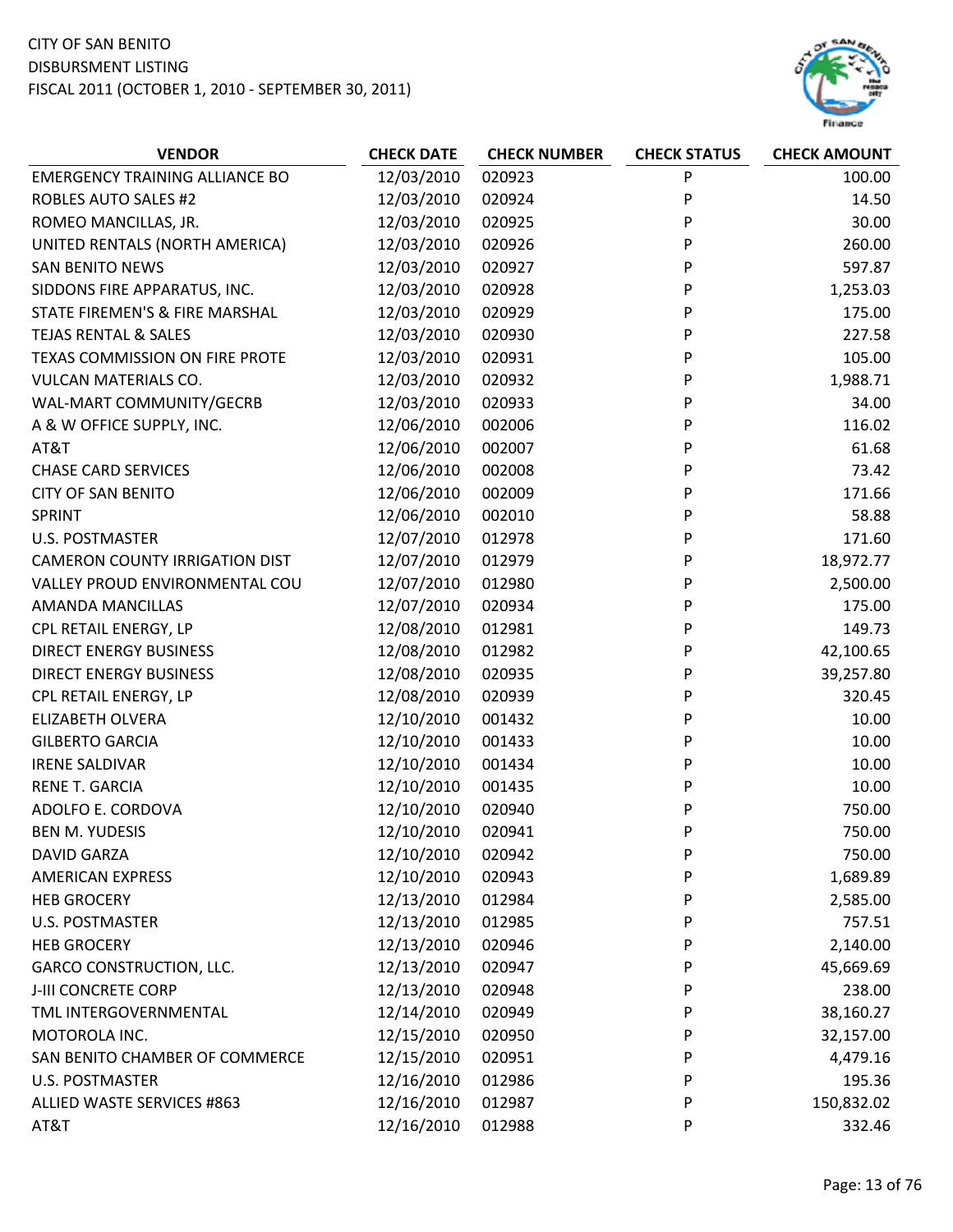CITY OF SAN BENITO
DISBURSMENT LISTING
FISCAL 2011 (OCTOBER 1, 2010 - SEPTEMBER 30, 2011)

| VENDOR | CHECK DATE | CHECK NUMBER | CHECK STATUS | CHECK AMOUNT |
|---|---|---|---|---|
| EMERGENCY TRAINING ALLIANCE BO | 12/03/2010 | 020923 | P | 100.00 |
| ROBLES AUTO SALES #2 | 12/03/2010 | 020924 | P | 14.50 |
| ROMEO MANCILLAS, JR. | 12/03/2010 | 020925 | P | 30.00 |
| UNITED RENTALS (NORTH AMERICA) | 12/03/2010 | 020926 | P | 260.00 |
| SAN BENITO NEWS | 12/03/2010 | 020927 | P | 597.87 |
| SIDDONS FIRE APPARATUS, INC. | 12/03/2010 | 020928 | P | 1,253.03 |
| STATE FIREMEN'S & FIRE MARSHAL | 12/03/2010 | 020929 | P | 175.00 |
| TEJAS RENTAL & SALES | 12/03/2010 | 020930 | P | 227.58 |
| TEXAS COMMISSION ON FIRE PROTE | 12/03/2010 | 020931 | P | 105.00 |
| VULCAN MATERIALS CO. | 12/03/2010 | 020932 | P | 1,988.71 |
| WAL-MART COMMUNITY/GECRB | 12/03/2010 | 020933 | P | 34.00 |
| A & W OFFICE SUPPLY, INC. | 12/06/2010 | 002006 | P | 116.02 |
| AT&T | 12/06/2010 | 002007 | P | 61.68 |
| CHASE CARD SERVICES | 12/06/2010 | 002008 | P | 73.42 |
| CITY OF SAN BENITO | 12/06/2010 | 002009 | P | 171.66 |
| SPRINT | 12/06/2010 | 002010 | P | 58.88 |
| U.S. POSTMASTER | 12/07/2010 | 012978 | P | 171.60 |
| CAMERON COUNTY IRRIGATION DIST | 12/07/2010 | 012979 | P | 18,972.77 |
| VALLEY PROUD ENVIRONMENTAL COU | 12/07/2010 | 012980 | P | 2,500.00 |
| AMANDA MANCILLAS | 12/07/2010 | 020934 | P | 175.00 |
| CPL RETAIL ENERGY, LP | 12/08/2010 | 012981 | P | 149.73 |
| DIRECT ENERGY BUSINESS | 12/08/2010 | 012982 | P | 42,100.65 |
| DIRECT ENERGY BUSINESS | 12/08/2010 | 020935 | P | 39,257.80 |
| CPL RETAIL ENERGY, LP | 12/08/2010 | 020939 | P | 320.45 |
| ELIZABETH OLVERA | 12/10/2010 | 001432 | P | 10.00 |
| GILBERTO GARCIA | 12/10/2010 | 001433 | P | 10.00 |
| IRENE SALDIVAR | 12/10/2010 | 001434 | P | 10.00 |
| RENE T. GARCIA | 12/10/2010 | 001435 | P | 10.00 |
| ADOLFO E. CORDOVA | 12/10/2010 | 020940 | P | 750.00 |
| BEN M. YUDESIS | 12/10/2010 | 020941 | P | 750.00 |
| DAVID GARZA | 12/10/2010 | 020942 | P | 750.00 |
| AMERICAN EXPRESS | 12/10/2010 | 020943 | P | 1,689.89 |
| HEB GROCERY | 12/13/2010 | 012984 | P | 2,585.00 |
| U.S. POSTMASTER | 12/13/2010 | 012985 | P | 757.51 |
| HEB GROCERY | 12/13/2010 | 020946 | P | 2,140.00 |
| GARCO CONSTRUCTION, LLC. | 12/13/2010 | 020947 | P | 45,669.69 |
| J-III CONCRETE CORP | 12/13/2010 | 020948 | P | 238.00 |
| TML INTERGOVERNMENTAL | 12/14/2010 | 020949 | P | 38,160.27 |
| MOTOROLA INC. | 12/15/2010 | 020950 | P | 32,157.00 |
| SAN BENITO CHAMBER OF COMMERCE | 12/15/2010 | 020951 | P | 4,479.16 |
| U.S. POSTMASTER | 12/16/2010 | 012986 | P | 195.36 |
| ALLIED WASTE SERVICES #863 | 12/16/2010 | 012987 | P | 150,832.02 |
| AT&T | 12/16/2010 | 012988 | P | 332.46 |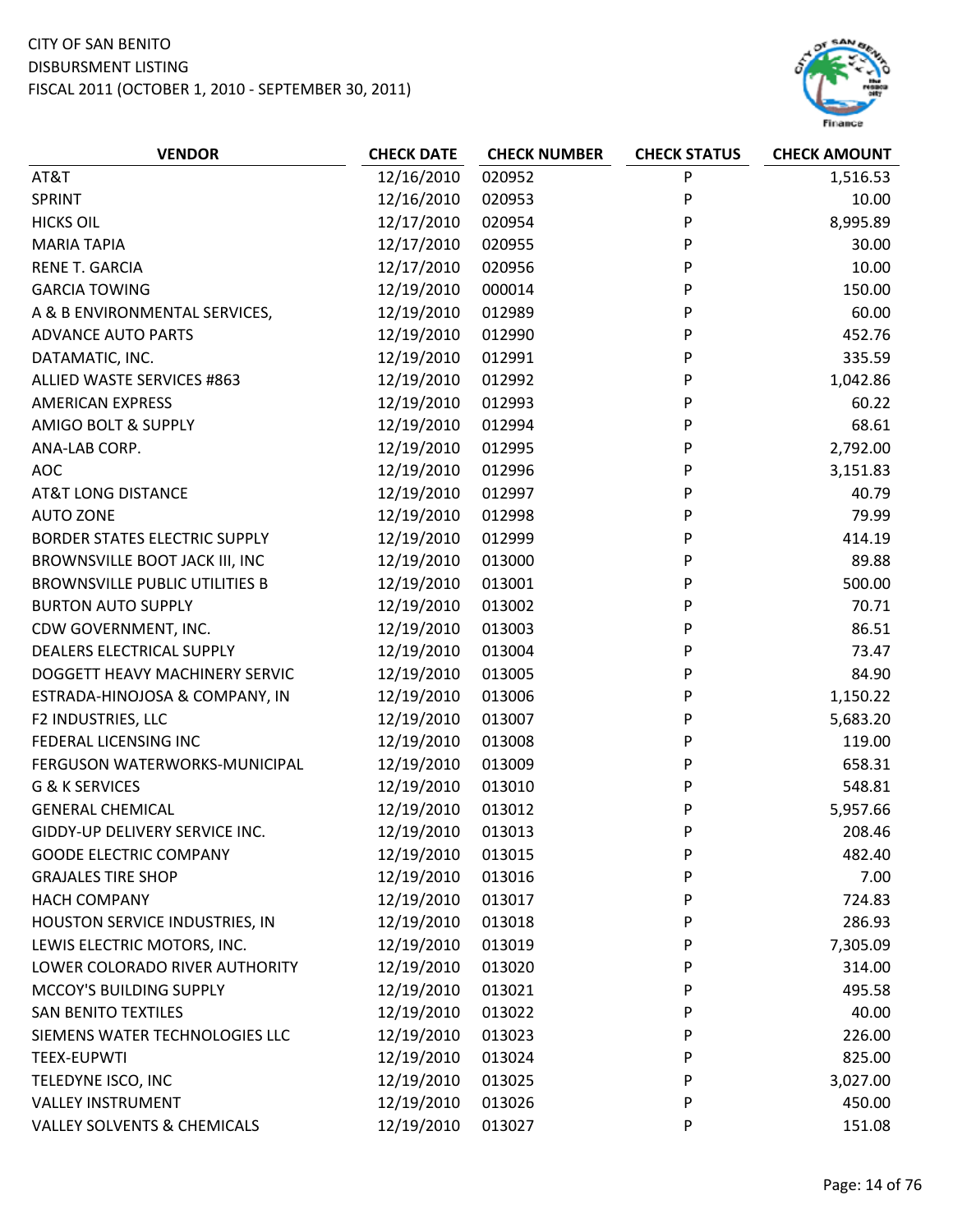CITY OF SAN BENITO
DISBURSMENT LISTING
FISCAL 2011 (OCTOBER 1, 2010 - SEPTEMBER 30, 2011)

| VENDOR | CHECK DATE | CHECK NUMBER | CHECK STATUS | CHECK AMOUNT |
|---|---|---|---|---|
| AT&T | 12/16/2010 | 020952 | P | 1,516.53 |
| SPRINT | 12/16/2010 | 020953 | P | 10.00 |
| HICKS OIL | 12/17/2010 | 020954 | P | 8,995.89 |
| MARIA TAPIA | 12/17/2010 | 020955 | P | 30.00 |
| RENE T. GARCIA | 12/17/2010 | 020956 | P | 10.00 |
| GARCIA TOWING | 12/19/2010 | 000014 | P | 150.00 |
| A & B ENVIRONMENTAL SERVICES, | 12/19/2010 | 012989 | P | 60.00 |
| ADVANCE AUTO PARTS | 12/19/2010 | 012990 | P | 452.76 |
| DATAMATIC, INC. | 12/19/2010 | 012991 | P | 335.59 |
| ALLIED WASTE SERVICES #863 | 12/19/2010 | 012992 | P | 1,042.86 |
| AMERICAN EXPRESS | 12/19/2010 | 012993 | P | 60.22 |
| AMIGO BOLT & SUPPLY | 12/19/2010 | 012994 | P | 68.61 |
| ANA-LAB CORP. | 12/19/2010 | 012995 | P | 2,792.00 |
| AOC | 12/19/2010 | 012996 | P | 3,151.83 |
| AT&T LONG DISTANCE | 12/19/2010 | 012997 | P | 40.79 |
| AUTO ZONE | 12/19/2010 | 012998 | P | 79.99 |
| BORDER STATES ELECTRIC SUPPLY | 12/19/2010 | 012999 | P | 414.19 |
| BROWNSVILLE BOOT JACK III, INC | 12/19/2010 | 013000 | P | 89.88 |
| BROWNSVILLE PUBLIC UTILITIES B | 12/19/2010 | 013001 | P | 500.00 |
| BURTON AUTO SUPPLY | 12/19/2010 | 013002 | P | 70.71 |
| CDW GOVERNMENT, INC. | 12/19/2010 | 013003 | P | 86.51 |
| DEALERS ELECTRICAL SUPPLY | 12/19/2010 | 013004 | P | 73.47 |
| DOGGETT HEAVY MACHINERY SERVIC | 12/19/2010 | 013005 | P | 84.90 |
| ESTRADA-HINOJOSA & COMPANY, IN | 12/19/2010 | 013006 | P | 1,150.22 |
| F2 INDUSTRIES, LLC | 12/19/2010 | 013007 | P | 5,683.20 |
| FEDERAL LICENSING INC | 12/19/2010 | 013008 | P | 119.00 |
| FERGUSON WATERWORKS-MUNICIPAL | 12/19/2010 | 013009 | P | 658.31 |
| G & K SERVICES | 12/19/2010 | 013010 | P | 548.81 |
| GENERAL CHEMICAL | 12/19/2010 | 013012 | P | 5,957.66 |
| GIDDY-UP DELIVERY SERVICE INC. | 12/19/2010 | 013013 | P | 208.46 |
| GOODE ELECTRIC COMPANY | 12/19/2010 | 013015 | P | 482.40 |
| GRAJALES TIRE SHOP | 12/19/2010 | 013016 | P | 7.00 |
| HACH COMPANY | 12/19/2010 | 013017 | P | 724.83 |
| HOUSTON SERVICE INDUSTRIES, IN | 12/19/2010 | 013018 | P | 286.93 |
| LEWIS ELECTRIC MOTORS, INC. | 12/19/2010 | 013019 | P | 7,305.09 |
| LOWER COLORADO RIVER AUTHORITY | 12/19/2010 | 013020 | P | 314.00 |
| MCCOY'S BUILDING SUPPLY | 12/19/2010 | 013021 | P | 495.58 |
| SAN BENITO TEXTILES | 12/19/2010 | 013022 | P | 40.00 |
| SIEMENS WATER TECHNOLOGIES LLC | 12/19/2010 | 013023 | P | 226.00 |
| TEEX-EUPWTI | 12/19/2010 | 013024 | P | 825.00 |
| TELEDYNE ISCO, INC | 12/19/2010 | 013025 | P | 3,027.00 |
| VALLEY INSTRUMENT | 12/19/2010 | 013026 | P | 450.00 |
| VALLEY SOLVENTS & CHEMICALS | 12/19/2010 | 013027 | P | 151.08 |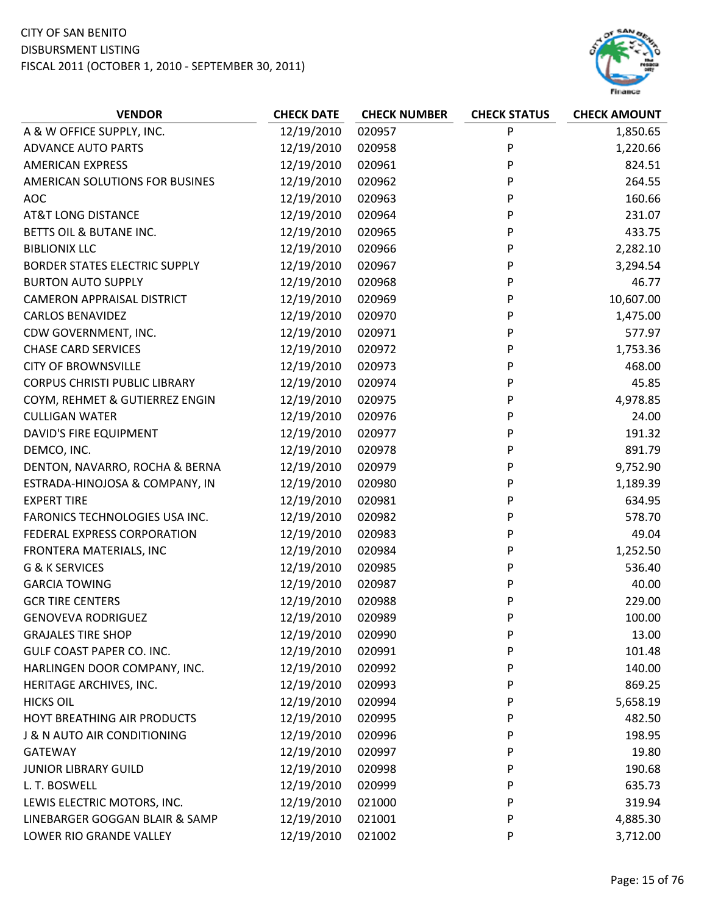CITY OF SAN BENITO
DISBURSMENT LISTING
FISCAL 2011 (OCTOBER 1, 2010 - SEPTEMBER 30, 2011)

| VENDOR | CHECK DATE | CHECK NUMBER | CHECK STATUS | CHECK AMOUNT |
|---|---|---|---|---|
| A & W OFFICE SUPPLY, INC. | 12/19/2010 | 020957 | P | 1,850.65 |
| ADVANCE AUTO PARTS | 12/19/2010 | 020958 | P | 1,220.66 |
| AMERICAN EXPRESS | 12/19/2010 | 020961 | P | 824.51 |
| AMERICAN SOLUTIONS FOR BUSINES | 12/19/2010 | 020962 | P | 264.55 |
| AOC | 12/19/2010 | 020963 | P | 160.66 |
| AT&T LONG DISTANCE | 12/19/2010 | 020964 | P | 231.07 |
| BETTS OIL & BUTANE INC. | 12/19/2010 | 020965 | P | 433.75 |
| BIBLIONIX LLC | 12/19/2010 | 020966 | P | 2,282.10 |
| BORDER STATES ELECTRIC SUPPLY | 12/19/2010 | 020967 | P | 3,294.54 |
| BURTON AUTO SUPPLY | 12/19/2010 | 020968 | P | 46.77 |
| CAMERON APPRAISAL DISTRICT | 12/19/2010 | 020969 | P | 10,607.00 |
| CARLOS BENAVIDEZ | 12/19/2010 | 020970 | P | 1,475.00 |
| CDW GOVERNMENT, INC. | 12/19/2010 | 020971 | P | 577.97 |
| CHASE CARD SERVICES | 12/19/2010 | 020972 | P | 1,753.36 |
| CITY OF BROWNSVILLE | 12/19/2010 | 020973 | P | 468.00 |
| CORPUS CHRISTI PUBLIC LIBRARY | 12/19/2010 | 020974 | P | 45.85 |
| COYM, REHMET & GUTIERREZ ENGIN | 12/19/2010 | 020975 | P | 4,978.85 |
| CULLIGAN WATER | 12/19/2010 | 020976 | P | 24.00 |
| DAVID'S FIRE EQUIPMENT | 12/19/2010 | 020977 | P | 191.32 |
| DEMCO, INC. | 12/19/2010 | 020978 | P | 891.79 |
| DENTON, NAVARRO, ROCHA & BERNA | 12/19/2010 | 020979 | P | 9,752.90 |
| ESTRADA-HINOJOSA & COMPANY, IN | 12/19/2010 | 020980 | P | 1,189.39 |
| EXPERT TIRE | 12/19/2010 | 020981 | P | 634.95 |
| FARONICS TECHNOLOGIES USA INC. | 12/19/2010 | 020982 | P | 578.70 |
| FEDERAL EXPRESS CORPORATION | 12/19/2010 | 020983 | P | 49.04 |
| FRONTERA MATERIALS, INC | 12/19/2010 | 020984 | P | 1,252.50 |
| G & K SERVICES | 12/19/2010 | 020985 | P | 536.40 |
| GARCIA TOWING | 12/19/2010 | 020987 | P | 40.00 |
| GCR TIRE CENTERS | 12/19/2010 | 020988 | P | 229.00 |
| GENOVEVA RODRIGUEZ | 12/19/2010 | 020989 | P | 100.00 |
| GRAJALES TIRE SHOP | 12/19/2010 | 020990 | P | 13.00 |
| GULF COAST PAPER CO. INC. | 12/19/2010 | 020991 | P | 101.48 |
| HARLINGEN DOOR COMPANY, INC. | 12/19/2010 | 020992 | P | 140.00 |
| HERITAGE ARCHIVES, INC. | 12/19/2010 | 020993 | P | 869.25 |
| HICKS OIL | 12/19/2010 | 020994 | P | 5,658.19 |
| HOYT BREATHING AIR PRODUCTS | 12/19/2010 | 020995 | P | 482.50 |
| J & N AUTO AIR CONDITIONING | 12/19/2010 | 020996 | P | 198.95 |
| GATEWAY | 12/19/2010 | 020997 | P | 19.80 |
| JUNIOR LIBRARY GUILD | 12/19/2010 | 020998 | P | 190.68 |
| L. T. BOSWELL | 12/19/2010 | 020999 | P | 635.73 |
| LEWIS ELECTRIC MOTORS, INC. | 12/19/2010 | 021000 | P | 319.94 |
| LINEBARGER GOGGAN BLAIR & SAMP | 12/19/2010 | 021001 | P | 4,885.30 |
| LOWER RIO GRANDE VALLEY | 12/19/2010 | 021002 | P | 3,712.00 |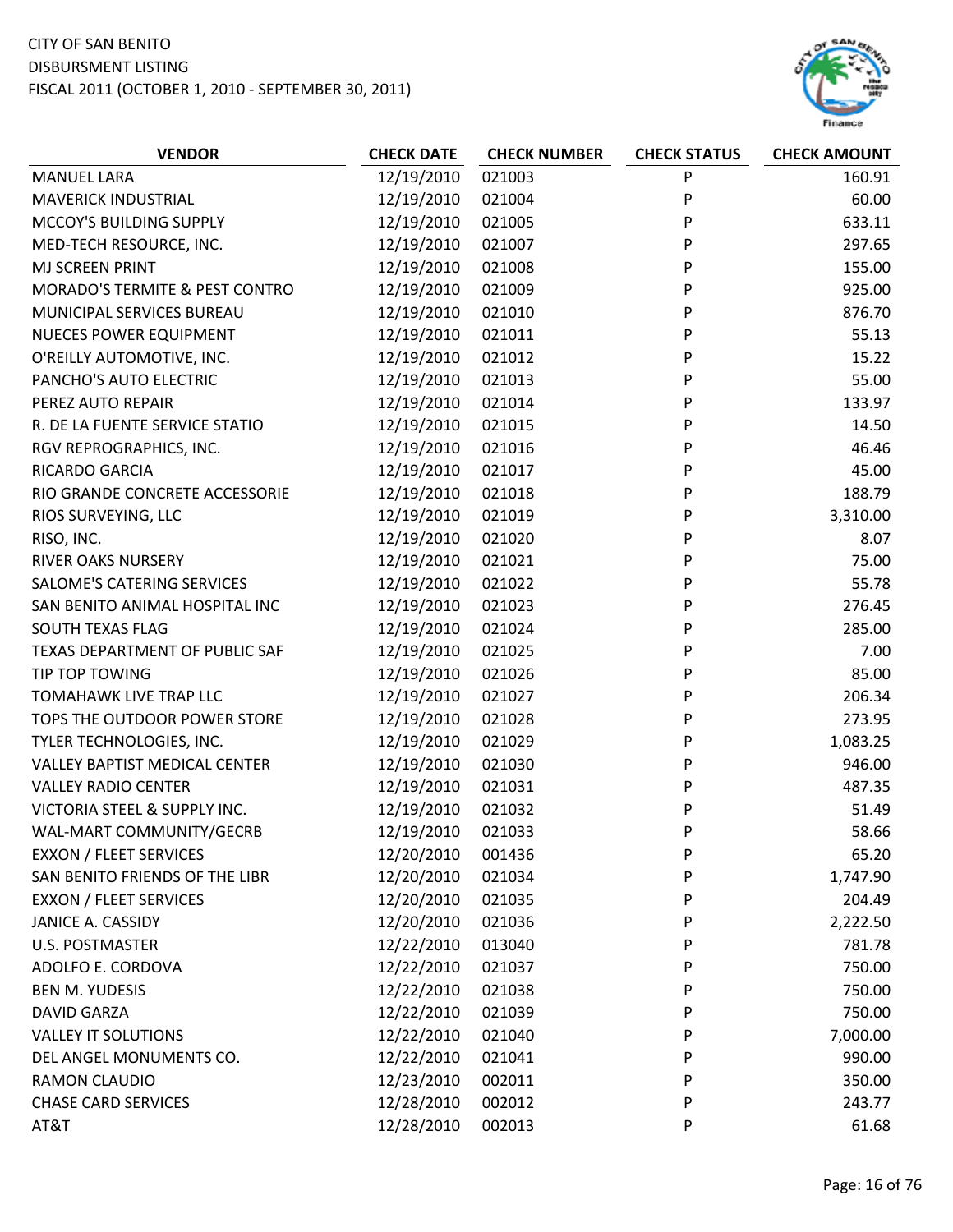CITY OF SAN BENITO
DISBURSMENT LISTING
FISCAL 2011 (OCTOBER 1, 2010 - SEPTEMBER 30, 2011)

| VENDOR | CHECK DATE | CHECK NUMBER | CHECK STATUS | CHECK AMOUNT |
|---|---|---|---|---|
| MANUEL LARA | 12/19/2010 | 021003 | P | 160.91 |
| MAVERICK INDUSTRIAL | 12/19/2010 | 021004 | P | 60.00 |
| MCCOY'S BUILDING SUPPLY | 12/19/2010 | 021005 | P | 633.11 |
| MED-TECH RESOURCE, INC. | 12/19/2010 | 021007 | P | 297.65 |
| MJ SCREEN PRINT | 12/19/2010 | 021008 | P | 155.00 |
| MORADO'S TERMITE & PEST CONTRO | 12/19/2010 | 021009 | P | 925.00 |
| MUNICIPAL SERVICES BUREAU | 12/19/2010 | 021010 | P | 876.70 |
| NUECES POWER EQUIPMENT | 12/19/2010 | 021011 | P | 55.13 |
| O'REILLY AUTOMOTIVE, INC. | 12/19/2010 | 021012 | P | 15.22 |
| PANCHO'S AUTO ELECTRIC | 12/19/2010 | 021013 | P | 55.00 |
| PEREZ AUTO REPAIR | 12/19/2010 | 021014 | P | 133.97 |
| R. DE LA FUENTE SERVICE STATIO | 12/19/2010 | 021015 | P | 14.50 |
| RGV REPROGRAPHICS, INC. | 12/19/2010 | 021016 | P | 46.46 |
| RICARDO GARCIA | 12/19/2010 | 021017 | P | 45.00 |
| RIO GRANDE CONCRETE ACCESSORIE | 12/19/2010 | 021018 | P | 188.79 |
| RIOS SURVEYING, LLC | 12/19/2010 | 021019 | P | 3,310.00 |
| RISO, INC. | 12/19/2010 | 021020 | P | 8.07 |
| RIVER OAKS NURSERY | 12/19/2010 | 021021 | P | 75.00 |
| SALOME'S CATERING SERVICES | 12/19/2010 | 021022 | P | 55.78 |
| SAN BENITO ANIMAL HOSPITAL INC | 12/19/2010 | 021023 | P | 276.45 |
| SOUTH TEXAS FLAG | 12/19/2010 | 021024 | P | 285.00 |
| TEXAS DEPARTMENT OF PUBLIC SAF | 12/19/2010 | 021025 | P | 7.00 |
| TIP TOP TOWING | 12/19/2010 | 021026 | P | 85.00 |
| TOMAHAWK LIVE TRAP LLC | 12/19/2010 | 021027 | P | 206.34 |
| TOPS THE OUTDOOR POWER STORE | 12/19/2010 | 021028 | P | 273.95 |
| TYLER TECHNOLOGIES, INC. | 12/19/2010 | 021029 | P | 1,083.25 |
| VALLEY BAPTIST MEDICAL CENTER | 12/19/2010 | 021030 | P | 946.00 |
| VALLEY RADIO CENTER | 12/19/2010 | 021031 | P | 487.35 |
| VICTORIA STEEL & SUPPLY INC. | 12/19/2010 | 021032 | P | 51.49 |
| WAL-MART COMMUNITY/GECRB | 12/19/2010 | 021033 | P | 58.66 |
| EXXON / FLEET SERVICES | 12/20/2010 | 001436 | P | 65.20 |
| SAN BENITO FRIENDS OF THE LIBR | 12/20/2010 | 021034 | P | 1,747.90 |
| EXXON / FLEET SERVICES | 12/20/2010 | 021035 | P | 204.49 |
| JANICE A. CASSIDY | 12/20/2010 | 021036 | P | 2,222.50 |
| U.S. POSTMASTER | 12/22/2010 | 013040 | P | 781.78 |
| ADOLFO E. CORDOVA | 12/22/2010 | 021037 | P | 750.00 |
| BEN M. YUDESIS | 12/22/2010 | 021038 | P | 750.00 |
| DAVID GARZA | 12/22/2010 | 021039 | P | 750.00 |
| VALLEY IT SOLUTIONS | 12/22/2010 | 021040 | P | 7,000.00 |
| DEL ANGEL MONUMENTS CO. | 12/22/2010 | 021041 | P | 990.00 |
| RAMON CLAUDIO | 12/23/2010 | 002011 | P | 350.00 |
| CHASE CARD SERVICES | 12/28/2010 | 002012 | P | 243.77 |
| AT&T | 12/28/2010 | 002013 | P | 61.68 |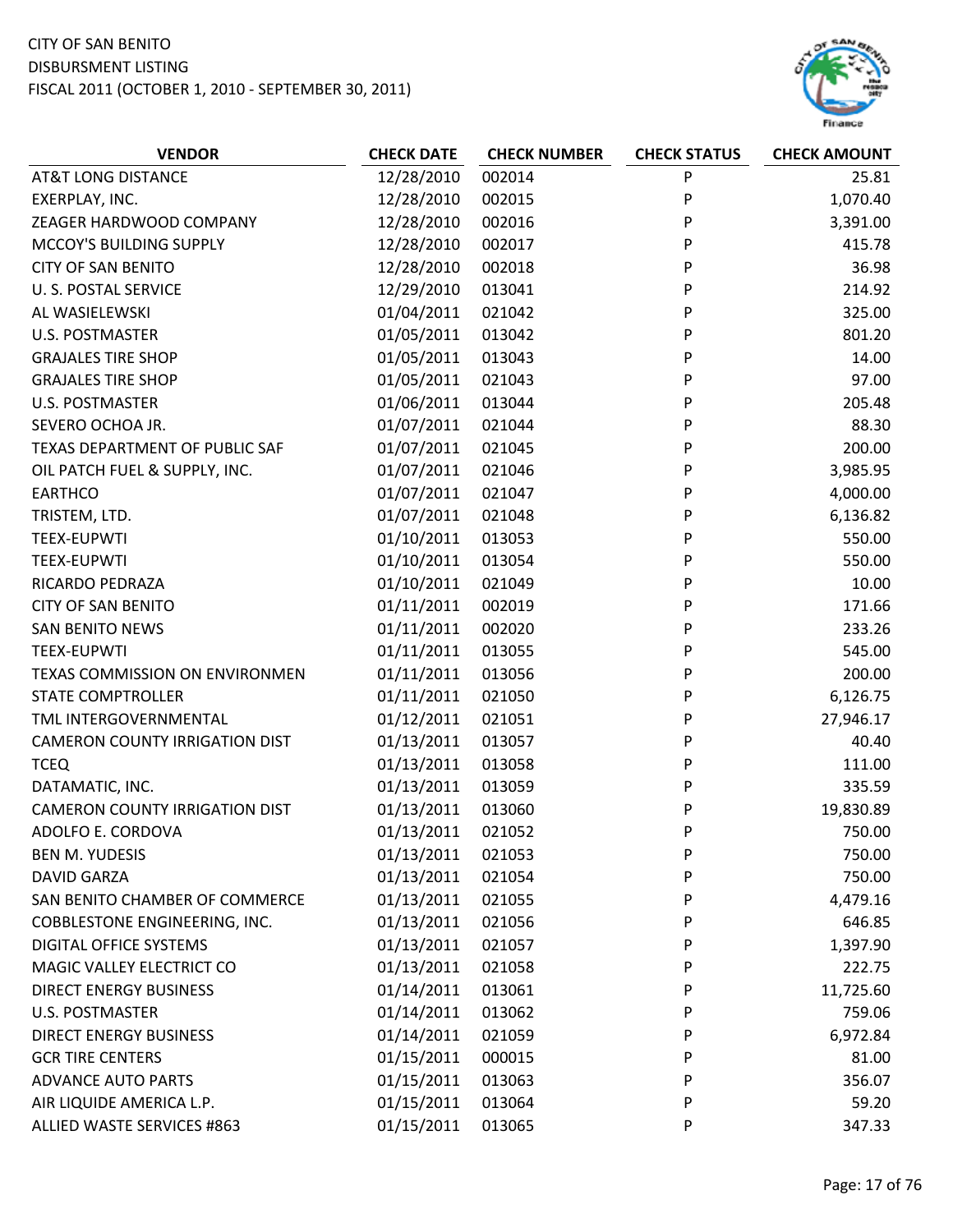CITY OF SAN BENITO
DISBURSMENT LISTING
FISCAL 2011 (OCTOBER 1, 2010 - SEPTEMBER 30, 2011)

| VENDOR | CHECK DATE | CHECK NUMBER | CHECK STATUS | CHECK AMOUNT |
|---|---|---|---|---|
| AT&T LONG DISTANCE | 12/28/2010 | 002014 | P | 25.81 |
| EXERPLAY, INC. | 12/28/2010 | 002015 | P | 1,070.40 |
| ZEAGER HARDWOOD COMPANY | 12/28/2010 | 002016 | P | 3,391.00 |
| MCCOY'S BUILDING SUPPLY | 12/28/2010 | 002017 | P | 415.78 |
| CITY OF SAN BENITO | 12/28/2010 | 002018 | P | 36.98 |
| U. S. POSTAL SERVICE | 12/29/2010 | 013041 | P | 214.92 |
| AL WASIELEWSKI | 01/04/2011 | 021042 | P | 325.00 |
| U.S. POSTMASTER | 01/05/2011 | 013042 | P | 801.20 |
| GRAJALES TIRE SHOP | 01/05/2011 | 013043 | P | 14.00 |
| GRAJALES TIRE SHOP | 01/05/2011 | 021043 | P | 97.00 |
| U.S. POSTMASTER | 01/06/2011 | 013044 | P | 205.48 |
| SEVERO OCHOA JR. | 01/07/2011 | 021044 | P | 88.30 |
| TEXAS DEPARTMENT OF PUBLIC SAF | 01/07/2011 | 021045 | P | 200.00 |
| OIL PATCH FUEL & SUPPLY, INC. | 01/07/2011 | 021046 | P | 3,985.95 |
| EARTHCO | 01/07/2011 | 021047 | P | 4,000.00 |
| TRISTEM, LTD. | 01/07/2011 | 021048 | P | 6,136.82 |
| TEEX-EUPWTI | 01/10/2011 | 013053 | P | 550.00 |
| TEEX-EUPWTI | 01/10/2011 | 013054 | P | 550.00 |
| RICARDO PEDRAZA | 01/10/2011 | 021049 | P | 10.00 |
| CITY OF SAN BENITO | 01/11/2011 | 002019 | P | 171.66 |
| SAN BENITO NEWS | 01/11/2011 | 002020 | P | 233.26 |
| TEEX-EUPWTI | 01/11/2011 | 013055 | P | 545.00 |
| TEXAS COMMISSION ON ENVIRONMEN | 01/11/2011 | 013056 | P | 200.00 |
| STATE COMPTROLLER | 01/11/2011 | 021050 | P | 6,126.75 |
| TML INTERGOVERNMENTAL | 01/12/2011 | 021051 | P | 27,946.17 |
| CAMERON COUNTY IRRIGATION DIST | 01/13/2011 | 013057 | P | 40.40 |
| TCEQ | 01/13/2011 | 013058 | P | 111.00 |
| DATAMATIC, INC. | 01/13/2011 | 013059 | P | 335.59 |
| CAMERON COUNTY IRRIGATION DIST | 01/13/2011 | 013060 | P | 19,830.89 |
| ADOLFO E. CORDOVA | 01/13/2011 | 021052 | P | 750.00 |
| BEN M. YUDESIS | 01/13/2011 | 021053 | P | 750.00 |
| DAVID GARZA | 01/13/2011 | 021054 | P | 750.00 |
| SAN BENITO CHAMBER OF COMMERCE | 01/13/2011 | 021055 | P | 4,479.16 |
| COBBLESTONE ENGINEERING, INC. | 01/13/2011 | 021056 | P | 646.85 |
| DIGITAL OFFICE SYSTEMS | 01/13/2011 | 021057 | P | 1,397.90 |
| MAGIC VALLEY ELECTRICT CO | 01/13/2011 | 021058 | P | 222.75 |
| DIRECT ENERGY BUSINESS | 01/14/2011 | 013061 | P | 11,725.60 |
| U.S. POSTMASTER | 01/14/2011 | 013062 | P | 759.06 |
| DIRECT ENERGY BUSINESS | 01/14/2011 | 021059 | P | 6,972.84 |
| GCR TIRE CENTERS | 01/15/2011 | 000015 | P | 81.00 |
| ADVANCE AUTO PARTS | 01/15/2011 | 013063 | P | 356.07 |
| AIR LIQUIDE AMERICA L.P. | 01/15/2011 | 013064 | P | 59.20 |
| ALLIED WASTE SERVICES #863 | 01/15/2011 | 013065 | P | 347.33 |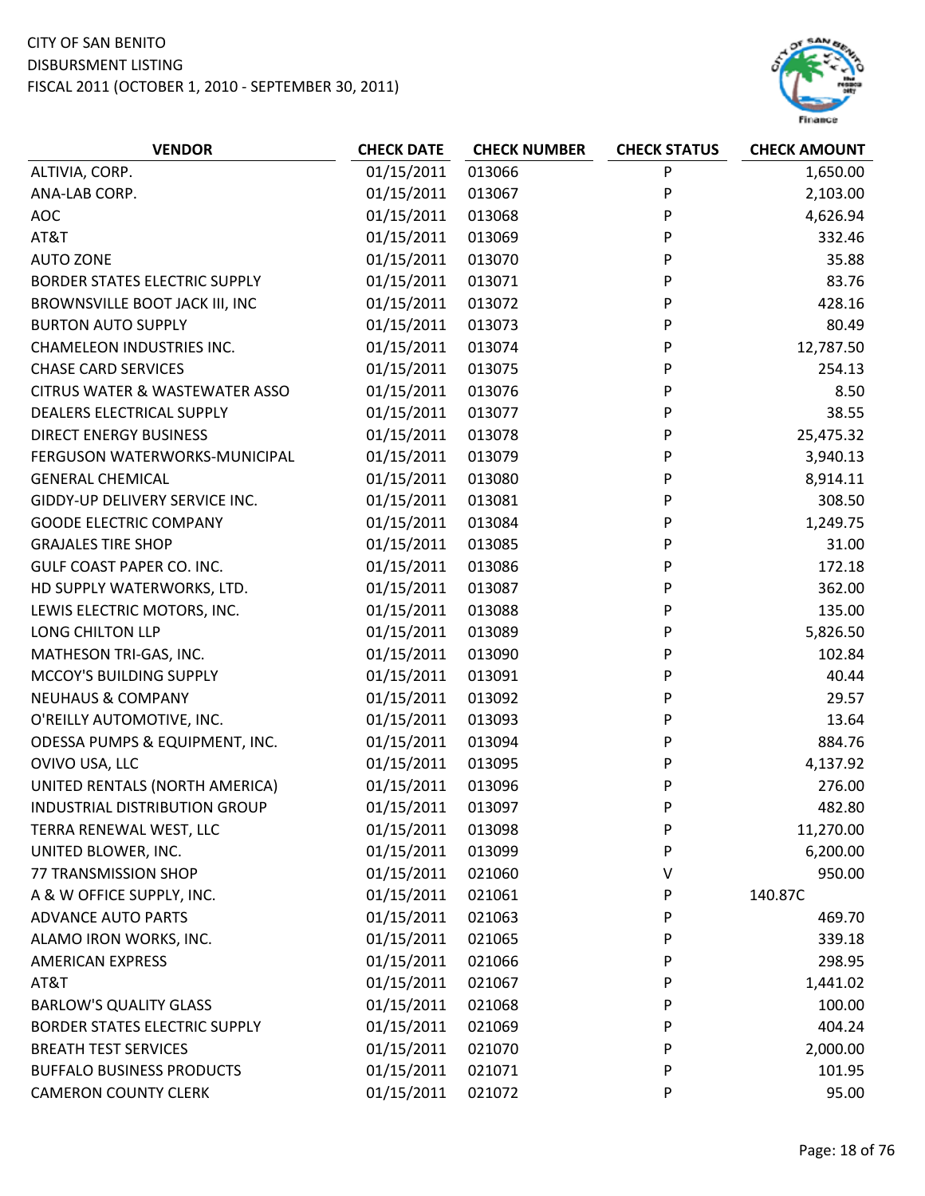CITY OF SAN BENITO
DISBURSMENT LISTING
FISCAL 2011 (OCTOBER 1, 2010 - SEPTEMBER 30, 2011)

| VENDOR | CHECK DATE | CHECK NUMBER | CHECK STATUS | CHECK AMOUNT |
|---|---|---|---|---|
| ALTIVIA, CORP. | 01/15/2011 | 013066 | P | 1,650.00 |
| ANA-LAB CORP. | 01/15/2011 | 013067 | P | 2,103.00 |
| AOC | 01/15/2011 | 013068 | P | 4,626.94 |
| AT&T | 01/15/2011 | 013069 | P | 332.46 |
| AUTO ZONE | 01/15/2011 | 013070 | P | 35.88 |
| BORDER STATES ELECTRIC SUPPLY | 01/15/2011 | 013071 | P | 83.76 |
| BROWNSVILLE BOOT JACK III, INC | 01/15/2011 | 013072 | P | 428.16 |
| BURTON AUTO SUPPLY | 01/15/2011 | 013073 | P | 80.49 |
| CHAMELEON INDUSTRIES INC. | 01/15/2011 | 013074 | P | 12,787.50 |
| CHASE CARD SERVICES | 01/15/2011 | 013075 | P | 254.13 |
| CITRUS WATER & WASTEWATER ASSO | 01/15/2011 | 013076 | P | 8.50 |
| DEALERS ELECTRICAL SUPPLY | 01/15/2011 | 013077 | P | 38.55 |
| DIRECT ENERGY BUSINESS | 01/15/2011 | 013078 | P | 25,475.32 |
| FERGUSON WATERWORKS-MUNICIPAL | 01/15/2011 | 013079 | P | 3,940.13 |
| GENERAL CHEMICAL | 01/15/2011 | 013080 | P | 8,914.11 |
| GIDDY-UP DELIVERY SERVICE INC. | 01/15/2011 | 013081 | P | 308.50 |
| GOODE ELECTRIC COMPANY | 01/15/2011 | 013084 | P | 1,249.75 |
| GRAJALES TIRE SHOP | 01/15/2011 | 013085 | P | 31.00 |
| GULF COAST PAPER CO. INC. | 01/15/2011 | 013086 | P | 172.18 |
| HD SUPPLY WATERWORKS, LTD. | 01/15/2011 | 013087 | P | 362.00 |
| LEWIS ELECTRIC MOTORS, INC. | 01/15/2011 | 013088 | P | 135.00 |
| LONG CHILTON LLP | 01/15/2011 | 013089 | P | 5,826.50 |
| MATHESON TRI-GAS, INC. | 01/15/2011 | 013090 | P | 102.84 |
| MCCOY'S BUILDING SUPPLY | 01/15/2011 | 013091 | P | 40.44 |
| NEUHAUS & COMPANY | 01/15/2011 | 013092 | P | 29.57 |
| O'REILLY AUTOMOTIVE, INC. | 01/15/2011 | 013093 | P | 13.64 |
| ODESSA PUMPS & EQUIPMENT, INC. | 01/15/2011 | 013094 | P | 884.76 |
| OVIVO USA, LLC | 01/15/2011 | 013095 | P | 4,137.92 |
| UNITED RENTALS (NORTH AMERICA) | 01/15/2011 | 013096 | P | 276.00 |
| INDUSTRIAL DISTRIBUTION GROUP | 01/15/2011 | 013097 | P | 482.80 |
| TERRA RENEWAL WEST, LLC | 01/15/2011 | 013098 | P | 11,270.00 |
| UNITED BLOWER, INC. | 01/15/2011 | 013099 | P | 6,200.00 |
| 77 TRANSMISSION SHOP | 01/15/2011 | 021060 | V | 950.00 |
| A & W OFFICE SUPPLY, INC. | 01/15/2011 | 021061 | P | 140.87C |
| ADVANCE AUTO PARTS | 01/15/2011 | 021063 | P | 469.70 |
| ALAMO IRON WORKS, INC. | 01/15/2011 | 021065 | P | 339.18 |
| AMERICAN EXPRESS | 01/15/2011 | 021066 | P | 298.95 |
| AT&T | 01/15/2011 | 021067 | P | 1,441.02 |
| BARLOW'S QUALITY GLASS | 01/15/2011 | 021068 | P | 100.00 |
| BORDER STATES ELECTRIC SUPPLY | 01/15/2011 | 021069 | P | 404.24 |
| BREATH TEST SERVICES | 01/15/2011 | 021070 | P | 2,000.00 |
| BUFFALO BUSINESS PRODUCTS | 01/15/2011 | 021071 | P | 101.95 |
| CAMERON COUNTY CLERK | 01/15/2011 | 021072 | P | 95.00 |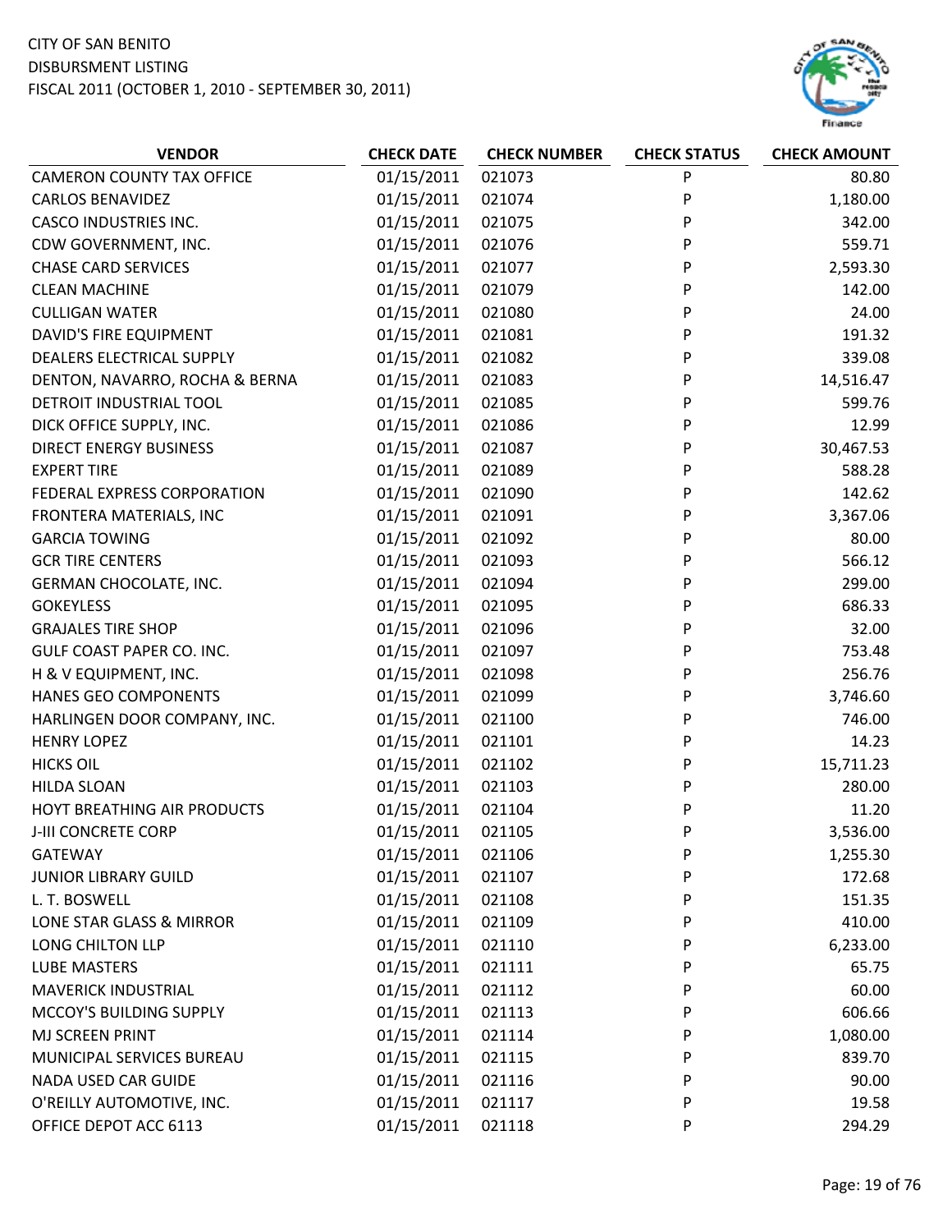CITY OF SAN BENITO
DISBURSMENT LISTING
FISCAL 2011 (OCTOBER 1, 2010 - SEPTEMBER 30, 2011)

| VENDOR | CHECK DATE | CHECK NUMBER | CHECK STATUS | CHECK AMOUNT |
|---|---|---|---|---|
| CAMERON COUNTY TAX OFFICE | 01/15/2011 | 021073 | P | 80.80 |
| CARLOS BENAVIDEZ | 01/15/2011 | 021074 | P | 1,180.00 |
| CASCO INDUSTRIES INC. | 01/15/2011 | 021075 | P | 342.00 |
| CDW GOVERNMENT, INC. | 01/15/2011 | 021076 | P | 559.71 |
| CHASE CARD SERVICES | 01/15/2011 | 021077 | P | 2,593.30 |
| CLEAN MACHINE | 01/15/2011 | 021079 | P | 142.00 |
| CULLIGAN WATER | 01/15/2011 | 021080 | P | 24.00 |
| DAVID'S FIRE EQUIPMENT | 01/15/2011 | 021081 | P | 191.32 |
| DEALERS ELECTRICAL SUPPLY | 01/15/2011 | 021082 | P | 339.08 |
| DENTON, NAVARRO, ROCHA & BERNA | 01/15/2011 | 021083 | P | 14,516.47 |
| DETROIT INDUSTRIAL TOOL | 01/15/2011 | 021085 | P | 599.76 |
| DICK OFFICE SUPPLY, INC. | 01/15/2011 | 021086 | P | 12.99 |
| DIRECT ENERGY BUSINESS | 01/15/2011 | 021087 | P | 30,467.53 |
| EXPERT TIRE | 01/15/2011 | 021089 | P | 588.28 |
| FEDERAL EXPRESS CORPORATION | 01/15/2011 | 021090 | P | 142.62 |
| FRONTERA MATERIALS, INC | 01/15/2011 | 021091 | P | 3,367.06 |
| GARCIA TOWING | 01/15/2011 | 021092 | P | 80.00 |
| GCR TIRE CENTERS | 01/15/2011 | 021093 | P | 566.12 |
| GERMAN CHOCOLATE, INC. | 01/15/2011 | 021094 | P | 299.00 |
| GOKEYLESS | 01/15/2011 | 021095 | P | 686.33 |
| GRAJALES TIRE SHOP | 01/15/2011 | 021096 | P | 32.00 |
| GULF COAST PAPER CO. INC. | 01/15/2011 | 021097 | P | 753.48 |
| H & V EQUIPMENT, INC. | 01/15/2011 | 021098 | P | 256.76 |
| HANES GEO COMPONENTS | 01/15/2011 | 021099 | P | 3,746.60 |
| HARLINGEN DOOR COMPANY, INC. | 01/15/2011 | 021100 | P | 746.00 |
| HENRY LOPEZ | 01/15/2011 | 021101 | P | 14.23 |
| HICKS OIL | 01/15/2011 | 021102 | P | 15,711.23 |
| HILDA SLOAN | 01/15/2011 | 021103 | P | 280.00 |
| HOYT BREATHING AIR PRODUCTS | 01/15/2011 | 021104 | P | 11.20 |
| J-III CONCRETE CORP | 01/15/2011 | 021105 | P | 3,536.00 |
| GATEWAY | 01/15/2011 | 021106 | P | 1,255.30 |
| JUNIOR LIBRARY GUILD | 01/15/2011 | 021107 | P | 172.68 |
| L. T. BOSWELL | 01/15/2011 | 021108 | P | 151.35 |
| LONE STAR GLASS & MIRROR | 01/15/2011 | 021109 | P | 410.00 |
| LONG CHILTON LLP | 01/15/2011 | 021110 | P | 6,233.00 |
| LUBE MASTERS | 01/15/2011 | 021111 | P | 65.75 |
| MAVERICK INDUSTRIAL | 01/15/2011 | 021112 | P | 60.00 |
| MCCOY'S BUILDING SUPPLY | 01/15/2011 | 021113 | P | 606.66 |
| MJ SCREEN PRINT | 01/15/2011 | 021114 | P | 1,080.00 |
| MUNICIPAL SERVICES BUREAU | 01/15/2011 | 021115 | P | 839.70 |
| NADA USED CAR GUIDE | 01/15/2011 | 021116 | P | 90.00 |
| O'REILLY AUTOMOTIVE, INC. | 01/15/2011 | 021117 | P | 19.58 |
| OFFICE DEPOT ACC 6113 | 01/15/2011 | 021118 | P | 294.29 |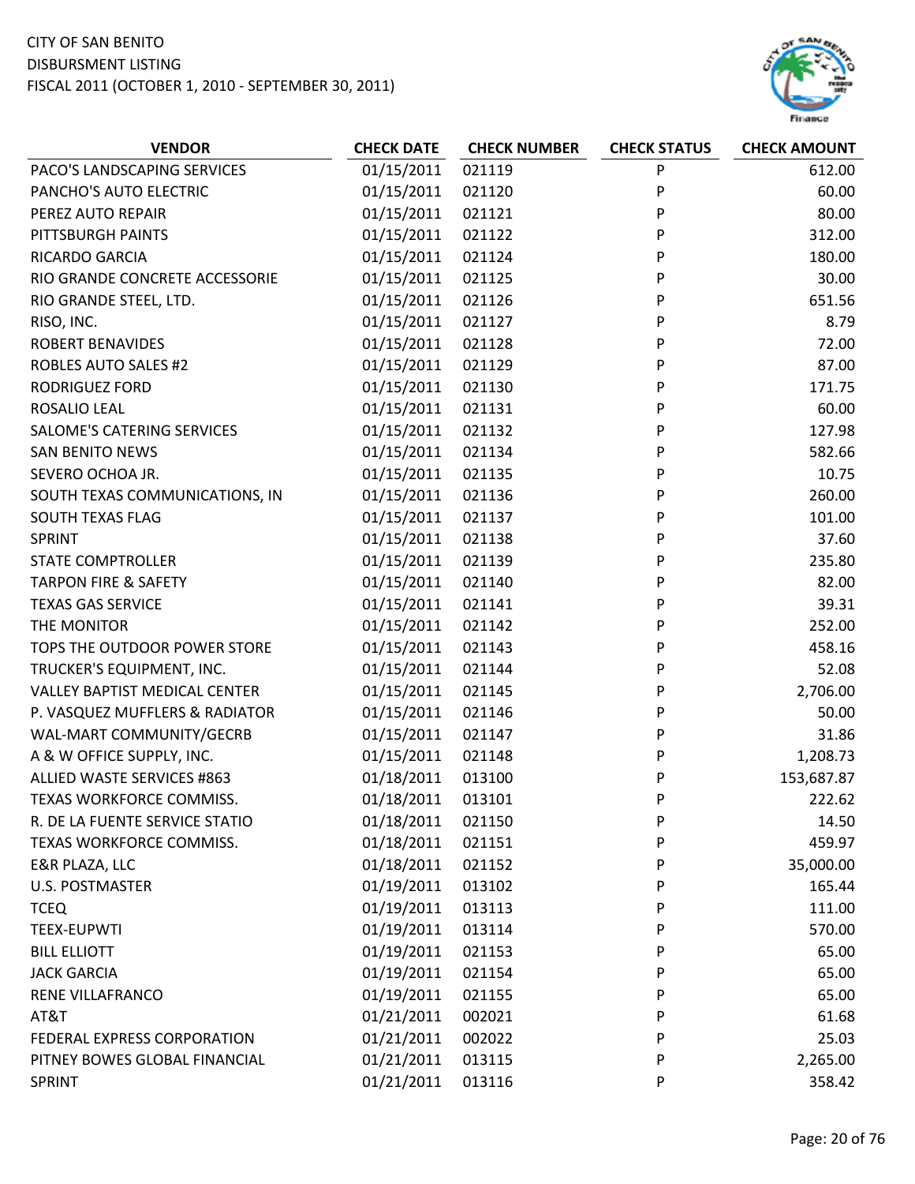CITY OF SAN BENITO
DISBURSMENT LISTING
FISCAL 2011 (OCTOBER 1, 2010 - SEPTEMBER 30, 2011)

| VENDOR | CHECK DATE | CHECK NUMBER | CHECK STATUS | CHECK AMOUNT |
|---|---|---|---|---|
| PACO'S LANDSCAPING SERVICES | 01/15/2011 | 021119 | P | 612.00 |
| PANCHO'S AUTO ELECTRIC | 01/15/2011 | 021120 | P | 60.00 |
| PEREZ AUTO REPAIR | 01/15/2011 | 021121 | P | 80.00 |
| PITTSBURGH PAINTS | 01/15/2011 | 021122 | P | 312.00 |
| RICARDO GARCIA | 01/15/2011 | 021124 | P | 180.00 |
| RIO GRANDE CONCRETE ACCESSORIE | 01/15/2011 | 021125 | P | 30.00 |
| RIO GRANDE STEEL, LTD. | 01/15/2011 | 021126 | P | 651.56 |
| RISO, INC. | 01/15/2011 | 021127 | P | 8.79 |
| ROBERT BENAVIDES | 01/15/2011 | 021128 | P | 72.00 |
| ROBLES AUTO SALES #2 | 01/15/2011 | 021129 | P | 87.00 |
| RODRIGUEZ FORD | 01/15/2011 | 021130 | P | 171.75 |
| ROSALIO LEAL | 01/15/2011 | 021131 | P | 60.00 |
| SALOME'S CATERING SERVICES | 01/15/2011 | 021132 | P | 127.98 |
| SAN BENITO NEWS | 01/15/2011 | 021134 | P | 582.66 |
| SEVERO OCHOA JR. | 01/15/2011 | 021135 | P | 10.75 |
| SOUTH TEXAS COMMUNICATIONS, IN | 01/15/2011 | 021136 | P | 260.00 |
| SOUTH TEXAS FLAG | 01/15/2011 | 021137 | P | 101.00 |
| SPRINT | 01/15/2011 | 021138 | P | 37.60 |
| STATE COMPTROLLER | 01/15/2011 | 021139 | P | 235.80 |
| TARPON FIRE & SAFETY | 01/15/2011 | 021140 | P | 82.00 |
| TEXAS GAS SERVICE | 01/15/2011 | 021141 | P | 39.31 |
| THE MONITOR | 01/15/2011 | 021142 | P | 252.00 |
| TOPS THE OUTDOOR POWER STORE | 01/15/2011 | 021143 | P | 458.16 |
| TRUCKER'S EQUIPMENT, INC. | 01/15/2011 | 021144 | P | 52.08 |
| VALLEY BAPTIST MEDICAL CENTER | 01/15/2011 | 021145 | P | 2,706.00 |
| P. VASQUEZ MUFFLERS & RADIATOR | 01/15/2011 | 021146 | P | 50.00 |
| WAL-MART COMMUNITY/GECRB | 01/15/2011 | 021147 | P | 31.86 |
| A & W OFFICE SUPPLY, INC. | 01/15/2011 | 021148 | P | 1,208.73 |
| ALLIED WASTE SERVICES #863 | 01/18/2011 | 013100 | P | 153,687.87 |
| TEXAS WORKFORCE COMMISS. | 01/18/2011 | 013101 | P | 222.62 |
| R. DE LA FUENTE SERVICE STATIO | 01/18/2011 | 021150 | P | 14.50 |
| TEXAS WORKFORCE COMMISS. | 01/18/2011 | 021151 | P | 459.97 |
| E&R PLAZA, LLC | 01/18/2011 | 021152 | P | 35,000.00 |
| U.S. POSTMASTER | 01/19/2011 | 013102 | P | 165.44 |
| TCEQ | 01/19/2011 | 013113 | P | 111.00 |
| TEEX-EUPWTI | 01/19/2011 | 013114 | P | 570.00 |
| BILL ELLIOTT | 01/19/2011 | 021153 | P | 65.00 |
| JACK GARCIA | 01/19/2011 | 021154 | P | 65.00 |
| RENE VILLAFRANCO | 01/19/2011 | 021155 | P | 65.00 |
| AT&T | 01/21/2011 | 002021 | P | 61.68 |
| FEDERAL EXPRESS CORPORATION | 01/21/2011 | 002022 | P | 25.03 |
| PITNEY BOWES GLOBAL FINANCIAL | 01/21/2011 | 013115 | P | 2,265.00 |
| SPRINT | 01/21/2011 | 013116 | P | 358.42 |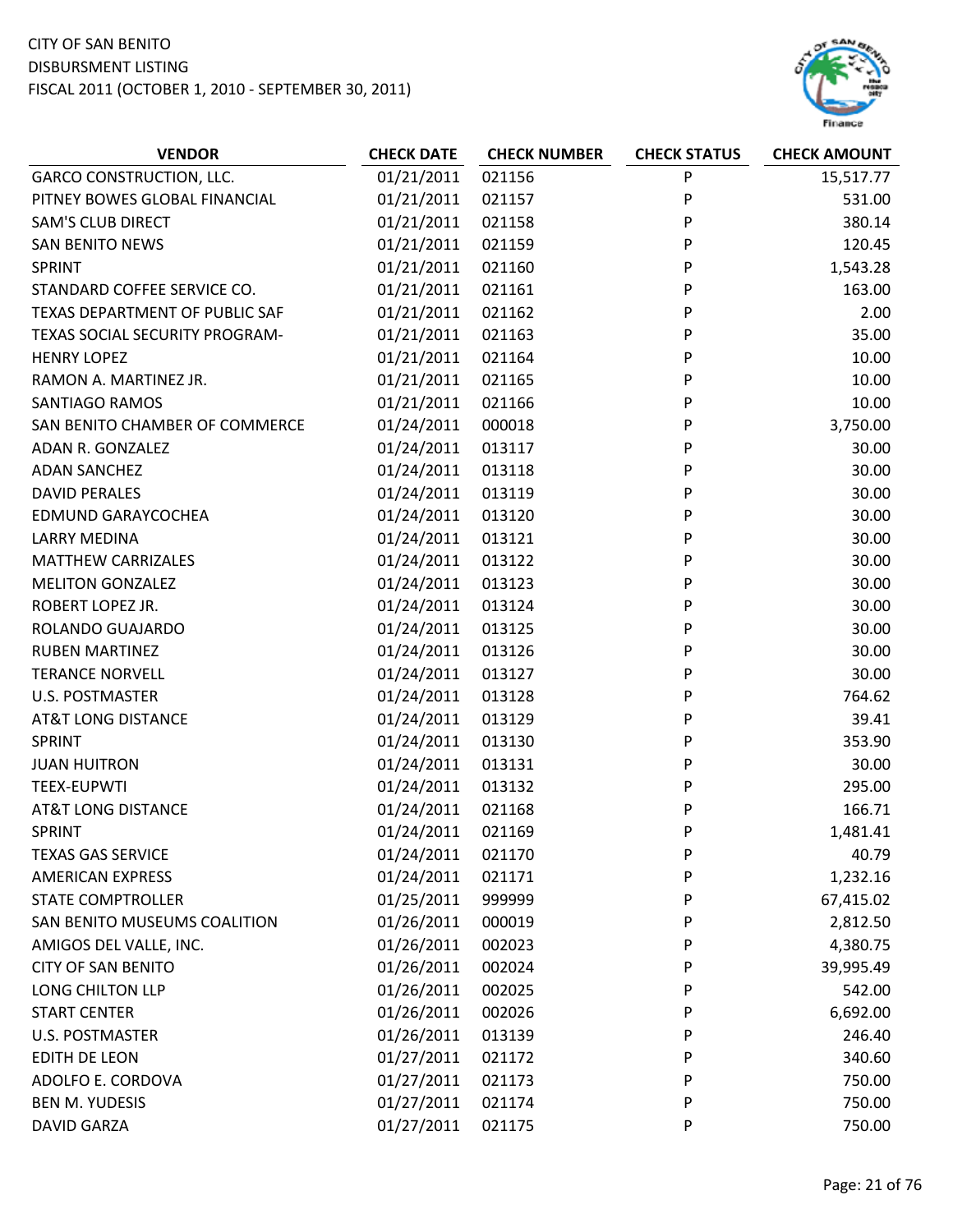CITY OF SAN BENITO
DISBURSMENT LISTING
FISCAL 2011 (OCTOBER 1, 2010 - SEPTEMBER 30, 2011)

| VENDOR | CHECK DATE | CHECK NUMBER | CHECK STATUS | CHECK AMOUNT |
|---|---|---|---|---|
| GARCO CONSTRUCTION, LLC. | 01/21/2011 | 021156 | P | 15,517.77 |
| PITNEY BOWES GLOBAL FINANCIAL | 01/21/2011 | 021157 | P | 531.00 |
| SAM'S CLUB DIRECT | 01/21/2011 | 021158 | P | 380.14 |
| SAN BENITO NEWS | 01/21/2011 | 021159 | P | 120.45 |
| SPRINT | 01/21/2011 | 021160 | P | 1,543.28 |
| STANDARD COFFEE SERVICE CO. | 01/21/2011 | 021161 | P | 163.00 |
| TEXAS DEPARTMENT OF PUBLIC SAF | 01/21/2011 | 021162 | P | 2.00 |
| TEXAS SOCIAL SECURITY PROGRAM- | 01/21/2011 | 021163 | P | 35.00 |
| HENRY LOPEZ | 01/21/2011 | 021164 | P | 10.00 |
| RAMON A. MARTINEZ JR. | 01/21/2011 | 021165 | P | 10.00 |
| SANTIAGO RAMOS | 01/21/2011 | 021166 | P | 10.00 |
| SAN BENITO CHAMBER OF COMMERCE | 01/24/2011 | 000018 | P | 3,750.00 |
| ADAN R. GONZALEZ | 01/24/2011 | 013117 | P | 30.00 |
| ADAN SANCHEZ | 01/24/2011 | 013118 | P | 30.00 |
| DAVID PERALES | 01/24/2011 | 013119 | P | 30.00 |
| EDMUND GARAYCOCHEA | 01/24/2011 | 013120 | P | 30.00 |
| LARRY MEDINA | 01/24/2011 | 013121 | P | 30.00 |
| MATTHEW CARRIZALES | 01/24/2011 | 013122 | P | 30.00 |
| MELITON GONZALEZ | 01/24/2011 | 013123 | P | 30.00 |
| ROBERT LOPEZ JR. | 01/24/2011 | 013124 | P | 30.00 |
| ROLANDO GUAJARDO | 01/24/2011 | 013125 | P | 30.00 |
| RUBEN MARTINEZ | 01/24/2011 | 013126 | P | 30.00 |
| TERANCE NORVELL | 01/24/2011 | 013127 | P | 30.00 |
| U.S. POSTMASTER | 01/24/2011 | 013128 | P | 764.62 |
| AT&T LONG DISTANCE | 01/24/2011 | 013129 | P | 39.41 |
| SPRINT | 01/24/2011 | 013130 | P | 353.90 |
| JUAN HUITRON | 01/24/2011 | 013131 | P | 30.00 |
| TEEX-EUPWTI | 01/24/2011 | 013132 | P | 295.00 |
| AT&T LONG DISTANCE | 01/24/2011 | 021168 | P | 166.71 |
| SPRINT | 01/24/2011 | 021169 | P | 1,481.41 |
| TEXAS GAS SERVICE | 01/24/2011 | 021170 | P | 40.79 |
| AMERICAN EXPRESS | 01/24/2011 | 021171 | P | 1,232.16 |
| STATE COMPTROLLER | 01/25/2011 | 999999 | P | 67,415.02 |
| SAN BENITO MUSEUMS COALITION | 01/26/2011 | 000019 | P | 2,812.50 |
| AMIGOS DEL VALLE, INC. | 01/26/2011 | 002023 | P | 4,380.75 |
| CITY OF SAN BENITO | 01/26/2011 | 002024 | P | 39,995.49 |
| LONG CHILTON LLP | 01/26/2011 | 002025 | P | 542.00 |
| START CENTER | 01/26/2011 | 002026 | P | 6,692.00 |
| U.S. POSTMASTER | 01/26/2011 | 013139 | P | 246.40 |
| EDITH DE LEON | 01/27/2011 | 021172 | P | 340.60 |
| ADOLFO E. CORDOVA | 01/27/2011 | 021173 | P | 750.00 |
| BEN M. YUDESIS | 01/27/2011 | 021174 | P | 750.00 |
| DAVID GARZA | 01/27/2011 | 021175 | P | 750.00 |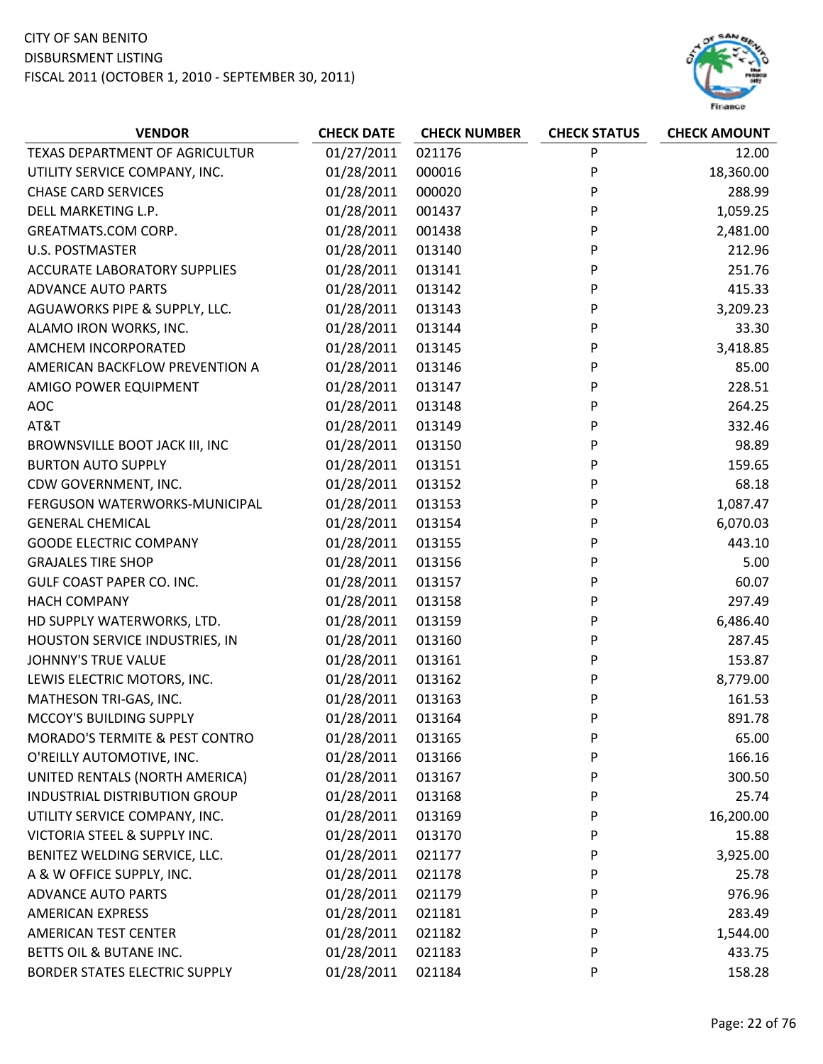CITY OF SAN BENITO
DISBURSMENT LISTING
FISCAL 2011 (OCTOBER 1, 2010 - SEPTEMBER 30, 2011)

| VENDOR | CHECK DATE | CHECK NUMBER | CHECK STATUS | CHECK AMOUNT |
|---|---|---|---|---|
| TEXAS DEPARTMENT OF AGRICULTUR | 01/27/2011 | 021176 | P | 12.00 |
| UTILITY SERVICE COMPANY, INC. | 01/28/2011 | 000016 | P | 18,360.00 |
| CHASE CARD SERVICES | 01/28/2011 | 000020 | P | 288.99 |
| DELL MARKETING L.P. | 01/28/2011 | 001437 | P | 1,059.25 |
| GREATMATS.COM CORP. | 01/28/2011 | 001438 | P | 2,481.00 |
| U.S. POSTMASTER | 01/28/2011 | 013140 | P | 212.96 |
| ACCURATE LABORATORY SUPPLIES | 01/28/2011 | 013141 | P | 251.76 |
| ADVANCE AUTO PARTS | 01/28/2011 | 013142 | P | 415.33 |
| AGUAWORKS PIPE & SUPPLY, LLC. | 01/28/2011 | 013143 | P | 3,209.23 |
| ALAMO IRON WORKS, INC. | 01/28/2011 | 013144 | P | 33.30 |
| AMCHEM INCORPORATED | 01/28/2011 | 013145 | P | 3,418.85 |
| AMERICAN BACKFLOW PREVENTION A | 01/28/2011 | 013146 | P | 85.00 |
| AMIGO POWER EQUIPMENT | 01/28/2011 | 013147 | P | 228.51 |
| AOC | 01/28/2011 | 013148 | P | 264.25 |
| AT&T | 01/28/2011 | 013149 | P | 332.46 |
| BROWNSVILLE BOOT JACK III, INC | 01/28/2011 | 013150 | P | 98.89 |
| BURTON AUTO SUPPLY | 01/28/2011 | 013151 | P | 159.65 |
| CDW GOVERNMENT, INC. | 01/28/2011 | 013152 | P | 68.18 |
| FERGUSON WATERWORKS-MUNICIPAL | 01/28/2011 | 013153 | P | 1,087.47 |
| GENERAL CHEMICAL | 01/28/2011 | 013154 | P | 6,070.03 |
| GOODE ELECTRIC COMPANY | 01/28/2011 | 013155 | P | 443.10 |
| GRAJALES TIRE SHOP | 01/28/2011 | 013156 | P | 5.00 |
| GULF COAST PAPER CO. INC. | 01/28/2011 | 013157 | P | 60.07 |
| HACH COMPANY | 01/28/2011 | 013158 | P | 297.49 |
| HD SUPPLY WATERWORKS, LTD. | 01/28/2011 | 013159 | P | 6,486.40 |
| HOUSTON SERVICE INDUSTRIES, IN | 01/28/2011 | 013160 | P | 287.45 |
| JOHNNY'S TRUE VALUE | 01/28/2011 | 013161 | P | 153.87 |
| LEWIS ELECTRIC MOTORS, INC. | 01/28/2011 | 013162 | P | 8,779.00 |
| MATHESON TRI-GAS, INC. | 01/28/2011 | 013163 | P | 161.53 |
| MCCOY'S BUILDING SUPPLY | 01/28/2011 | 013164 | P | 891.78 |
| MORADO'S TERMITE & PEST CONTRO | 01/28/2011 | 013165 | P | 65.00 |
| O'REILLY AUTOMOTIVE, INC. | 01/28/2011 | 013166 | P | 166.16 |
| UNITED RENTALS (NORTH AMERICA) | 01/28/2011 | 013167 | P | 300.50 |
| INDUSTRIAL DISTRIBUTION GROUP | 01/28/2011 | 013168 | P | 25.74 |
| UTILITY SERVICE COMPANY, INC. | 01/28/2011 | 013169 | P | 16,200.00 |
| VICTORIA STEEL & SUPPLY INC. | 01/28/2011 | 013170 | P | 15.88 |
| BENITEZ WELDING SERVICE, LLC. | 01/28/2011 | 021177 | P | 3,925.00 |
| A & W OFFICE SUPPLY, INC. | 01/28/2011 | 021178 | P | 25.78 |
| ADVANCE AUTO PARTS | 01/28/2011 | 021179 | P | 976.96 |
| AMERICAN EXPRESS | 01/28/2011 | 021181 | P | 283.49 |
| AMERICAN TEST CENTER | 01/28/2011 | 021182 | P | 1,544.00 |
| BETTS OIL & BUTANE INC. | 01/28/2011 | 021183 | P | 433.75 |
| BORDER STATES ELECTRIC SUPPLY | 01/28/2011 | 021184 | P | 158.28 |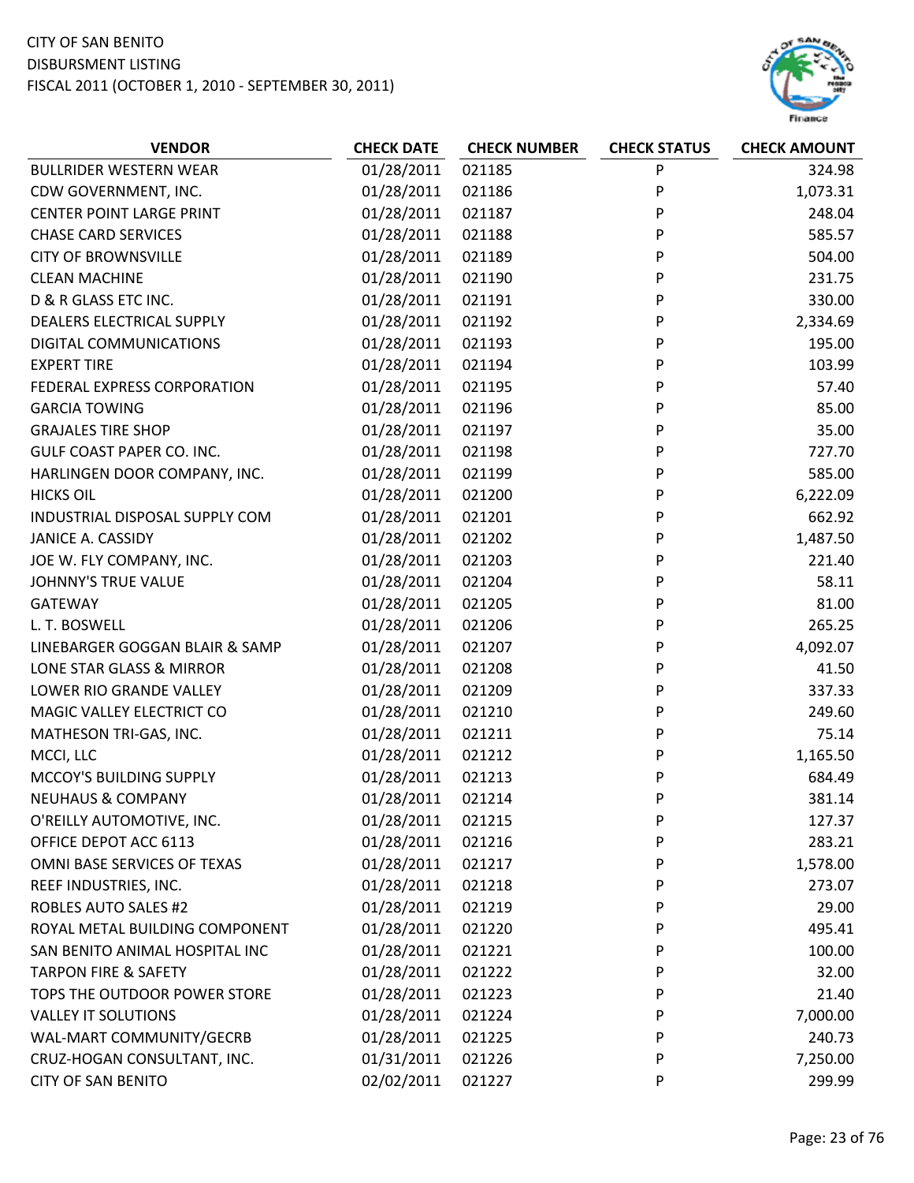CITY OF SAN BENITO
DISBURSMENT LISTING
FISCAL 2011 (OCTOBER 1, 2010 - SEPTEMBER 30, 2011)

| VENDOR | CHECK DATE | CHECK NUMBER | CHECK STATUS | CHECK AMOUNT |
|---|---|---|---|---|
| BULLRIDER WESTERN WEAR | 01/28/2011 | 021185 | P | 324.98 |
| CDW GOVERNMENT, INC. | 01/28/2011 | 021186 | P | 1,073.31 |
| CENTER POINT LARGE PRINT | 01/28/2011 | 021187 | P | 248.04 |
| CHASE CARD SERVICES | 01/28/2011 | 021188 | P | 585.57 |
| CITY OF BROWNSVILLE | 01/28/2011 | 021189 | P | 504.00 |
| CLEAN MACHINE | 01/28/2011 | 021190 | P | 231.75 |
| D & R GLASS ETC INC. | 01/28/2011 | 021191 | P | 330.00 |
| DEALERS ELECTRICAL SUPPLY | 01/28/2011 | 021192 | P | 2,334.69 |
| DIGITAL COMMUNICATIONS | 01/28/2011 | 021193 | P | 195.00 |
| EXPERT TIRE | 01/28/2011 | 021194 | P | 103.99 |
| FEDERAL EXPRESS CORPORATION | 01/28/2011 | 021195 | P | 57.40 |
| GARCIA TOWING | 01/28/2011 | 021196 | P | 85.00 |
| GRAJALES TIRE SHOP | 01/28/2011 | 021197 | P | 35.00 |
| GULF COAST PAPER CO. INC. | 01/28/2011 | 021198 | P | 727.70 |
| HARLINGEN DOOR COMPANY, INC. | 01/28/2011 | 021199 | P | 585.00 |
| HICKS OIL | 01/28/2011 | 021200 | P | 6,222.09 |
| INDUSTRIAL DISPOSAL SUPPLY COM | 01/28/2011 | 021201 | P | 662.92 |
| JANICE A. CASSIDY | 01/28/2011 | 021202 | P | 1,487.50 |
| JOE W. FLY COMPANY, INC. | 01/28/2011 | 021203 | P | 221.40 |
| JOHNNY'S TRUE VALUE | 01/28/2011 | 021204 | P | 58.11 |
| GATEWAY | 01/28/2011 | 021205 | P | 81.00 |
| L. T. BOSWELL | 01/28/2011 | 021206 | P | 265.25 |
| LINEBARGER GOGGAN BLAIR & SAMP | 01/28/2011 | 021207 | P | 4,092.07 |
| LONE STAR GLASS & MIRROR | 01/28/2011 | 021208 | P | 41.50 |
| LOWER RIO GRANDE VALLEY | 01/28/2011 | 021209 | P | 337.33 |
| MAGIC VALLEY ELECTRICT CO | 01/28/2011 | 021210 | P | 249.60 |
| MATHESON TRI-GAS, INC. | 01/28/2011 | 021211 | P | 75.14 |
| MCCI, LLC | 01/28/2011 | 021212 | P | 1,165.50 |
| MCCOY'S BUILDING SUPPLY | 01/28/2011 | 021213 | P | 684.49 |
| NEUHAUS & COMPANY | 01/28/2011 | 021214 | P | 381.14 |
| O'REILLY AUTOMOTIVE, INC. | 01/28/2011 | 021215 | P | 127.37 |
| OFFICE DEPOT ACC 6113 | 01/28/2011 | 021216 | P | 283.21 |
| OMNI BASE SERVICES OF TEXAS | 01/28/2011 | 021217 | P | 1,578.00 |
| REEF INDUSTRIES, INC. | 01/28/2011 | 021218 | P | 273.07 |
| ROBLES AUTO SALES #2 | 01/28/2011 | 021219 | P | 29.00 |
| ROYAL METAL BUILDING COMPONENT | 01/28/2011 | 021220 | P | 495.41 |
| SAN BENITO ANIMAL HOSPITAL INC | 01/28/2011 | 021221 | P | 100.00 |
| TARPON FIRE & SAFETY | 01/28/2011 | 021222 | P | 32.00 |
| TOPS THE OUTDOOR POWER STORE | 01/28/2011 | 021223 | P | 21.40 |
| VALLEY IT SOLUTIONS | 01/28/2011 | 021224 | P | 7,000.00 |
| WAL-MART COMMUNITY/GECRB | 01/28/2011 | 021225 | P | 240.73 |
| CRUZ-HOGAN CONSULTANT, INC. | 01/31/2011 | 021226 | P | 7,250.00 |
| CITY OF SAN BENITO | 02/02/2011 | 021227 | P | 299.99 |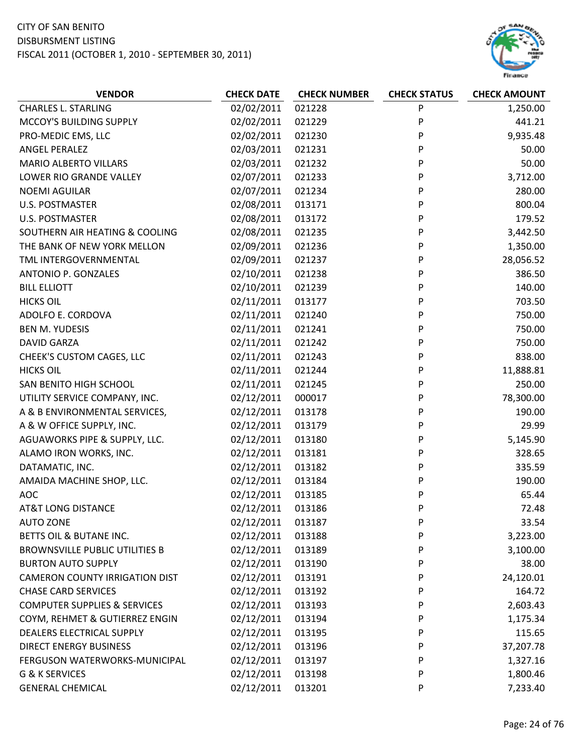CITY OF SAN BENITO
DISBURSMENT LISTING
FISCAL 2011 (OCTOBER 1, 2010 - SEPTEMBER 30, 2011)

| VENDOR | CHECK DATE | CHECK NUMBER | CHECK STATUS | CHECK AMOUNT |
|---|---|---|---|---|
| CHARLES L. STARLING | 02/02/2011 | 021228 | P | 1,250.00 |
| MCCOY'S BUILDING SUPPLY | 02/02/2011 | 021229 | P | 441.21 |
| PRO-MEDIC EMS, LLC | 02/02/2011 | 021230 | P | 9,935.48 |
| ANGEL PERALEZ | 02/03/2011 | 021231 | P | 50.00 |
| MARIO ALBERTO VILLARS | 02/03/2011 | 021232 | P | 50.00 |
| LOWER RIO GRANDE VALLEY | 02/07/2011 | 021233 | P | 3,712.00 |
| NOEMI AGUILAR | 02/07/2011 | 021234 | P | 280.00 |
| U.S. POSTMASTER | 02/08/2011 | 013171 | P | 800.04 |
| U.S. POSTMASTER | 02/08/2011 | 013172 | P | 179.52 |
| SOUTHERN AIR HEATING & COOLING | 02/08/2011 | 021235 | P | 3,442.50 |
| THE BANK OF NEW YORK MELLON | 02/09/2011 | 021236 | P | 1,350.00 |
| TML INTERGOVERNMENTAL | 02/09/2011 | 021237 | P | 28,056.52 |
| ANTONIO P. GONZALES | 02/10/2011 | 021238 | P | 386.50 |
| BILL ELLIOTT | 02/10/2011 | 021239 | P | 140.00 |
| HICKS OIL | 02/11/2011 | 013177 | P | 703.50 |
| ADOLFO E. CORDOVA | 02/11/2011 | 021240 | P | 750.00 |
| BEN M. YUDESIS | 02/11/2011 | 021241 | P | 750.00 |
| DAVID GARZA | 02/11/2011 | 021242 | P | 750.00 |
| CHEEK'S CUSTOM CAGES, LLC | 02/11/2011 | 021243 | P | 838.00 |
| HICKS OIL | 02/11/2011 | 021244 | P | 11,888.81 |
| SAN BENITO HIGH SCHOOL | 02/11/2011 | 021245 | P | 250.00 |
| UTILITY SERVICE COMPANY, INC. | 02/12/2011 | 000017 | P | 78,300.00 |
| A & B ENVIRONMENTAL SERVICES, | 02/12/2011 | 013178 | P | 190.00 |
| A & W OFFICE SUPPLY, INC. | 02/12/2011 | 013179 | P | 29.99 |
| AGUAWORKS PIPE & SUPPLY, LLC. | 02/12/2011 | 013180 | P | 5,145.90 |
| ALAMO IRON WORKS, INC. | 02/12/2011 | 013181 | P | 328.65 |
| DATAMATIC, INC. | 02/12/2011 | 013182 | P | 335.59 |
| AMAIDA MACHINE SHOP, LLC. | 02/12/2011 | 013184 | P | 190.00 |
| AOC | 02/12/2011 | 013185 | P | 65.44 |
| AT&T LONG DISTANCE | 02/12/2011 | 013186 | P | 72.48 |
| AUTO ZONE | 02/12/2011 | 013187 | P | 33.54 |
| BETTS OIL & BUTANE INC. | 02/12/2011 | 013188 | P | 3,223.00 |
| BROWNSVILLE PUBLIC UTILITIES B | 02/12/2011 | 013189 | P | 3,100.00 |
| BURTON AUTO SUPPLY | 02/12/2011 | 013190 | P | 38.00 |
| CAMERON COUNTY IRRIGATION DIST | 02/12/2011 | 013191 | P | 24,120.01 |
| CHASE CARD SERVICES | 02/12/2011 | 013192 | P | 164.72 |
| COMPUTER SUPPLIES & SERVICES | 02/12/2011 | 013193 | P | 2,603.43 |
| COYM, REHMET & GUTIERREZ ENGIN | 02/12/2011 | 013194 | P | 1,175.34 |
| DEALERS ELECTRICAL SUPPLY | 02/12/2011 | 013195 | P | 115.65 |
| DIRECT ENERGY BUSINESS | 02/12/2011 | 013196 | P | 37,207.78 |
| FERGUSON WATERWORKS-MUNICIPAL | 02/12/2011 | 013197 | P | 1,327.16 |
| G & K SERVICES | 02/12/2011 | 013198 | P | 1,800.46 |
| GENERAL CHEMICAL | 02/12/2011 | 013201 | P | 7,233.40 |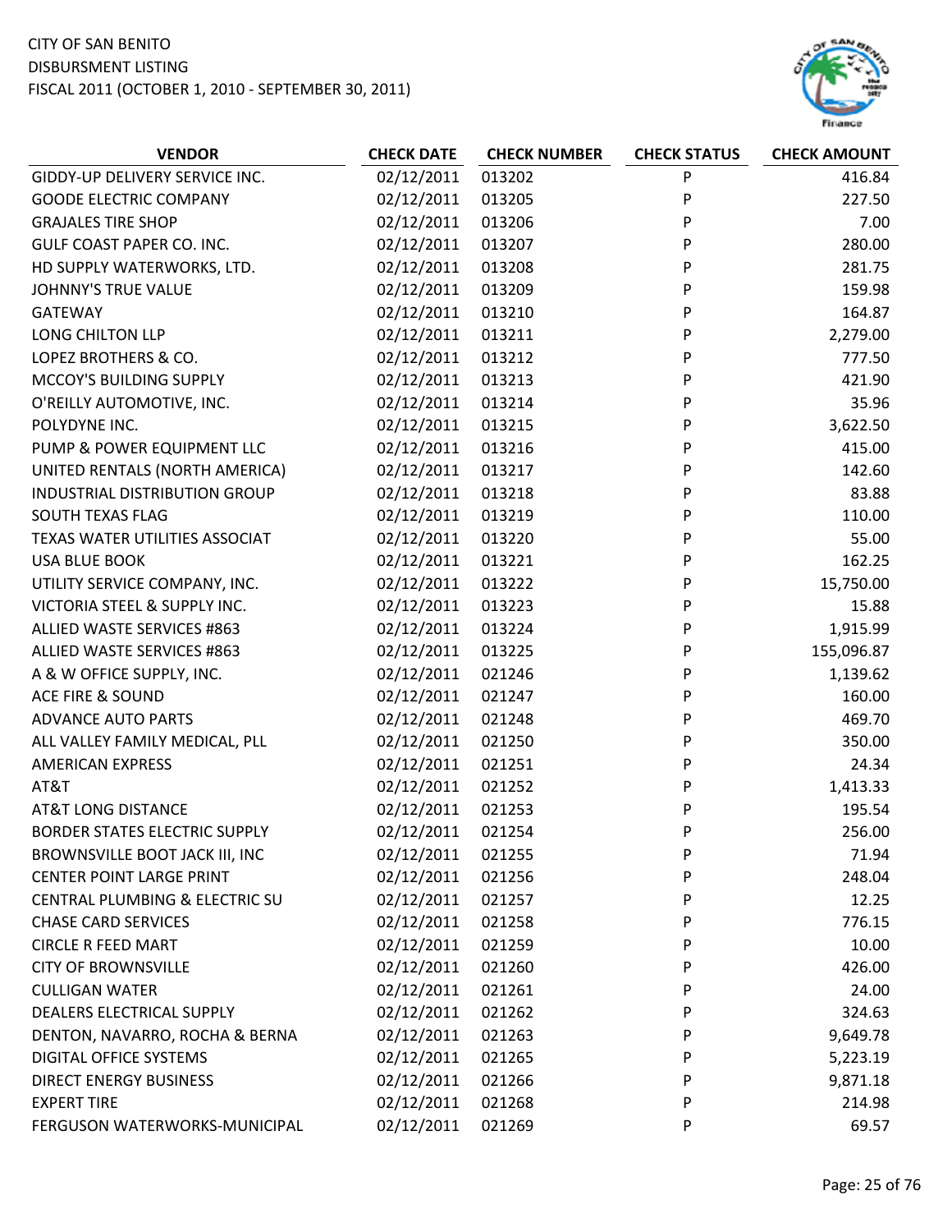CITY OF SAN BENITO
DISBURSMENT LISTING
FISCAL 2011 (OCTOBER 1, 2010 - SEPTEMBER 30, 2011)

| VENDOR | CHECK DATE | CHECK NUMBER | CHECK STATUS | CHECK AMOUNT |
|---|---|---|---|---|
| GIDDY-UP DELIVERY SERVICE INC. | 02/12/2011 | 013202 | P | 416.84 |
| GOODE ELECTRIC COMPANY | 02/12/2011 | 013205 | P | 227.50 |
| GRAJALES TIRE SHOP | 02/12/2011 | 013206 | P | 7.00 |
| GULF COAST PAPER CO. INC. | 02/12/2011 | 013207 | P | 280.00 |
| HD SUPPLY WATERWORKS, LTD. | 02/12/2011 | 013208 | P | 281.75 |
| JOHNNY'S TRUE VALUE | 02/12/2011 | 013209 | P | 159.98 |
| GATEWAY | 02/12/2011 | 013210 | P | 164.87 |
| LONG CHILTON LLP | 02/12/2011 | 013211 | P | 2,279.00 |
| LOPEZ BROTHERS & CO. | 02/12/2011 | 013212 | P | 777.50 |
| MCCOY'S BUILDING SUPPLY | 02/12/2011 | 013213 | P | 421.90 |
| O'REILLY AUTOMOTIVE, INC. | 02/12/2011 | 013214 | P | 35.96 |
| POLYDYNE INC. | 02/12/2011 | 013215 | P | 3,622.50 |
| PUMP & POWER EQUIPMENT LLC | 02/12/2011 | 013216 | P | 415.00 |
| UNITED RENTALS (NORTH AMERICA) | 02/12/2011 | 013217 | P | 142.60 |
| INDUSTRIAL DISTRIBUTION GROUP | 02/12/2011 | 013218 | P | 83.88 |
| SOUTH TEXAS FLAG | 02/12/2011 | 013219 | P | 110.00 |
| TEXAS WATER UTILITIES ASSOCIAT | 02/12/2011 | 013220 | P | 55.00 |
| USA BLUE BOOK | 02/12/2011 | 013221 | P | 162.25 |
| UTILITY SERVICE COMPANY, INC. | 02/12/2011 | 013222 | P | 15,750.00 |
| VICTORIA STEEL & SUPPLY INC. | 02/12/2011 | 013223 | P | 15.88 |
| ALLIED WASTE SERVICES #863 | 02/12/2011 | 013224 | P | 1,915.99 |
| ALLIED WASTE SERVICES #863 | 02/12/2011 | 013225 | P | 155,096.87 |
| A & W OFFICE SUPPLY, INC. | 02/12/2011 | 021246 | P | 1,139.62 |
| ACE FIRE & SOUND | 02/12/2011 | 021247 | P | 160.00 |
| ADVANCE AUTO PARTS | 02/12/2011 | 021248 | P | 469.70 |
| ALL VALLEY FAMILY MEDICAL, PLL | 02/12/2011 | 021250 | P | 350.00 |
| AMERICAN EXPRESS | 02/12/2011 | 021251 | P | 24.34 |
| AT&T | 02/12/2011 | 021252 | P | 1,413.33 |
| AT&T LONG DISTANCE | 02/12/2011 | 021253 | P | 195.54 |
| BORDER STATES ELECTRIC SUPPLY | 02/12/2011 | 021254 | P | 256.00 |
| BROWNSVILLE BOOT JACK III, INC | 02/12/2011 | 021255 | P | 71.94 |
| CENTER POINT LARGE PRINT | 02/12/2011 | 021256 | P | 248.04 |
| CENTRAL PLUMBING & ELECTRIC SU | 02/12/2011 | 021257 | P | 12.25 |
| CHASE CARD SERVICES | 02/12/2011 | 021258 | P | 776.15 |
| CIRCLE R FEED MART | 02/12/2011 | 021259 | P | 10.00 |
| CITY OF BROWNSVILLE | 02/12/2011 | 021260 | P | 426.00 |
| CULLIGAN WATER | 02/12/2011 | 021261 | P | 24.00 |
| DEALERS ELECTRICAL SUPPLY | 02/12/2011 | 021262 | P | 324.63 |
| DENTON, NAVARRO, ROCHA & BERNA | 02/12/2011 | 021263 | P | 9,649.78 |
| DIGITAL OFFICE SYSTEMS | 02/12/2011 | 021265 | P | 5,223.19 |
| DIRECT ENERGY BUSINESS | 02/12/2011 | 021266 | P | 9,871.18 |
| EXPERT TIRE | 02/12/2011 | 021268 | P | 214.98 |
| FERGUSON WATERWORKS-MUNICIPAL | 02/12/2011 | 021269 | P | 69.57 |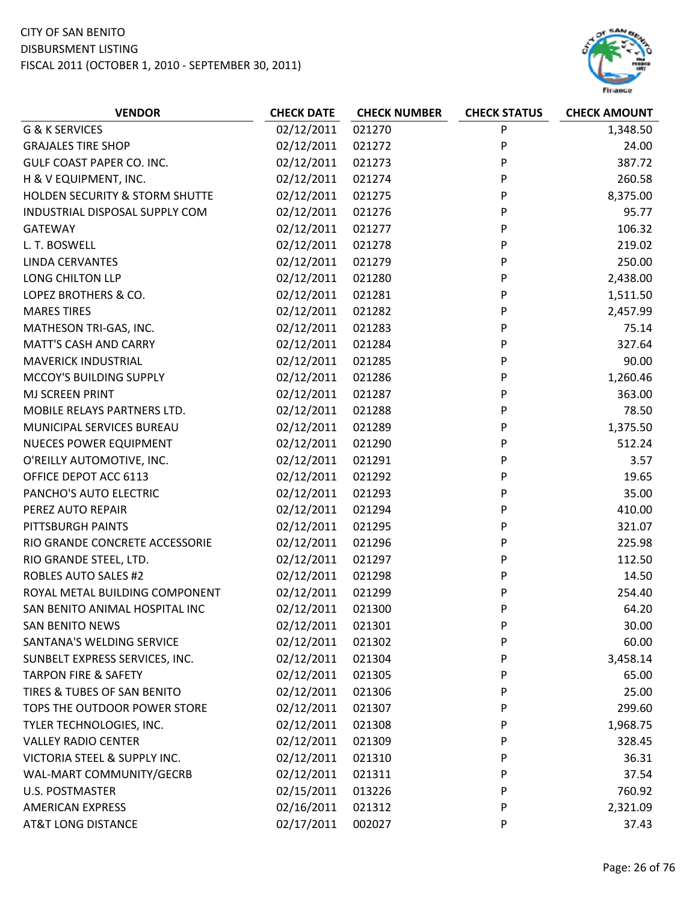CITY OF SAN BENITO
DISBURSMENT LISTING
FISCAL 2011 (OCTOBER 1, 2010 - SEPTEMBER 30, 2011)

| VENDOR | CHECK DATE | CHECK NUMBER | CHECK STATUS | CHECK AMOUNT |
|---|---|---|---|---|
| G & K SERVICES | 02/12/2011 | 021270 | P | 1,348.50 |
| GRAJALES TIRE SHOP | 02/12/2011 | 021272 | P | 24.00 |
| GULF COAST PAPER CO. INC. | 02/12/2011 | 021273 | P | 387.72 |
| H & V EQUIPMENT, INC. | 02/12/2011 | 021274 | P | 260.58 |
| HOLDEN SECURITY & STORM SHUTTE | 02/12/2011 | 021275 | P | 8,375.00 |
| INDUSTRIAL DISPOSAL SUPPLY COM | 02/12/2011 | 021276 | P | 95.77 |
| GATEWAY | 02/12/2011 | 021277 | P | 106.32 |
| L. T. BOSWELL | 02/12/2011 | 021278 | P | 219.02 |
| LINDA CERVANTES | 02/12/2011 | 021279 | P | 250.00 |
| LONG CHILTON LLP | 02/12/2011 | 021280 | P | 2,438.00 |
| LOPEZ BROTHERS & CO. | 02/12/2011 | 021281 | P | 1,511.50 |
| MARES TIRES | 02/12/2011 | 021282 | P | 2,457.99 |
| MATHESON TRI-GAS, INC. | 02/12/2011 | 021283 | P | 75.14 |
| MATT'S CASH AND CARRY | 02/12/2011 | 021284 | P | 327.64 |
| MAVERICK INDUSTRIAL | 02/12/2011 | 021285 | P | 90.00 |
| MCCOY'S BUILDING SUPPLY | 02/12/2011 | 021286 | P | 1,260.46 |
| MJ SCREEN PRINT | 02/12/2011 | 021287 | P | 363.00 |
| MOBILE RELAYS PARTNERS LTD. | 02/12/2011 | 021288 | P | 78.50 |
| MUNICIPAL SERVICES BUREAU | 02/12/2011 | 021289 | P | 1,375.50 |
| NUECES POWER EQUIPMENT | 02/12/2011 | 021290 | P | 512.24 |
| O'REILLY AUTOMOTIVE, INC. | 02/12/2011 | 021291 | P | 3.57 |
| OFFICE DEPOT ACC 6113 | 02/12/2011 | 021292 | P | 19.65 |
| PANCHO'S AUTO ELECTRIC | 02/12/2011 | 021293 | P | 35.00 |
| PEREZ AUTO REPAIR | 02/12/2011 | 021294 | P | 410.00 |
| PITTSBURGH PAINTS | 02/12/2011 | 021295 | P | 321.07 |
| RIO GRANDE CONCRETE ACCESSORIE | 02/12/2011 | 021296 | P | 225.98 |
| RIO GRANDE STEEL, LTD. | 02/12/2011 | 021297 | P | 112.50 |
| ROBLES AUTO SALES #2 | 02/12/2011 | 021298 | P | 14.50 |
| ROYAL METAL BUILDING COMPONENT | 02/12/2011 | 021299 | P | 254.40 |
| SAN BENITO ANIMAL HOSPITAL INC | 02/12/2011 | 021300 | P | 64.20 |
| SAN BENITO NEWS | 02/12/2011 | 021301 | P | 30.00 |
| SANTANA'S WELDING SERVICE | 02/12/2011 | 021302 | P | 60.00 |
| SUNBELT EXPRESS SERVICES, INC. | 02/12/2011 | 021304 | P | 3,458.14 |
| TARPON FIRE & SAFETY | 02/12/2011 | 021305 | P | 65.00 |
| TIRES & TUBES OF SAN BENITO | 02/12/2011 | 021306 | P | 25.00 |
| TOPS THE OUTDOOR POWER STORE | 02/12/2011 | 021307 | P | 299.60 |
| TYLER TECHNOLOGIES, INC. | 02/12/2011 | 021308 | P | 1,968.75 |
| VALLEY RADIO CENTER | 02/12/2011 | 021309 | P | 328.45 |
| VICTORIA STEEL & SUPPLY INC. | 02/12/2011 | 021310 | P | 36.31 |
| WAL-MART COMMUNITY/GECRB | 02/12/2011 | 021311 | P | 37.54 |
| U.S. POSTMASTER | 02/15/2011 | 013226 | P | 760.92 |
| AMERICAN EXPRESS | 02/16/2011 | 021312 | P | 2,321.09 |
| AT&T LONG DISTANCE | 02/17/2011 | 002027 | P | 37.43 |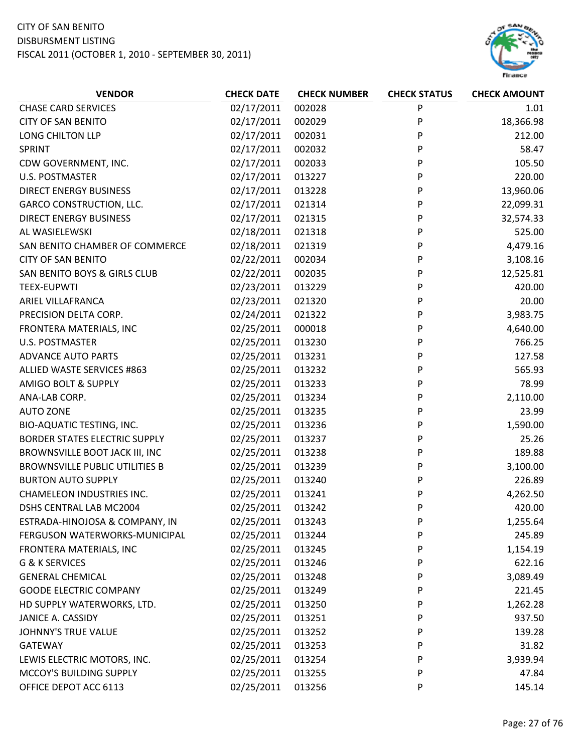CITY OF SAN BENITO
DISBURSMENT LISTING
FISCAL 2011 (OCTOBER 1, 2010 - SEPTEMBER 30, 2011)

| VENDOR | CHECK DATE | CHECK NUMBER | CHECK STATUS | CHECK AMOUNT |
|---|---|---|---|---|
| CHASE CARD SERVICES | 02/17/2011 | 002028 | P | 1.01 |
| CITY OF SAN BENITO | 02/17/2011 | 002029 | P | 18,366.98 |
| LONG CHILTON LLP | 02/17/2011 | 002031 | P | 212.00 |
| SPRINT | 02/17/2011 | 002032 | P | 58.47 |
| CDW GOVERNMENT, INC. | 02/17/2011 | 002033 | P | 105.50 |
| U.S. POSTMASTER | 02/17/2011 | 013227 | P | 220.00 |
| DIRECT ENERGY BUSINESS | 02/17/2011 | 013228 | P | 13,960.06 |
| GARCO CONSTRUCTION, LLC. | 02/17/2011 | 021314 | P | 22,099.31 |
| DIRECT ENERGY BUSINESS | 02/17/2011 | 021315 | P | 32,574.33 |
| AL WASIELEWSKI | 02/18/2011 | 021318 | P | 525.00 |
| SAN BENITO CHAMBER OF COMMERCE | 02/18/2011 | 021319 | P | 4,479.16 |
| CITY OF SAN BENITO | 02/22/2011 | 002034 | P | 3,108.16 |
| SAN BENITO BOYS & GIRLS CLUB | 02/22/2011 | 002035 | P | 12,525.81 |
| TEEX-EUPWTI | 02/23/2011 | 013229 | P | 420.00 |
| ARIEL VILLAFRANCA | 02/23/2011 | 021320 | P | 20.00 |
| PRECISION DELTA CORP. | 02/24/2011 | 021322 | P | 3,983.75 |
| FRONTERA MATERIALS, INC | 02/25/2011 | 000018 | P | 4,640.00 |
| U.S. POSTMASTER | 02/25/2011 | 013230 | P | 766.25 |
| ADVANCE AUTO PARTS | 02/25/2011 | 013231 | P | 127.58 |
| ALLIED WASTE SERVICES #863 | 02/25/2011 | 013232 | P | 565.93 |
| AMIGO BOLT & SUPPLY | 02/25/2011 | 013233 | P | 78.99 |
| ANA-LAB CORP. | 02/25/2011 | 013234 | P | 2,110.00 |
| AUTO ZONE | 02/25/2011 | 013235 | P | 23.99 |
| BIO-AQUATIC TESTING, INC. | 02/25/2011 | 013236 | P | 1,590.00 |
| BORDER STATES ELECTRIC SUPPLY | 02/25/2011 | 013237 | P | 25.26 |
| BROWNSVILLE BOOT JACK III, INC | 02/25/2011 | 013238 | P | 189.88 |
| BROWNSVILLE PUBLIC UTILITIES B | 02/25/2011 | 013239 | P | 3,100.00 |
| BURTON AUTO SUPPLY | 02/25/2011 | 013240 | P | 226.89 |
| CHAMELEON INDUSTRIES INC. | 02/25/2011 | 013241 | P | 4,262.50 |
| DSHS CENTRAL LAB MC2004 | 02/25/2011 | 013242 | P | 420.00 |
| ESTRADA-HINOJOSA & COMPANY, IN | 02/25/2011 | 013243 | P | 1,255.64 |
| FERGUSON WATERWORKS-MUNICIPAL | 02/25/2011 | 013244 | P | 245.89 |
| FRONTERA MATERIALS, INC | 02/25/2011 | 013245 | P | 1,154.19 |
| G & K SERVICES | 02/25/2011 | 013246 | P | 622.16 |
| GENERAL CHEMICAL | 02/25/2011 | 013248 | P | 3,089.49 |
| GOODE ELECTRIC COMPANY | 02/25/2011 | 013249 | P | 221.45 |
| HD SUPPLY WATERWORKS, LTD. | 02/25/2011 | 013250 | P | 1,262.28 |
| JANICE A. CASSIDY | 02/25/2011 | 013251 | P | 937.50 |
| JOHNNY'S TRUE VALUE | 02/25/2011 | 013252 | P | 139.28 |
| GATEWAY | 02/25/2011 | 013253 | P | 31.82 |
| LEWIS ELECTRIC MOTORS, INC. | 02/25/2011 | 013254 | P | 3,939.94 |
| MCCOY'S BUILDING SUPPLY | 02/25/2011 | 013255 | P | 47.84 |
| OFFICE DEPOT ACC 6113 | 02/25/2011 | 013256 | P | 145.14 |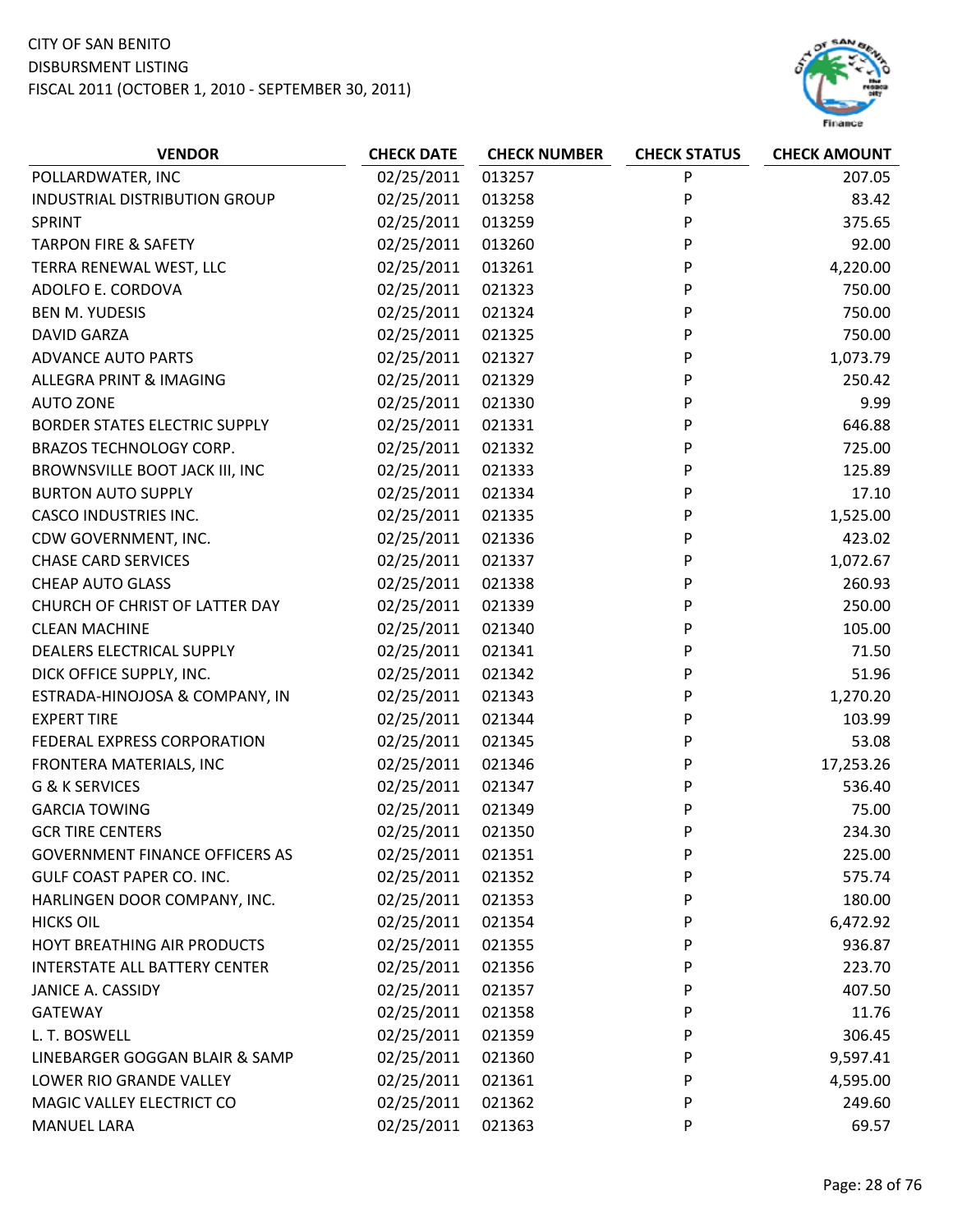CITY OF SAN BENITO
DISBURSMENT LISTING
FISCAL 2011 (OCTOBER 1, 2010 - SEPTEMBER 30, 2011)

| VENDOR | CHECK DATE | CHECK NUMBER | CHECK STATUS | CHECK AMOUNT |
|---|---|---|---|---|
| POLLARDWATER, INC | 02/25/2011 | 013257 | P | 207.05 |
| INDUSTRIAL DISTRIBUTION GROUP | 02/25/2011 | 013258 | P | 83.42 |
| SPRINT | 02/25/2011 | 013259 | P | 375.65 |
| TARPON FIRE & SAFETY | 02/25/2011 | 013260 | P | 92.00 |
| TERRA RENEWAL WEST, LLC | 02/25/2011 | 013261 | P | 4,220.00 |
| ADOLFO E. CORDOVA | 02/25/2011 | 021323 | P | 750.00 |
| BEN M. YUDESIS | 02/25/2011 | 021324 | P | 750.00 |
| DAVID GARZA | 02/25/2011 | 021325 | P | 750.00 |
| ADVANCE AUTO PARTS | 02/25/2011 | 021327 | P | 1,073.79 |
| ALLEGRA PRINT & IMAGING | 02/25/2011 | 021329 | P | 250.42 |
| AUTO ZONE | 02/25/2011 | 021330 | P | 9.99 |
| BORDER STATES ELECTRIC SUPPLY | 02/25/2011 | 021331 | P | 646.88 |
| BRAZOS TECHNOLOGY CORP. | 02/25/2011 | 021332 | P | 725.00 |
| BROWNSVILLE BOOT JACK III, INC | 02/25/2011 | 021333 | P | 125.89 |
| BURTON AUTO SUPPLY | 02/25/2011 | 021334 | P | 17.10 |
| CASCO INDUSTRIES INC. | 02/25/2011 | 021335 | P | 1,525.00 |
| CDW GOVERNMENT, INC. | 02/25/2011 | 021336 | P | 423.02 |
| CHASE CARD SERVICES | 02/25/2011 | 021337 | P | 1,072.67 |
| CHEAP AUTO GLASS | 02/25/2011 | 021338 | P | 260.93 |
| CHURCH OF CHRIST OF LATTER DAY | 02/25/2011 | 021339 | P | 250.00 |
| CLEAN MACHINE | 02/25/2011 | 021340 | P | 105.00 |
| DEALERS ELECTRICAL SUPPLY | 02/25/2011 | 021341 | P | 71.50 |
| DICK OFFICE SUPPLY, INC. | 02/25/2011 | 021342 | P | 51.96 |
| ESTRADA-HINOJOSA & COMPANY, IN | 02/25/2011 | 021343 | P | 1,270.20 |
| EXPERT TIRE | 02/25/2011 | 021344 | P | 103.99 |
| FEDERAL EXPRESS CORPORATION | 02/25/2011 | 021345 | P | 53.08 |
| FRONTERA MATERIALS, INC | 02/25/2011 | 021346 | P | 17,253.26 |
| G & K SERVICES | 02/25/2011 | 021347 | P | 536.40 |
| GARCIA TOWING | 02/25/2011 | 021349 | P | 75.00 |
| GCR TIRE CENTERS | 02/25/2011 | 021350 | P | 234.30 |
| GOVERNMENT FINANCE OFFICERS AS | 02/25/2011 | 021351 | P | 225.00 |
| GULF COAST PAPER CO. INC. | 02/25/2011 | 021352 | P | 575.74 |
| HARLINGEN DOOR COMPANY, INC. | 02/25/2011 | 021353 | P | 180.00 |
| HICKS OIL | 02/25/2011 | 021354 | P | 6,472.92 |
| HOYT BREATHING AIR PRODUCTS | 02/25/2011 | 021355 | P | 936.87 |
| INTERSTATE ALL BATTERY CENTER | 02/25/2011 | 021356 | P | 223.70 |
| JANICE A. CASSIDY | 02/25/2011 | 021357 | P | 407.50 |
| GATEWAY | 02/25/2011 | 021358 | P | 11.76 |
| L. T. BOSWELL | 02/25/2011 | 021359 | P | 306.45 |
| LINEBARGER GOGGAN BLAIR & SAMP | 02/25/2011 | 021360 | P | 9,597.41 |
| LOWER RIO GRANDE VALLEY | 02/25/2011 | 021361 | P | 4,595.00 |
| MAGIC VALLEY ELECTRICT CO | 02/25/2011 | 021362 | P | 249.60 |
| MANUEL LARA | 02/25/2011 | 021363 | P | 69.57 |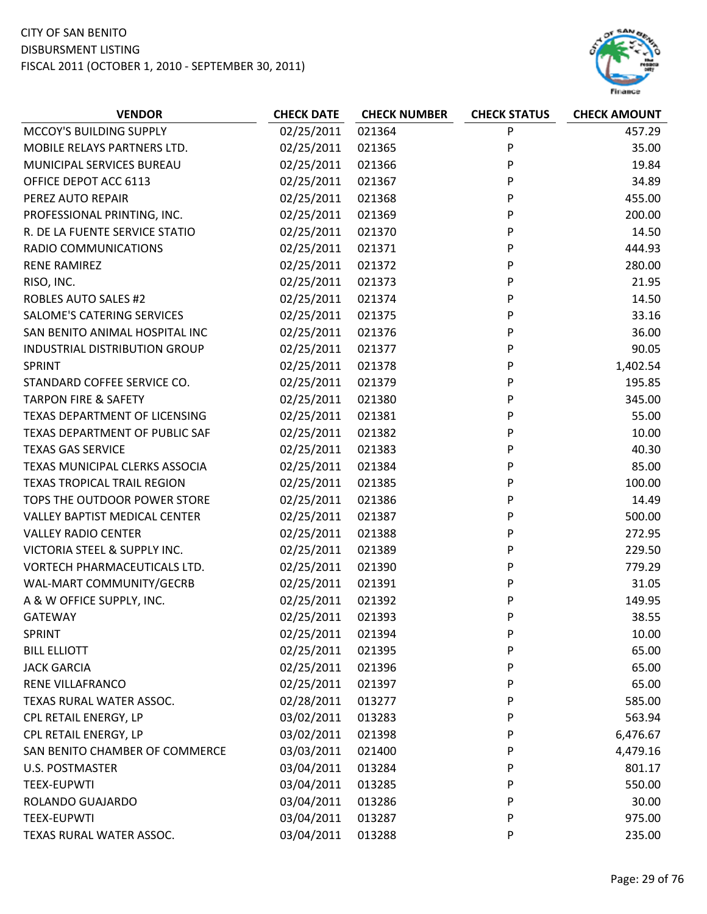CITY OF SAN BENITO
DISBURSMENT LISTING
FISCAL 2011 (OCTOBER 1, 2010 - SEPTEMBER 30, 2011)

| VENDOR | CHECK DATE | CHECK NUMBER | CHECK STATUS | CHECK AMOUNT |
|---|---|---|---|---|
| MCCOY'S BUILDING SUPPLY | 02/25/2011 | 021364 | P | 457.29 |
| MOBILE RELAYS PARTNERS LTD. | 02/25/2011 | 021365 | P | 35.00 |
| MUNICIPAL SERVICES BUREAU | 02/25/2011 | 021366 | P | 19.84 |
| OFFICE DEPOT ACC 6113 | 02/25/2011 | 021367 | P | 34.89 |
| PEREZ AUTO REPAIR | 02/25/2011 | 021368 | P | 455.00 |
| PROFESSIONAL PRINTING, INC. | 02/25/2011 | 021369 | P | 200.00 |
| R. DE LA FUENTE SERVICE STATIO | 02/25/2011 | 021370 | P | 14.50 |
| RADIO COMMUNICATIONS | 02/25/2011 | 021371 | P | 444.93 |
| RENE RAMIREZ | 02/25/2011 | 021372 | P | 280.00 |
| RISO, INC. | 02/25/2011 | 021373 | P | 21.95 |
| ROBLES AUTO SALES #2 | 02/25/2011 | 021374 | P | 14.50 |
| SALOME'S CATERING SERVICES | 02/25/2011 | 021375 | P | 33.16 |
| SAN BENITO ANIMAL HOSPITAL INC | 02/25/2011 | 021376 | P | 36.00 |
| INDUSTRIAL DISTRIBUTION GROUP | 02/25/2011 | 021377 | P | 90.05 |
| SPRINT | 02/25/2011 | 021378 | P | 1,402.54 |
| STANDARD COFFEE SERVICE CO. | 02/25/2011 | 021379 | P | 195.85 |
| TARPON FIRE & SAFETY | 02/25/2011 | 021380 | P | 345.00 |
| TEXAS DEPARTMENT OF LICENSING | 02/25/2011 | 021381 | P | 55.00 |
| TEXAS DEPARTMENT OF PUBLIC SAF | 02/25/2011 | 021382 | P | 10.00 |
| TEXAS GAS SERVICE | 02/25/2011 | 021383 | P | 40.30 |
| TEXAS MUNICIPAL CLERKS ASSOCIA | 02/25/2011 | 021384 | P | 85.00 |
| TEXAS TROPICAL TRAIL REGION | 02/25/2011 | 021385 | P | 100.00 |
| TOPS THE OUTDOOR POWER STORE | 02/25/2011 | 021386 | P | 14.49 |
| VALLEY BAPTIST MEDICAL CENTER | 02/25/2011 | 021387 | P | 500.00 |
| VALLEY RADIO CENTER | 02/25/2011 | 021388 | P | 272.95 |
| VICTORIA STEEL & SUPPLY INC. | 02/25/2011 | 021389 | P | 229.50 |
| VORTECH PHARMACEUTICALS LTD. | 02/25/2011 | 021390 | P | 779.29 |
| WAL-MART COMMUNITY/GECRB | 02/25/2011 | 021391 | P | 31.05 |
| A & W OFFICE SUPPLY, INC. | 02/25/2011 | 021392 | P | 149.95 |
| GATEWAY | 02/25/2011 | 021393 | P | 38.55 |
| SPRINT | 02/25/2011 | 021394 | P | 10.00 |
| BILL ELLIOTT | 02/25/2011 | 021395 | P | 65.00 |
| JACK GARCIA | 02/25/2011 | 021396 | P | 65.00 |
| RENE VILLAFRANCO | 02/25/2011 | 021397 | P | 65.00 |
| TEXAS RURAL WATER ASSOC. | 02/28/2011 | 013277 | P | 585.00 |
| CPL RETAIL ENERGY, LP | 03/02/2011 | 013283 | P | 563.94 |
| CPL RETAIL ENERGY, LP | 03/02/2011 | 021398 | P | 6,476.67 |
| SAN BENITO CHAMBER OF COMMERCE | 03/03/2011 | 021400 | P | 4,479.16 |
| U.S. POSTMASTER | 03/04/2011 | 013284 | P | 801.17 |
| TEEX-EUPWTI | 03/04/2011 | 013285 | P | 550.00 |
| ROLANDO GUAJARDO | 03/04/2011 | 013286 | P | 30.00 |
| TEEX-EUPWTI | 03/04/2011 | 013287 | P | 975.00 |
| TEXAS RURAL WATER ASSOC. | 03/04/2011 | 013288 | P | 235.00 |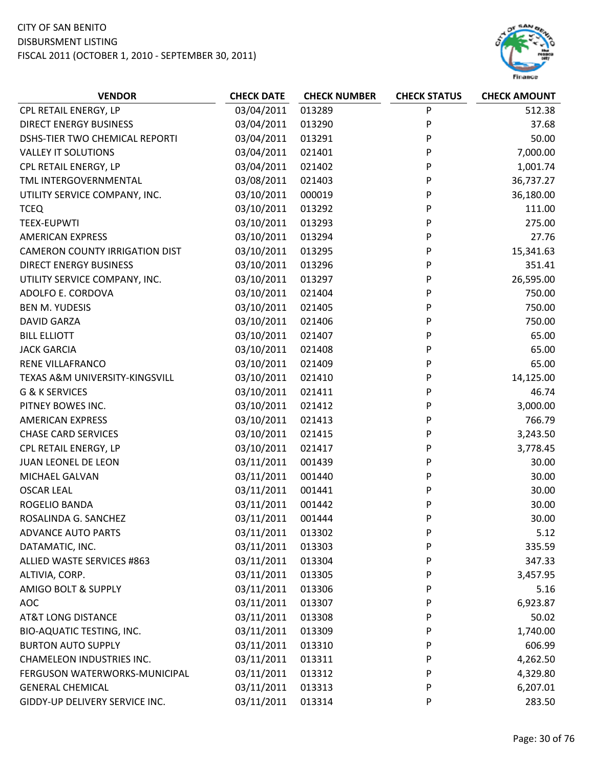CITY OF SAN BENITO
DISBURSMENT LISTING
FISCAL 2011 (OCTOBER 1, 2010 - SEPTEMBER 30, 2011)

| VENDOR | CHECK DATE | CHECK NUMBER | CHECK STATUS | CHECK AMOUNT |
|---|---|---|---|---|
| CPL RETAIL ENERGY, LP | 03/04/2011 | 013289 | P | 512.38 |
| DIRECT ENERGY BUSINESS | 03/04/2011 | 013290 | P | 37.68 |
| DSHS-TIER TWO CHEMICAL REPORTI | 03/04/2011 | 013291 | P | 50.00 |
| VALLEY IT SOLUTIONS | 03/04/2011 | 021401 | P | 7,000.00 |
| CPL RETAIL ENERGY, LP | 03/04/2011 | 021402 | P | 1,001.74 |
| TML INTERGOVERNMENTAL | 03/08/2011 | 021403 | P | 36,737.27 |
| UTILITY SERVICE COMPANY, INC. | 03/10/2011 | 000019 | P | 36,180.00 |
| TCEQ | 03/10/2011 | 013292 | P | 111.00 |
| TEEX-EUPWTI | 03/10/2011 | 013293 | P | 275.00 |
| AMERICAN EXPRESS | 03/10/2011 | 013294 | P | 27.76 |
| CAMERON COUNTY IRRIGATION DIST | 03/10/2011 | 013295 | P | 15,341.63 |
| DIRECT ENERGY BUSINESS | 03/10/2011 | 013296 | P | 351.41 |
| UTILITY SERVICE COMPANY, INC. | 03/10/2011 | 013297 | P | 26,595.00 |
| ADOLFO E. CORDOVA | 03/10/2011 | 021404 | P | 750.00 |
| BEN M. YUDESIS | 03/10/2011 | 021405 | P | 750.00 |
| DAVID GARZA | 03/10/2011 | 021406 | P | 750.00 |
| BILL ELLIOTT | 03/10/2011 | 021407 | P | 65.00 |
| JACK GARCIA | 03/10/2011 | 021408 | P | 65.00 |
| RENE VILLAFRANCO | 03/10/2011 | 021409 | P | 65.00 |
| TEXAS A&M UNIVERSITY-KINGSVILL | 03/10/2011 | 021410 | P | 14,125.00 |
| G & K SERVICES | 03/10/2011 | 021411 | P | 46.74 |
| PITNEY BOWES INC. | 03/10/2011 | 021412 | P | 3,000.00 |
| AMERICAN EXPRESS | 03/10/2011 | 021413 | P | 766.79 |
| CHASE CARD SERVICES | 03/10/2011 | 021415 | P | 3,243.50 |
| CPL RETAIL ENERGY, LP | 03/10/2011 | 021417 | P | 3,778.45 |
| JUAN LEONEL DE LEON | 03/11/2011 | 001439 | P | 30.00 |
| MICHAEL GALVAN | 03/11/2011 | 001440 | P | 30.00 |
| OSCAR LEAL | 03/11/2011 | 001441 | P | 30.00 |
| ROGELIO BANDA | 03/11/2011 | 001442 | P | 30.00 |
| ROSALINDA G. SANCHEZ | 03/11/2011 | 001444 | P | 30.00 |
| ADVANCE AUTO PARTS | 03/11/2011 | 013302 | P | 5.12 |
| DATAMATIC, INC. | 03/11/2011 | 013303 | P | 335.59 |
| ALLIED WASTE SERVICES #863 | 03/11/2011 | 013304 | P | 347.33 |
| ALTIVIA, CORP. | 03/11/2011 | 013305 | P | 3,457.95 |
| AMIGO BOLT & SUPPLY | 03/11/2011 | 013306 | P | 5.16 |
| AOC | 03/11/2011 | 013307 | P | 6,923.87 |
| AT&T LONG DISTANCE | 03/11/2011 | 013308 | P | 50.02 |
| BIO-AQUATIC TESTING, INC. | 03/11/2011 | 013309 | P | 1,740.00 |
| BURTON AUTO SUPPLY | 03/11/2011 | 013310 | P | 606.99 |
| CHAMELEON INDUSTRIES INC. | 03/11/2011 | 013311 | P | 4,262.50 |
| FERGUSON WATERWORKS-MUNICIPAL | 03/11/2011 | 013312 | P | 4,329.80 |
| GENERAL CHEMICAL | 03/11/2011 | 013313 | P | 6,207.01 |
| GIDDY-UP DELIVERY SERVICE INC. | 03/11/2011 | 013314 | P | 283.50 |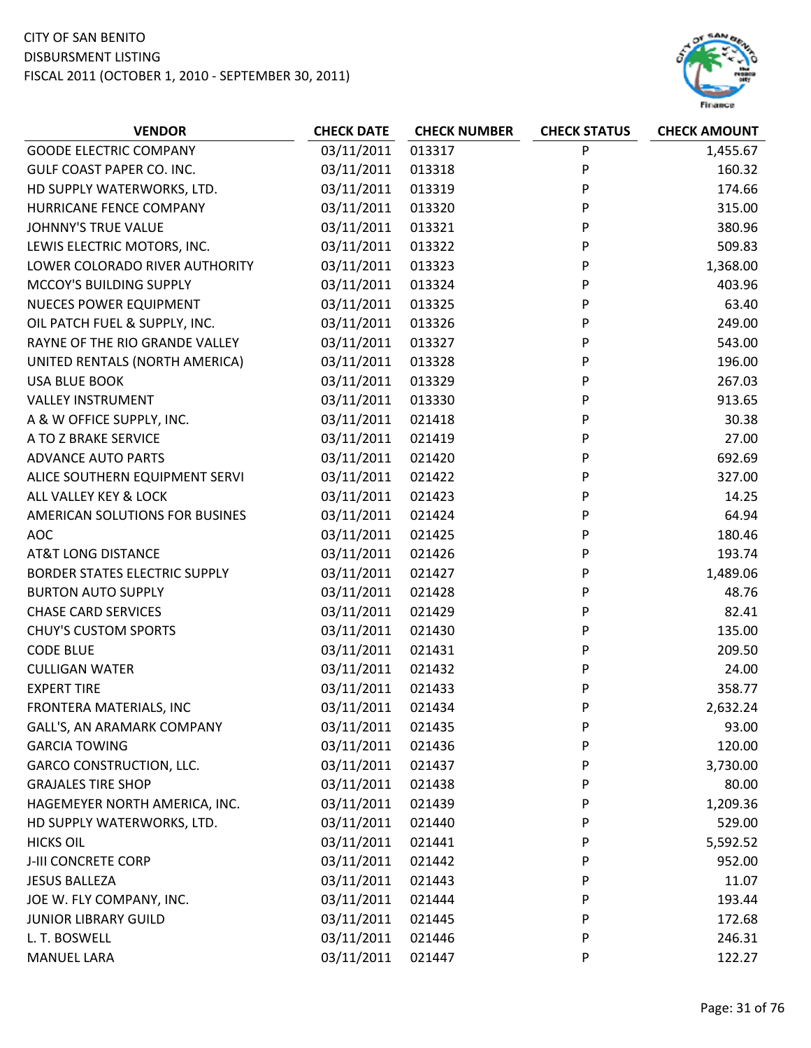CITY OF SAN BENITO
DISBURSMENT LISTING
FISCAL 2011 (OCTOBER 1, 2010 - SEPTEMBER 30, 2011)

| VENDOR | CHECK DATE | CHECK NUMBER | CHECK STATUS | CHECK AMOUNT |
|---|---|---|---|---|
| GOODE ELECTRIC COMPANY | 03/11/2011 | 013317 | P | 1,455.67 |
| GULF COAST PAPER CO. INC. | 03/11/2011 | 013318 | P | 160.32 |
| HD SUPPLY WATERWORKS, LTD. | 03/11/2011 | 013319 | P | 174.66 |
| HURRICANE FENCE COMPANY | 03/11/2011 | 013320 | P | 315.00 |
| JOHNNY'S TRUE VALUE | 03/11/2011 | 013321 | P | 380.96 |
| LEWIS ELECTRIC MOTORS, INC. | 03/11/2011 | 013322 | P | 509.83 |
| LOWER COLORADO RIVER AUTHORITY | 03/11/2011 | 013323 | P | 1,368.00 |
| MCCOY'S BUILDING SUPPLY | 03/11/2011 | 013324 | P | 403.96 |
| NUECES POWER EQUIPMENT | 03/11/2011 | 013325 | P | 63.40 |
| OIL PATCH FUEL & SUPPLY, INC. | 03/11/2011 | 013326 | P | 249.00 |
| RAYNE OF THE RIO GRANDE VALLEY | 03/11/2011 | 013327 | P | 543.00 |
| UNITED RENTALS (NORTH AMERICA) | 03/11/2011 | 013328 | P | 196.00 |
| USA BLUE BOOK | 03/11/2011 | 013329 | P | 267.03 |
| VALLEY INSTRUMENT | 03/11/2011 | 013330 | P | 913.65 |
| A & W OFFICE SUPPLY, INC. | 03/11/2011 | 021418 | P | 30.38 |
| A TO Z BRAKE SERVICE | 03/11/2011 | 021419 | P | 27.00 |
| ADVANCE AUTO PARTS | 03/11/2011 | 021420 | P | 692.69 |
| ALICE SOUTHERN EQUIPMENT SERVI | 03/11/2011 | 021422 | P | 327.00 |
| ALL VALLEY KEY & LOCK | 03/11/2011 | 021423 | P | 14.25 |
| AMERICAN SOLUTIONS FOR BUSINES | 03/11/2011 | 021424 | P | 64.94 |
| AOC | 03/11/2011 | 021425 | P | 180.46 |
| AT&T LONG DISTANCE | 03/11/2011 | 021426 | P | 193.74 |
| BORDER STATES ELECTRIC SUPPLY | 03/11/2011 | 021427 | P | 1,489.06 |
| BURTON AUTO SUPPLY | 03/11/2011 | 021428 | P | 48.76 |
| CHASE CARD SERVICES | 03/11/2011 | 021429 | P | 82.41 |
| CHUY'S CUSTOM SPORTS | 03/11/2011 | 021430 | P | 135.00 |
| CODE BLUE | 03/11/2011 | 021431 | P | 209.50 |
| CULLIGAN WATER | 03/11/2011 | 021432 | P | 24.00 |
| EXPERT TIRE | 03/11/2011 | 021433 | P | 358.77 |
| FRONTERA MATERIALS, INC | 03/11/2011 | 021434 | P | 2,632.24 |
| GALL'S, AN ARAMARK COMPANY | 03/11/2011 | 021435 | P | 93.00 |
| GARCIA TOWING | 03/11/2011 | 021436 | P | 120.00 |
| GARCO CONSTRUCTION, LLC. | 03/11/2011 | 021437 | P | 3,730.00 |
| GRAJALES TIRE SHOP | 03/11/2011 | 021438 | P | 80.00 |
| HAGEMEYER NORTH AMERICA, INC. | 03/11/2011 | 021439 | P | 1,209.36 |
| HD SUPPLY WATERWORKS, LTD. | 03/11/2011 | 021440 | P | 529.00 |
| HICKS OIL | 03/11/2011 | 021441 | P | 5,592.52 |
| J-III CONCRETE CORP | 03/11/2011 | 021442 | P | 952.00 |
| JESUS BALLEZA | 03/11/2011 | 021443 | P | 11.07 |
| JOE W. FLY COMPANY, INC. | 03/11/2011 | 021444 | P | 193.44 |
| JUNIOR LIBRARY GUILD | 03/11/2011 | 021445 | P | 172.68 |
| L. T. BOSWELL | 03/11/2011 | 021446 | P | 246.31 |
| MANUEL LARA | 03/11/2011 | 021447 | P | 122.27 |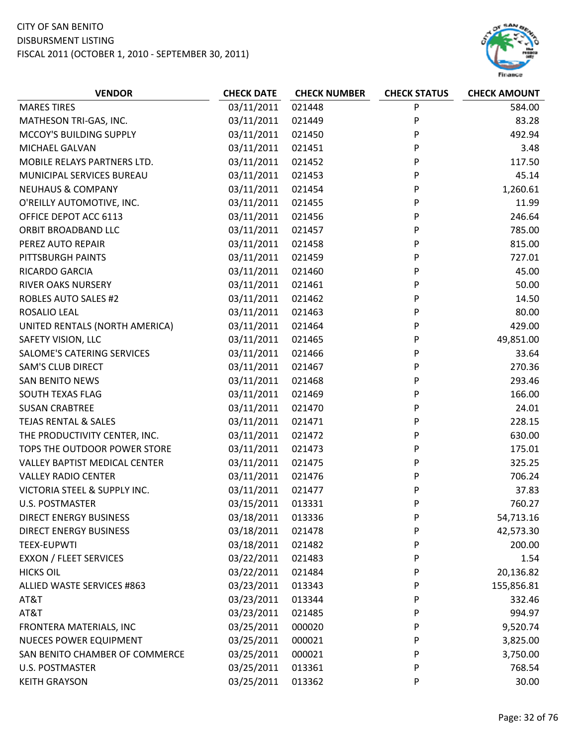CITY OF SAN BENITO
DISBURSMENT LISTING
FISCAL 2011 (OCTOBER 1, 2010 - SEPTEMBER 30, 2011)

| VENDOR | CHECK DATE | CHECK NUMBER | CHECK STATUS | CHECK AMOUNT |
|---|---|---|---|---|
| MARES TIRES | 03/11/2011 | 021448 | P | 584.00 |
| MATHESON TRI-GAS, INC. | 03/11/2011 | 021449 | P | 83.28 |
| MCCOY'S BUILDING SUPPLY | 03/11/2011 | 021450 | P | 492.94 |
| MICHAEL GALVAN | 03/11/2011 | 021451 | P | 3.48 |
| MOBILE RELAYS PARTNERS LTD. | 03/11/2011 | 021452 | P | 117.50 |
| MUNICIPAL SERVICES BUREAU | 03/11/2011 | 021453 | P | 45.14 |
| NEUHAUS & COMPANY | 03/11/2011 | 021454 | P | 1,260.61 |
| O'REILLY AUTOMOTIVE, INC. | 03/11/2011 | 021455 | P | 11.99 |
| OFFICE DEPOT ACC 6113 | 03/11/2011 | 021456 | P | 246.64 |
| ORBIT BROADBAND LLC | 03/11/2011 | 021457 | P | 785.00 |
| PEREZ AUTO REPAIR | 03/11/2011 | 021458 | P | 815.00 |
| PITTSBURGH PAINTS | 03/11/2011 | 021459 | P | 727.01 |
| RICARDO GARCIA | 03/11/2011 | 021460 | P | 45.00 |
| RIVER OAKS NURSERY | 03/11/2011 | 021461 | P | 50.00 |
| ROBLES AUTO SALES #2 | 03/11/2011 | 021462 | P | 14.50 |
| ROSALIO LEAL | 03/11/2011 | 021463 | P | 80.00 |
| UNITED RENTALS (NORTH AMERICA) | 03/11/2011 | 021464 | P | 429.00 |
| SAFETY VISION, LLC | 03/11/2011 | 021465 | P | 49,851.00 |
| SALOME'S CATERING SERVICES | 03/11/2011 | 021466 | P | 33.64 |
| SAM'S CLUB DIRECT | 03/11/2011 | 021467 | P | 270.36 |
| SAN BENITO NEWS | 03/11/2011 | 021468 | P | 293.46 |
| SOUTH TEXAS FLAG | 03/11/2011 | 021469 | P | 166.00 |
| SUSAN CRABTREE | 03/11/2011 | 021470 | P | 24.01 |
| TEJAS RENTAL & SALES | 03/11/2011 | 021471 | P | 228.15 |
| THE PRODUCTIVITY CENTER, INC. | 03/11/2011 | 021472 | P | 630.00 |
| TOPS THE OUTDOOR POWER STORE | 03/11/2011 | 021473 | P | 175.01 |
| VALLEY BAPTIST MEDICAL CENTER | 03/11/2011 | 021475 | P | 325.25 |
| VALLEY RADIO CENTER | 03/11/2011 | 021476 | P | 706.24 |
| VICTORIA STEEL & SUPPLY INC. | 03/11/2011 | 021477 | P | 37.83 |
| U.S. POSTMASTER | 03/15/2011 | 013331 | P | 760.27 |
| DIRECT ENERGY BUSINESS | 03/18/2011 | 013336 | P | 54,713.16 |
| DIRECT ENERGY BUSINESS | 03/18/2011 | 021478 | P | 42,573.30 |
| TEEX-EUPWTI | 03/18/2011 | 021482 | P | 200.00 |
| EXXON / FLEET SERVICES | 03/22/2011 | 021483 | P | 1.54 |
| HICKS OIL | 03/22/2011 | 021484 | P | 20,136.82 |
| ALLIED WASTE SERVICES #863 | 03/23/2011 | 013343 | P | 155,856.81 |
| AT&T | 03/23/2011 | 013344 | P | 332.46 |
| AT&T | 03/23/2011 | 021485 | P | 994.97 |
| FRONTERA MATERIALS, INC | 03/25/2011 | 000020 | P | 9,520.74 |
| NUECES POWER EQUIPMENT | 03/25/2011 | 000021 | P | 3,825.00 |
| SAN BENITO CHAMBER OF COMMERCE | 03/25/2011 | 000021 | P | 3,750.00 |
| U.S. POSTMASTER | 03/25/2011 | 013361 | P | 768.54 |
| KEITH GRAYSON | 03/25/2011 | 013362 | P | 30.00 |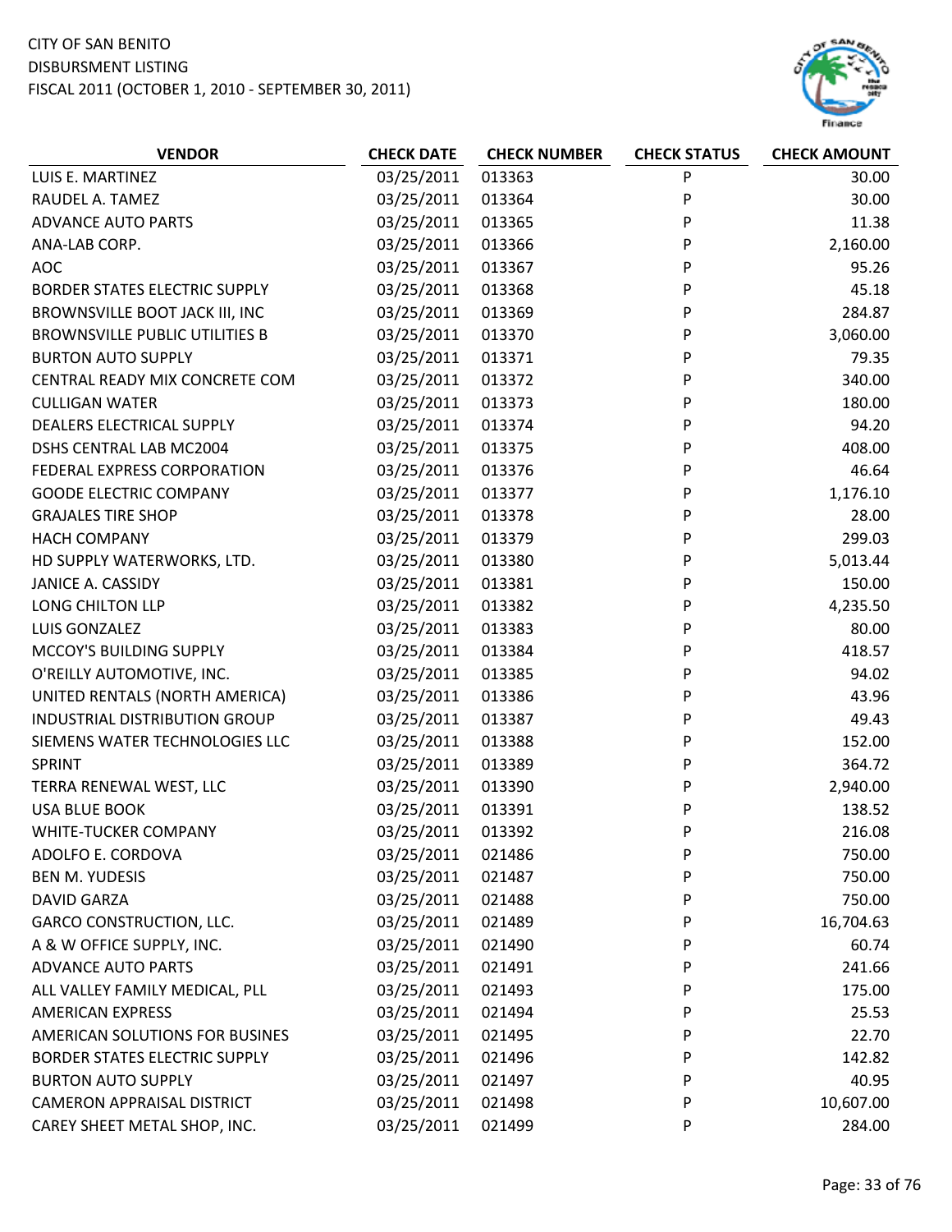CITY OF SAN BENITO
DISBURSMENT LISTING
FISCAL 2011 (OCTOBER 1, 2010 - SEPTEMBER 30, 2011)

| VENDOR | CHECK DATE | CHECK NUMBER | CHECK STATUS | CHECK AMOUNT |
|---|---|---|---|---|
| LUIS E. MARTINEZ | 03/25/2011 | 013363 | P | 30.00 |
| RAUDEL A. TAMEZ | 03/25/2011 | 013364 | P | 30.00 |
| ADVANCE AUTO PARTS | 03/25/2011 | 013365 | P | 11.38 |
| ANA-LAB CORP. | 03/25/2011 | 013366 | P | 2,160.00 |
| AOC | 03/25/2011 | 013367 | P | 95.26 |
| BORDER STATES ELECTRIC SUPPLY | 03/25/2011 | 013368 | P | 45.18 |
| BROWNSVILLE BOOT JACK III, INC | 03/25/2011 | 013369 | P | 284.87 |
| BROWNSVILLE PUBLIC UTILITIES B | 03/25/2011 | 013370 | P | 3,060.00 |
| BURTON AUTO SUPPLY | 03/25/2011 | 013371 | P | 79.35 |
| CENTRAL READY MIX CONCRETE COM | 03/25/2011 | 013372 | P | 340.00 |
| CULLIGAN WATER | 03/25/2011 | 013373 | P | 180.00 |
| DEALERS ELECTRICAL SUPPLY | 03/25/2011 | 013374 | P | 94.20 |
| DSHS CENTRAL LAB MC2004 | 03/25/2011 | 013375 | P | 408.00 |
| FEDERAL EXPRESS CORPORATION | 03/25/2011 | 013376 | P | 46.64 |
| GOODE ELECTRIC COMPANY | 03/25/2011 | 013377 | P | 1,176.10 |
| GRAJALES TIRE SHOP | 03/25/2011 | 013378 | P | 28.00 |
| HACH COMPANY | 03/25/2011 | 013379 | P | 299.03 |
| HD SUPPLY WATERWORKS, LTD. | 03/25/2011 | 013380 | P | 5,013.44 |
| JANICE A. CASSIDY | 03/25/2011 | 013381 | P | 150.00 |
| LONG CHILTON LLP | 03/25/2011 | 013382 | P | 4,235.50 |
| LUIS GONZALEZ | 03/25/2011 | 013383 | P | 80.00 |
| MCCOY'S BUILDING SUPPLY | 03/25/2011 | 013384 | P | 418.57 |
| O'REILLY AUTOMOTIVE, INC. | 03/25/2011 | 013385 | P | 94.02 |
| UNITED RENTALS (NORTH AMERICA) | 03/25/2011 | 013386 | P | 43.96 |
| INDUSTRIAL DISTRIBUTION GROUP | 03/25/2011 | 013387 | P | 49.43 |
| SIEMENS WATER TECHNOLOGIES LLC | 03/25/2011 | 013388 | P | 152.00 |
| SPRINT | 03/25/2011 | 013389 | P | 364.72 |
| TERRA RENEWAL WEST, LLC | 03/25/2011 | 013390 | P | 2,940.00 |
| USA BLUE BOOK | 03/25/2011 | 013391 | P | 138.52 |
| WHITE-TUCKER COMPANY | 03/25/2011 | 013392 | P | 216.08 |
| ADOLFO E. CORDOVA | 03/25/2011 | 021486 | P | 750.00 |
| BEN M. YUDESIS | 03/25/2011 | 021487 | P | 750.00 |
| DAVID GARZA | 03/25/2011 | 021488 | P | 750.00 |
| GARCO CONSTRUCTION, LLC. | 03/25/2011 | 021489 | P | 16,704.63 |
| A & W OFFICE SUPPLY, INC. | 03/25/2011 | 021490 | P | 60.74 |
| ADVANCE AUTO PARTS | 03/25/2011 | 021491 | P | 241.66 |
| ALL VALLEY FAMILY MEDICAL, PLL | 03/25/2011 | 021493 | P | 175.00 |
| AMERICAN EXPRESS | 03/25/2011 | 021494 | P | 25.53 |
| AMERICAN SOLUTIONS FOR BUSINES | 03/25/2011 | 021495 | P | 22.70 |
| BORDER STATES ELECTRIC SUPPLY | 03/25/2011 | 021496 | P | 142.82 |
| BURTON AUTO SUPPLY | 03/25/2011 | 021497 | P | 40.95 |
| CAMERON APPRAISAL DISTRICT | 03/25/2011 | 021498 | P | 10,607.00 |
| CAREY SHEET METAL SHOP, INC. | 03/25/2011 | 021499 | P | 284.00 |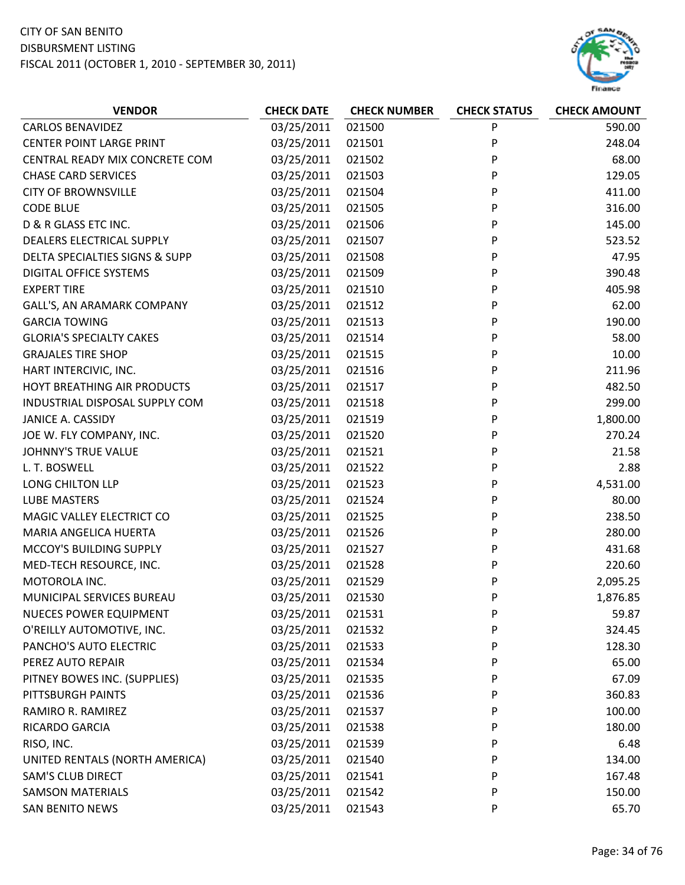CITY OF SAN BENITO
DISBURSMENT LISTING
FISCAL 2011 (OCTOBER 1, 2010 - SEPTEMBER 30, 2011)

| VENDOR | CHECK DATE | CHECK NUMBER | CHECK STATUS | CHECK AMOUNT |
|---|---|---|---|---|
| CARLOS BENAVIDEZ | 03/25/2011 | 021500 | P | 590.00 |
| CENTER POINT LARGE PRINT | 03/25/2011 | 021501 | P | 248.04 |
| CENTRAL READY MIX CONCRETE COM | 03/25/2011 | 021502 | P | 68.00 |
| CHASE CARD SERVICES | 03/25/2011 | 021503 | P | 129.05 |
| CITY OF BROWNSVILLE | 03/25/2011 | 021504 | P | 411.00 |
| CODE BLUE | 03/25/2011 | 021505 | P | 316.00 |
| D & R GLASS ETC INC. | 03/25/2011 | 021506 | P | 145.00 |
| DEALERS ELECTRICAL SUPPLY | 03/25/2011 | 021507 | P | 523.52 |
| DELTA SPECIALTIES SIGNS & SUPP | 03/25/2011 | 021508 | P | 47.95 |
| DIGITAL OFFICE SYSTEMS | 03/25/2011 | 021509 | P | 390.48 |
| EXPERT TIRE | 03/25/2011 | 021510 | P | 405.98 |
| GALL'S, AN ARAMARK COMPANY | 03/25/2011 | 021512 | P | 62.00 |
| GARCIA TOWING | 03/25/2011 | 021513 | P | 190.00 |
| GLORIA'S SPECIALTY CAKES | 03/25/2011 | 021514 | P | 58.00 |
| GRAJALES TIRE SHOP | 03/25/2011 | 021515 | P | 10.00 |
| HART INTERCIVIC, INC. | 03/25/2011 | 021516 | P | 211.96 |
| HOYT BREATHING AIR PRODUCTS | 03/25/2011 | 021517 | P | 482.50 |
| INDUSTRIAL DISPOSAL SUPPLY COM | 03/25/2011 | 021518 | P | 299.00 |
| JANICE A. CASSIDY | 03/25/2011 | 021519 | P | 1,800.00 |
| JOE W. FLY COMPANY, INC. | 03/25/2011 | 021520 | P | 270.24 |
| JOHNNY'S TRUE VALUE | 03/25/2011 | 021521 | P | 21.58 |
| L. T. BOSWELL | 03/25/2011 | 021522 | P | 2.88 |
| LONG CHILTON LLP | 03/25/2011 | 021523 | P | 4,531.00 |
| LUBE MASTERS | 03/25/2011 | 021524 | P | 80.00 |
| MAGIC VALLEY ELECTRICT CO | 03/25/2011 | 021525 | P | 238.50 |
| MARIA ANGELICA HUERTA | 03/25/2011 | 021526 | P | 280.00 |
| MCCOY'S BUILDING SUPPLY | 03/25/2011 | 021527 | P | 431.68 |
| MED-TECH RESOURCE, INC. | 03/25/2011 | 021528 | P | 220.60 |
| MOTOROLA INC. | 03/25/2011 | 021529 | P | 2,095.25 |
| MUNICIPAL SERVICES BUREAU | 03/25/2011 | 021530 | P | 1,876.85 |
| NUECES POWER EQUIPMENT | 03/25/2011 | 021531 | P | 59.87 |
| O'REILLY AUTOMOTIVE, INC. | 03/25/2011 | 021532 | P | 324.45 |
| PANCHO'S AUTO ELECTRIC | 03/25/2011 | 021533 | P | 128.30 |
| PEREZ AUTO REPAIR | 03/25/2011 | 021534 | P | 65.00 |
| PITNEY BOWES INC. (SUPPLIES) | 03/25/2011 | 021535 | P | 67.09 |
| PITTSBURGH PAINTS | 03/25/2011 | 021536 | P | 360.83 |
| RAMIRO R. RAMIREZ | 03/25/2011 | 021537 | P | 100.00 |
| RICARDO GARCIA | 03/25/2011 | 021538 | P | 180.00 |
| RISO, INC. | 03/25/2011 | 021539 | P | 6.48 |
| UNITED RENTALS (NORTH AMERICA) | 03/25/2011 | 021540 | P | 134.00 |
| SAM'S CLUB DIRECT | 03/25/2011 | 021541 | P | 167.48 |
| SAMSON MATERIALS | 03/25/2011 | 021542 | P | 150.00 |
| SAN BENITO NEWS | 03/25/2011 | 021543 | P | 65.70 |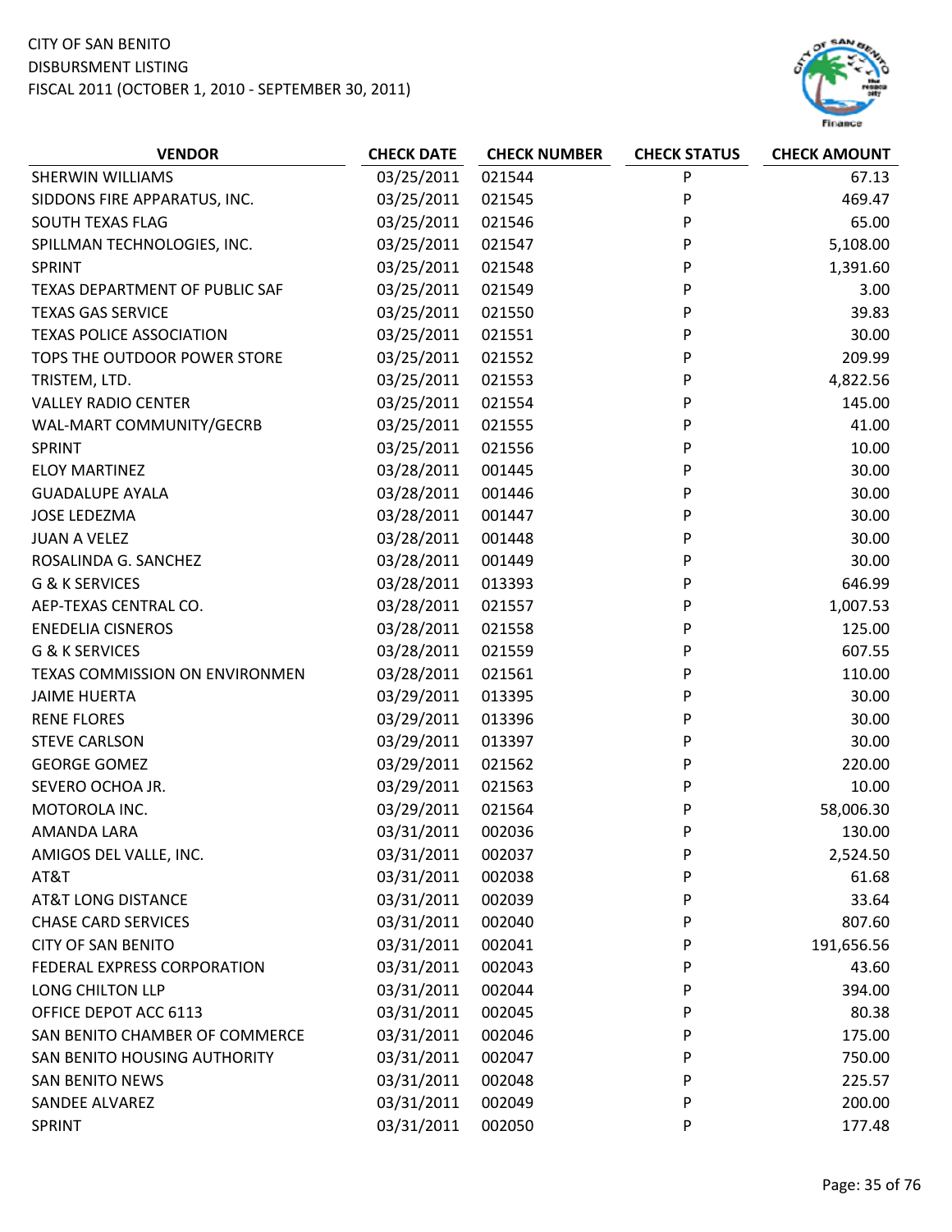CITY OF SAN BENITO
DISBURSMENT LISTING
FISCAL 2011 (OCTOBER 1, 2010 - SEPTEMBER 30, 2011)

| VENDOR | CHECK DATE | CHECK NUMBER | CHECK STATUS | CHECK AMOUNT |
|---|---|---|---|---|
| SHERWIN WILLIAMS | 03/25/2011 | 021544 | P | 67.13 |
| SIDDONS FIRE APPARATUS, INC. | 03/25/2011 | 021545 | P | 469.47 |
| SOUTH TEXAS FLAG | 03/25/2011 | 021546 | P | 65.00 |
| SPILLMAN TECHNOLOGIES, INC. | 03/25/2011 | 021547 | P | 5,108.00 |
| SPRINT | 03/25/2011 | 021548 | P | 1,391.60 |
| TEXAS DEPARTMENT OF PUBLIC SAF | 03/25/2011 | 021549 | P | 3.00 |
| TEXAS GAS SERVICE | 03/25/2011 | 021550 | P | 39.83 |
| TEXAS POLICE ASSOCIATION | 03/25/2011 | 021551 | P | 30.00 |
| TOPS THE OUTDOOR POWER STORE | 03/25/2011 | 021552 | P | 209.99 |
| TRISTEM, LTD. | 03/25/2011 | 021553 | P | 4,822.56 |
| VALLEY RADIO CENTER | 03/25/2011 | 021554 | P | 145.00 |
| WAL-MART COMMUNITY/GECRB | 03/25/2011 | 021555 | P | 41.00 |
| SPRINT | 03/25/2011 | 021556 | P | 10.00 |
| ELOY MARTINEZ | 03/28/2011 | 001445 | P | 30.00 |
| GUADALUPE AYALA | 03/28/2011 | 001446 | P | 30.00 |
| JOSE LEDEZMA | 03/28/2011 | 001447 | P | 30.00 |
| JUAN A VELEZ | 03/28/2011 | 001448 | P | 30.00 |
| ROSALINDA G. SANCHEZ | 03/28/2011 | 001449 | P | 30.00 |
| G & K SERVICES | 03/28/2011 | 013393 | P | 646.99 |
| AEP-TEXAS CENTRAL CO. | 03/28/2011 | 021557 | P | 1,007.53 |
| ENEDELIA CISNEROS | 03/28/2011 | 021558 | P | 125.00 |
| G & K SERVICES | 03/28/2011 | 021559 | P | 607.55 |
| TEXAS COMMISSION ON ENVIRONMEN | 03/28/2011 | 021561 | P | 110.00 |
| JAIME HUERTA | 03/29/2011 | 013395 | P | 30.00 |
| RENE FLORES | 03/29/2011 | 013396 | P | 30.00 |
| STEVE CARLSON | 03/29/2011 | 013397 | P | 30.00 |
| GEORGE GOMEZ | 03/29/2011 | 021562 | P | 220.00 |
| SEVERO OCHOA JR. | 03/29/2011 | 021563 | P | 10.00 |
| MOTOROLA INC. | 03/29/2011 | 021564 | P | 58,006.30 |
| AMANDA LARA | 03/31/2011 | 002036 | P | 130.00 |
| AMIGOS DEL VALLE, INC. | 03/31/2011 | 002037 | P | 2,524.50 |
| AT&T | 03/31/2011 | 002038 | P | 61.68 |
| AT&T LONG DISTANCE | 03/31/2011 | 002039 | P | 33.64 |
| CHASE CARD SERVICES | 03/31/2011 | 002040 | P | 807.60 |
| CITY OF SAN BENITO | 03/31/2011 | 002041 | P | 191,656.56 |
| FEDERAL EXPRESS CORPORATION | 03/31/2011 | 002043 | P | 43.60 |
| LONG CHILTON LLP | 03/31/2011 | 002044 | P | 394.00 |
| OFFICE DEPOT ACC 6113 | 03/31/2011 | 002045 | P | 80.38 |
| SAN BENITO CHAMBER OF COMMERCE | 03/31/2011 | 002046 | P | 175.00 |
| SAN BENITO HOUSING AUTHORITY | 03/31/2011 | 002047 | P | 750.00 |
| SAN BENITO NEWS | 03/31/2011 | 002048 | P | 225.57 |
| SANDEE ALVAREZ | 03/31/2011 | 002049 | P | 200.00 |
| SPRINT | 03/31/2011 | 002050 | P | 177.48 |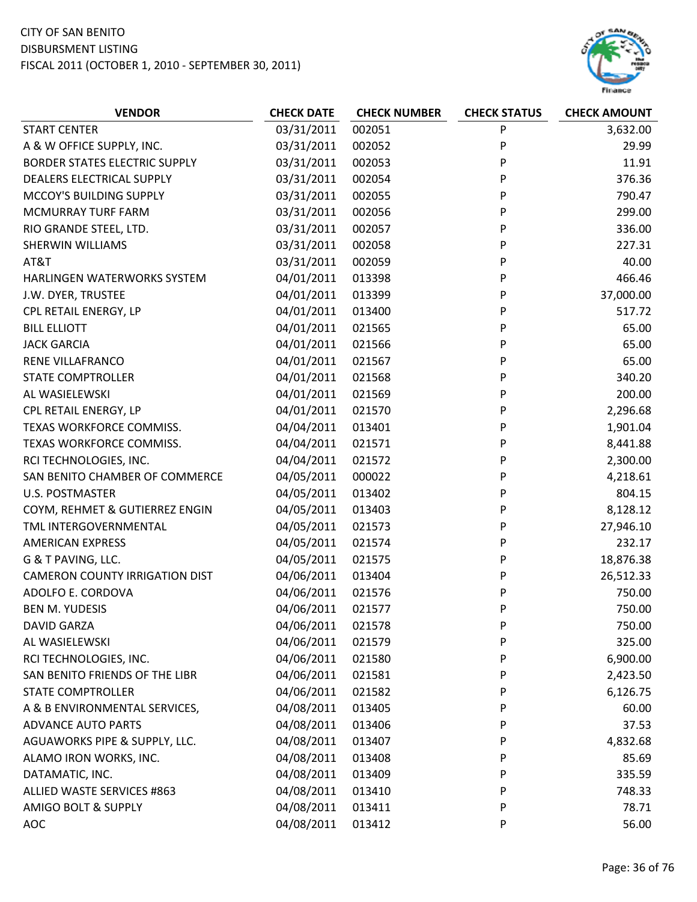CITY OF SAN BENITO
DISBURSMENT LISTING
FISCAL 2011 (OCTOBER 1, 2010 - SEPTEMBER 30, 2011)

| VENDOR | CHECK DATE | CHECK NUMBER | CHECK STATUS | CHECK AMOUNT |
|---|---|---|---|---|
| START CENTER | 03/31/2011 | 002051 | P | 3,632.00 |
| A & W OFFICE SUPPLY, INC. | 03/31/2011 | 002052 | P | 29.99 |
| BORDER STATES ELECTRIC SUPPLY | 03/31/2011 | 002053 | P | 11.91 |
| DEALERS ELECTRICAL SUPPLY | 03/31/2011 | 002054 | P | 376.36 |
| MCCOY'S BUILDING SUPPLY | 03/31/2011 | 002055 | P | 790.47 |
| MCMURRAY TURF FARM | 03/31/2011 | 002056 | P | 299.00 |
| RIO GRANDE STEEL, LTD. | 03/31/2011 | 002057 | P | 336.00 |
| SHERWIN WILLIAMS | 03/31/2011 | 002058 | P | 227.31 |
| AT&T | 03/31/2011 | 002059 | P | 40.00 |
| HARLINGEN WATERWORKS SYSTEM | 04/01/2011 | 013398 | P | 466.46 |
| J.W. DYER, TRUSTEE | 04/01/2011 | 013399 | P | 37,000.00 |
| CPL RETAIL ENERGY, LP | 04/01/2011 | 013400 | P | 517.72 |
| BILL ELLIOTT | 04/01/2011 | 021565 | P | 65.00 |
| JACK GARCIA | 04/01/2011 | 021566 | P | 65.00 |
| RENE VILLAFRANCO | 04/01/2011 | 021567 | P | 65.00 |
| STATE COMPTROLLER | 04/01/2011 | 021568 | P | 340.20 |
| AL WASIELEWSKI | 04/01/2011 | 021569 | P | 200.00 |
| CPL RETAIL ENERGY, LP | 04/01/2011 | 021570 | P | 2,296.68 |
| TEXAS WORKFORCE COMMISS. | 04/04/2011 | 013401 | P | 1,901.04 |
| TEXAS WORKFORCE COMMISS. | 04/04/2011 | 021571 | P | 8,441.88 |
| RCI TECHNOLOGIES, INC. | 04/04/2011 | 021572 | P | 2,300.00 |
| SAN BENITO CHAMBER OF COMMERCE | 04/05/2011 | 000022 | P | 4,218.61 |
| U.S. POSTMASTER | 04/05/2011 | 013402 | P | 804.15 |
| COYM, REHMET & GUTIERREZ ENGIN | 04/05/2011 | 013403 | P | 8,128.12 |
| TML INTERGOVERNMENTAL | 04/05/2011 | 021573 | P | 27,946.10 |
| AMERICAN EXPRESS | 04/05/2011 | 021574 | P | 232.17 |
| G & T PAVING, LLC. | 04/05/2011 | 021575 | P | 18,876.38 |
| CAMERON COUNTY IRRIGATION DIST | 04/06/2011 | 013404 | P | 26,512.33 |
| ADOLFO E. CORDOVA | 04/06/2011 | 021576 | P | 750.00 |
| BEN M. YUDESIS | 04/06/2011 | 021577 | P | 750.00 |
| DAVID GARZA | 04/06/2011 | 021578 | P | 750.00 |
| AL WASIELEWSKI | 04/06/2011 | 021579 | P | 325.00 |
| RCI TECHNOLOGIES, INC. | 04/06/2011 | 021580 | P | 6,900.00 |
| SAN BENITO FRIENDS OF THE LIBR | 04/06/2011 | 021581 | P | 2,423.50 |
| STATE COMPTROLLER | 04/06/2011 | 021582 | P | 6,126.75 |
| A & B ENVIRONMENTAL SERVICES, | 04/08/2011 | 013405 | P | 60.00 |
| ADVANCE AUTO PARTS | 04/08/2011 | 013406 | P | 37.53 |
| AGUAWORKS PIPE & SUPPLY, LLC. | 04/08/2011 | 013407 | P | 4,832.68 |
| ALAMO IRON WORKS, INC. | 04/08/2011 | 013408 | P | 85.69 |
| DATAMATIC, INC. | 04/08/2011 | 013409 | P | 335.59 |
| ALLIED WASTE SERVICES #863 | 04/08/2011 | 013410 | P | 748.33 |
| AMIGO BOLT & SUPPLY | 04/08/2011 | 013411 | P | 78.71 |
| AOC | 04/08/2011 | 013412 | P | 56.00 |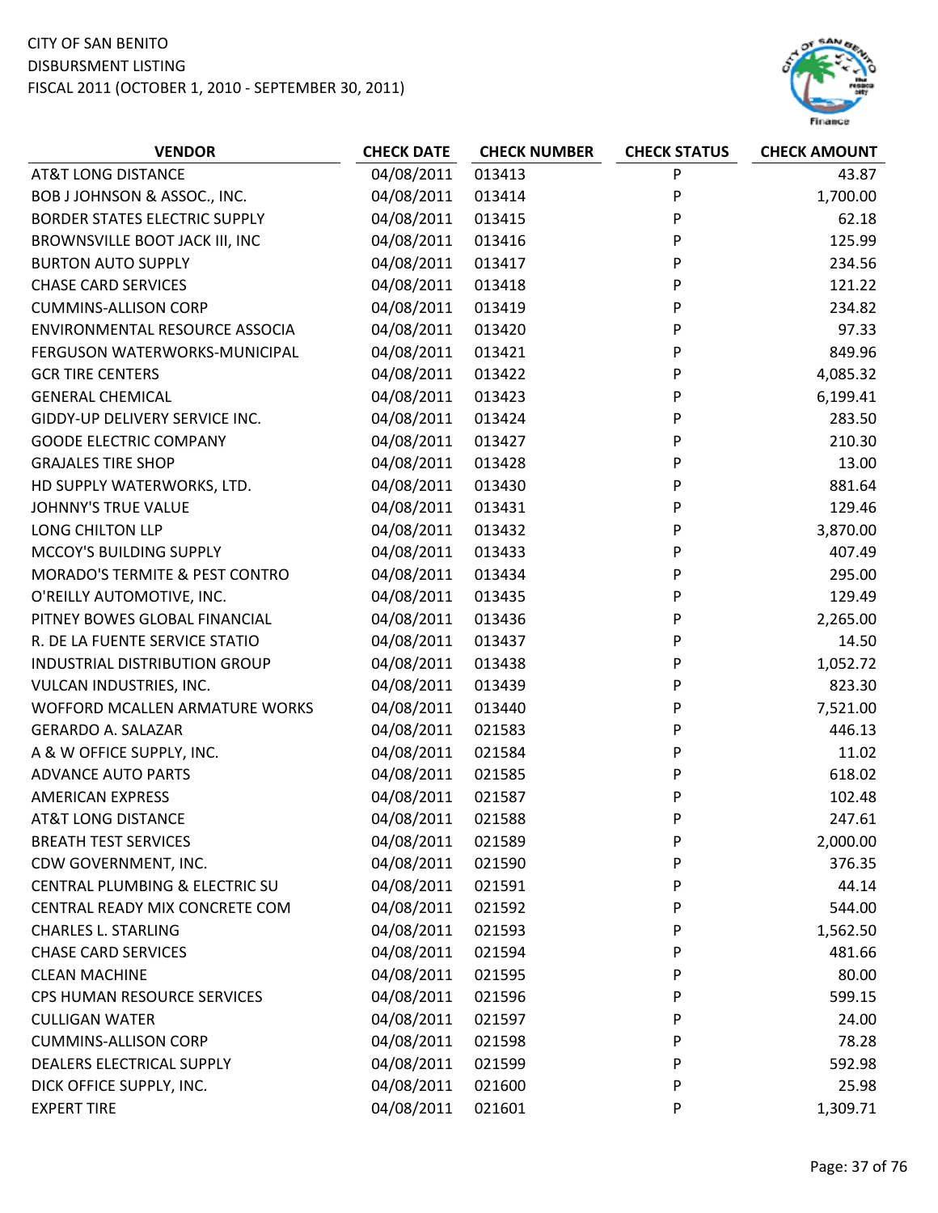CITY OF SAN BENITO
DISBURSMENT LISTING
FISCAL 2011 (OCTOBER 1, 2010 - SEPTEMBER 30, 2011)

| VENDOR | CHECK DATE | CHECK NUMBER | CHECK STATUS | CHECK AMOUNT |
|---|---|---|---|---|
| AT&T LONG DISTANCE | 04/08/2011 | 013413 | P | 43.87 |
| BOB J JOHNSON & ASSOC., INC. | 04/08/2011 | 013414 | P | 1,700.00 |
| BORDER STATES ELECTRIC SUPPLY | 04/08/2011 | 013415 | P | 62.18 |
| BROWNSVILLE BOOT JACK III, INC | 04/08/2011 | 013416 | P | 125.99 |
| BURTON AUTO SUPPLY | 04/08/2011 | 013417 | P | 234.56 |
| CHASE CARD SERVICES | 04/08/2011 | 013418 | P | 121.22 |
| CUMMINS-ALLISON CORP | 04/08/2011 | 013419 | P | 234.82 |
| ENVIRONMENTAL RESOURCE ASSOCIA | 04/08/2011 | 013420 | P | 97.33 |
| FERGUSON WATERWORKS-MUNICIPAL | 04/08/2011 | 013421 | P | 849.96 |
| GCR TIRE CENTERS | 04/08/2011 | 013422 | P | 4,085.32 |
| GENERAL CHEMICAL | 04/08/2011 | 013423 | P | 6,199.41 |
| GIDDY-UP DELIVERY SERVICE INC. | 04/08/2011 | 013424 | P | 283.50 |
| GOODE ELECTRIC COMPANY | 04/08/2011 | 013427 | P | 210.30 |
| GRAJALES TIRE SHOP | 04/08/2011 | 013428 | P | 13.00 |
| HD SUPPLY WATERWORKS, LTD. | 04/08/2011 | 013430 | P | 881.64 |
| JOHNNY'S TRUE VALUE | 04/08/2011 | 013431 | P | 129.46 |
| LONG CHILTON LLP | 04/08/2011 | 013432 | P | 3,870.00 |
| MCCOY'S BUILDING SUPPLY | 04/08/2011 | 013433 | P | 407.49 |
| MORADO'S TERMITE & PEST CONTRO | 04/08/2011 | 013434 | P | 295.00 |
| O'REILLY AUTOMOTIVE, INC. | 04/08/2011 | 013435 | P | 129.49 |
| PITNEY BOWES GLOBAL FINANCIAL | 04/08/2011 | 013436 | P | 2,265.00 |
| R. DE LA FUENTE SERVICE STATIO | 04/08/2011 | 013437 | P | 14.50 |
| INDUSTRIAL DISTRIBUTION GROUP | 04/08/2011 | 013438 | P | 1,052.72 |
| VULCAN INDUSTRIES, INC. | 04/08/2011 | 013439 | P | 823.30 |
| WOFFORD MCALLEN ARMATURE WORKS | 04/08/2011 | 013440 | P | 7,521.00 |
| GERARDO A. SALAZAR | 04/08/2011 | 021583 | P | 446.13 |
| A & W OFFICE SUPPLY, INC. | 04/08/2011 | 021584 | P | 11.02 |
| ADVANCE AUTO PARTS | 04/08/2011 | 021585 | P | 618.02 |
| AMERICAN EXPRESS | 04/08/2011 | 021587 | P | 102.48 |
| AT&T LONG DISTANCE | 04/08/2011 | 021588 | P | 247.61 |
| BREATH TEST SERVICES | 04/08/2011 | 021589 | P | 2,000.00 |
| CDW GOVERNMENT, INC. | 04/08/2011 | 021590 | P | 376.35 |
| CENTRAL PLUMBING & ELECTRIC SU | 04/08/2011 | 021591 | P | 44.14 |
| CENTRAL READY MIX CONCRETE COM | 04/08/2011 | 021592 | P | 544.00 |
| CHARLES L. STARLING | 04/08/2011 | 021593 | P | 1,562.50 |
| CHASE CARD SERVICES | 04/08/2011 | 021594 | P | 481.66 |
| CLEAN MACHINE | 04/08/2011 | 021595 | P | 80.00 |
| CPS HUMAN RESOURCE SERVICES | 04/08/2011 | 021596 | P | 599.15 |
| CULLIGAN WATER | 04/08/2011 | 021597 | P | 24.00 |
| CUMMINS-ALLISON CORP | 04/08/2011 | 021598 | P | 78.28 |
| DEALERS ELECTRICAL SUPPLY | 04/08/2011 | 021599 | P | 592.98 |
| DICK OFFICE SUPPLY, INC. | 04/08/2011 | 021600 | P | 25.98 |
| EXPERT TIRE | 04/08/2011 | 021601 | P | 1,309.71 |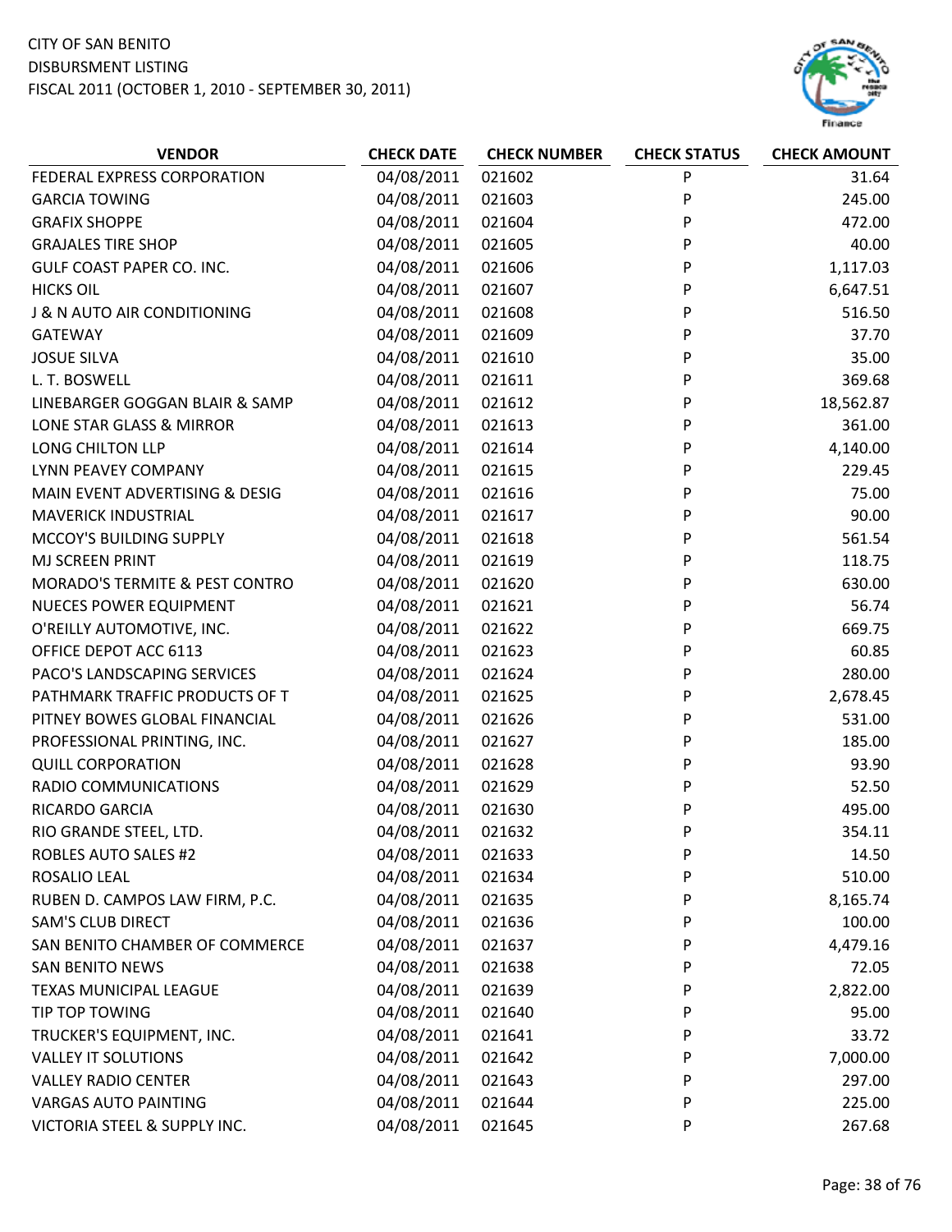CITY OF SAN BENITO
DISBURSMENT LISTING
FISCAL 2011 (OCTOBER 1, 2010 - SEPTEMBER 30, 2011)

| VENDOR | CHECK DATE | CHECK NUMBER | CHECK STATUS | CHECK AMOUNT |
|---|---|---|---|---|
| FEDERAL EXPRESS CORPORATION | 04/08/2011 | 021602 | P | 31.64 |
| GARCIA TOWING | 04/08/2011 | 021603 | P | 245.00 |
| GRAFIX SHOPPE | 04/08/2011 | 021604 | P | 472.00 |
| GRAJALES TIRE SHOP | 04/08/2011 | 021605 | P | 40.00 |
| GULF COAST PAPER CO. INC. | 04/08/2011 | 021606 | P | 1,117.03 |
| HICKS OIL | 04/08/2011 | 021607 | P | 6,647.51 |
| J & N AUTO AIR CONDITIONING | 04/08/2011 | 021608 | P | 516.50 |
| GATEWAY | 04/08/2011 | 021609 | P | 37.70 |
| JOSUE SILVA | 04/08/2011 | 021610 | P | 35.00 |
| L. T. BOSWELL | 04/08/2011 | 021611 | P | 369.68 |
| LINEBARGER GOGGAN BLAIR & SAMP | 04/08/2011 | 021612 | P | 18,562.87 |
| LONE STAR GLASS & MIRROR | 04/08/2011 | 021613 | P | 361.00 |
| LONG CHILTON LLP | 04/08/2011 | 021614 | P | 4,140.00 |
| LYNN PEAVEY COMPANY | 04/08/2011 | 021615 | P | 229.45 |
| MAIN EVENT ADVERTISING & DESIG | 04/08/2011 | 021616 | P | 75.00 |
| MAVERICK INDUSTRIAL | 04/08/2011 | 021617 | P | 90.00 |
| MCCOY'S BUILDING SUPPLY | 04/08/2011 | 021618 | P | 561.54 |
| MJ SCREEN PRINT | 04/08/2011 | 021619 | P | 118.75 |
| MORADO'S TERMITE & PEST CONTRO | 04/08/2011 | 021620 | P | 630.00 |
| NUECES POWER EQUIPMENT | 04/08/2011 | 021621 | P | 56.74 |
| O'REILLY AUTOMOTIVE, INC. | 04/08/2011 | 021622 | P | 669.75 |
| OFFICE DEPOT ACC 6113 | 04/08/2011 | 021623 | P | 60.85 |
| PACO'S LANDSCAPING SERVICES | 04/08/2011 | 021624 | P | 280.00 |
| PATHMARK TRAFFIC PRODUCTS OF T | 04/08/2011 | 021625 | P | 2,678.45 |
| PITNEY BOWES GLOBAL FINANCIAL | 04/08/2011 | 021626 | P | 531.00 |
| PROFESSIONAL PRINTING, INC. | 04/08/2011 | 021627 | P | 185.00 |
| QUILL CORPORATION | 04/08/2011 | 021628 | P | 93.90 |
| RADIO COMMUNICATIONS | 04/08/2011 | 021629 | P | 52.50 |
| RICARDO GARCIA | 04/08/2011 | 021630 | P | 495.00 |
| RIO GRANDE STEEL, LTD. | 04/08/2011 | 021632 | P | 354.11 |
| ROBLES AUTO SALES #2 | 04/08/2011 | 021633 | P | 14.50 |
| ROSALIO LEAL | 04/08/2011 | 021634 | P | 510.00 |
| RUBEN D. CAMPOS LAW FIRM, P.C. | 04/08/2011 | 021635 | P | 8,165.74 |
| SAM'S CLUB DIRECT | 04/08/2011 | 021636 | P | 100.00 |
| SAN BENITO CHAMBER OF COMMERCE | 04/08/2011 | 021637 | P | 4,479.16 |
| SAN BENITO NEWS | 04/08/2011 | 021638 | P | 72.05 |
| TEXAS MUNICIPAL LEAGUE | 04/08/2011 | 021639 | P | 2,822.00 |
| TIP TOP TOWING | 04/08/2011 | 021640 | P | 95.00 |
| TRUCKER'S EQUIPMENT, INC. | 04/08/2011 | 021641 | P | 33.72 |
| VALLEY IT SOLUTIONS | 04/08/2011 | 021642 | P | 7,000.00 |
| VALLEY RADIO CENTER | 04/08/2011 | 021643 | P | 297.00 |
| VARGAS AUTO PAINTING | 04/08/2011 | 021644 | P | 225.00 |
| VICTORIA STEEL & SUPPLY INC. | 04/08/2011 | 021645 | P | 267.68 |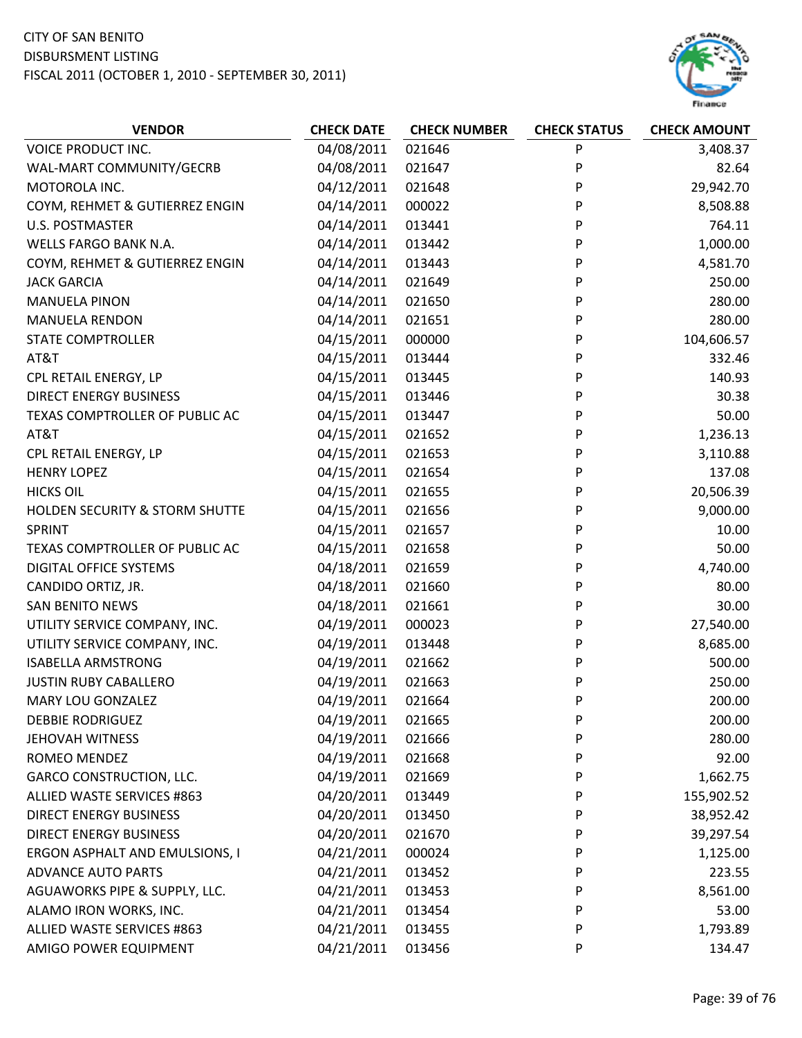CITY OF SAN BENITO
DISBURSMENT LISTING
FISCAL 2011 (OCTOBER 1, 2010 - SEPTEMBER 30, 2011)

| VENDOR | CHECK DATE | CHECK NUMBER | CHECK STATUS | CHECK AMOUNT |
|---|---|---|---|---|
| VOICE PRODUCT INC. | 04/08/2011 | 021646 | P | 3,408.37 |
| WAL-MART COMMUNITY/GECRB | 04/08/2011 | 021647 | P | 82.64 |
| MOTOROLA INC. | 04/12/2011 | 021648 | P | 29,942.70 |
| COYM, REHMET & GUTIERREZ ENGIN | 04/14/2011 | 000022 | P | 8,508.88 |
| U.S. POSTMASTER | 04/14/2011 | 013441 | P | 764.11 |
| WELLS FARGO BANK N.A. | 04/14/2011 | 013442 | P | 1,000.00 |
| COYM, REHMET & GUTIERREZ ENGIN | 04/14/2011 | 013443 | P | 4,581.70 |
| JACK GARCIA | 04/14/2011 | 021649 | P | 250.00 |
| MANUELA PINON | 04/14/2011 | 021650 | P | 280.00 |
| MANUELA RENDON | 04/14/2011 | 021651 | P | 280.00 |
| STATE COMPTROLLER | 04/15/2011 | 000000 | P | 104,606.57 |
| AT&T | 04/15/2011 | 013444 | P | 332.46 |
| CPL RETAIL ENERGY, LP | 04/15/2011 | 013445 | P | 140.93 |
| DIRECT ENERGY BUSINESS | 04/15/2011 | 013446 | P | 30.38 |
| TEXAS COMPTROLLER OF PUBLIC AC | 04/15/2011 | 013447 | P | 50.00 |
| AT&T | 04/15/2011 | 021652 | P | 1,236.13 |
| CPL RETAIL ENERGY, LP | 04/15/2011 | 021653 | P | 3,110.88 |
| HENRY LOPEZ | 04/15/2011 | 021654 | P | 137.08 |
| HICKS OIL | 04/15/2011 | 021655 | P | 20,506.39 |
| HOLDEN SECURITY & STORM SHUTTE | 04/15/2011 | 021656 | P | 9,000.00 |
| SPRINT | 04/15/2011 | 021657 | P | 10.00 |
| TEXAS COMPTROLLER OF PUBLIC AC | 04/15/2011 | 021658 | P | 50.00 |
| DIGITAL OFFICE SYSTEMS | 04/18/2011 | 021659 | P | 4,740.00 |
| CANDIDO ORTIZ, JR. | 04/18/2011 | 021660 | P | 80.00 |
| SAN BENITO NEWS | 04/18/2011 | 021661 | P | 30.00 |
| UTILITY SERVICE COMPANY, INC. | 04/19/2011 | 000023 | P | 27,540.00 |
| UTILITY SERVICE COMPANY, INC. | 04/19/2011 | 013448 | P | 8,685.00 |
| ISABELLA ARMSTRONG | 04/19/2011 | 021662 | P | 500.00 |
| JUSTIN RUBY CABALLERO | 04/19/2011 | 021663 | P | 250.00 |
| MARY LOU GONZALEZ | 04/19/2011 | 021664 | P | 200.00 |
| DEBBIE RODRIGUEZ | 04/19/2011 | 021665 | P | 200.00 |
| JEHOVAH WITNESS | 04/19/2011 | 021666 | P | 280.00 |
| ROMEO MENDEZ | 04/19/2011 | 021668 | P | 92.00 |
| GARCO CONSTRUCTION, LLC. | 04/19/2011 | 021669 | P | 1,662.75 |
| ALLIED WASTE SERVICES #863 | 04/20/2011 | 013449 | P | 155,902.52 |
| DIRECT ENERGY BUSINESS | 04/20/2011 | 013450 | P | 38,952.42 |
| DIRECT ENERGY BUSINESS | 04/20/2011 | 021670 | P | 39,297.54 |
| ERGON ASPHALT AND EMULSIONS, I | 04/21/2011 | 000024 | P | 1,125.00 |
| ADVANCE AUTO PARTS | 04/21/2011 | 013452 | P | 223.55 |
| AGUAWORKS PIPE & SUPPLY, LLC. | 04/21/2011 | 013453 | P | 8,561.00 |
| ALAMO IRON WORKS, INC. | 04/21/2011 | 013454 | P | 53.00 |
| ALLIED WASTE SERVICES #863 | 04/21/2011 | 013455 | P | 1,793.89 |
| AMIGO POWER EQUIPMENT | 04/21/2011 | 013456 | P | 134.47 |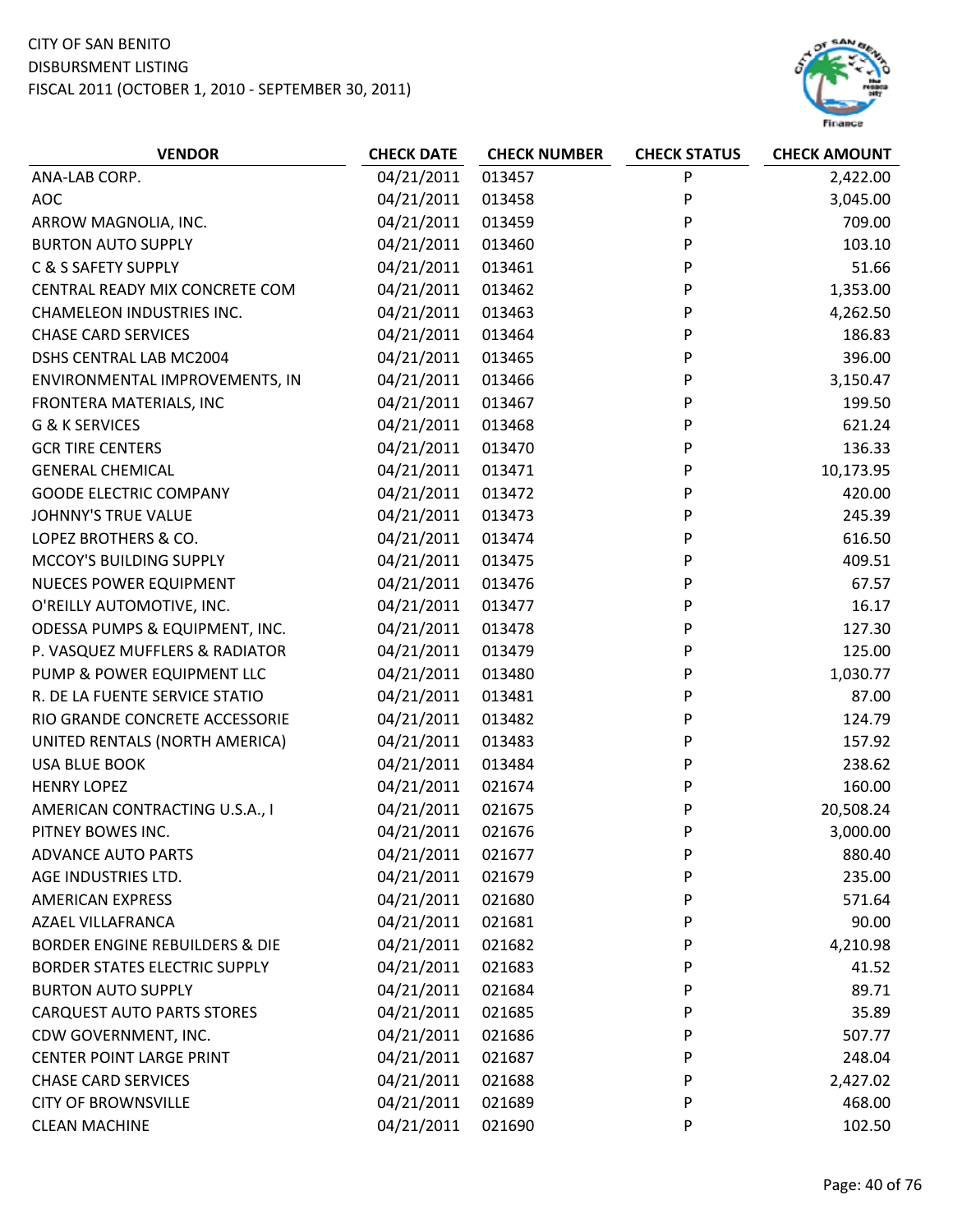CITY OF SAN BENITO
DISBURSMENT LISTING
FISCAL 2011 (OCTOBER 1, 2010 - SEPTEMBER 30, 2011)

| VENDOR | CHECK DATE | CHECK NUMBER | CHECK STATUS | CHECK AMOUNT |
|---|---|---|---|---|
| ANA-LAB CORP. | 04/21/2011 | 013457 | P | 2,422.00 |
| AOC | 04/21/2011 | 013458 | P | 3,045.00 |
| ARROW MAGNOLIA, INC. | 04/21/2011 | 013459 | P | 709.00 |
| BURTON AUTO SUPPLY | 04/21/2011 | 013460 | P | 103.10 |
| C & S SAFETY SUPPLY | 04/21/2011 | 013461 | P | 51.66 |
| CENTRAL READY MIX CONCRETE COM | 04/21/2011 | 013462 | P | 1,353.00 |
| CHAMELEON INDUSTRIES INC. | 04/21/2011 | 013463 | P | 4,262.50 |
| CHASE CARD SERVICES | 04/21/2011 | 013464 | P | 186.83 |
| DSHS CENTRAL LAB MC2004 | 04/21/2011 | 013465 | P | 396.00 |
| ENVIRONMENTAL IMPROVEMENTS, IN | 04/21/2011 | 013466 | P | 3,150.47 |
| FRONTERA MATERIALS, INC | 04/21/2011 | 013467 | P | 199.50 |
| G & K SERVICES | 04/21/2011 | 013468 | P | 621.24 |
| GCR TIRE CENTERS | 04/21/2011 | 013470 | P | 136.33 |
| GENERAL CHEMICAL | 04/21/2011 | 013471 | P | 10,173.95 |
| GOODE ELECTRIC COMPANY | 04/21/2011 | 013472 | P | 420.00 |
| JOHNNY'S TRUE VALUE | 04/21/2011 | 013473 | P | 245.39 |
| LOPEZ BROTHERS & CO. | 04/21/2011 | 013474 | P | 616.50 |
| MCCOY'S BUILDING SUPPLY | 04/21/2011 | 013475 | P | 409.51 |
| NUECES POWER EQUIPMENT | 04/21/2011 | 013476 | P | 67.57 |
| O'REILLY AUTOMOTIVE, INC. | 04/21/2011 | 013477 | P | 16.17 |
| ODESSA PUMPS & EQUIPMENT, INC. | 04/21/2011 | 013478 | P | 127.30 |
| P. VASQUEZ MUFFLERS & RADIATOR | 04/21/2011 | 013479 | P | 125.00 |
| PUMP & POWER EQUIPMENT LLC | 04/21/2011 | 013480 | P | 1,030.77 |
| R. DE LA FUENTE SERVICE STATIO | 04/21/2011 | 013481 | P | 87.00 |
| RIO GRANDE CONCRETE ACCESSORIE | 04/21/2011 | 013482 | P | 124.79 |
| UNITED RENTALS (NORTH AMERICA) | 04/21/2011 | 013483 | P | 157.92 |
| USA BLUE BOOK | 04/21/2011 | 013484 | P | 238.62 |
| HENRY LOPEZ | 04/21/2011 | 021674 | P | 160.00 |
| AMERICAN CONTRACTING U.S.A., I | 04/21/2011 | 021675 | P | 20,508.24 |
| PITNEY BOWES INC. | 04/21/2011 | 021676 | P | 3,000.00 |
| ADVANCE AUTO PARTS | 04/21/2011 | 021677 | P | 880.40 |
| AGE INDUSTRIES LTD. | 04/21/2011 | 021679 | P | 235.00 |
| AMERICAN EXPRESS | 04/21/2011 | 021680 | P | 571.64 |
| AZAEL VILLAFRANCA | 04/21/2011 | 021681 | P | 90.00 |
| BORDER ENGINE REBUILDERS & DIE | 04/21/2011 | 021682 | P | 4,210.98 |
| BORDER STATES ELECTRIC SUPPLY | 04/21/2011 | 021683 | P | 41.52 |
| BURTON AUTO SUPPLY | 04/21/2011 | 021684 | P | 89.71 |
| CARQUEST AUTO PARTS STORES | 04/21/2011 | 021685 | P | 35.89 |
| CDW GOVERNMENT, INC. | 04/21/2011 | 021686 | P | 507.77 |
| CENTER POINT LARGE PRINT | 04/21/2011 | 021687 | P | 248.04 |
| CHASE CARD SERVICES | 04/21/2011 | 021688 | P | 2,427.02 |
| CITY OF BROWNSVILLE | 04/21/2011 | 021689 | P | 468.00 |
| CLEAN MACHINE | 04/21/2011 | 021690 | P | 102.50 |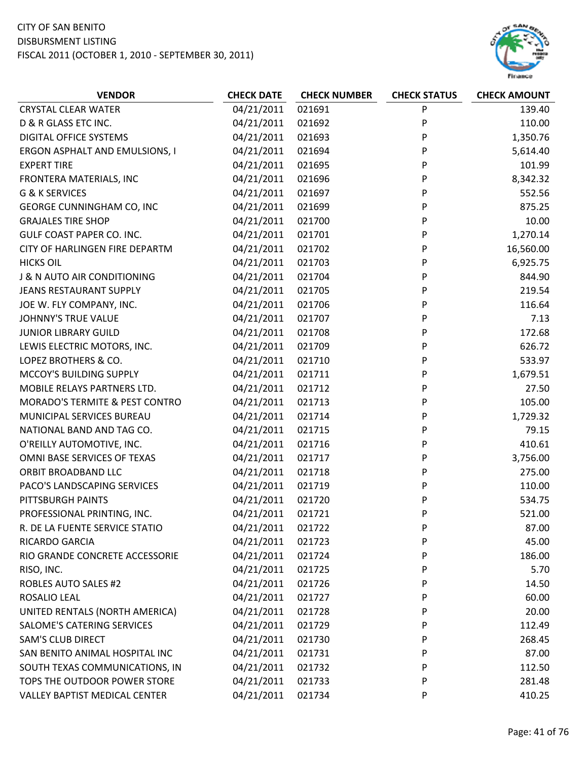CITY OF SAN BENITO
DISBURSMENT LISTING
FISCAL 2011 (OCTOBER 1, 2010 - SEPTEMBER 30, 2011)

| VENDOR | CHECK DATE | CHECK NUMBER | CHECK STATUS | CHECK AMOUNT |
|---|---|---|---|---|
| CRYSTAL CLEAR WATER | 04/21/2011 | 021691 | P | 139.40 |
| D & R GLASS ETC INC. | 04/21/2011 | 021692 | P | 110.00 |
| DIGITAL OFFICE SYSTEMS | 04/21/2011 | 021693 | P | 1,350.76 |
| ERGON ASPHALT AND EMULSIONS, I | 04/21/2011 | 021694 | P | 5,614.40 |
| EXPERT TIRE | 04/21/2011 | 021695 | P | 101.99 |
| FRONTERA MATERIALS, INC | 04/21/2011 | 021696 | P | 8,342.32 |
| G & K SERVICES | 04/21/2011 | 021697 | P | 552.56 |
| GEORGE CUNNINGHAM CO, INC | 04/21/2011 | 021699 | P | 875.25 |
| GRAJALES TIRE SHOP | 04/21/2011 | 021700 | P | 10.00 |
| GULF COAST PAPER CO. INC. | 04/21/2011 | 021701 | P | 1,270.14 |
| CITY OF HARLINGEN FIRE DEPARTM | 04/21/2011 | 021702 | P | 16,560.00 |
| HICKS OIL | 04/21/2011 | 021703 | P | 6,925.75 |
| J & N AUTO AIR CONDITIONING | 04/21/2011 | 021704 | P | 844.90 |
| JEANS RESTAURANT SUPPLY | 04/21/2011 | 021705 | P | 219.54 |
| JOE W. FLY COMPANY, INC. | 04/21/2011 | 021706 | P | 116.64 |
| JOHNNY'S TRUE VALUE | 04/21/2011 | 021707 | P | 7.13 |
| JUNIOR LIBRARY GUILD | 04/21/2011 | 021708 | P | 172.68 |
| LEWIS ELECTRIC MOTORS, INC. | 04/21/2011 | 021709 | P | 626.72 |
| LOPEZ BROTHERS & CO. | 04/21/2011 | 021710 | P | 533.97 |
| MCCOY'S BUILDING SUPPLY | 04/21/2011 | 021711 | P | 1,679.51 |
| MOBILE RELAYS PARTNERS LTD. | 04/21/2011 | 021712 | P | 27.50 |
| MORADO'S TERMITE & PEST CONTRO | 04/21/2011 | 021713 | P | 105.00 |
| MUNICIPAL SERVICES BUREAU | 04/21/2011 | 021714 | P | 1,729.32 |
| NATIONAL BAND AND TAG CO. | 04/21/2011 | 021715 | P | 79.15 |
| O'REILLY AUTOMOTIVE, INC. | 04/21/2011 | 021716 | P | 410.61 |
| OMNI BASE SERVICES OF TEXAS | 04/21/2011 | 021717 | P | 3,756.00 |
| ORBIT BROADBAND LLC | 04/21/2011 | 021718 | P | 275.00 |
| PACO'S LANDSCAPING SERVICES | 04/21/2011 | 021719 | P | 110.00 |
| PITTSBURGH PAINTS | 04/21/2011 | 021720 | P | 534.75 |
| PROFESSIONAL PRINTING, INC. | 04/21/2011 | 021721 | P | 521.00 |
| R. DE LA FUENTE SERVICE STATIO | 04/21/2011 | 021722 | P | 87.00 |
| RICARDO GARCIA | 04/21/2011 | 021723 | P | 45.00 |
| RIO GRANDE CONCRETE ACCESSORIE | 04/21/2011 | 021724 | P | 186.00 |
| RISO, INC. | 04/21/2011 | 021725 | P | 5.70 |
| ROBLES AUTO SALES #2 | 04/21/2011 | 021726 | P | 14.50 |
| ROSALIO LEAL | 04/21/2011 | 021727 | P | 60.00 |
| UNITED RENTALS (NORTH AMERICA) | 04/21/2011 | 021728 | P | 20.00 |
| SALOME'S CATERING SERVICES | 04/21/2011 | 021729 | P | 112.49 |
| SAM'S CLUB DIRECT | 04/21/2011 | 021730 | P | 268.45 |
| SAN BENITO ANIMAL HOSPITAL INC | 04/21/2011 | 021731 | P | 87.00 |
| SOUTH TEXAS COMMUNICATIONS, IN | 04/21/2011 | 021732 | P | 112.50 |
| TOPS THE OUTDOOR POWER STORE | 04/21/2011 | 021733 | P | 281.48 |
| VALLEY BAPTIST MEDICAL CENTER | 04/21/2011 | 021734 | P | 410.25 |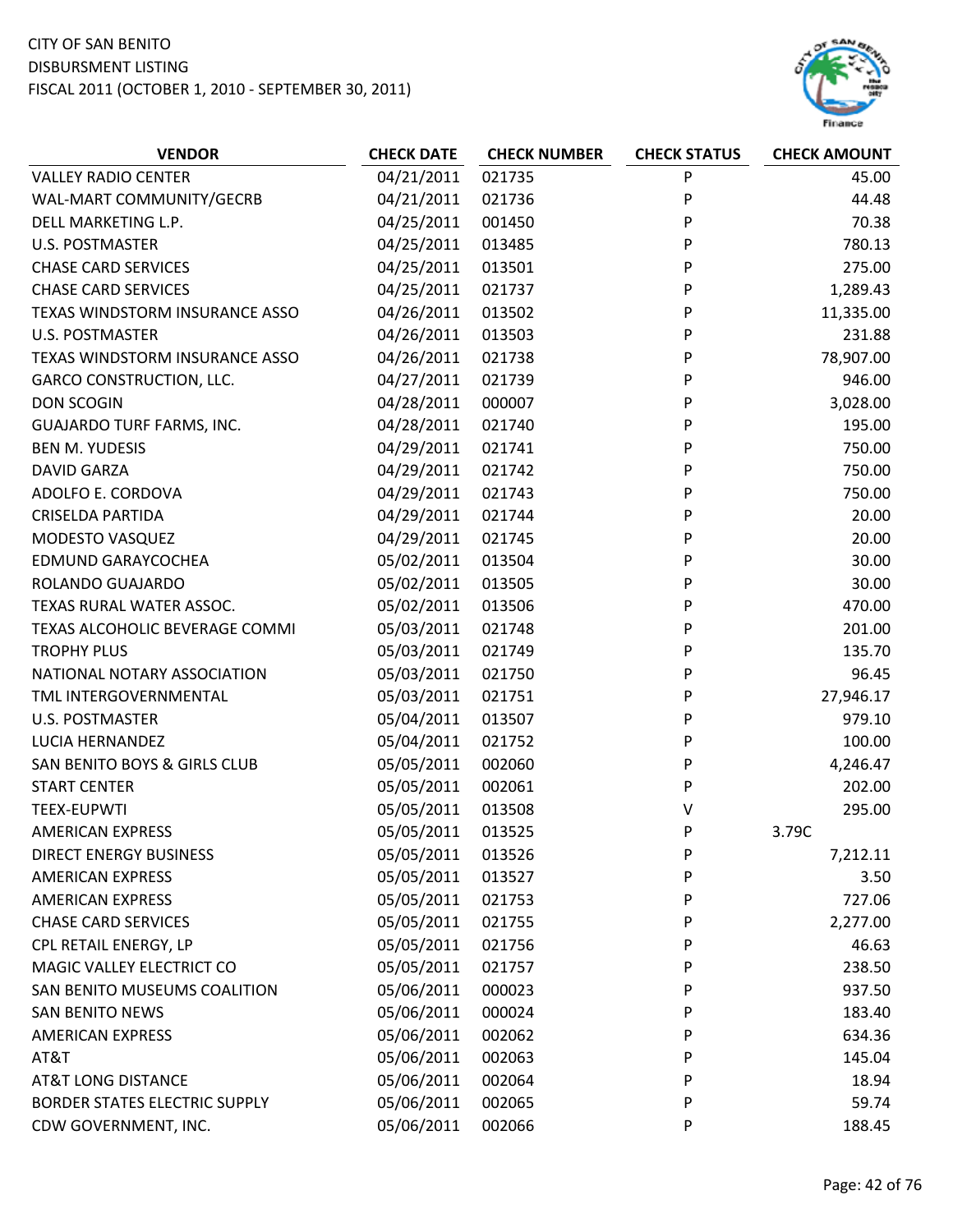CITY OF SAN BENITO
DISBURSMENT LISTING
FISCAL 2011 (OCTOBER 1, 2010 - SEPTEMBER 30, 2011)

| VENDOR | CHECK DATE | CHECK NUMBER | CHECK STATUS | CHECK AMOUNT |
|---|---|---|---|---|
| VALLEY RADIO CENTER | 04/21/2011 | 021735 | P | 45.00 |
| WAL-MART COMMUNITY/GECRB | 04/21/2011 | 021736 | P | 44.48 |
| DELL MARKETING L.P. | 04/25/2011 | 001450 | P | 70.38 |
| U.S. POSTMASTER | 04/25/2011 | 013485 | P | 780.13 |
| CHASE CARD SERVICES | 04/25/2011 | 013501 | P | 275.00 |
| CHASE CARD SERVICES | 04/25/2011 | 021737 | P | 1,289.43 |
| TEXAS WINDSTORM INSURANCE ASSO | 04/26/2011 | 013502 | P | 11,335.00 |
| U.S. POSTMASTER | 04/26/2011 | 013503 | P | 231.88 |
| TEXAS WINDSTORM INSURANCE ASSO | 04/26/2011 | 021738 | P | 78,907.00 |
| GARCO CONSTRUCTION, LLC. | 04/27/2011 | 021739 | P | 946.00 |
| DON SCOGIN | 04/28/2011 | 000007 | P | 3,028.00 |
| GUAJARDO TURF FARMS, INC. | 04/28/2011 | 021740 | P | 195.00 |
| BEN M. YUDESIS | 04/29/2011 | 021741 | P | 750.00 |
| DAVID GARZA | 04/29/2011 | 021742 | P | 750.00 |
| ADOLFO E. CORDOVA | 04/29/2011 | 021743 | P | 750.00 |
| CRISELDA PARTIDA | 04/29/2011 | 021744 | P | 20.00 |
| MODESTO VASQUEZ | 04/29/2011 | 021745 | P | 20.00 |
| EDMUND GARAYCOCHEA | 05/02/2011 | 013504 | P | 30.00 |
| ROLANDO GUAJARDO | 05/02/2011 | 013505 | P | 30.00 |
| TEXAS RURAL WATER ASSOC. | 05/02/2011 | 013506 | P | 470.00 |
| TEXAS ALCOHOLIC BEVERAGE COMMI | 05/03/2011 | 021748 | P | 201.00 |
| TROPHY PLUS | 05/03/2011 | 021749 | P | 135.70 |
| NATIONAL NOTARY ASSOCIATION | 05/03/2011 | 021750 | P | 96.45 |
| TML INTERGOVERNMENTAL | 05/03/2011 | 021751 | P | 27,946.17 |
| U.S. POSTMASTER | 05/04/2011 | 013507 | P | 979.10 |
| LUCIA HERNANDEZ | 05/04/2011 | 021752 | P | 100.00 |
| SAN BENITO BOYS & GIRLS CLUB | 05/05/2011 | 002060 | P | 4,246.47 |
| START CENTER | 05/05/2011 | 002061 | P | 202.00 |
| TEEX-EUPWTI | 05/05/2011 | 013508 | V | 295.00 |
| AMERICAN EXPRESS | 05/05/2011 | 013525 | P | 3.79C |
| DIRECT ENERGY BUSINESS | 05/05/2011 | 013526 | P | 7,212.11 |
| AMERICAN EXPRESS | 05/05/2011 | 013527 | P | 3.50 |
| AMERICAN EXPRESS | 05/05/2011 | 021753 | P | 727.06 |
| CHASE CARD SERVICES | 05/05/2011 | 021755 | P | 2,277.00 |
| CPL RETAIL ENERGY, LP | 05/05/2011 | 021756 | P | 46.63 |
| MAGIC VALLEY ELECTRICT CO | 05/05/2011 | 021757 | P | 238.50 |
| SAN BENITO MUSEUMS COALITION | 05/06/2011 | 000023 | P | 937.50 |
| SAN BENITO NEWS | 05/06/2011 | 000024 | P | 183.40 |
| AMERICAN EXPRESS | 05/06/2011 | 002062 | P | 634.36 |
| AT&T | 05/06/2011 | 002063 | P | 145.04 |
| AT&T LONG DISTANCE | 05/06/2011 | 002064 | P | 18.94 |
| BORDER STATES ELECTRIC SUPPLY | 05/06/2011 | 002065 | P | 59.74 |
| CDW GOVERNMENT, INC. | 05/06/2011 | 002066 | P | 188.45 |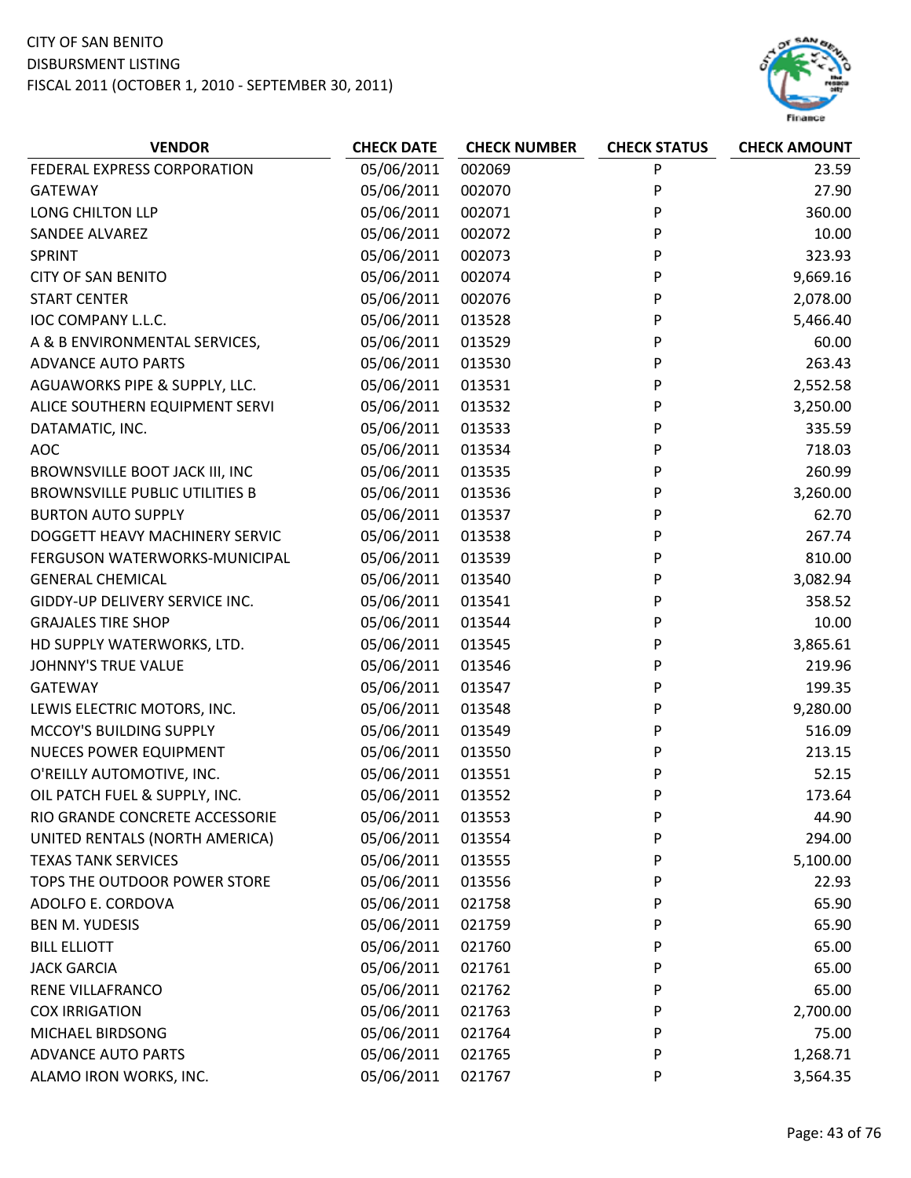CITY OF SAN BENITO
DISBURSMENT LISTING
FISCAL 2011 (OCTOBER 1, 2010 - SEPTEMBER 30, 2011)

| VENDOR | CHECK DATE | CHECK NUMBER | CHECK STATUS | CHECK AMOUNT |
|---|---|---|---|---|
| FEDERAL EXPRESS CORPORATION | 05/06/2011 | 002069 | P | 23.59 |
| GATEWAY | 05/06/2011 | 002070 | P | 27.90 |
| LONG CHILTON LLP | 05/06/2011 | 002071 | P | 360.00 |
| SANDEE ALVAREZ | 05/06/2011 | 002072 | P | 10.00 |
| SPRINT | 05/06/2011 | 002073 | P | 323.93 |
| CITY OF SAN BENITO | 05/06/2011 | 002074 | P | 9,669.16 |
| START CENTER | 05/06/2011 | 002076 | P | 2,078.00 |
| IOC COMPANY L.L.C. | 05/06/2011 | 013528 | P | 5,466.40 |
| A & B ENVIRONMENTAL SERVICES, | 05/06/2011 | 013529 | P | 60.00 |
| ADVANCE AUTO PARTS | 05/06/2011 | 013530 | P | 263.43 |
| AGUAWORKS PIPE & SUPPLY, LLC. | 05/06/2011 | 013531 | P | 2,552.58 |
| ALICE SOUTHERN EQUIPMENT SERVI | 05/06/2011 | 013532 | P | 3,250.00 |
| DATAMATIC, INC. | 05/06/2011 | 013533 | P | 335.59 |
| AOC | 05/06/2011 | 013534 | P | 718.03 |
| BROWNSVILLE BOOT JACK III, INC | 05/06/2011 | 013535 | P | 260.99 |
| BROWNSVILLE PUBLIC UTILITIES B | 05/06/2011 | 013536 | P | 3,260.00 |
| BURTON AUTO SUPPLY | 05/06/2011 | 013537 | P | 62.70 |
| DOGGETT HEAVY MACHINERY SERVIC | 05/06/2011 | 013538 | P | 267.74 |
| FERGUSON WATERWORKS-MUNICIPAL | 05/06/2011 | 013539 | P | 810.00 |
| GENERAL CHEMICAL | 05/06/2011 | 013540 | P | 3,082.94 |
| GIDDY-UP DELIVERY SERVICE INC. | 05/06/2011 | 013541 | P | 358.52 |
| GRAJALES TIRE SHOP | 05/06/2011 | 013544 | P | 10.00 |
| HD SUPPLY WATERWORKS, LTD. | 05/06/2011 | 013545 | P | 3,865.61 |
| JOHNNY'S TRUE VALUE | 05/06/2011 | 013546 | P | 219.96 |
| GATEWAY | 05/06/2011 | 013547 | P | 199.35 |
| LEWIS ELECTRIC MOTORS, INC. | 05/06/2011 | 013548 | P | 9,280.00 |
| MCCOY'S BUILDING SUPPLY | 05/06/2011 | 013549 | P | 516.09 |
| NUECES POWER EQUIPMENT | 05/06/2011 | 013550 | P | 213.15 |
| O'REILLY AUTOMOTIVE, INC. | 05/06/2011 | 013551 | P | 52.15 |
| OIL PATCH FUEL & SUPPLY, INC. | 05/06/2011 | 013552 | P | 173.64 |
| RIO GRANDE CONCRETE ACCESSORIE | 05/06/2011 | 013553 | P | 44.90 |
| UNITED RENTALS (NORTH AMERICA) | 05/06/2011 | 013554 | P | 294.00 |
| TEXAS TANK SERVICES | 05/06/2011 | 013555 | P | 5,100.00 |
| TOPS THE OUTDOOR POWER STORE | 05/06/2011 | 013556 | P | 22.93 |
| ADOLFO E. CORDOVA | 05/06/2011 | 021758 | P | 65.90 |
| BEN M. YUDESIS | 05/06/2011 | 021759 | P | 65.90 |
| BILL ELLIOTT | 05/06/2011 | 021760 | P | 65.00 |
| JACK GARCIA | 05/06/2011 | 021761 | P | 65.00 |
| RENE VILLAFRANCO | 05/06/2011 | 021762 | P | 65.00 |
| COX IRRIGATION | 05/06/2011 | 021763 | P | 2,700.00 |
| MICHAEL BIRDSONG | 05/06/2011 | 021764 | P | 75.00 |
| ADVANCE AUTO PARTS | 05/06/2011 | 021765 | P | 1,268.71 |
| ALAMO IRON WORKS, INC. | 05/06/2011 | 021767 | P | 3,564.35 |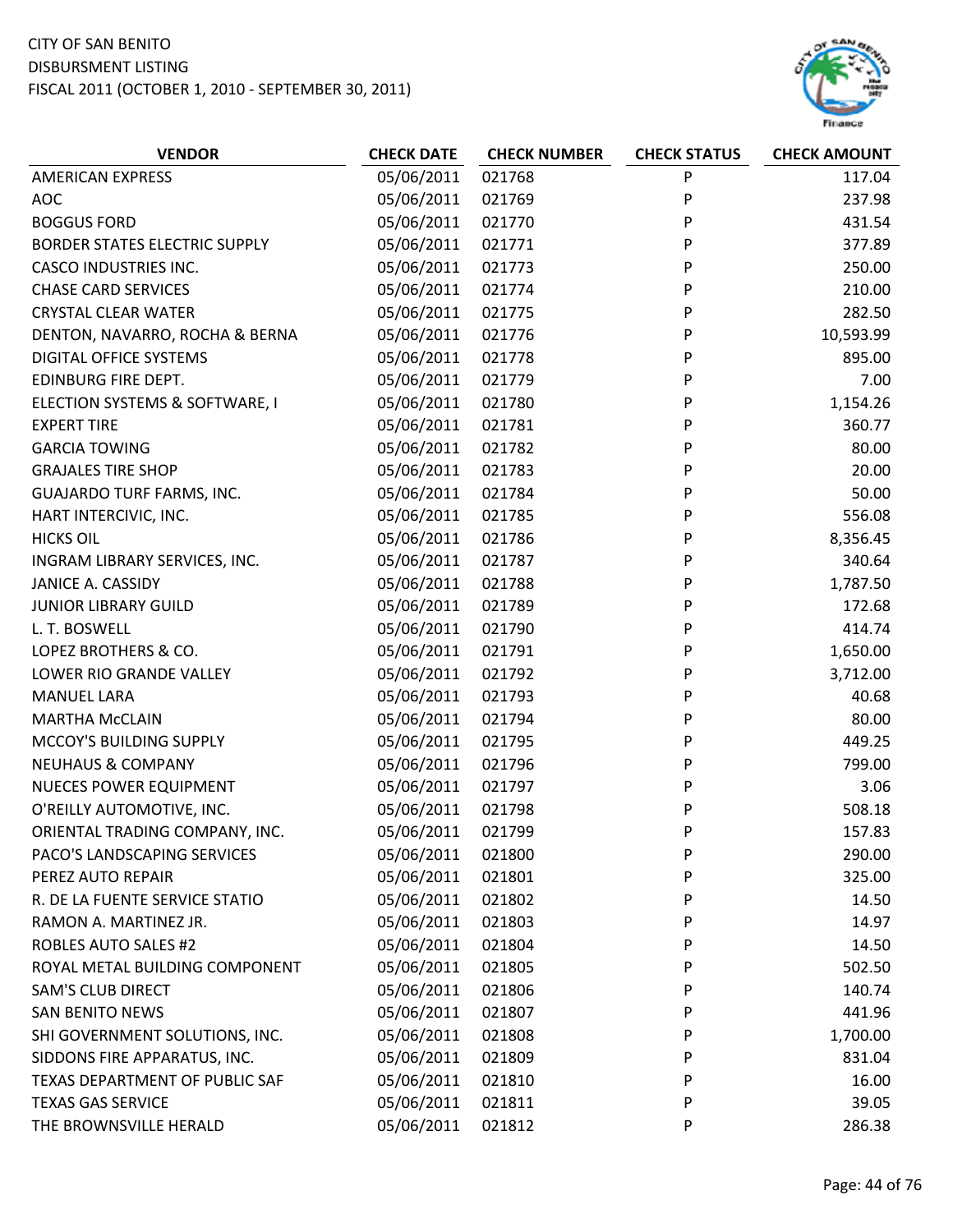CITY OF SAN BENITO
DISBURSMENT LISTING
FISCAL 2011 (OCTOBER 1, 2010 - SEPTEMBER 30, 2011)

| VENDOR | CHECK DATE | CHECK NUMBER | CHECK STATUS | CHECK AMOUNT |
|---|---|---|---|---|
| AMERICAN EXPRESS | 05/06/2011 | 021768 | P | 117.04 |
| AOC | 05/06/2011 | 021769 | P | 237.98 |
| BOGGUS FORD | 05/06/2011 | 021770 | P | 431.54 |
| BORDER STATES ELECTRIC SUPPLY | 05/06/2011 | 021771 | P | 377.89 |
| CASCO INDUSTRIES INC. | 05/06/2011 | 021773 | P | 250.00 |
| CHASE CARD SERVICES | 05/06/2011 | 021774 | P | 210.00 |
| CRYSTAL CLEAR WATER | 05/06/2011 | 021775 | P | 282.50 |
| DENTON, NAVARRO, ROCHA & BERNA | 05/06/2011 | 021776 | P | 10,593.99 |
| DIGITAL OFFICE SYSTEMS | 05/06/2011 | 021778 | P | 895.00 |
| EDINBURG FIRE DEPT. | 05/06/2011 | 021779 | P | 7.00 |
| ELECTION SYSTEMS & SOFTWARE, I | 05/06/2011 | 021780 | P | 1,154.26 |
| EXPERT TIRE | 05/06/2011 | 021781 | P | 360.77 |
| GARCIA TOWING | 05/06/2011 | 021782 | P | 80.00 |
| GRAJALES TIRE SHOP | 05/06/2011 | 021783 | P | 20.00 |
| GUAJARDO TURF FARMS, INC. | 05/06/2011 | 021784 | P | 50.00 |
| HART INTERCIVIC, INC. | 05/06/2011 | 021785 | P | 556.08 |
| HICKS OIL | 05/06/2011 | 021786 | P | 8,356.45 |
| INGRAM LIBRARY SERVICES, INC. | 05/06/2011 | 021787 | P | 340.64 |
| JANICE A. CASSIDY | 05/06/2011 | 021788 | P | 1,787.50 |
| JUNIOR LIBRARY GUILD | 05/06/2011 | 021789 | P | 172.68 |
| L. T. BOSWELL | 05/06/2011 | 021790 | P | 414.74 |
| LOPEZ BROTHERS & CO. | 05/06/2011 | 021791 | P | 1,650.00 |
| LOWER RIO GRANDE VALLEY | 05/06/2011 | 021792 | P | 3,712.00 |
| MANUEL LARA | 05/06/2011 | 021793 | P | 40.68 |
| MARTHA McCLAIN | 05/06/2011 | 021794 | P | 80.00 |
| MCCOY'S BUILDING SUPPLY | 05/06/2011 | 021795 | P | 449.25 |
| NEUHAUS & COMPANY | 05/06/2011 | 021796 | P | 799.00 |
| NUECES POWER EQUIPMENT | 05/06/2011 | 021797 | P | 3.06 |
| O'REILLY AUTOMOTIVE, INC. | 05/06/2011 | 021798 | P | 508.18 |
| ORIENTAL TRADING COMPANY, INC. | 05/06/2011 | 021799 | P | 157.83 |
| PACO'S LANDSCAPING SERVICES | 05/06/2011 | 021800 | P | 290.00 |
| PEREZ AUTO REPAIR | 05/06/2011 | 021801 | P | 325.00 |
| R. DE LA FUENTE SERVICE STATIO | 05/06/2011 | 021802 | P | 14.50 |
| RAMON A. MARTINEZ JR. | 05/06/2011 | 021803 | P | 14.97 |
| ROBLES AUTO SALES #2 | 05/06/2011 | 021804 | P | 14.50 |
| ROYAL METAL BUILDING COMPONENT | 05/06/2011 | 021805 | P | 502.50 |
| SAM'S CLUB DIRECT | 05/06/2011 | 021806 | P | 140.74 |
| SAN BENITO NEWS | 05/06/2011 | 021807 | P | 441.96 |
| SHI GOVERNMENT SOLUTIONS, INC. | 05/06/2011 | 021808 | P | 1,700.00 |
| SIDDONS FIRE APPARATUS, INC. | 05/06/2011 | 021809 | P | 831.04 |
| TEXAS DEPARTMENT OF PUBLIC SAF | 05/06/2011 | 021810 | P | 16.00 |
| TEXAS GAS SERVICE | 05/06/2011 | 021811 | P | 39.05 |
| THE BROWNSVILLE HERALD | 05/06/2011 | 021812 | P | 286.38 |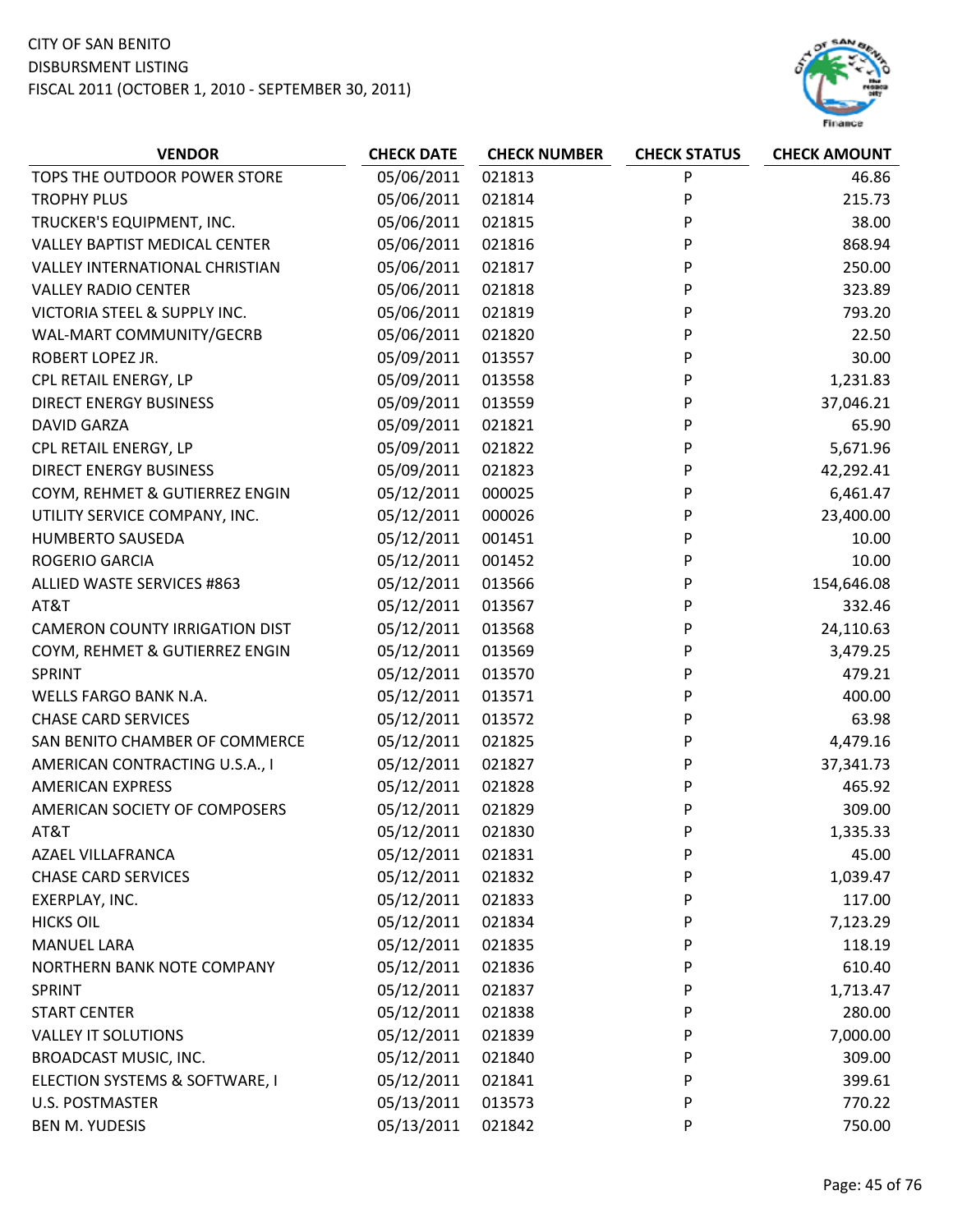CITY OF SAN BENITO
DISBURSMENT LISTING
FISCAL 2011 (OCTOBER 1, 2010 - SEPTEMBER 30, 2011)

| VENDOR | CHECK DATE | CHECK NUMBER | CHECK STATUS | CHECK AMOUNT |
|---|---|---|---|---|
| TOPS THE OUTDOOR POWER STORE | 05/06/2011 | 021813 | P | 46.86 |
| TROPHY PLUS | 05/06/2011 | 021814 | P | 215.73 |
| TRUCKER'S EQUIPMENT, INC. | 05/06/2011 | 021815 | P | 38.00 |
| VALLEY BAPTIST MEDICAL CENTER | 05/06/2011 | 021816 | P | 868.94 |
| VALLEY INTERNATIONAL CHRISTIAN | 05/06/2011 | 021817 | P | 250.00 |
| VALLEY RADIO CENTER | 05/06/2011 | 021818 | P | 323.89 |
| VICTORIA STEEL & SUPPLY INC. | 05/06/2011 | 021819 | P | 793.20 |
| WAL-MART COMMUNITY/GECRB | 05/06/2011 | 021820 | P | 22.50 |
| ROBERT LOPEZ JR. | 05/09/2011 | 013557 | P | 30.00 |
| CPL RETAIL ENERGY, LP | 05/09/2011 | 013558 | P | 1,231.83 |
| DIRECT ENERGY BUSINESS | 05/09/2011 | 013559 | P | 37,046.21 |
| DAVID GARZA | 05/09/2011 | 021821 | P | 65.90 |
| CPL RETAIL ENERGY, LP | 05/09/2011 | 021822 | P | 5,671.96 |
| DIRECT ENERGY BUSINESS | 05/09/2011 | 021823 | P | 42,292.41 |
| COYM, REHMET & GUTIERREZ ENGIN | 05/12/2011 | 000025 | P | 6,461.47 |
| UTILITY SERVICE COMPANY, INC. | 05/12/2011 | 000026 | P | 23,400.00 |
| HUMBERTO SAUSEDA | 05/12/2011 | 001451 | P | 10.00 |
| ROGERIO GARCIA | 05/12/2011 | 001452 | P | 10.00 |
| ALLIED WASTE SERVICES #863 | 05/12/2011 | 013566 | P | 154,646.08 |
| AT&T | 05/12/2011 | 013567 | P | 332.46 |
| CAMERON COUNTY IRRIGATION DIST | 05/12/2011 | 013568 | P | 24,110.63 |
| COYM, REHMET & GUTIERREZ ENGIN | 05/12/2011 | 013569 | P | 3,479.25 |
| SPRINT | 05/12/2011 | 013570 | P | 479.21 |
| WELLS FARGO BANK N.A. | 05/12/2011 | 013571 | P | 400.00 |
| CHASE CARD SERVICES | 05/12/2011 | 013572 | P | 63.98 |
| SAN BENITO CHAMBER OF COMMERCE | 05/12/2011 | 021825 | P | 4,479.16 |
| AMERICAN CONTRACTING U.S.A., I | 05/12/2011 | 021827 | P | 37,341.73 |
| AMERICAN EXPRESS | 05/12/2011 | 021828 | P | 465.92 |
| AMERICAN SOCIETY OF COMPOSERS | 05/12/2011 | 021829 | P | 309.00 |
| AT&T | 05/12/2011 | 021830 | P | 1,335.33 |
| AZAEL VILLAFRANCA | 05/12/2011 | 021831 | P | 45.00 |
| CHASE CARD SERVICES | 05/12/2011 | 021832 | P | 1,039.47 |
| EXERPLAY, INC. | 05/12/2011 | 021833 | P | 117.00 |
| HICKS OIL | 05/12/2011 | 021834 | P | 7,123.29 |
| MANUEL LARA | 05/12/2011 | 021835 | P | 118.19 |
| NORTHERN BANK NOTE COMPANY | 05/12/2011 | 021836 | P | 610.40 |
| SPRINT | 05/12/2011 | 021837 | P | 1,713.47 |
| START CENTER | 05/12/2011 | 021838 | P | 280.00 |
| VALLEY IT SOLUTIONS | 05/12/2011 | 021839 | P | 7,000.00 |
| BROADCAST MUSIC, INC. | 05/12/2011 | 021840 | P | 309.00 |
| ELECTION SYSTEMS & SOFTWARE, I | 05/12/2011 | 021841 | P | 399.61 |
| U.S. POSTMASTER | 05/13/2011 | 013573 | P | 770.22 |
| BEN M. YUDESIS | 05/13/2011 | 021842 | P | 750.00 |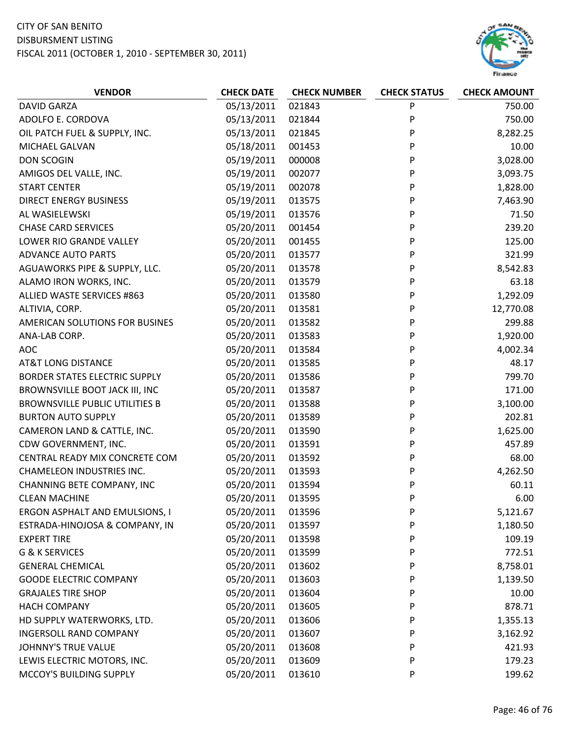CITY OF SAN BENITO
DISBURSMENT LISTING
FISCAL 2011 (OCTOBER 1, 2010 - SEPTEMBER 30, 2011)

| VENDOR | CHECK DATE | CHECK NUMBER | CHECK STATUS | CHECK AMOUNT |
|---|---|---|---|---|
| DAVID GARZA | 05/13/2011 | 021843 | P | 750.00 |
| ADOLFO E. CORDOVA | 05/13/2011 | 021844 | P | 750.00 |
| OIL PATCH FUEL & SUPPLY, INC. | 05/13/2011 | 021845 | P | 8,282.25 |
| MICHAEL GALVAN | 05/18/2011 | 001453 | P | 10.00 |
| DON SCOGIN | 05/19/2011 | 000008 | P | 3,028.00 |
| AMIGOS DEL VALLE, INC. | 05/19/2011 | 002077 | P | 3,093.75 |
| START CENTER | 05/19/2011 | 002078 | P | 1,828.00 |
| DIRECT ENERGY BUSINESS | 05/19/2011 | 013575 | P | 7,463.90 |
| AL WASIELEWSKI | 05/19/2011 | 013576 | P | 71.50 |
| CHASE CARD SERVICES | 05/20/2011 | 001454 | P | 239.20 |
| LOWER RIO GRANDE VALLEY | 05/20/2011 | 001455 | P | 125.00 |
| ADVANCE AUTO PARTS | 05/20/2011 | 013577 | P | 321.99 |
| AGUAWORKS PIPE & SUPPLY, LLC. | 05/20/2011 | 013578 | P | 8,542.83 |
| ALAMO IRON WORKS, INC. | 05/20/2011 | 013579 | P | 63.18 |
| ALLIED WASTE SERVICES #863 | 05/20/2011 | 013580 | P | 1,292.09 |
| ALTIVIA, CORP. | 05/20/2011 | 013581 | P | 12,770.08 |
| AMERICAN SOLUTIONS FOR BUSINES | 05/20/2011 | 013582 | P | 299.88 |
| ANA-LAB CORP. | 05/20/2011 | 013583 | P | 1,920.00 |
| AOC | 05/20/2011 | 013584 | P | 4,002.34 |
| AT&T LONG DISTANCE | 05/20/2011 | 013585 | P | 48.17 |
| BORDER STATES ELECTRIC SUPPLY | 05/20/2011 | 013586 | P | 799.70 |
| BROWNSVILLE BOOT JACK III, INC | 05/20/2011 | 013587 | P | 171.00 |
| BROWNSVILLE PUBLIC UTILITIES B | 05/20/2011 | 013588 | P | 3,100.00 |
| BURTON AUTO SUPPLY | 05/20/2011 | 013589 | P | 202.81 |
| CAMERON LAND & CATTLE, INC. | 05/20/2011 | 013590 | P | 1,625.00 |
| CDW GOVERNMENT, INC. | 05/20/2011 | 013591 | P | 457.89 |
| CENTRAL READY MIX CONCRETE COM | 05/20/2011 | 013592 | P | 68.00 |
| CHAMELEON INDUSTRIES INC. | 05/20/2011 | 013593 | P | 4,262.50 |
| CHANNING BETE COMPANY, INC | 05/20/2011 | 013594 | P | 60.11 |
| CLEAN MACHINE | 05/20/2011 | 013595 | P | 6.00 |
| ERGON ASPHALT AND EMULSIONS, I | 05/20/2011 | 013596 | P | 5,121.67 |
| ESTRADA-HINOJOSA & COMPANY, IN | 05/20/2011 | 013597 | P | 1,180.50 |
| EXPERT TIRE | 05/20/2011 | 013598 | P | 109.19 |
| G & K SERVICES | 05/20/2011 | 013599 | P | 772.51 |
| GENERAL CHEMICAL | 05/20/2011 | 013602 | P | 8,758.01 |
| GOODE ELECTRIC COMPANY | 05/20/2011 | 013603 | P | 1,139.50 |
| GRAJALES TIRE SHOP | 05/20/2011 | 013604 | P | 10.00 |
| HACH COMPANY | 05/20/2011 | 013605 | P | 878.71 |
| HD SUPPLY WATERWORKS, LTD. | 05/20/2011 | 013606 | P | 1,355.13 |
| INGERSOLL RAND COMPANY | 05/20/2011 | 013607 | P | 3,162.92 |
| JOHNNY'S TRUE VALUE | 05/20/2011 | 013608 | P | 421.93 |
| LEWIS ELECTRIC MOTORS, INC. | 05/20/2011 | 013609 | P | 179.23 |
| MCCOY'S BUILDING SUPPLY | 05/20/2011 | 013610 | P | 199.62 |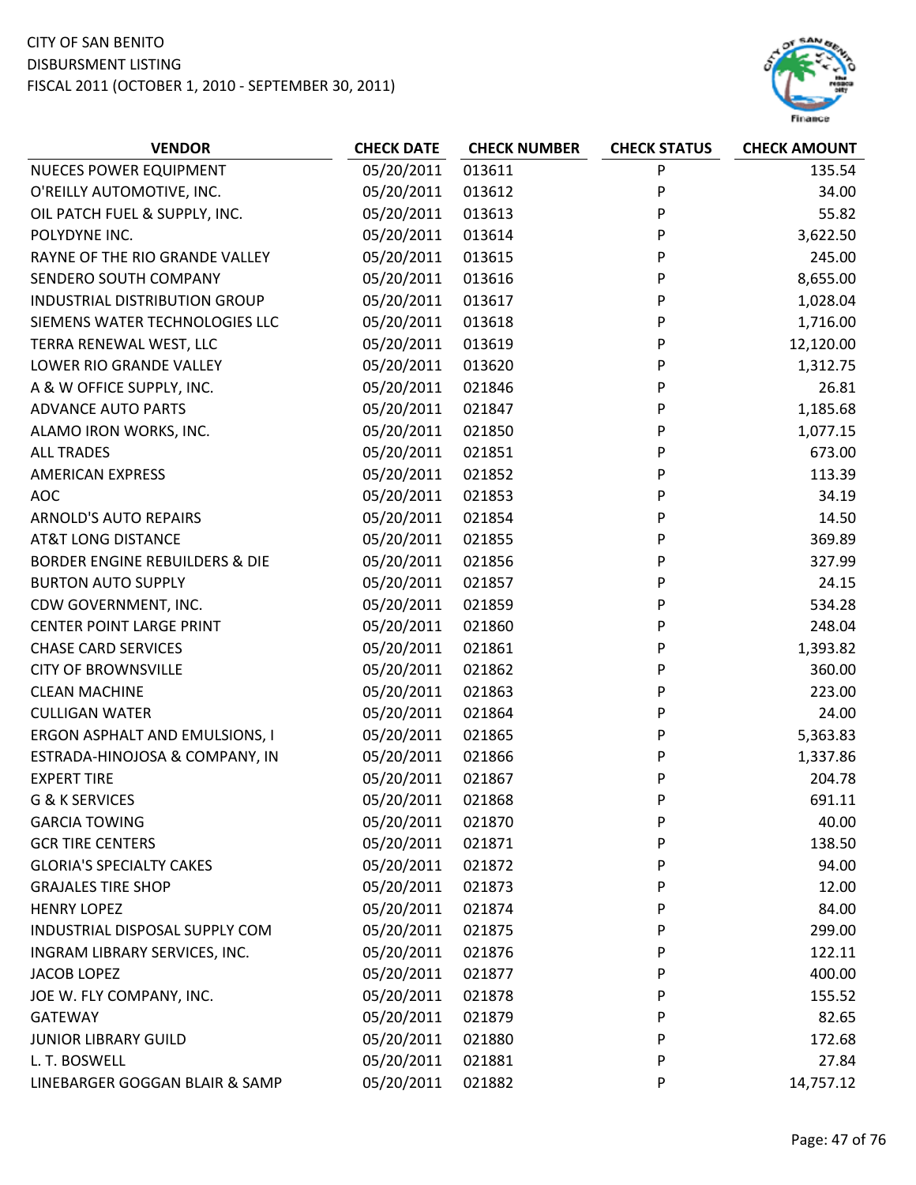CITY OF SAN BENITO
DISBURSMENT LISTING
FISCAL 2011 (OCTOBER 1, 2010 - SEPTEMBER 30, 2011)

| VENDOR | CHECK DATE | CHECK NUMBER | CHECK STATUS | CHECK AMOUNT |
|---|---|---|---|---|
| NUECES POWER EQUIPMENT | 05/20/2011 | 013611 | P | 135.54 |
| O'REILLY AUTOMOTIVE, INC. | 05/20/2011 | 013612 | P | 34.00 |
| OIL PATCH FUEL & SUPPLY, INC. | 05/20/2011 | 013613 | P | 55.82 |
| POLYDYNE INC. | 05/20/2011 | 013614 | P | 3,622.50 |
| RAYNE OF THE RIO GRANDE VALLEY | 05/20/2011 | 013615 | P | 245.00 |
| SENDERO SOUTH COMPANY | 05/20/2011 | 013616 | P | 8,655.00 |
| INDUSTRIAL DISTRIBUTION GROUP | 05/20/2011 | 013617 | P | 1,028.04 |
| SIEMENS WATER TECHNOLOGIES LLC | 05/20/2011 | 013618 | P | 1,716.00 |
| TERRA RENEWAL WEST, LLC | 05/20/2011 | 013619 | P | 12,120.00 |
| LOWER RIO GRANDE VALLEY | 05/20/2011 | 013620 | P | 1,312.75 |
| A & W OFFICE SUPPLY, INC. | 05/20/2011 | 021846 | P | 26.81 |
| ADVANCE AUTO PARTS | 05/20/2011 | 021847 | P | 1,185.68 |
| ALAMO IRON WORKS, INC. | 05/20/2011 | 021850 | P | 1,077.15 |
| ALL TRADES | 05/20/2011 | 021851 | P | 673.00 |
| AMERICAN EXPRESS | 05/20/2011 | 021852 | P | 113.39 |
| AOC | 05/20/2011 | 021853 | P | 34.19 |
| ARNOLD'S AUTO REPAIRS | 05/20/2011 | 021854 | P | 14.50 |
| AT&T LONG DISTANCE | 05/20/2011 | 021855 | P | 369.89 |
| BORDER ENGINE REBUILDERS & DIE | 05/20/2011 | 021856 | P | 327.99 |
| BURTON AUTO SUPPLY | 05/20/2011 | 021857 | P | 24.15 |
| CDW GOVERNMENT, INC. | 05/20/2011 | 021859 | P | 534.28 |
| CENTER POINT LARGE PRINT | 05/20/2011 | 021860 | P | 248.04 |
| CHASE CARD SERVICES | 05/20/2011 | 021861 | P | 1,393.82 |
| CITY OF BROWNSVILLE | 05/20/2011 | 021862 | P | 360.00 |
| CLEAN MACHINE | 05/20/2011 | 021863 | P | 223.00 |
| CULLIGAN WATER | 05/20/2011 | 021864 | P | 24.00 |
| ERGON ASPHALT AND EMULSIONS, I | 05/20/2011 | 021865 | P | 5,363.83 |
| ESTRADA-HINOJOSA & COMPANY, IN | 05/20/2011 | 021866 | P | 1,337.86 |
| EXPERT TIRE | 05/20/2011 | 021867 | P | 204.78 |
| G & K SERVICES | 05/20/2011 | 021868 | P | 691.11 |
| GARCIA TOWING | 05/20/2011 | 021870 | P | 40.00 |
| GCR TIRE CENTERS | 05/20/2011 | 021871 | P | 138.50 |
| GLORIA'S SPECIALTY CAKES | 05/20/2011 | 021872 | P | 94.00 |
| GRAJALES TIRE SHOP | 05/20/2011 | 021873 | P | 12.00 |
| HENRY LOPEZ | 05/20/2011 | 021874 | P | 84.00 |
| INDUSTRIAL DISPOSAL SUPPLY COM | 05/20/2011 | 021875 | P | 299.00 |
| INGRAM LIBRARY SERVICES, INC. | 05/20/2011 | 021876 | P | 122.11 |
| JACOB LOPEZ | 05/20/2011 | 021877 | P | 400.00 |
| JOE W. FLY COMPANY, INC. | 05/20/2011 | 021878 | P | 155.52 |
| GATEWAY | 05/20/2011 | 021879 | P | 82.65 |
| JUNIOR LIBRARY GUILD | 05/20/2011 | 021880 | P | 172.68 |
| L. T. BOSWELL | 05/20/2011 | 021881 | P | 27.84 |
| LINEBARGER GOGGAN BLAIR & SAMP | 05/20/2011 | 021882 | P | 14,757.12 |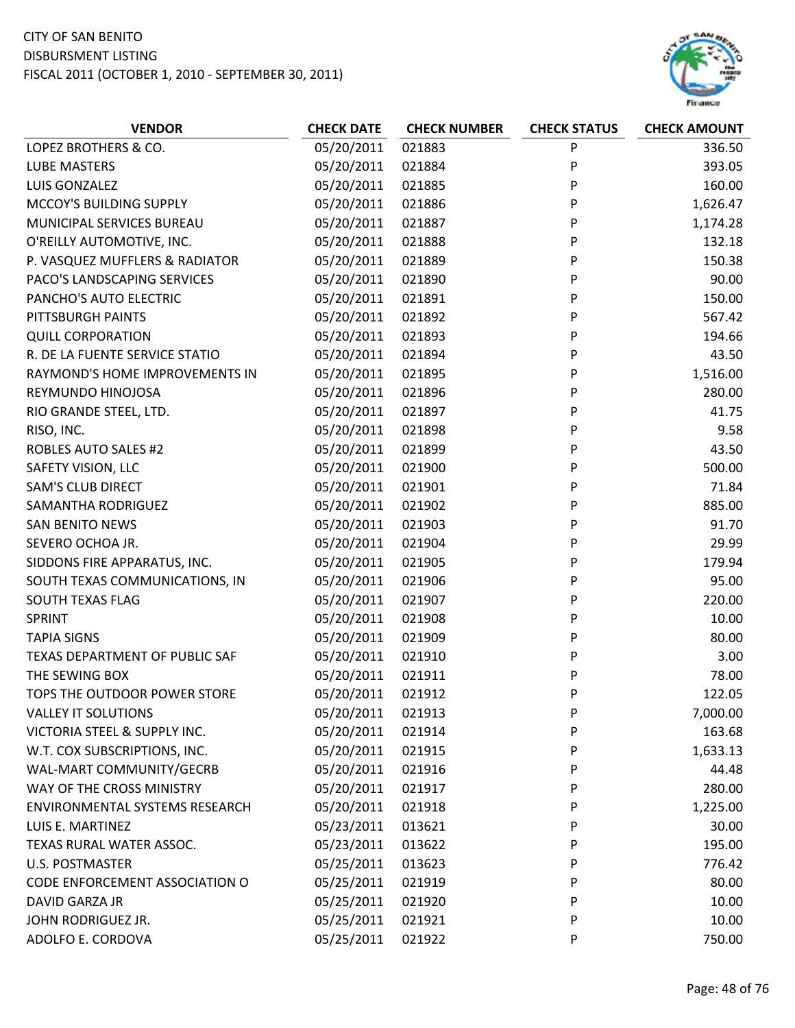CITY OF SAN BENITO
DISBURSMENT LISTING
FISCAL 2011 (OCTOBER 1, 2010 - SEPTEMBER 30, 2011)

| VENDOR | CHECK DATE | CHECK NUMBER | CHECK STATUS | CHECK AMOUNT |
|---|---|---|---|---|
| LOPEZ BROTHERS & CO. | 05/20/2011 | 021883 | P | 336.50 |
| LUBE MASTERS | 05/20/2011 | 021884 | P | 393.05 |
| LUIS GONZALEZ | 05/20/2011 | 021885 | P | 160.00 |
| MCCOY'S BUILDING SUPPLY | 05/20/2011 | 021886 | P | 1,626.47 |
| MUNICIPAL SERVICES BUREAU | 05/20/2011 | 021887 | P | 1,174.28 |
| O'REILLY AUTOMOTIVE, INC. | 05/20/2011 | 021888 | P | 132.18 |
| P. VASQUEZ MUFFLERS & RADIATOR | 05/20/2011 | 021889 | P | 150.38 |
| PACO'S LANDSCAPING SERVICES | 05/20/2011 | 021890 | P | 90.00 |
| PANCHO'S AUTO ELECTRIC | 05/20/2011 | 021891 | P | 150.00 |
| PITTSBURGH PAINTS | 05/20/2011 | 021892 | P | 567.42 |
| QUILL CORPORATION | 05/20/2011 | 021893 | P | 194.66 |
| R. DE LA FUENTE SERVICE STATIO | 05/20/2011 | 021894 | P | 43.50 |
| RAYMOND'S HOME IMPROVEMENTS IN | 05/20/2011 | 021895 | P | 1,516.00 |
| REYMUNDO HINOJOSA | 05/20/2011 | 021896 | P | 280.00 |
| RIO GRANDE STEEL, LTD. | 05/20/2011 | 021897 | P | 41.75 |
| RISO, INC. | 05/20/2011 | 021898 | P | 9.58 |
| ROBLES AUTO SALES #2 | 05/20/2011 | 021899 | P | 43.50 |
| SAFETY VISION, LLC | 05/20/2011 | 021900 | P | 500.00 |
| SAM'S CLUB DIRECT | 05/20/2011 | 021901 | P | 71.84 |
| SAMANTHA RODRIGUEZ | 05/20/2011 | 021902 | P | 885.00 |
| SAN BENITO NEWS | 05/20/2011 | 021903 | P | 91.70 |
| SEVERO OCHOA JR. | 05/20/2011 | 021904 | P | 29.99 |
| SIDDONS FIRE APPARATUS, INC. | 05/20/2011 | 021905 | P | 179.94 |
| SOUTH TEXAS COMMUNICATIONS, IN | 05/20/2011 | 021906 | P | 95.00 |
| SOUTH TEXAS FLAG | 05/20/2011 | 021907 | P | 220.00 |
| SPRINT | 05/20/2011 | 021908 | P | 10.00 |
| TAPIA SIGNS | 05/20/2011 | 021909 | P | 80.00 |
| TEXAS DEPARTMENT OF PUBLIC SAF | 05/20/2011 | 021910 | P | 3.00 |
| THE SEWING BOX | 05/20/2011 | 021911 | P | 78.00 |
| TOPS THE OUTDOOR POWER STORE | 05/20/2011 | 021912 | P | 122.05 |
| VALLEY IT SOLUTIONS | 05/20/2011 | 021913 | P | 7,000.00 |
| VICTORIA STEEL & SUPPLY INC. | 05/20/2011 | 021914 | P | 163.68 |
| W.T. COX SUBSCRIPTIONS, INC. | 05/20/2011 | 021915 | P | 1,633.13 |
| WAL-MART COMMUNITY/GECRB | 05/20/2011 | 021916 | P | 44.48 |
| WAY OF THE CROSS MINISTRY | 05/20/2011 | 021917 | P | 280.00 |
| ENVIRONMENTAL SYSTEMS RESEARCH | 05/20/2011 | 021918 | P | 1,225.00 |
| LUIS E. MARTINEZ | 05/23/2011 | 013621 | P | 30.00 |
| TEXAS RURAL WATER ASSOC. | 05/23/2011 | 013622 | P | 195.00 |
| U.S. POSTMASTER | 05/25/2011 | 013623 | P | 776.42 |
| CODE ENFORCEMENT ASSOCIATION O | 05/25/2011 | 021919 | P | 80.00 |
| DAVID GARZA JR | 05/25/2011 | 021920 | P | 10.00 |
| JOHN RODRIGUEZ JR. | 05/25/2011 | 021921 | P | 10.00 |
| ADOLFO E. CORDOVA | 05/25/2011 | 021922 | P | 750.00 |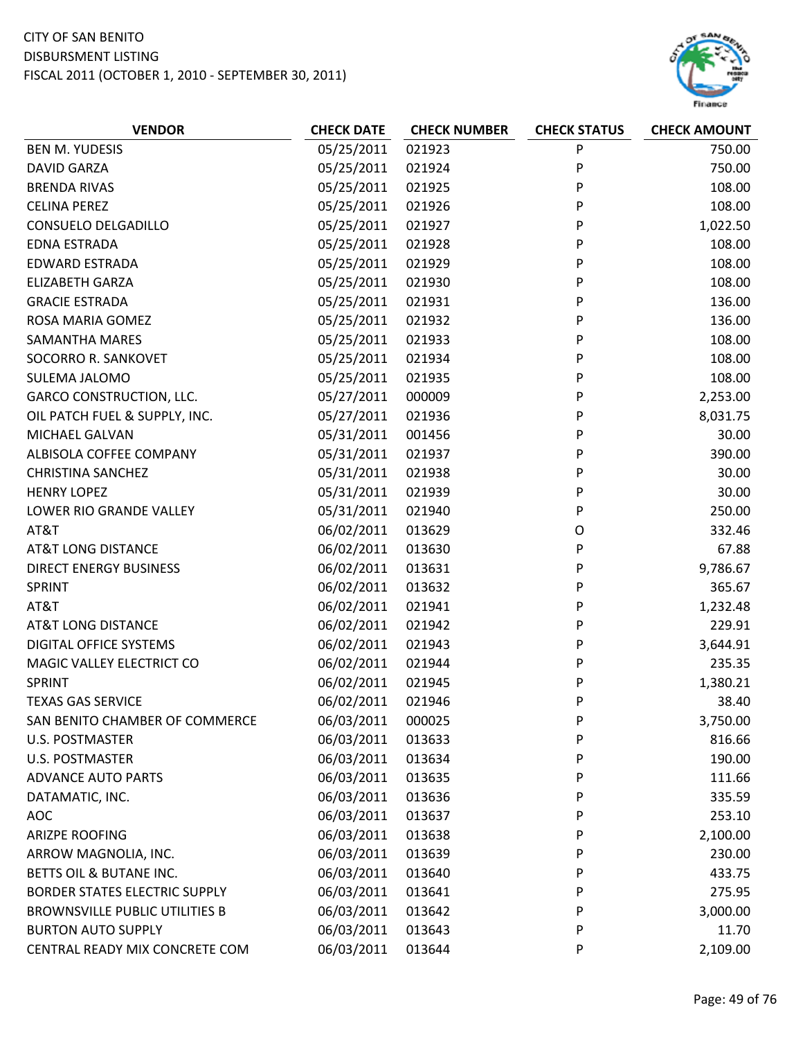CITY OF SAN BENITO
DISBURSMENT LISTING
FISCAL 2011 (OCTOBER 1, 2010 - SEPTEMBER 30, 2011)

| VENDOR | CHECK DATE | CHECK NUMBER | CHECK STATUS | CHECK AMOUNT |
|---|---|---|---|---|
| BEN M. YUDESIS | 05/25/2011 | 021923 | P | 750.00 |
| DAVID GARZA | 05/25/2011 | 021924 | P | 750.00 |
| BRENDA RIVAS | 05/25/2011 | 021925 | P | 108.00 |
| CELINA PEREZ | 05/25/2011 | 021926 | P | 108.00 |
| CONSUELO DELGADILLO | 05/25/2011 | 021927 | P | 1,022.50 |
| EDNA ESTRADA | 05/25/2011 | 021928 | P | 108.00 |
| EDWARD ESTRADA | 05/25/2011 | 021929 | P | 108.00 |
| ELIZABETH GARZA | 05/25/2011 | 021930 | P | 108.00 |
| GRACIE ESTRADA | 05/25/2011 | 021931 | P | 136.00 |
| ROSA MARIA GOMEZ | 05/25/2011 | 021932 | P | 136.00 |
| SAMANTHA MARES | 05/25/2011 | 021933 | P | 108.00 |
| SOCORRO R. SANKOVET | 05/25/2011 | 021934 | P | 108.00 |
| SULEMA JALOMO | 05/25/2011 | 021935 | P | 108.00 |
| GARCO CONSTRUCTION, LLC. | 05/27/2011 | 000009 | P | 2,253.00 |
| OIL PATCH FUEL & SUPPLY, INC. | 05/27/2011 | 021936 | P | 8,031.75 |
| MICHAEL GALVAN | 05/31/2011 | 001456 | P | 30.00 |
| ALBISOLA COFFEE COMPANY | 05/31/2011 | 021937 | P | 390.00 |
| CHRISTINA SANCHEZ | 05/31/2011 | 021938 | P | 30.00 |
| HENRY LOPEZ | 05/31/2011 | 021939 | P | 30.00 |
| LOWER RIO GRANDE VALLEY | 05/31/2011 | 021940 | P | 250.00 |
| AT&T | 06/02/2011 | 013629 | O | 332.46 |
| AT&T LONG DISTANCE | 06/02/2011 | 013630 | P | 67.88 |
| DIRECT ENERGY BUSINESS | 06/02/2011 | 013631 | P | 9,786.67 |
| SPRINT | 06/02/2011 | 013632 | P | 365.67 |
| AT&T | 06/02/2011 | 021941 | P | 1,232.48 |
| AT&T LONG DISTANCE | 06/02/2011 | 021942 | P | 229.91 |
| DIGITAL OFFICE SYSTEMS | 06/02/2011 | 021943 | P | 3,644.91 |
| MAGIC VALLEY ELECTRICT CO | 06/02/2011 | 021944 | P | 235.35 |
| SPRINT | 06/02/2011 | 021945 | P | 1,380.21 |
| TEXAS GAS SERVICE | 06/02/2011 | 021946 | P | 38.40 |
| SAN BENITO CHAMBER OF COMMERCE | 06/03/2011 | 000025 | P | 3,750.00 |
| U.S. POSTMASTER | 06/03/2011 | 013633 | P | 816.66 |
| U.S. POSTMASTER | 06/03/2011 | 013634 | P | 190.00 |
| ADVANCE AUTO PARTS | 06/03/2011 | 013635 | P | 111.66 |
| DATAMATIC, INC. | 06/03/2011 | 013636 | P | 335.59 |
| AOC | 06/03/2011 | 013637 | P | 253.10 |
| ARIZPE ROOFING | 06/03/2011 | 013638 | P | 2,100.00 |
| ARROW MAGNOLIA, INC. | 06/03/2011 | 013639 | P | 230.00 |
| BETTS OIL & BUTANE INC. | 06/03/2011 | 013640 | P | 433.75 |
| BORDER STATES ELECTRIC SUPPLY | 06/03/2011 | 013641 | P | 275.95 |
| BROWNSVILLE PUBLIC UTILITIES B | 06/03/2011 | 013642 | P | 3,000.00 |
| BURTON AUTO SUPPLY | 06/03/2011 | 013643 | P | 11.70 |
| CENTRAL READY MIX CONCRETE COM | 06/03/2011 | 013644 | P | 2,109.00 |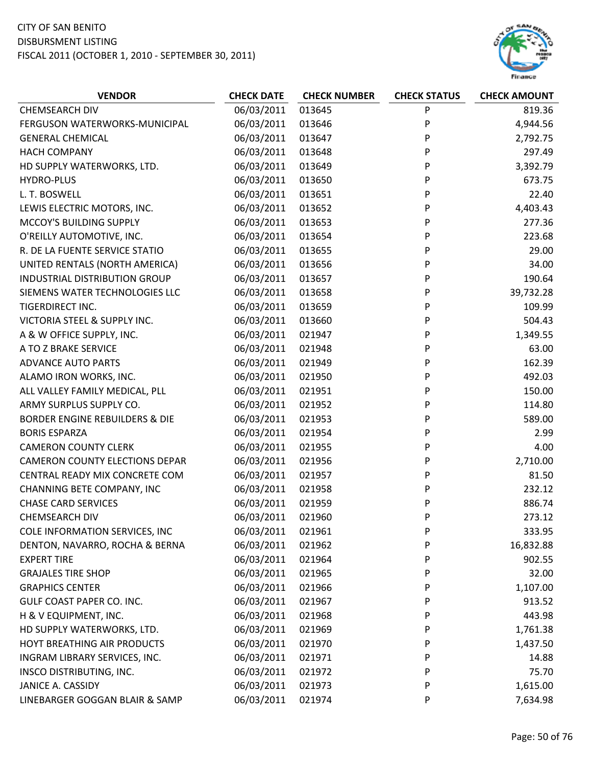CITY OF SAN BENITO
DISBURSMENT LISTING
FISCAL 2011 (OCTOBER 1, 2010 - SEPTEMBER 30, 2011)

| VENDOR | CHECK DATE | CHECK NUMBER | CHECK STATUS | CHECK AMOUNT |
|---|---|---|---|---|
| CHEMSEARCH DIV | 06/03/2011 | 013645 | P | 819.36 |
| FERGUSON WATERWORKS-MUNICIPAL | 06/03/2011 | 013646 | P | 4,944.56 |
| GENERAL CHEMICAL | 06/03/2011 | 013647 | P | 2,792.75 |
| HACH COMPANY | 06/03/2011 | 013648 | P | 297.49 |
| HD SUPPLY WATERWORKS, LTD. | 06/03/2011 | 013649 | P | 3,392.79 |
| HYDRO-PLUS | 06/03/2011 | 013650 | P | 673.75 |
| L. T. BOSWELL | 06/03/2011 | 013651 | P | 22.40 |
| LEWIS ELECTRIC MOTORS, INC. | 06/03/2011 | 013652 | P | 4,403.43 |
| MCCOY'S BUILDING SUPPLY | 06/03/2011 | 013653 | P | 277.36 |
| O'REILLY AUTOMOTIVE, INC. | 06/03/2011 | 013654 | P | 223.68 |
| R. DE LA FUENTE SERVICE STATIO | 06/03/2011 | 013655 | P | 29.00 |
| UNITED RENTALS (NORTH AMERICA) | 06/03/2011 | 013656 | P | 34.00 |
| INDUSTRIAL DISTRIBUTION GROUP | 06/03/2011 | 013657 | P | 190.64 |
| SIEMENS WATER TECHNOLOGIES LLC | 06/03/2011 | 013658 | P | 39,732.28 |
| TIGERDIRECT INC. | 06/03/2011 | 013659 | P | 109.99 |
| VICTORIA STEEL & SUPPLY INC. | 06/03/2011 | 013660 | P | 504.43 |
| A & W OFFICE SUPPLY, INC. | 06/03/2011 | 021947 | P | 1,349.55 |
| A TO Z BRAKE SERVICE | 06/03/2011 | 021948 | P | 63.00 |
| ADVANCE AUTO PARTS | 06/03/2011 | 021949 | P | 162.39 |
| ALAMO IRON WORKS, INC. | 06/03/2011 | 021950 | P | 492.03 |
| ALL VALLEY FAMILY MEDICAL, PLL | 06/03/2011 | 021951 | P | 150.00 |
| ARMY SURPLUS SUPPLY CO. | 06/03/2011 | 021952 | P | 114.80 |
| BORDER ENGINE REBUILDERS & DIE | 06/03/2011 | 021953 | P | 589.00 |
| BORIS ESPARZA | 06/03/2011 | 021954 | P | 2.99 |
| CAMERON COUNTY CLERK | 06/03/2011 | 021955 | P | 4.00 |
| CAMERON COUNTY ELECTIONS DEPAR | 06/03/2011 | 021956 | P | 2,710.00 |
| CENTRAL READY MIX CONCRETE COM | 06/03/2011 | 021957 | P | 81.50 |
| CHANNING BETE COMPANY, INC | 06/03/2011 | 021958 | P | 232.12 |
| CHASE CARD SERVICES | 06/03/2011 | 021959 | P | 886.74 |
| CHEMSEARCH DIV | 06/03/2011 | 021960 | P | 273.12 |
| COLE INFORMATION SERVICES, INC | 06/03/2011 | 021961 | P | 333.95 |
| DENTON, NAVARRO, ROCHA & BERNA | 06/03/2011 | 021962 | P | 16,832.88 |
| EXPERT TIRE | 06/03/2011 | 021964 | P | 902.55 |
| GRAJALES TIRE SHOP | 06/03/2011 | 021965 | P | 32.00 |
| GRAPHICS CENTER | 06/03/2011 | 021966 | P | 1,107.00 |
| GULF COAST PAPER CO. INC. | 06/03/2011 | 021967 | P | 913.52 |
| H & V EQUIPMENT, INC. | 06/03/2011 | 021968 | P | 443.98 |
| HD SUPPLY WATERWORKS, LTD. | 06/03/2011 | 021969 | P | 1,761.38 |
| HOYT BREATHING AIR PRODUCTS | 06/03/2011 | 021970 | P | 1,437.50 |
| INGRAM LIBRARY SERVICES, INC. | 06/03/2011 | 021971 | P | 14.88 |
| INSCO DISTRIBUTING, INC. | 06/03/2011 | 021972 | P | 75.70 |
| JANICE A. CASSIDY | 06/03/2011 | 021973 | P | 1,615.00 |
| LINEBARGER GOGGAN BLAIR & SAMP | 06/03/2011 | 021974 | P | 7,634.98 |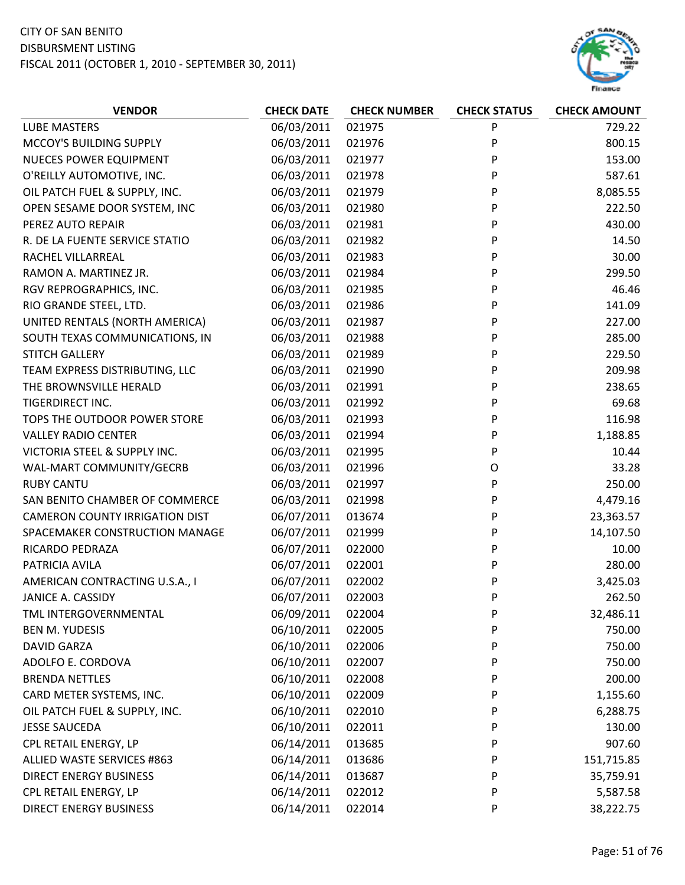CITY OF SAN BENITO
DISBURSMENT LISTING
FISCAL 2011 (OCTOBER 1, 2010 - SEPTEMBER 30, 2011)

| VENDOR | CHECK DATE | CHECK NUMBER | CHECK STATUS | CHECK AMOUNT |
|---|---|---|---|---|
| LUBE MASTERS | 06/03/2011 | 021975 | P | 729.22 |
| MCCOY'S BUILDING SUPPLY | 06/03/2011 | 021976 | P | 800.15 |
| NUECES POWER EQUIPMENT | 06/03/2011 | 021977 | P | 153.00 |
| O'REILLY AUTOMOTIVE, INC. | 06/03/2011 | 021978 | P | 587.61 |
| OIL PATCH FUEL & SUPPLY, INC. | 06/03/2011 | 021979 | P | 8,085.55 |
| OPEN SESAME DOOR SYSTEM, INC | 06/03/2011 | 021980 | P | 222.50 |
| PEREZ AUTO REPAIR | 06/03/2011 | 021981 | P | 430.00 |
| R. DE LA FUENTE SERVICE STATIO | 06/03/2011 | 021982 | P | 14.50 |
| RACHEL VILLARREAL | 06/03/2011 | 021983 | P | 30.00 |
| RAMON A. MARTINEZ JR. | 06/03/2011 | 021984 | P | 299.50 |
| RGV REPROGRAPHICS, INC. | 06/03/2011 | 021985 | P | 46.46 |
| RIO GRANDE STEEL, LTD. | 06/03/2011 | 021986 | P | 141.09 |
| UNITED RENTALS (NORTH AMERICA) | 06/03/2011 | 021987 | P | 227.00 |
| SOUTH TEXAS COMMUNICATIONS, IN | 06/03/2011 | 021988 | P | 285.00 |
| STITCH GALLERY | 06/03/2011 | 021989 | P | 229.50 |
| TEAM EXPRESS DISTRIBUTING, LLC | 06/03/2011 | 021990 | P | 209.98 |
| THE BROWNSVILLE HERALD | 06/03/2011 | 021991 | P | 238.65 |
| TIGERDIRECT INC. | 06/03/2011 | 021992 | P | 69.68 |
| TOPS THE OUTDOOR POWER STORE | 06/03/2011 | 021993 | P | 116.98 |
| VALLEY RADIO CENTER | 06/03/2011 | 021994 | P | 1,188.85 |
| VICTORIA STEEL & SUPPLY INC. | 06/03/2011 | 021995 | P | 10.44 |
| WAL-MART COMMUNITY/GECRB | 06/03/2011 | 021996 | O | 33.28 |
| RUBY CANTU | 06/03/2011 | 021997 | P | 250.00 |
| SAN BENITO CHAMBER OF COMMERCE | 06/03/2011 | 021998 | P | 4,479.16 |
| CAMERON COUNTY IRRIGATION DIST | 06/07/2011 | 013674 | P | 23,363.57 |
| SPACEMAKER CONSTRUCTION MANAGE | 06/07/2011 | 021999 | P | 14,107.50 |
| RICARDO PEDRAZA | 06/07/2011 | 022000 | P | 10.00 |
| PATRICIA AVILA | 06/07/2011 | 022001 | P | 280.00 |
| AMERICAN CONTRACTING U.S.A., I | 06/07/2011 | 022002 | P | 3,425.03 |
| JANICE A. CASSIDY | 06/07/2011 | 022003 | P | 262.50 |
| TML INTERGOVERNMENTAL | 06/09/2011 | 022004 | P | 32,486.11 |
| BEN M. YUDESIS | 06/10/2011 | 022005 | P | 750.00 |
| DAVID GARZA | 06/10/2011 | 022006 | P | 750.00 |
| ADOLFO E. CORDOVA | 06/10/2011 | 022007 | P | 750.00 |
| BRENDA NETTLES | 06/10/2011 | 022008 | P | 200.00 |
| CARD METER SYSTEMS, INC. | 06/10/2011 | 022009 | P | 1,155.60 |
| OIL PATCH FUEL & SUPPLY, INC. | 06/10/2011 | 022010 | P | 6,288.75 |
| JESSE SAUCEDA | 06/10/2011 | 022011 | P | 130.00 |
| CPL RETAIL ENERGY, LP | 06/14/2011 | 013685 | P | 907.60 |
| ALLIED WASTE SERVICES #863 | 06/14/2011 | 013686 | P | 151,715.85 |
| DIRECT ENERGY BUSINESS | 06/14/2011 | 013687 | P | 35,759.91 |
| CPL RETAIL ENERGY, LP | 06/14/2011 | 022012 | P | 5,587.58 |
| DIRECT ENERGY BUSINESS | 06/14/2011 | 022014 | P | 38,222.75 |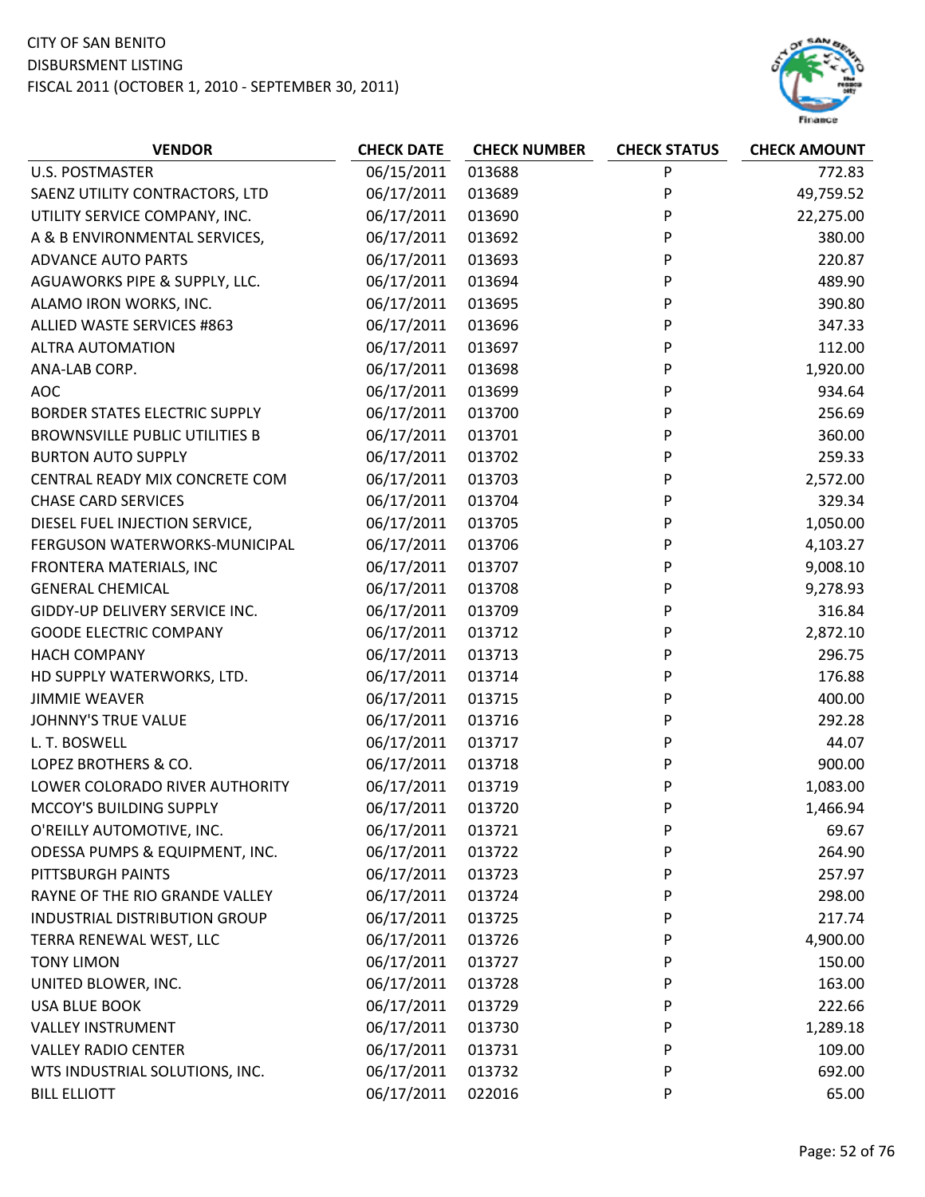CITY OF SAN BENITO
DISBURSMENT LISTING
FISCAL 2011 (OCTOBER 1, 2010 - SEPTEMBER 30, 2011)

| VENDOR | CHECK DATE | CHECK NUMBER | CHECK STATUS | CHECK AMOUNT |
|---|---|---|---|---|
| U.S. POSTMASTER | 06/15/2011 | 013688 | P | 772.83 |
| SAENZ UTILITY CONTRACTORS, LTD | 06/17/2011 | 013689 | P | 49,759.52 |
| UTILITY SERVICE COMPANY, INC. | 06/17/2011 | 013690 | P | 22,275.00 |
| A & B ENVIRONMENTAL SERVICES, | 06/17/2011 | 013692 | P | 380.00 |
| ADVANCE AUTO PARTS | 06/17/2011 | 013693 | P | 220.87 |
| AGUAWORKS PIPE & SUPPLY, LLC. | 06/17/2011 | 013694 | P | 489.90 |
| ALAMO IRON WORKS, INC. | 06/17/2011 | 013695 | P | 390.80 |
| ALLIED WASTE SERVICES #863 | 06/17/2011 | 013696 | P | 347.33 |
| ALTRA AUTOMATION | 06/17/2011 | 013697 | P | 112.00 |
| ANA-LAB CORP. | 06/17/2011 | 013698 | P | 1,920.00 |
| AOC | 06/17/2011 | 013699 | P | 934.64 |
| BORDER STATES ELECTRIC SUPPLY | 06/17/2011 | 013700 | P | 256.69 |
| BROWNSVILLE PUBLIC UTILITIES B | 06/17/2011 | 013701 | P | 360.00 |
| BURTON AUTO SUPPLY | 06/17/2011 | 013702 | P | 259.33 |
| CENTRAL READY MIX CONCRETE COM | 06/17/2011 | 013703 | P | 2,572.00 |
| CHASE CARD SERVICES | 06/17/2011 | 013704 | P | 329.34 |
| DIESEL FUEL INJECTION SERVICE, | 06/17/2011 | 013705 | P | 1,050.00 |
| FERGUSON WATERWORKS-MUNICIPAL | 06/17/2011 | 013706 | P | 4,103.27 |
| FRONTERA MATERIALS, INC | 06/17/2011 | 013707 | P | 9,008.10 |
| GENERAL CHEMICAL | 06/17/2011 | 013708 | P | 9,278.93 |
| GIDDY-UP DELIVERY SERVICE INC. | 06/17/2011 | 013709 | P | 316.84 |
| GOODE ELECTRIC COMPANY | 06/17/2011 | 013712 | P | 2,872.10 |
| HACH COMPANY | 06/17/2011 | 013713 | P | 296.75 |
| HD SUPPLY WATERWORKS, LTD. | 06/17/2011 | 013714 | P | 176.88 |
| JIMMIE WEAVER | 06/17/2011 | 013715 | P | 400.00 |
| JOHNNY'S TRUE VALUE | 06/17/2011 | 013716 | P | 292.28 |
| L. T. BOSWELL | 06/17/2011 | 013717 | P | 44.07 |
| LOPEZ BROTHERS & CO. | 06/17/2011 | 013718 | P | 900.00 |
| LOWER COLORADO RIVER AUTHORITY | 06/17/2011 | 013719 | P | 1,083.00 |
| MCCOY'S BUILDING SUPPLY | 06/17/2011 | 013720 | P | 1,466.94 |
| O'REILLY AUTOMOTIVE, INC. | 06/17/2011 | 013721 | P | 69.67 |
| ODESSA PUMPS & EQUIPMENT, INC. | 06/17/2011 | 013722 | P | 264.90 |
| PITTSBURGH PAINTS | 06/17/2011 | 013723 | P | 257.97 |
| RAYNE OF THE RIO GRANDE VALLEY | 06/17/2011 | 013724 | P | 298.00 |
| INDUSTRIAL DISTRIBUTION GROUP | 06/17/2011 | 013725 | P | 217.74 |
| TERRA RENEWAL WEST, LLC | 06/17/2011 | 013726 | P | 4,900.00 |
| TONY LIMON | 06/17/2011 | 013727 | P | 150.00 |
| UNITED BLOWER, INC. | 06/17/2011 | 013728 | P | 163.00 |
| USA BLUE BOOK | 06/17/2011 | 013729 | P | 222.66 |
| VALLEY INSTRUMENT | 06/17/2011 | 013730 | P | 1,289.18 |
| VALLEY RADIO CENTER | 06/17/2011 | 013731 | P | 109.00 |
| WTS INDUSTRIAL SOLUTIONS, INC. | 06/17/2011 | 013732 | P | 692.00 |
| BILL ELLIOTT | 06/17/2011 | 022016 | P | 65.00 |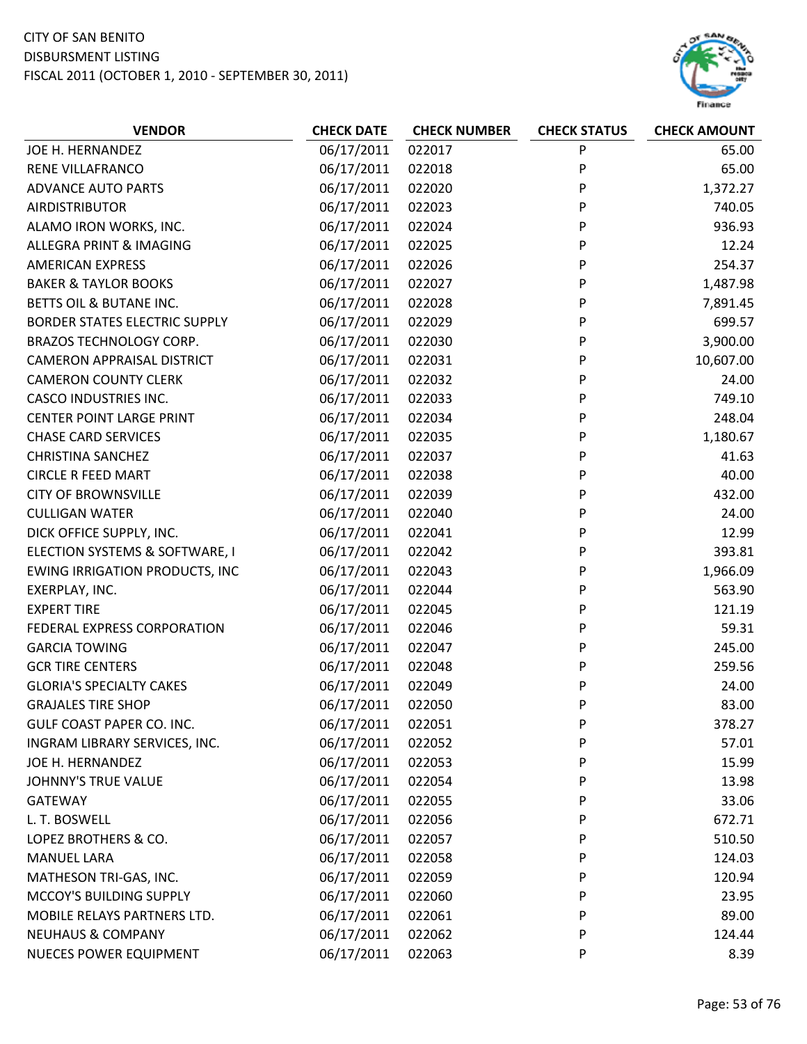CITY OF SAN BENITO
DISBURSMENT LISTING
FISCAL 2011 (OCTOBER 1, 2010 - SEPTEMBER 30, 2011)

| VENDOR | CHECK DATE | CHECK NUMBER | CHECK STATUS | CHECK AMOUNT |
|---|---|---|---|---|
| JOE H. HERNANDEZ | 06/17/2011 | 022017 | P | 65.00 |
| RENE VILLAFRANCO | 06/17/2011 | 022018 | P | 65.00 |
| ADVANCE AUTO PARTS | 06/17/2011 | 022020 | P | 1,372.27 |
| AIRDISTRIBUTOR | 06/17/2011 | 022023 | P | 740.05 |
| ALAMO IRON WORKS, INC. | 06/17/2011 | 022024 | P | 936.93 |
| ALLEGRA PRINT & IMAGING | 06/17/2011 | 022025 | P | 12.24 |
| AMERICAN EXPRESS | 06/17/2011 | 022026 | P | 254.37 |
| BAKER & TAYLOR BOOKS | 06/17/2011 | 022027 | P | 1,487.98 |
| BETTS OIL & BUTANE INC. | 06/17/2011 | 022028 | P | 7,891.45 |
| BORDER STATES ELECTRIC SUPPLY | 06/17/2011 | 022029 | P | 699.57 |
| BRAZOS TECHNOLOGY CORP. | 06/17/2011 | 022030 | P | 3,900.00 |
| CAMERON APPRAISAL DISTRICT | 06/17/2011 | 022031 | P | 10,607.00 |
| CAMERON COUNTY CLERK | 06/17/2011 | 022032 | P | 24.00 |
| CASCO INDUSTRIES INC. | 06/17/2011 | 022033 | P | 749.10 |
| CENTER POINT LARGE PRINT | 06/17/2011 | 022034 | P | 248.04 |
| CHASE CARD SERVICES | 06/17/2011 | 022035 | P | 1,180.67 |
| CHRISTINA SANCHEZ | 06/17/2011 | 022037 | P | 41.63 |
| CIRCLE R FEED MART | 06/17/2011 | 022038 | P | 40.00 |
| CITY OF BROWNSVILLE | 06/17/2011 | 022039 | P | 432.00 |
| CULLIGAN WATER | 06/17/2011 | 022040 | P | 24.00 |
| DICK OFFICE SUPPLY, INC. | 06/17/2011 | 022041 | P | 12.99 |
| ELECTION SYSTEMS & SOFTWARE, I | 06/17/2011 | 022042 | P | 393.81 |
| EWING IRRIGATION PRODUCTS, INC | 06/17/2011 | 022043 | P | 1,966.09 |
| EXERPLAY, INC. | 06/17/2011 | 022044 | P | 563.90 |
| EXPERT TIRE | 06/17/2011 | 022045 | P | 121.19 |
| FEDERAL EXPRESS CORPORATION | 06/17/2011 | 022046 | P | 59.31 |
| GARCIA TOWING | 06/17/2011 | 022047 | P | 245.00 |
| GCR TIRE CENTERS | 06/17/2011 | 022048 | P | 259.56 |
| GLORIA'S SPECIALTY CAKES | 06/17/2011 | 022049 | P | 24.00 |
| GRAJALES TIRE SHOP | 06/17/2011 | 022050 | P | 83.00 |
| GULF COAST PAPER CO. INC. | 06/17/2011 | 022051 | P | 378.27 |
| INGRAM LIBRARY SERVICES, INC. | 06/17/2011 | 022052 | P | 57.01 |
| JOE H. HERNANDEZ | 06/17/2011 | 022053 | P | 15.99 |
| JOHNNY'S TRUE VALUE | 06/17/2011 | 022054 | P | 13.98 |
| GATEWAY | 06/17/2011 | 022055 | P | 33.06 |
| L. T. BOSWELL | 06/17/2011 | 022056 | P | 672.71 |
| LOPEZ BROTHERS & CO. | 06/17/2011 | 022057 | P | 510.50 |
| MANUEL LARA | 06/17/2011 | 022058 | P | 124.03 |
| MATHESON TRI-GAS, INC. | 06/17/2011 | 022059 | P | 120.94 |
| MCCOY'S BUILDING SUPPLY | 06/17/2011 | 022060 | P | 23.95 |
| MOBILE RELAYS PARTNERS LTD. | 06/17/2011 | 022061 | P | 89.00 |
| NEUHAUS & COMPANY | 06/17/2011 | 022062 | P | 124.44 |
| NUECES POWER EQUIPMENT | 06/17/2011 | 022063 | P | 8.39 |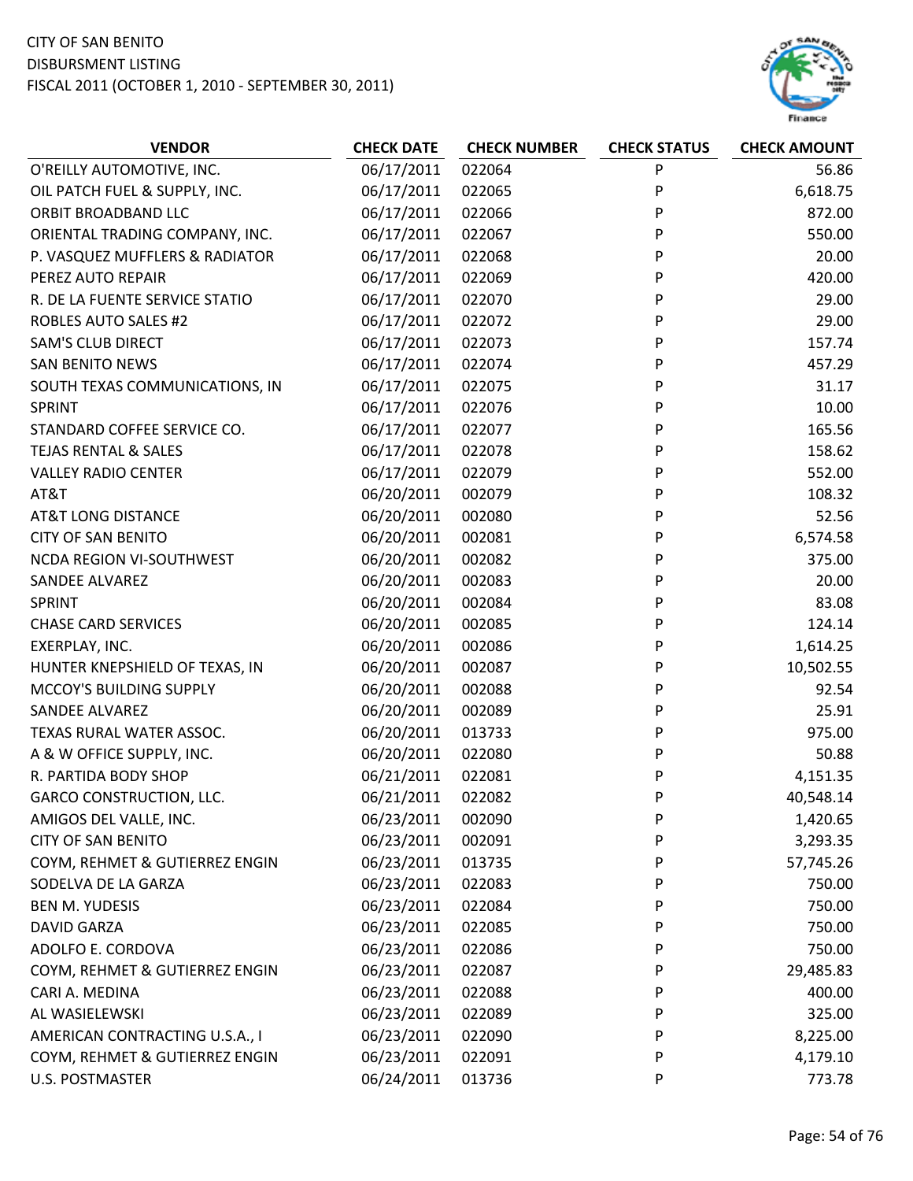CITY OF SAN BENITO
DISBURSMENT LISTING
FISCAL 2011 (OCTOBER 1, 2010 - SEPTEMBER 30, 2011)

| VENDOR | CHECK DATE | CHECK NUMBER | CHECK STATUS | CHECK AMOUNT |
|---|---|---|---|---|
| O'REILLY AUTOMOTIVE, INC. | 06/17/2011 | 022064 | P | 56.86 |
| OIL PATCH FUEL & SUPPLY, INC. | 06/17/2011 | 022065 | P | 6,618.75 |
| ORBIT BROADBAND LLC | 06/17/2011 | 022066 | P | 872.00 |
| ORIENTAL TRADING COMPANY, INC. | 06/17/2011 | 022067 | P | 550.00 |
| P. VASQUEZ MUFFLERS & RADIATOR | 06/17/2011 | 022068 | P | 20.00 |
| PEREZ AUTO REPAIR | 06/17/2011 | 022069 | P | 420.00 |
| R. DE LA FUENTE SERVICE STATIO | 06/17/2011 | 022070 | P | 29.00 |
| ROBLES AUTO SALES #2 | 06/17/2011 | 022072 | P | 29.00 |
| SAM'S CLUB DIRECT | 06/17/2011 | 022073 | P | 157.74 |
| SAN BENITO NEWS | 06/17/2011 | 022074 | P | 457.29 |
| SOUTH TEXAS COMMUNICATIONS, IN | 06/17/2011 | 022075 | P | 31.17 |
| SPRINT | 06/17/2011 | 022076 | P | 10.00 |
| STANDARD COFFEE SERVICE CO. | 06/17/2011 | 022077 | P | 165.56 |
| TEJAS RENTAL & SALES | 06/17/2011 | 022078 | P | 158.62 |
| VALLEY RADIO CENTER | 06/17/2011 | 022079 | P | 552.00 |
| AT&T | 06/20/2011 | 002079 | P | 108.32 |
| AT&T LONG DISTANCE | 06/20/2011 | 002080 | P | 52.56 |
| CITY OF SAN BENITO | 06/20/2011 | 002081 | P | 6,574.58 |
| NCDA REGION VI-SOUTHWEST | 06/20/2011 | 002082 | P | 375.00 |
| SANDEE ALVAREZ | 06/20/2011 | 002083 | P | 20.00 |
| SPRINT | 06/20/2011 | 002084 | P | 83.08 |
| CHASE CARD SERVICES | 06/20/2011 | 002085 | P | 124.14 |
| EXERPLAY, INC. | 06/20/2011 | 002086 | P | 1,614.25 |
| HUNTER KNEPSHIELD OF TEXAS, IN | 06/20/2011 | 002087 | P | 10,502.55 |
| MCCOY'S BUILDING SUPPLY | 06/20/2011 | 002088 | P | 92.54 |
| SANDEE ALVAREZ | 06/20/2011 | 002089 | P | 25.91 |
| TEXAS RURAL WATER ASSOC. | 06/20/2011 | 013733 | P | 975.00 |
| A & W OFFICE SUPPLY, INC. | 06/20/2011 | 022080 | P | 50.88 |
| R. PARTIDA BODY SHOP | 06/21/2011 | 022081 | P | 4,151.35 |
| GARCO CONSTRUCTION, LLC. | 06/21/2011 | 022082 | P | 40,548.14 |
| AMIGOS DEL VALLE, INC. | 06/23/2011 | 002090 | P | 1,420.65 |
| CITY OF SAN BENITO | 06/23/2011 | 002091 | P | 3,293.35 |
| COYM, REHMET & GUTIERREZ ENGIN | 06/23/2011 | 013735 | P | 57,745.26 |
| SODELVA DE LA GARZA | 06/23/2011 | 022083 | P | 750.00 |
| BEN M. YUDESIS | 06/23/2011 | 022084 | P | 750.00 |
| DAVID GARZA | 06/23/2011 | 022085 | P | 750.00 |
| ADOLFO E. CORDOVA | 06/23/2011 | 022086 | P | 750.00 |
| COYM, REHMET & GUTIERREZ ENGIN | 06/23/2011 | 022087 | P | 29,485.83 |
| CARI A. MEDINA | 06/23/2011 | 022088 | P | 400.00 |
| AL WASIELEWSKI | 06/23/2011 | 022089 | P | 325.00 |
| AMERICAN CONTRACTING U.S.A., I | 06/23/2011 | 022090 | P | 8,225.00 |
| COYM, REHMET & GUTIERREZ ENGIN | 06/23/2011 | 022091 | P | 4,179.10 |
| U.S. POSTMASTER | 06/24/2011 | 013736 | P | 773.78 |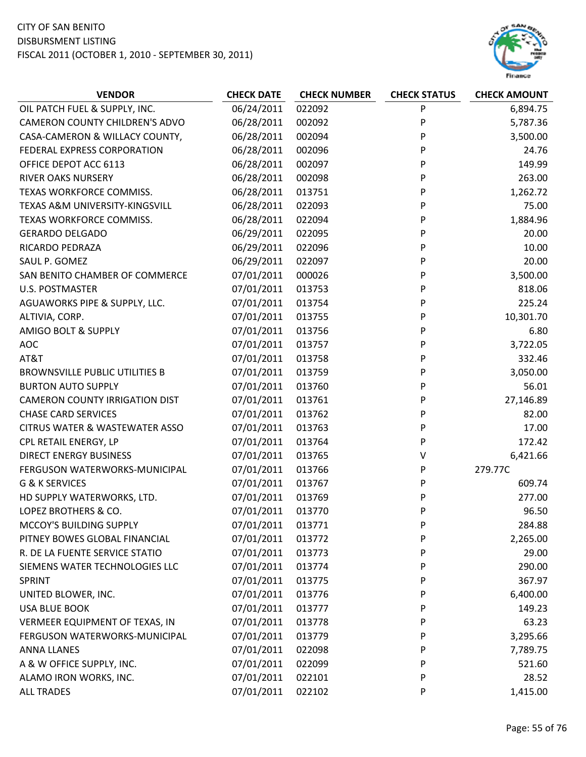CITY OF SAN BENITO
DISBURSMENT LISTING
FISCAL 2011 (OCTOBER 1, 2010 - SEPTEMBER 30, 2011)

| VENDOR | CHECK DATE | CHECK NUMBER | CHECK STATUS | CHECK AMOUNT |
|---|---|---|---|---|
| OIL PATCH FUEL & SUPPLY, INC. | 06/24/2011 | 022092 | P | 6,894.75 |
| CAMERON COUNTY CHILDREN'S ADVO | 06/28/2011 | 002092 | P | 5,787.36 |
| CASA-CAMERON & WILLACY COUNTY, | 06/28/2011 | 002094 | P | 3,500.00 |
| FEDERAL EXPRESS CORPORATION | 06/28/2011 | 002096 | P | 24.76 |
| OFFICE DEPOT ACC 6113 | 06/28/2011 | 002097 | P | 149.99 |
| RIVER OAKS NURSERY | 06/28/2011 | 002098 | P | 263.00 |
| TEXAS WORKFORCE COMMISS. | 06/28/2011 | 013751 | P | 1,262.72 |
| TEXAS A&M UNIVERSITY-KINGSVILL | 06/28/2011 | 022093 | P | 75.00 |
| TEXAS WORKFORCE COMMISS. | 06/28/2011 | 022094 | P | 1,884.96 |
| GERARDO DELGADO | 06/29/2011 | 022095 | P | 20.00 |
| RICARDO PEDRAZA | 06/29/2011 | 022096 | P | 10.00 |
| SAUL P. GOMEZ | 06/29/2011 | 022097 | P | 20.00 |
| SAN BENITO CHAMBER OF COMMERCE | 07/01/2011 | 000026 | P | 3,500.00 |
| U.S. POSTMASTER | 07/01/2011 | 013753 | P | 818.06 |
| AGUAWORKS PIPE & SUPPLY, LLC. | 07/01/2011 | 013754 | P | 225.24 |
| ALTIVIA, CORP. | 07/01/2011 | 013755 | P | 10,301.70 |
| AMIGO BOLT & SUPPLY | 07/01/2011 | 013756 | P | 6.80 |
| AOC | 07/01/2011 | 013757 | P | 3,722.05 |
| AT&T | 07/01/2011 | 013758 | P | 332.46 |
| BROWNSVILLE PUBLIC UTILITIES B | 07/01/2011 | 013759 | P | 3,050.00 |
| BURTON AUTO SUPPLY | 07/01/2011 | 013760 | P | 56.01 |
| CAMERON COUNTY IRRIGATION DIST | 07/01/2011 | 013761 | P | 27,146.89 |
| CHASE CARD SERVICES | 07/01/2011 | 013762 | P | 82.00 |
| CITRUS WATER & WASTEWATER ASSO | 07/01/2011 | 013763 | P | 17.00 |
| CPL RETAIL ENERGY, LP | 07/01/2011 | 013764 | P | 172.42 |
| DIRECT ENERGY BUSINESS | 07/01/2011 | 013765 | V | 6,421.66 |
| FERGUSON WATERWORKS-MUNICIPAL | 07/01/2011 | 013766 | P | 279.77C |
| G & K SERVICES | 07/01/2011 | 013767 | P | 609.74 |
| HD SUPPLY WATERWORKS, LTD. | 07/01/2011 | 013769 | P | 277.00 |
| LOPEZ BROTHERS & CO. | 07/01/2011 | 013770 | P | 96.50 |
| MCCOY'S BUILDING SUPPLY | 07/01/2011 | 013771 | P | 284.88 |
| PITNEY BOWES GLOBAL FINANCIAL | 07/01/2011 | 013772 | P | 2,265.00 |
| R. DE LA FUENTE SERVICE STATIO | 07/01/2011 | 013773 | P | 29.00 |
| SIEMENS WATER TECHNOLOGIES LLC | 07/01/2011 | 013774 | P | 290.00 |
| SPRINT | 07/01/2011 | 013775 | P | 367.97 |
| UNITED BLOWER, INC. | 07/01/2011 | 013776 | P | 6,400.00 |
| USA BLUE BOOK | 07/01/2011 | 013777 | P | 149.23 |
| VERMEER EQUIPMENT OF TEXAS, IN | 07/01/2011 | 013778 | P | 63.23 |
| FERGUSON WATERWORKS-MUNICIPAL | 07/01/2011 | 013779 | P | 3,295.66 |
| ANNA LLANES | 07/01/2011 | 022098 | P | 7,789.75 |
| A & W OFFICE SUPPLY, INC. | 07/01/2011 | 022099 | P | 521.60 |
| ALAMO IRON WORKS, INC. | 07/01/2011 | 022101 | P | 28.52 |
| ALL TRADES | 07/01/2011 | 022102 | P | 1,415.00 |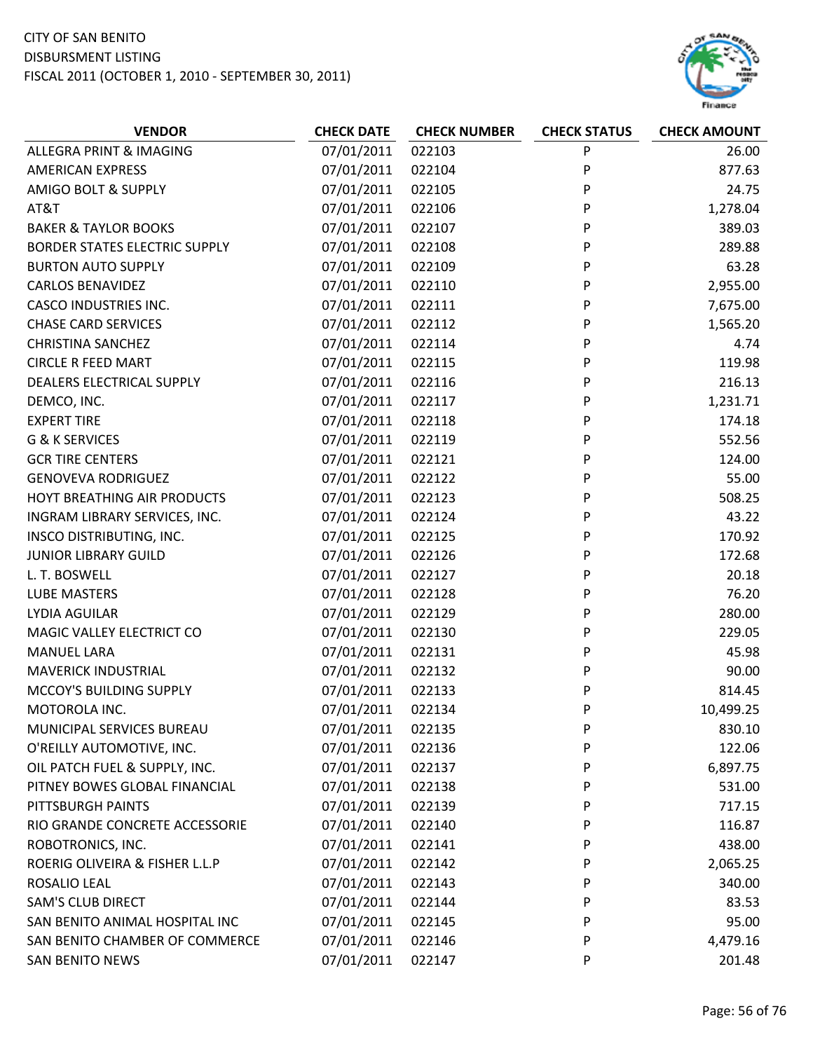CITY OF SAN BENITO
DISBURSMENT LISTING
FISCAL 2011 (OCTOBER 1, 2010 - SEPTEMBER 30, 2011)

| VENDOR | CHECK DATE | CHECK NUMBER | CHECK STATUS | CHECK AMOUNT |
|---|---|---|---|---|
| ALLEGRA PRINT & IMAGING | 07/01/2011 | 022103 | P | 26.00 |
| AMERICAN EXPRESS | 07/01/2011 | 022104 | P | 877.63 |
| AMIGO BOLT & SUPPLY | 07/01/2011 | 022105 | P | 24.75 |
| AT&T | 07/01/2011 | 022106 | P | 1,278.04 |
| BAKER & TAYLOR BOOKS | 07/01/2011 | 022107 | P | 389.03 |
| BORDER STATES ELECTRIC SUPPLY | 07/01/2011 | 022108 | P | 289.88 |
| BURTON AUTO SUPPLY | 07/01/2011 | 022109 | P | 63.28 |
| CARLOS BENAVIDEZ | 07/01/2011 | 022110 | P | 2,955.00 |
| CASCO INDUSTRIES INC. | 07/01/2011 | 022111 | P | 7,675.00 |
| CHASE CARD SERVICES | 07/01/2011 | 022112 | P | 1,565.20 |
| CHRISTINA SANCHEZ | 07/01/2011 | 022114 | P | 4.74 |
| CIRCLE R FEED MART | 07/01/2011 | 022115 | P | 119.98 |
| DEALERS ELECTRICAL SUPPLY | 07/01/2011 | 022116 | P | 216.13 |
| DEMCO, INC. | 07/01/2011 | 022117 | P | 1,231.71 |
| EXPERT TIRE | 07/01/2011 | 022118 | P | 174.18 |
| G & K SERVICES | 07/01/2011 | 022119 | P | 552.56 |
| GCR TIRE CENTERS | 07/01/2011 | 022121 | P | 124.00 |
| GENOVEVA RODRIGUEZ | 07/01/2011 | 022122 | P | 55.00 |
| HOYT BREATHING AIR PRODUCTS | 07/01/2011 | 022123 | P | 508.25 |
| INGRAM LIBRARY SERVICES, INC. | 07/01/2011 | 022124 | P | 43.22 |
| INSCO DISTRIBUTING, INC. | 07/01/2011 | 022125 | P | 170.92 |
| JUNIOR LIBRARY GUILD | 07/01/2011 | 022126 | P | 172.68 |
| L. T. BOSWELL | 07/01/2011 | 022127 | P | 20.18 |
| LUBE MASTERS | 07/01/2011 | 022128 | P | 76.20 |
| LYDIA AGUILAR | 07/01/2011 | 022129 | P | 280.00 |
| MAGIC VALLEY ELECTRICT CO | 07/01/2011 | 022130 | P | 229.05 |
| MANUEL LARA | 07/01/2011 | 022131 | P | 45.98 |
| MAVERICK INDUSTRIAL | 07/01/2011 | 022132 | P | 90.00 |
| MCCOY'S BUILDING SUPPLY | 07/01/2011 | 022133 | P | 814.45 |
| MOTOROLA INC. | 07/01/2011 | 022134 | P | 10,499.25 |
| MUNICIPAL SERVICES BUREAU | 07/01/2011 | 022135 | P | 830.10 |
| O'REILLY AUTOMOTIVE, INC. | 07/01/2011 | 022136 | P | 122.06 |
| OIL PATCH FUEL & SUPPLY, INC. | 07/01/2011 | 022137 | P | 6,897.75 |
| PITNEY BOWES GLOBAL FINANCIAL | 07/01/2011 | 022138 | P | 531.00 |
| PITTSBURGH PAINTS | 07/01/2011 | 022139 | P | 717.15 |
| RIO GRANDE CONCRETE ACCESSORIE | 07/01/2011 | 022140 | P | 116.87 |
| ROBOTRONICS, INC. | 07/01/2011 | 022141 | P | 438.00 |
| ROERIG OLIVEIRA & FISHER L.L.P | 07/01/2011 | 022142 | P | 2,065.25 |
| ROSALIO LEAL | 07/01/2011 | 022143 | P | 340.00 |
| SAM'S CLUB DIRECT | 07/01/2011 | 022144 | P | 83.53 |
| SAN BENITO ANIMAL HOSPITAL INC | 07/01/2011 | 022145 | P | 95.00 |
| SAN BENITO CHAMBER OF COMMERCE | 07/01/2011 | 022146 | P | 4,479.16 |
| SAN BENITO NEWS | 07/01/2011 | 022147 | P | 201.48 |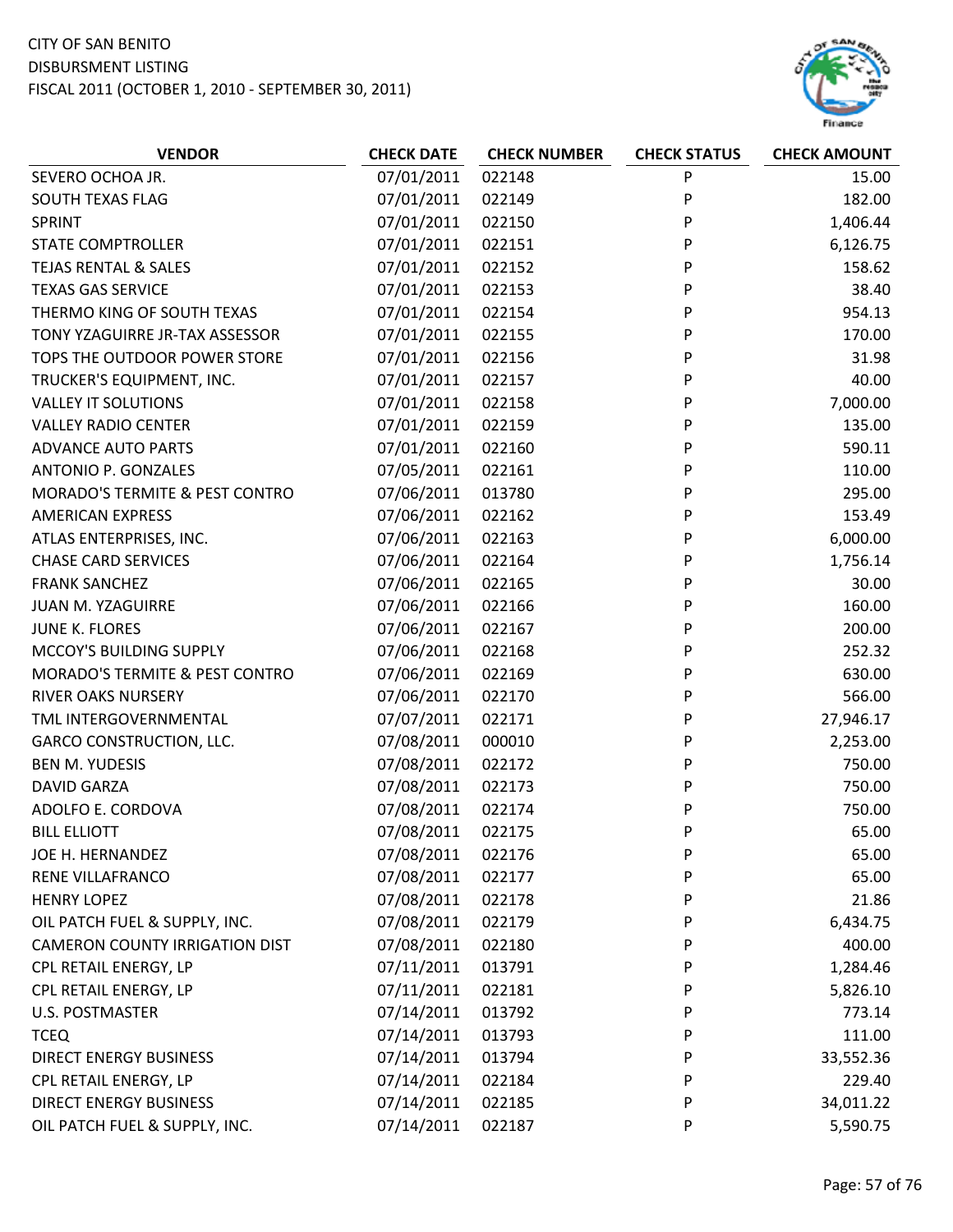CITY OF SAN BENITO
DISBURSMENT LISTING
FISCAL 2011 (OCTOBER 1, 2010 - SEPTEMBER 30, 2011)

| VENDOR | CHECK DATE | CHECK NUMBER | CHECK STATUS | CHECK AMOUNT |
|---|---|---|---|---|
| SEVERO OCHOA JR. | 07/01/2011 | 022148 | P | 15.00 |
| SOUTH TEXAS FLAG | 07/01/2011 | 022149 | P | 182.00 |
| SPRINT | 07/01/2011 | 022150 | P | 1,406.44 |
| STATE COMPTROLLER | 07/01/2011 | 022151 | P | 6,126.75 |
| TEJAS RENTAL & SALES | 07/01/2011 | 022152 | P | 158.62 |
| TEXAS GAS SERVICE | 07/01/2011 | 022153 | P | 38.40 |
| THERMO KING OF SOUTH TEXAS | 07/01/2011 | 022154 | P | 954.13 |
| TONY YZAGUIRRE JR-TAX ASSESSOR | 07/01/2011 | 022155 | P | 170.00 |
| TOPS THE OUTDOOR POWER STORE | 07/01/2011 | 022156 | P | 31.98 |
| TRUCKER'S EQUIPMENT, INC. | 07/01/2011 | 022157 | P | 40.00 |
| VALLEY IT SOLUTIONS | 07/01/2011 | 022158 | P | 7,000.00 |
| VALLEY RADIO CENTER | 07/01/2011 | 022159 | P | 135.00 |
| ADVANCE AUTO PARTS | 07/01/2011 | 022160 | P | 590.11 |
| ANTONIO P. GONZALES | 07/05/2011 | 022161 | P | 110.00 |
| MORADO'S TERMITE & PEST CONTRO | 07/06/2011 | 013780 | P | 295.00 |
| AMERICAN EXPRESS | 07/06/2011 | 022162 | P | 153.49 |
| ATLAS ENTERPRISES, INC. | 07/06/2011 | 022163 | P | 6,000.00 |
| CHASE CARD SERVICES | 07/06/2011 | 022164 | P | 1,756.14 |
| FRANK SANCHEZ | 07/06/2011 | 022165 | P | 30.00 |
| JUAN M. YZAGUIRRE | 07/06/2011 | 022166 | P | 160.00 |
| JUNE K. FLORES | 07/06/2011 | 022167 | P | 200.00 |
| MCCOY'S BUILDING SUPPLY | 07/06/2011 | 022168 | P | 252.32 |
| MORADO'S TERMITE & PEST CONTRO | 07/06/2011 | 022169 | P | 630.00 |
| RIVER OAKS NURSERY | 07/06/2011 | 022170 | P | 566.00 |
| TML INTERGOVERNMENTAL | 07/07/2011 | 022171 | P | 27,946.17 |
| GARCO CONSTRUCTION, LLC. | 07/08/2011 | 000010 | P | 2,253.00 |
| BEN M. YUDESIS | 07/08/2011 | 022172 | P | 750.00 |
| DAVID GARZA | 07/08/2011 | 022173 | P | 750.00 |
| ADOLFO E. CORDOVA | 07/08/2011 | 022174 | P | 750.00 |
| BILL ELLIOTT | 07/08/2011 | 022175 | P | 65.00 |
| JOE H. HERNANDEZ | 07/08/2011 | 022176 | P | 65.00 |
| RENE VILLAFRANCO | 07/08/2011 | 022177 | P | 65.00 |
| HENRY LOPEZ | 07/08/2011 | 022178 | P | 21.86 |
| OIL PATCH FUEL & SUPPLY, INC. | 07/08/2011 | 022179 | P | 6,434.75 |
| CAMERON COUNTY IRRIGATION DIST | 07/08/2011 | 022180 | P | 400.00 |
| CPL RETAIL ENERGY, LP | 07/11/2011 | 013791 | P | 1,284.46 |
| CPL RETAIL ENERGY, LP | 07/11/2011 | 022181 | P | 5,826.10 |
| U.S. POSTMASTER | 07/14/2011 | 013792 | P | 773.14 |
| TCEQ | 07/14/2011 | 013793 | P | 111.00 |
| DIRECT ENERGY BUSINESS | 07/14/2011 | 013794 | P | 33,552.36 |
| CPL RETAIL ENERGY, LP | 07/14/2011 | 022184 | P | 229.40 |
| DIRECT ENERGY BUSINESS | 07/14/2011 | 022185 | P | 34,011.22 |
| OIL PATCH FUEL & SUPPLY, INC. | 07/14/2011 | 022187 | P | 5,590.75 |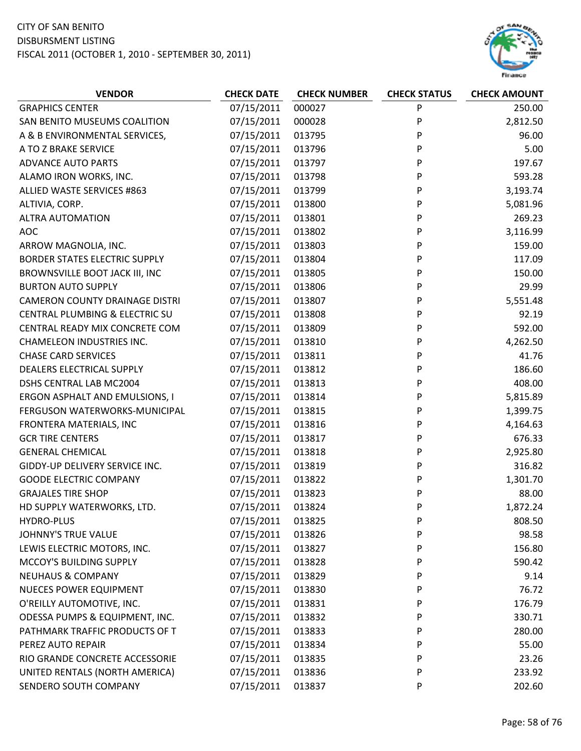CITY OF SAN BENITO
DISBURSMENT LISTING
FISCAL 2011 (OCTOBER 1, 2010 - SEPTEMBER 30, 2011)

| VENDOR | CHECK DATE | CHECK NUMBER | CHECK STATUS | CHECK AMOUNT |
|---|---|---|---|---|
| GRAPHICS CENTER | 07/15/2011 | 000027 | P | 250.00 |
| SAN BENITO MUSEUMS COALITION | 07/15/2011 | 000028 | P | 2,812.50 |
| A & B ENVIRONMENTAL SERVICES, | 07/15/2011 | 013795 | P | 96.00 |
| A TO Z BRAKE SERVICE | 07/15/2011 | 013796 | P | 5.00 |
| ADVANCE AUTO PARTS | 07/15/2011 | 013797 | P | 197.67 |
| ALAMO IRON WORKS, INC. | 07/15/2011 | 013798 | P | 593.28 |
| ALLIED WASTE SERVICES #863 | 07/15/2011 | 013799 | P | 3,193.74 |
| ALTIVIA, CORP. | 07/15/2011 | 013800 | P | 5,081.96 |
| ALTRA AUTOMATION | 07/15/2011 | 013801 | P | 269.23 |
| AOC | 07/15/2011 | 013802 | P | 3,116.99 |
| ARROW MAGNOLIA, INC. | 07/15/2011 | 013803 | P | 159.00 |
| BORDER STATES ELECTRIC SUPPLY | 07/15/2011 | 013804 | P | 117.09 |
| BROWNSVILLE BOOT JACK III, INC | 07/15/2011 | 013805 | P | 150.00 |
| BURTON AUTO SUPPLY | 07/15/2011 | 013806 | P | 29.99 |
| CAMERON COUNTY DRAINAGE DISTRI | 07/15/2011 | 013807 | P | 5,551.48 |
| CENTRAL PLUMBING & ELECTRIC SU | 07/15/2011 | 013808 | P | 92.19 |
| CENTRAL READY MIX CONCRETE COM | 07/15/2011 | 013809 | P | 592.00 |
| CHAMELEON INDUSTRIES INC. | 07/15/2011 | 013810 | P | 4,262.50 |
| CHASE CARD SERVICES | 07/15/2011 | 013811 | P | 41.76 |
| DEALERS ELECTRICAL SUPPLY | 07/15/2011 | 013812 | P | 186.60 |
| DSHS CENTRAL LAB MC2004 | 07/15/2011 | 013813 | P | 408.00 |
| ERGON ASPHALT AND EMULSIONS, I | 07/15/2011 | 013814 | P | 5,815.89 |
| FERGUSON WATERWORKS-MUNICIPAL | 07/15/2011 | 013815 | P | 1,399.75 |
| FRONTERA MATERIALS, INC | 07/15/2011 | 013816 | P | 4,164.63 |
| GCR TIRE CENTERS | 07/15/2011 | 013817 | P | 676.33 |
| GENERAL CHEMICAL | 07/15/2011 | 013818 | P | 2,925.80 |
| GIDDY-UP DELIVERY SERVICE INC. | 07/15/2011 | 013819 | P | 316.82 |
| GOODE ELECTRIC COMPANY | 07/15/2011 | 013822 | P | 1,301.70 |
| GRAJALES TIRE SHOP | 07/15/2011 | 013823 | P | 88.00 |
| HD SUPPLY WATERWORKS, LTD. | 07/15/2011 | 013824 | P | 1,872.24 |
| HYDRO-PLUS | 07/15/2011 | 013825 | P | 808.50 |
| JOHNNY'S TRUE VALUE | 07/15/2011 | 013826 | P | 98.58 |
| LEWIS ELECTRIC MOTORS, INC. | 07/15/2011 | 013827 | P | 156.80 |
| MCCOY'S BUILDING SUPPLY | 07/15/2011 | 013828 | P | 590.42 |
| NEUHAUS & COMPANY | 07/15/2011 | 013829 | P | 9.14 |
| NUECES POWER EQUIPMENT | 07/15/2011 | 013830 | P | 76.72 |
| O'REILLY AUTOMOTIVE, INC. | 07/15/2011 | 013831 | P | 176.79 |
| ODESSA PUMPS & EQUIPMENT, INC. | 07/15/2011 | 013832 | P | 330.71 |
| PATHMARK TRAFFIC PRODUCTS OF T | 07/15/2011 | 013833 | P | 280.00 |
| PEREZ AUTO REPAIR | 07/15/2011 | 013834 | P | 55.00 |
| RIO GRANDE CONCRETE ACCESSORIE | 07/15/2011 | 013835 | P | 23.26 |
| UNITED RENTALS (NORTH AMERICA) | 07/15/2011 | 013836 | P | 233.92 |
| SENDERO SOUTH COMPANY | 07/15/2011 | 013837 | P | 202.60 |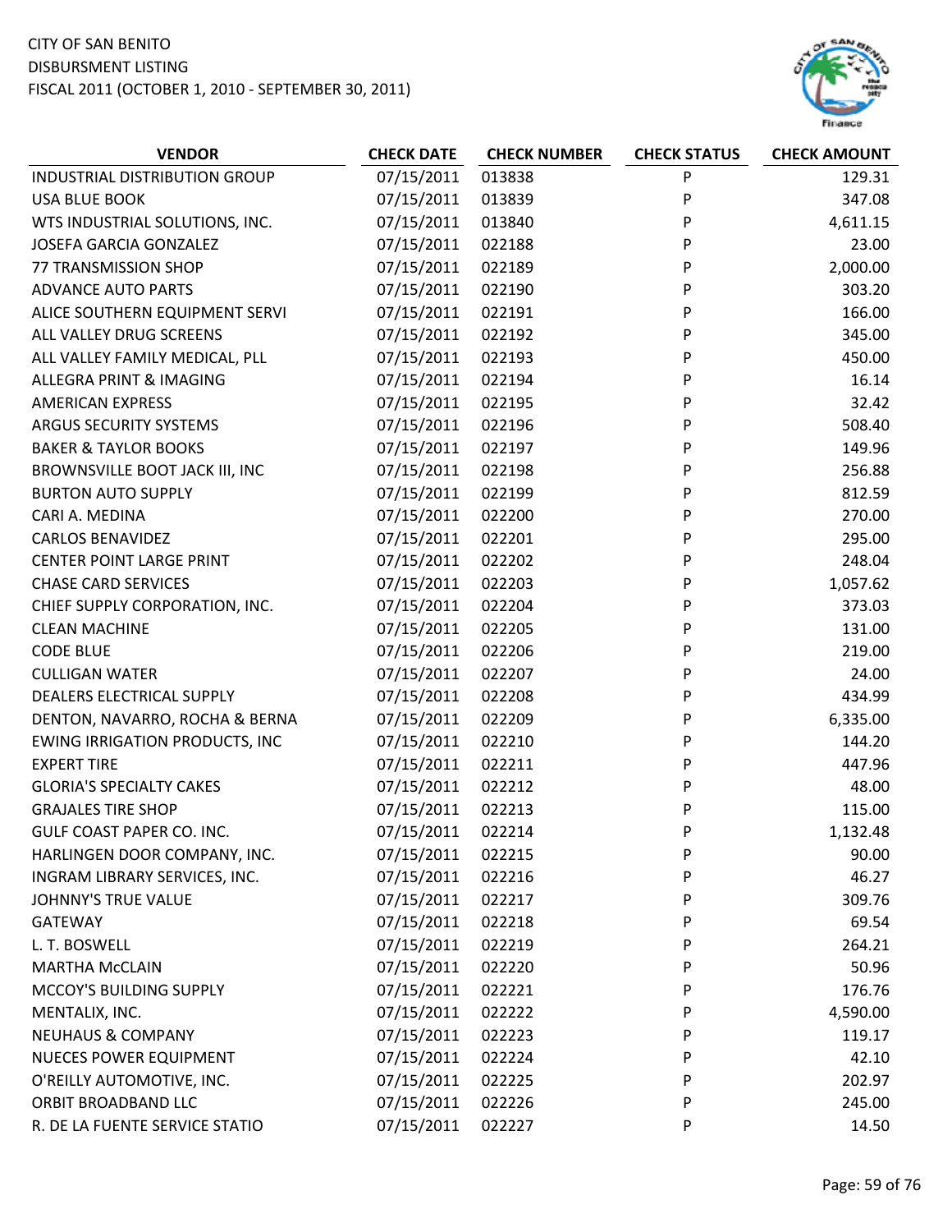CITY OF SAN BENITO
DISBURSMENT LISTING
FISCAL 2011 (OCTOBER 1, 2010 - SEPTEMBER 30, 2011)

| VENDOR | CHECK DATE | CHECK NUMBER | CHECK STATUS | CHECK AMOUNT |
|---|---|---|---|---|
| INDUSTRIAL DISTRIBUTION GROUP | 07/15/2011 | 013838 | P | 129.31 |
| USA BLUE BOOK | 07/15/2011 | 013839 | P | 347.08 |
| WTS INDUSTRIAL SOLUTIONS, INC. | 07/15/2011 | 013840 | P | 4,611.15 |
| JOSEFA GARCIA GONZALEZ | 07/15/2011 | 022188 | P | 23.00 |
| 77 TRANSMISSION SHOP | 07/15/2011 | 022189 | P | 2,000.00 |
| ADVANCE AUTO PARTS | 07/15/2011 | 022190 | P | 303.20 |
| ALICE SOUTHERN EQUIPMENT SERVI | 07/15/2011 | 022191 | P | 166.00 |
| ALL VALLEY DRUG SCREENS | 07/15/2011 | 022192 | P | 345.00 |
| ALL VALLEY FAMILY MEDICAL, PLL | 07/15/2011 | 022193 | P | 450.00 |
| ALLEGRA PRINT & IMAGING | 07/15/2011 | 022194 | P | 16.14 |
| AMERICAN EXPRESS | 07/15/2011 | 022195 | P | 32.42 |
| ARGUS SECURITY SYSTEMS | 07/15/2011 | 022196 | P | 508.40 |
| BAKER & TAYLOR BOOKS | 07/15/2011 | 022197 | P | 149.96 |
| BROWNSVILLE BOOT JACK III, INC | 07/15/2011 | 022198 | P | 256.88 |
| BURTON AUTO SUPPLY | 07/15/2011 | 022199 | P | 812.59 |
| CARI A. MEDINA | 07/15/2011 | 022200 | P | 270.00 |
| CARLOS BENAVIDEZ | 07/15/2011 | 022201 | P | 295.00 |
| CENTER POINT LARGE PRINT | 07/15/2011 | 022202 | P | 248.04 |
| CHASE CARD SERVICES | 07/15/2011 | 022203 | P | 1,057.62 |
| CHIEF SUPPLY CORPORATION, INC. | 07/15/2011 | 022204 | P | 373.03 |
| CLEAN MACHINE | 07/15/2011 | 022205 | P | 131.00 |
| CODE BLUE | 07/15/2011 | 022206 | P | 219.00 |
| CULLIGAN WATER | 07/15/2011 | 022207 | P | 24.00 |
| DEALERS ELECTRICAL SUPPLY | 07/15/2011 | 022208 | P | 434.99 |
| DENTON, NAVARRO, ROCHA & BERNA | 07/15/2011 | 022209 | P | 6,335.00 |
| EWING IRRIGATION PRODUCTS, INC | 07/15/2011 | 022210 | P | 144.20 |
| EXPERT TIRE | 07/15/2011 | 022211 | P | 447.96 |
| GLORIA'S SPECIALTY CAKES | 07/15/2011 | 022212 | P | 48.00 |
| GRAJALES TIRE SHOP | 07/15/2011 | 022213 | P | 115.00 |
| GULF COAST PAPER CO. INC. | 07/15/2011 | 022214 | P | 1,132.48 |
| HARLINGEN DOOR COMPANY, INC. | 07/15/2011 | 022215 | P | 90.00 |
| INGRAM LIBRARY SERVICES, INC. | 07/15/2011 | 022216 | P | 46.27 |
| JOHNNY'S TRUE VALUE | 07/15/2011 | 022217 | P | 309.76 |
| GATEWAY | 07/15/2011 | 022218 | P | 69.54 |
| L. T. BOSWELL | 07/15/2011 | 022219 | P | 264.21 |
| MARTHA McCLAIN | 07/15/2011 | 022220 | P | 50.96 |
| MCCOY'S BUILDING SUPPLY | 07/15/2011 | 022221 | P | 176.76 |
| MENTALIX, INC. | 07/15/2011 | 022222 | P | 4,590.00 |
| NEUHAUS & COMPANY | 07/15/2011 | 022223 | P | 119.17 |
| NUECES POWER EQUIPMENT | 07/15/2011 | 022224 | P | 42.10 |
| O'REILLY AUTOMOTIVE, INC. | 07/15/2011 | 022225 | P | 202.97 |
| ORBIT BROADBAND LLC | 07/15/2011 | 022226 | P | 245.00 |
| R. DE LA FUENTE SERVICE STATIO | 07/15/2011 | 022227 | P | 14.50 |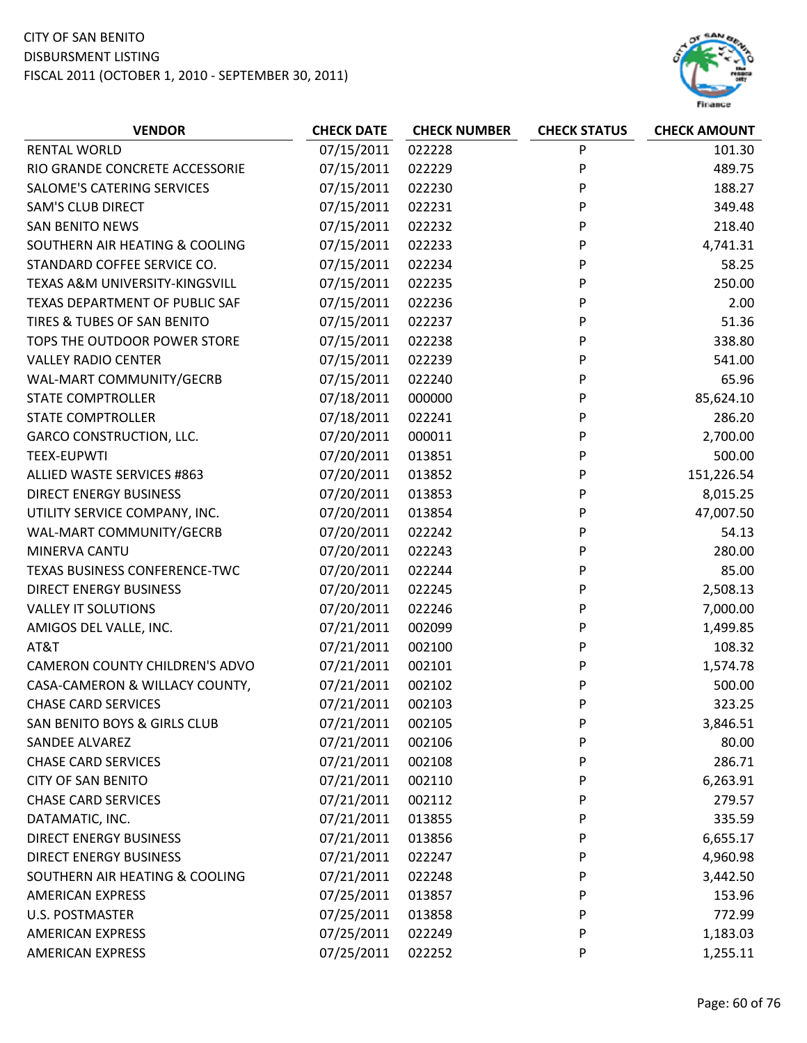CITY OF SAN BENITO
DISBURSMENT LISTING
FISCAL 2011 (OCTOBER 1, 2010 - SEPTEMBER 30, 2011)

| VENDOR | CHECK DATE | CHECK NUMBER | CHECK STATUS | CHECK AMOUNT |
|---|---|---|---|---|
| RENTAL WORLD | 07/15/2011 | 022228 | P | 101.30 |
| RIO GRANDE CONCRETE ACCESSORIE | 07/15/2011 | 022229 | P | 489.75 |
| SALOME'S CATERING SERVICES | 07/15/2011 | 022230 | P | 188.27 |
| SAM'S CLUB DIRECT | 07/15/2011 | 022231 | P | 349.48 |
| SAN BENITO NEWS | 07/15/2011 | 022232 | P | 218.40 |
| SOUTHERN AIR HEATING & COOLING | 07/15/2011 | 022233 | P | 4,741.31 |
| STANDARD COFFEE SERVICE CO. | 07/15/2011 | 022234 | P | 58.25 |
| TEXAS A&M UNIVERSITY-KINGSVILL | 07/15/2011 | 022235 | P | 250.00 |
| TEXAS DEPARTMENT OF PUBLIC SAF | 07/15/2011 | 022236 | P | 2.00 |
| TIRES & TUBES OF SAN BENITO | 07/15/2011 | 022237 | P | 51.36 |
| TOPS THE OUTDOOR POWER STORE | 07/15/2011 | 022238 | P | 338.80 |
| VALLEY RADIO CENTER | 07/15/2011 | 022239 | P | 541.00 |
| WAL-MART COMMUNITY/GECRB | 07/15/2011 | 022240 | P | 65.96 |
| STATE COMPTROLLER | 07/18/2011 | 000000 | P | 85,624.10 |
| STATE COMPTROLLER | 07/18/2011 | 022241 | P | 286.20 |
| GARCO CONSTRUCTION, LLC. | 07/20/2011 | 000011 | P | 2,700.00 |
| TEEX-EUPWTI | 07/20/2011 | 013851 | P | 500.00 |
| ALLIED WASTE SERVICES #863 | 07/20/2011 | 013852 | P | 151,226.54 |
| DIRECT ENERGY BUSINESS | 07/20/2011 | 013853 | P | 8,015.25 |
| UTILITY SERVICE COMPANY, INC. | 07/20/2011 | 013854 | P | 47,007.50 |
| WAL-MART COMMUNITY/GECRB | 07/20/2011 | 022242 | P | 54.13 |
| MINERVA CANTU | 07/20/2011 | 022243 | P | 280.00 |
| TEXAS BUSINESS CONFERENCE-TWC | 07/20/2011 | 022244 | P | 85.00 |
| DIRECT ENERGY BUSINESS | 07/20/2011 | 022245 | P | 2,508.13 |
| VALLEY IT SOLUTIONS | 07/20/2011 | 022246 | P | 7,000.00 |
| AMIGOS DEL VALLE, INC. | 07/21/2011 | 002099 | P | 1,499.85 |
| AT&T | 07/21/2011 | 002100 | P | 108.32 |
| CAMERON COUNTY CHILDREN'S ADVO | 07/21/2011 | 002101 | P | 1,574.78 |
| CASA-CAMERON & WILLACY COUNTY, | 07/21/2011 | 002102 | P | 500.00 |
| CHASE CARD SERVICES | 07/21/2011 | 002103 | P | 323.25 |
| SAN BENITO BOYS & GIRLS CLUB | 07/21/2011 | 002105 | P | 3,846.51 |
| SANDEE ALVAREZ | 07/21/2011 | 002106 | P | 80.00 |
| CHASE CARD SERVICES | 07/21/2011 | 002108 | P | 286.71 |
| CITY OF SAN BENITO | 07/21/2011 | 002110 | P | 6,263.91 |
| CHASE CARD SERVICES | 07/21/2011 | 002112 | P | 279.57 |
| DATAMATIC, INC. | 07/21/2011 | 013855 | P | 335.59 |
| DIRECT ENERGY BUSINESS | 07/21/2011 | 013856 | P | 6,655.17 |
| DIRECT ENERGY BUSINESS | 07/21/2011 | 022247 | P | 4,960.98 |
| SOUTHERN AIR HEATING & COOLING | 07/21/2011 | 022248 | P | 3,442.50 |
| AMERICAN EXPRESS | 07/25/2011 | 013857 | P | 153.96 |
| U.S. POSTMASTER | 07/25/2011 | 013858 | P | 772.99 |
| AMERICAN EXPRESS | 07/25/2011 | 022249 | P | 1,183.03 |
| AMERICAN EXPRESS | 07/25/2011 | 022252 | P | 1,255.11 |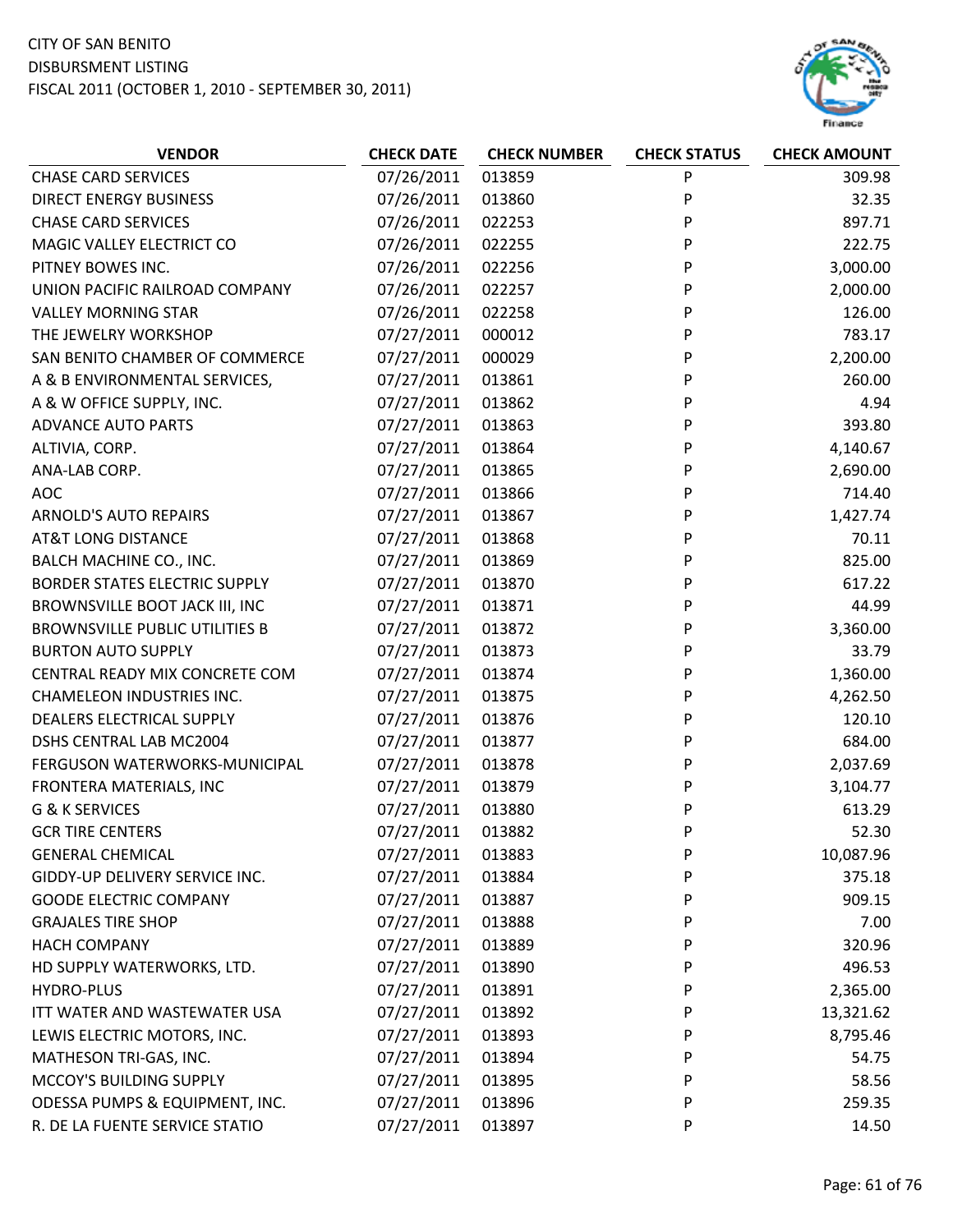CITY OF SAN BENITO
DISBURSMENT LISTING
FISCAL 2011 (OCTOBER 1, 2010 - SEPTEMBER 30, 2011)

| VENDOR | CHECK DATE | CHECK NUMBER | CHECK STATUS | CHECK AMOUNT |
|---|---|---|---|---|
| CHASE CARD SERVICES | 07/26/2011 | 013859 | P | 309.98 |
| DIRECT ENERGY BUSINESS | 07/26/2011 | 013860 | P | 32.35 |
| CHASE CARD SERVICES | 07/26/2011 | 022253 | P | 897.71 |
| MAGIC VALLEY ELECTRICT CO | 07/26/2011 | 022255 | P | 222.75 |
| PITNEY BOWES INC. | 07/26/2011 | 022256 | P | 3,000.00 |
| UNION PACIFIC RAILROAD COMPANY | 07/26/2011 | 022257 | P | 2,000.00 |
| VALLEY MORNING STAR | 07/26/2011 | 022258 | P | 126.00 |
| THE JEWELRY WORKSHOP | 07/27/2011 | 000012 | P | 783.17 |
| SAN BENITO CHAMBER OF COMMERCE | 07/27/2011 | 000029 | P | 2,200.00 |
| A & B ENVIRONMENTAL SERVICES, | 07/27/2011 | 013861 | P | 260.00 |
| A & W OFFICE SUPPLY, INC. | 07/27/2011 | 013862 | P | 4.94 |
| ADVANCE AUTO PARTS | 07/27/2011 | 013863 | P | 393.80 |
| ALTIVIA, CORP. | 07/27/2011 | 013864 | P | 4,140.67 |
| ANA-LAB CORP. | 07/27/2011 | 013865 | P | 2,690.00 |
| AOC | 07/27/2011 | 013866 | P | 714.40 |
| ARNOLD'S AUTO REPAIRS | 07/27/2011 | 013867 | P | 1,427.74 |
| AT&T LONG DISTANCE | 07/27/2011 | 013868 | P | 70.11 |
| BALCH MACHINE CO., INC. | 07/27/2011 | 013869 | P | 825.00 |
| BORDER STATES ELECTRIC SUPPLY | 07/27/2011 | 013870 | P | 617.22 |
| BROWNSVILLE BOOT JACK III, INC | 07/27/2011 | 013871 | P | 44.99 |
| BROWNSVILLE PUBLIC UTILITIES B | 07/27/2011 | 013872 | P | 3,360.00 |
| BURTON AUTO SUPPLY | 07/27/2011 | 013873 | P | 33.79 |
| CENTRAL READY MIX CONCRETE COM | 07/27/2011 | 013874 | P | 1,360.00 |
| CHAMELEON INDUSTRIES INC. | 07/27/2011 | 013875 | P | 4,262.50 |
| DEALERS ELECTRICAL SUPPLY | 07/27/2011 | 013876 | P | 120.10 |
| DSHS CENTRAL LAB MC2004 | 07/27/2011 | 013877 | P | 684.00 |
| FERGUSON WATERWORKS-MUNICIPAL | 07/27/2011 | 013878 | P | 2,037.69 |
| FRONTERA MATERIALS, INC | 07/27/2011 | 013879 | P | 3,104.77 |
| G & K SERVICES | 07/27/2011 | 013880 | P | 613.29 |
| GCR TIRE CENTERS | 07/27/2011 | 013882 | P | 52.30 |
| GENERAL CHEMICAL | 07/27/2011 | 013883 | P | 10,087.96 |
| GIDDY-UP DELIVERY SERVICE INC. | 07/27/2011 | 013884 | P | 375.18 |
| GOODE ELECTRIC COMPANY | 07/27/2011 | 013887 | P | 909.15 |
| GRAJALES TIRE SHOP | 07/27/2011 | 013888 | P | 7.00 |
| HACH COMPANY | 07/27/2011 | 013889 | P | 320.96 |
| HD SUPPLY WATERWORKS, LTD. | 07/27/2011 | 013890 | P | 496.53 |
| HYDRO-PLUS | 07/27/2011 | 013891 | P | 2,365.00 |
| ITT WATER AND WASTEWATER USA | 07/27/2011 | 013892 | P | 13,321.62 |
| LEWIS ELECTRIC MOTORS, INC. | 07/27/2011 | 013893 | P | 8,795.46 |
| MATHESON TRI-GAS, INC. | 07/27/2011 | 013894 | P | 54.75 |
| MCCOY'S BUILDING SUPPLY | 07/27/2011 | 013895 | P | 58.56 |
| ODESSA PUMPS & EQUIPMENT, INC. | 07/27/2011 | 013896 | P | 259.35 |
| R. DE LA FUENTE SERVICE STATIO | 07/27/2011 | 013897 | P | 14.50 |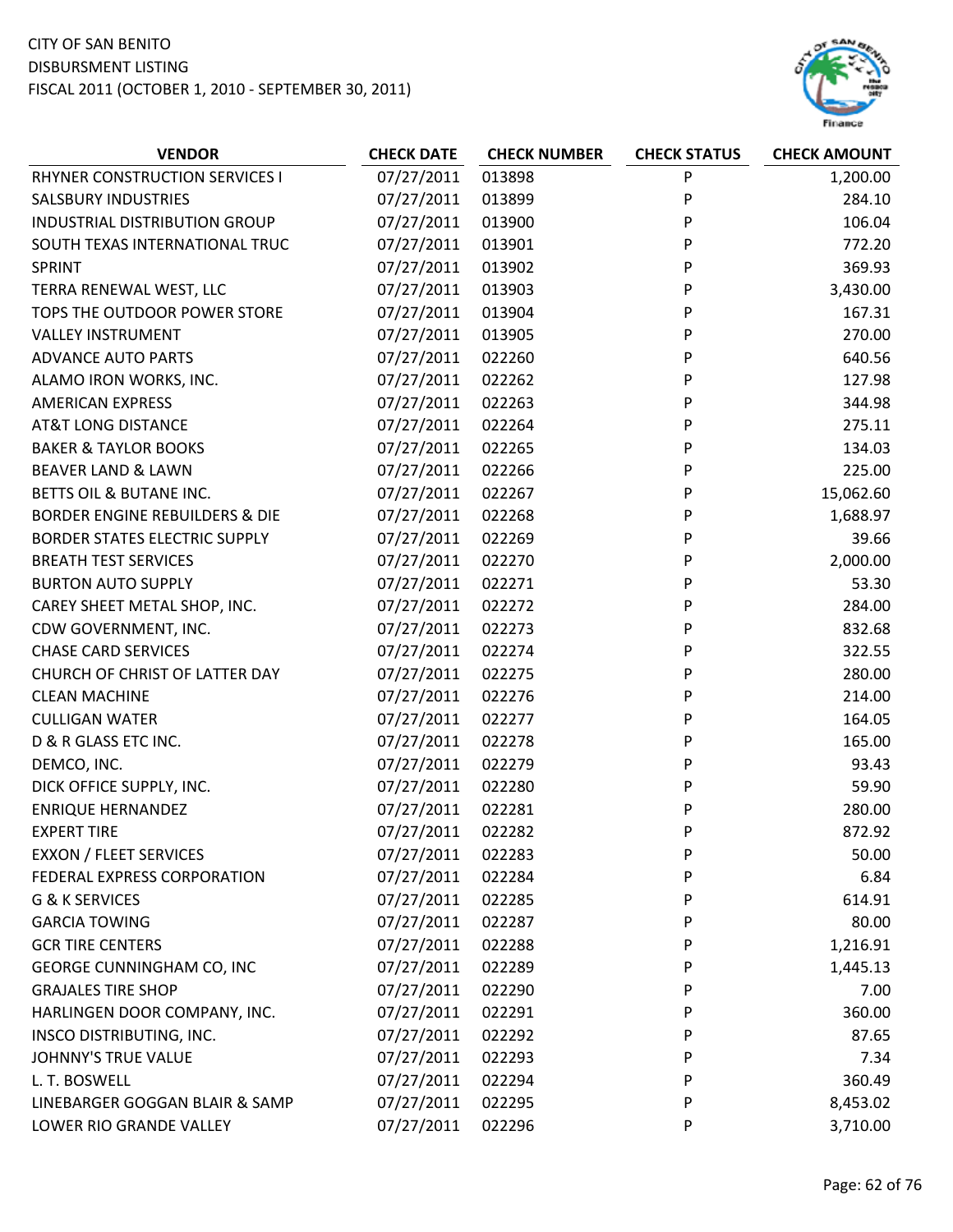CITY OF SAN BENITO
DISBURSMENT LISTING
FISCAL 2011 (OCTOBER 1, 2010 - SEPTEMBER 30, 2011)

| VENDOR | CHECK DATE | CHECK NUMBER | CHECK STATUS | CHECK AMOUNT |
|---|---|---|---|---|
| RHYNER CONSTRUCTION SERVICES I | 07/27/2011 | 013898 | P | 1,200.00 |
| SALSBURY INDUSTRIES | 07/27/2011 | 013899 | P | 284.10 |
| INDUSTRIAL DISTRIBUTION GROUP | 07/27/2011 | 013900 | P | 106.04 |
| SOUTH TEXAS INTERNATIONAL TRUC | 07/27/2011 | 013901 | P | 772.20 |
| SPRINT | 07/27/2011 | 013902 | P | 369.93 |
| TERRA RENEWAL WEST, LLC | 07/27/2011 | 013903 | P | 3,430.00 |
| TOPS THE OUTDOOR POWER STORE | 07/27/2011 | 013904 | P | 167.31 |
| VALLEY INSTRUMENT | 07/27/2011 | 013905 | P | 270.00 |
| ADVANCE AUTO PARTS | 07/27/2011 | 022260 | P | 640.56 |
| ALAMO IRON WORKS, INC. | 07/27/2011 | 022262 | P | 127.98 |
| AMERICAN EXPRESS | 07/27/2011 | 022263 | P | 344.98 |
| AT&T LONG DISTANCE | 07/27/2011 | 022264 | P | 275.11 |
| BAKER & TAYLOR BOOKS | 07/27/2011 | 022265 | P | 134.03 |
| BEAVER LAND & LAWN | 07/27/2011 | 022266 | P | 225.00 |
| BETTS OIL & BUTANE INC. | 07/27/2011 | 022267 | P | 15,062.60 |
| BORDER ENGINE REBUILDERS & DIE | 07/27/2011 | 022268 | P | 1,688.97 |
| BORDER STATES ELECTRIC SUPPLY | 07/27/2011 | 022269 | P | 39.66 |
| BREATH TEST SERVICES | 07/27/2011 | 022270 | P | 2,000.00 |
| BURTON AUTO SUPPLY | 07/27/2011 | 022271 | P | 53.30 |
| CAREY SHEET METAL SHOP, INC. | 07/27/2011 | 022272 | P | 284.00 |
| CDW GOVERNMENT, INC. | 07/27/2011 | 022273 | P | 832.68 |
| CHASE CARD SERVICES | 07/27/2011 | 022274 | P | 322.55 |
| CHURCH OF CHRIST OF LATTER DAY | 07/27/2011 | 022275 | P | 280.00 |
| CLEAN MACHINE | 07/27/2011 | 022276 | P | 214.00 |
| CULLIGAN WATER | 07/27/2011 | 022277 | P | 164.05 |
| D & R GLASS ETC INC. | 07/27/2011 | 022278 | P | 165.00 |
| DEMCO, INC. | 07/27/2011 | 022279 | P | 93.43 |
| DICK OFFICE SUPPLY, INC. | 07/27/2011 | 022280 | P | 59.90 |
| ENRIQUE HERNANDEZ | 07/27/2011 | 022281 | P | 280.00 |
| EXPERT TIRE | 07/27/2011 | 022282 | P | 872.92 |
| EXXON / FLEET SERVICES | 07/27/2011 | 022283 | P | 50.00 |
| FEDERAL EXPRESS CORPORATION | 07/27/2011 | 022284 | P | 6.84 |
| G & K SERVICES | 07/27/2011 | 022285 | P | 614.91 |
| GARCIA TOWING | 07/27/2011 | 022287 | P | 80.00 |
| GCR TIRE CENTERS | 07/27/2011 | 022288 | P | 1,216.91 |
| GEORGE CUNNINGHAM CO, INC | 07/27/2011 | 022289 | P | 1,445.13 |
| GRAJALES TIRE SHOP | 07/27/2011 | 022290 | P | 7.00 |
| HARLINGEN DOOR COMPANY, INC. | 07/27/2011 | 022291 | P | 360.00 |
| INSCO DISTRIBUTING, INC. | 07/27/2011 | 022292 | P | 87.65 |
| JOHNNY'S TRUE VALUE | 07/27/2011 | 022293 | P | 7.34 |
| L. T. BOSWELL | 07/27/2011 | 022294 | P | 360.49 |
| LINEBARGER GOGGAN BLAIR & SAMP | 07/27/2011 | 022295 | P | 8,453.02 |
| LOWER RIO GRANDE VALLEY | 07/27/2011 | 022296 | P | 3,710.00 |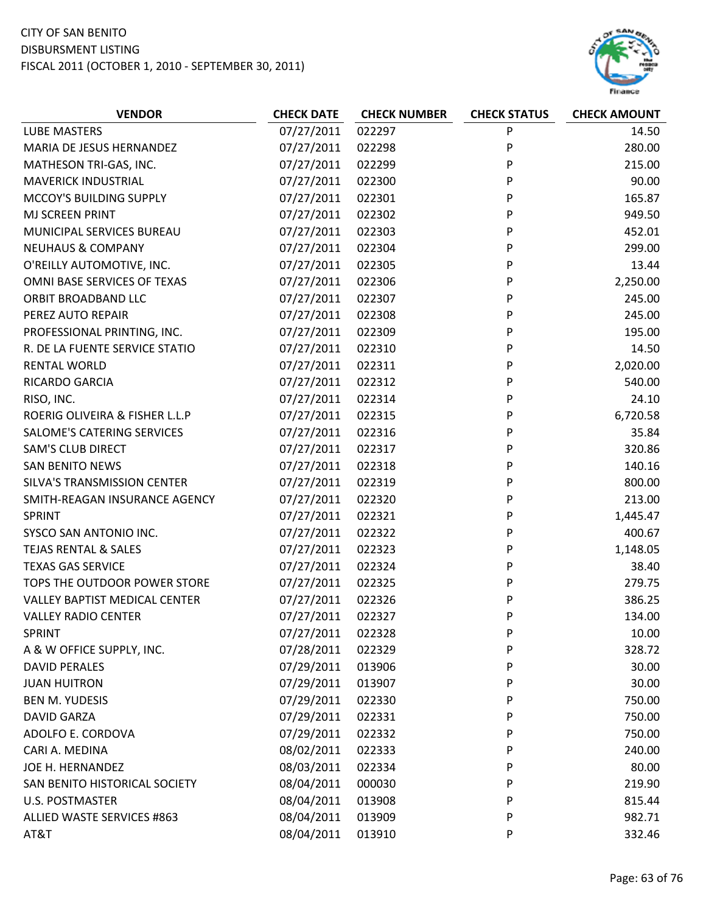CITY OF SAN BENITO
DISBURSMENT LISTING
FISCAL 2011 (OCTOBER 1, 2010 - SEPTEMBER 30, 2011)

| VENDOR | CHECK DATE | CHECK NUMBER | CHECK STATUS | CHECK AMOUNT |
|---|---|---|---|---|
| LUBE MASTERS | 07/27/2011 | 022297 | P | 14.50 |
| MARIA DE JESUS HERNANDEZ | 07/27/2011 | 022298 | P | 280.00 |
| MATHESON TRI-GAS, INC. | 07/27/2011 | 022299 | P | 215.00 |
| MAVERICK INDUSTRIAL | 07/27/2011 | 022300 | P | 90.00 |
| MCCOY'S BUILDING SUPPLY | 07/27/2011 | 022301 | P | 165.87 |
| MJ SCREEN PRINT | 07/27/2011 | 022302 | P | 949.50 |
| MUNICIPAL SERVICES BUREAU | 07/27/2011 | 022303 | P | 452.01 |
| NEUHAUS & COMPANY | 07/27/2011 | 022304 | P | 299.00 |
| O'REILLY AUTOMOTIVE, INC. | 07/27/2011 | 022305 | P | 13.44 |
| OMNI BASE SERVICES OF TEXAS | 07/27/2011 | 022306 | P | 2,250.00 |
| ORBIT BROADBAND LLC | 07/27/2011 | 022307 | P | 245.00 |
| PEREZ AUTO REPAIR | 07/27/2011 | 022308 | P | 245.00 |
| PROFESSIONAL PRINTING, INC. | 07/27/2011 | 022309 | P | 195.00 |
| R. DE LA FUENTE SERVICE STATIO | 07/27/2011 | 022310 | P | 14.50 |
| RENTAL WORLD | 07/27/2011 | 022311 | P | 2,020.00 |
| RICARDO GARCIA | 07/27/2011 | 022312 | P | 540.00 |
| RISO, INC. | 07/27/2011 | 022314 | P | 24.10 |
| ROERIG OLIVEIRA & FISHER L.L.P | 07/27/2011 | 022315 | P | 6,720.58 |
| SALOME'S CATERING SERVICES | 07/27/2011 | 022316 | P | 35.84 |
| SAM'S CLUB DIRECT | 07/27/2011 | 022317 | P | 320.86 |
| SAN BENITO NEWS | 07/27/2011 | 022318 | P | 140.16 |
| SILVA'S TRANSMISSION CENTER | 07/27/2011 | 022319 | P | 800.00 |
| SMITH-REAGAN INSURANCE AGENCY | 07/27/2011 | 022320 | P | 213.00 |
| SPRINT | 07/27/2011 | 022321 | P | 1,445.47 |
| SYSCO SAN ANTONIO INC. | 07/27/2011 | 022322 | P | 400.67 |
| TEJAS RENTAL & SALES | 07/27/2011 | 022323 | P | 1,148.05 |
| TEXAS GAS SERVICE | 07/27/2011 | 022324 | P | 38.40 |
| TOPS THE OUTDOOR POWER STORE | 07/27/2011 | 022325 | P | 279.75 |
| VALLEY BAPTIST MEDICAL CENTER | 07/27/2011 | 022326 | P | 386.25 |
| VALLEY RADIO CENTER | 07/27/2011 | 022327 | P | 134.00 |
| SPRINT | 07/27/2011 | 022328 | P | 10.00 |
| A & W OFFICE SUPPLY, INC. | 07/28/2011 | 022329 | P | 328.72 |
| DAVID PERALES | 07/29/2011 | 013906 | P | 30.00 |
| JUAN HUITRON | 07/29/2011 | 013907 | P | 30.00 |
| BEN M. YUDESIS | 07/29/2011 | 022330 | P | 750.00 |
| DAVID GARZA | 07/29/2011 | 022331 | P | 750.00 |
| ADOLFO E. CORDOVA | 07/29/2011 | 022332 | P | 750.00 |
| CARI A. MEDINA | 08/02/2011 | 022333 | P | 240.00 |
| JOE H. HERNANDEZ | 08/03/2011 | 022334 | P | 80.00 |
| SAN BENITO HISTORICAL SOCIETY | 08/04/2011 | 000030 | P | 219.90 |
| U.S. POSTMASTER | 08/04/2011 | 013908 | P | 815.44 |
| ALLIED WASTE SERVICES #863 | 08/04/2011 | 013909 | P | 982.71 |
| AT&T | 08/04/2011 | 013910 | P | 332.46 |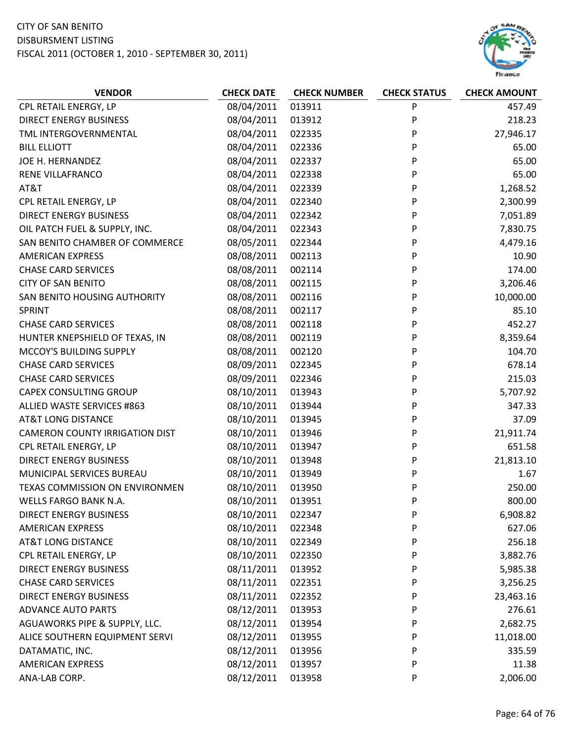CITY OF SAN BENITO
DISBURSMENT LISTING
FISCAL 2011 (OCTOBER 1, 2010 - SEPTEMBER 30, 2011)

| VENDOR | CHECK DATE | CHECK NUMBER | CHECK STATUS | CHECK AMOUNT |
|---|---|---|---|---|
| CPL RETAIL ENERGY, LP | 08/04/2011 | 013911 | P | 457.49 |
| DIRECT ENERGY BUSINESS | 08/04/2011 | 013912 | P | 218.23 |
| TML INTERGOVERNMENTAL | 08/04/2011 | 022335 | P | 27,946.17 |
| BILL ELLIOTT | 08/04/2011 | 022336 | P | 65.00 |
| JOE H. HERNANDEZ | 08/04/2011 | 022337 | P | 65.00 |
| RENE VILLAFRANCO | 08/04/2011 | 022338 | P | 65.00 |
| AT&T | 08/04/2011 | 022339 | P | 1,268.52 |
| CPL RETAIL ENERGY, LP | 08/04/2011 | 022340 | P | 2,300.99 |
| DIRECT ENERGY BUSINESS | 08/04/2011 | 022342 | P | 7,051.89 |
| OIL PATCH FUEL & SUPPLY, INC. | 08/04/2011 | 022343 | P | 7,830.75 |
| SAN BENITO CHAMBER OF COMMERCE | 08/05/2011 | 022344 | P | 4,479.16 |
| AMERICAN EXPRESS | 08/08/2011 | 002113 | P | 10.90 |
| CHASE CARD SERVICES | 08/08/2011 | 002114 | P | 174.00 |
| CITY OF SAN BENITO | 08/08/2011 | 002115 | P | 3,206.46 |
| SAN BENITO HOUSING AUTHORITY | 08/08/2011 | 002116 | P | 10,000.00 |
| SPRINT | 08/08/2011 | 002117 | P | 85.10 |
| CHASE CARD SERVICES | 08/08/2011 | 002118 | P | 452.27 |
| HUNTER KNEPSHIELD OF TEXAS, IN | 08/08/2011 | 002119 | P | 8,359.64 |
| MCCOY'S BUILDING SUPPLY | 08/08/2011 | 002120 | P | 104.70 |
| CHASE CARD SERVICES | 08/09/2011 | 022345 | P | 678.14 |
| CHASE CARD SERVICES | 08/09/2011 | 022346 | P | 215.03 |
| CAPEX CONSULTING GROUP | 08/10/2011 | 013943 | P | 5,707.92 |
| ALLIED WASTE SERVICES #863 | 08/10/2011 | 013944 | P | 347.33 |
| AT&T LONG DISTANCE | 08/10/2011 | 013945 | P | 37.09 |
| CAMERON COUNTY IRRIGATION DIST | 08/10/2011 | 013946 | P | 21,911.74 |
| CPL RETAIL ENERGY, LP | 08/10/2011 | 013947 | P | 651.58 |
| DIRECT ENERGY BUSINESS | 08/10/2011 | 013948 | P | 21,813.10 |
| MUNICIPAL SERVICES BUREAU | 08/10/2011 | 013949 | P | 1.67 |
| TEXAS COMMISSION ON ENVIRONMEN | 08/10/2011 | 013950 | P | 250.00 |
| WELLS FARGO BANK N.A. | 08/10/2011 | 013951 | P | 800.00 |
| DIRECT ENERGY BUSINESS | 08/10/2011 | 022347 | P | 6,908.82 |
| AMERICAN EXPRESS | 08/10/2011 | 022348 | P | 627.06 |
| AT&T LONG DISTANCE | 08/10/2011 | 022349 | P | 256.18 |
| CPL RETAIL ENERGY, LP | 08/10/2011 | 022350 | P | 3,882.76 |
| DIRECT ENERGY BUSINESS | 08/11/2011 | 013952 | P | 5,985.38 |
| CHASE CARD SERVICES | 08/11/2011 | 022351 | P | 3,256.25 |
| DIRECT ENERGY BUSINESS | 08/11/2011 | 022352 | P | 23,463.16 |
| ADVANCE AUTO PARTS | 08/12/2011 | 013953 | P | 276.61 |
| AGUAWORKS PIPE & SUPPLY, LLC. | 08/12/2011 | 013954 | P | 2,682.75 |
| ALICE SOUTHERN EQUIPMENT SERVI | 08/12/2011 | 013955 | P | 11,018.00 |
| DATAMATIC, INC. | 08/12/2011 | 013956 | P | 335.59 |
| AMERICAN EXPRESS | 08/12/2011 | 013957 | P | 11.38 |
| ANA-LAB CORP. | 08/12/2011 | 013958 | P | 2,006.00 |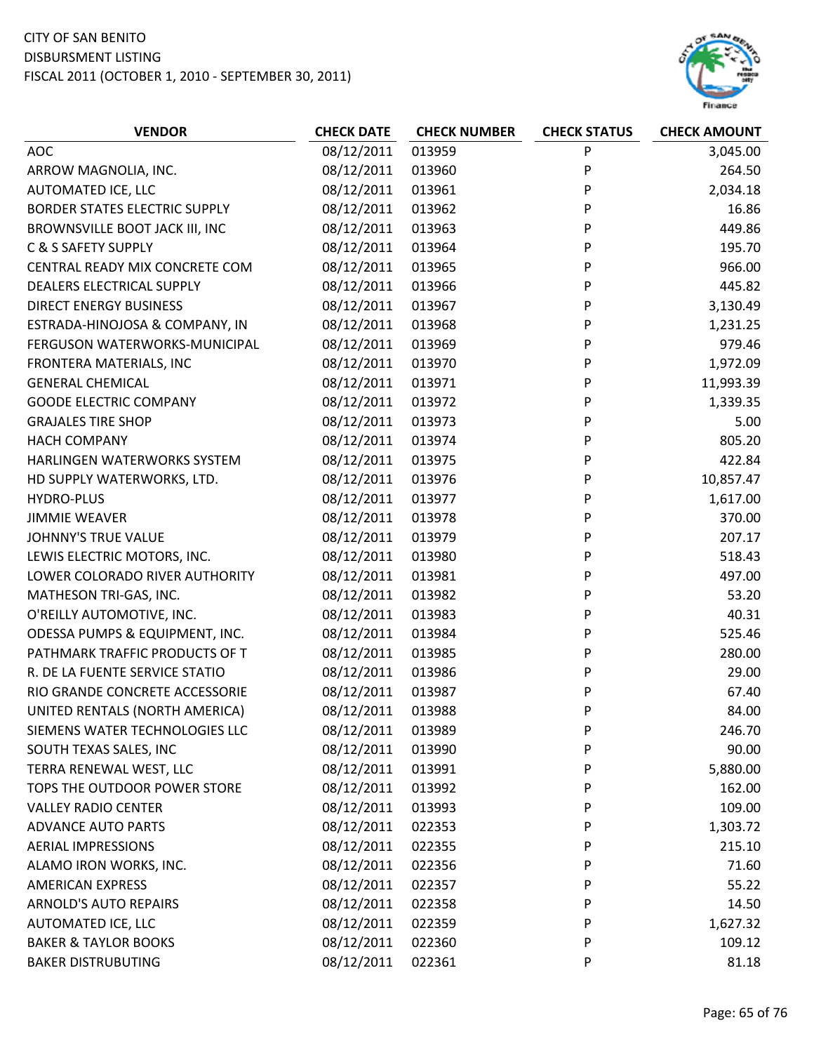CITY OF SAN BENITO
DISBURSMENT LISTING
FISCAL 2011 (OCTOBER 1, 2010 - SEPTEMBER 30, 2011)

| VENDOR | CHECK DATE | CHECK NUMBER | CHECK STATUS | CHECK AMOUNT |
|---|---|---|---|---|
| AOC | 08/12/2011 | 013959 | P | 3,045.00 |
| ARROW MAGNOLIA, INC. | 08/12/2011 | 013960 | P | 264.50 |
| AUTOMATED ICE, LLC | 08/12/2011 | 013961 | P | 2,034.18 |
| BORDER STATES ELECTRIC SUPPLY | 08/12/2011 | 013962 | P | 16.86 |
| BROWNSVILLE BOOT JACK III, INC | 08/12/2011 | 013963 | P | 449.86 |
| C & S SAFETY SUPPLY | 08/12/2011 | 013964 | P | 195.70 |
| CENTRAL READY MIX CONCRETE COM | 08/12/2011 | 013965 | P | 966.00 |
| DEALERS ELECTRICAL SUPPLY | 08/12/2011 | 013966 | P | 445.82 |
| DIRECT ENERGY BUSINESS | 08/12/2011 | 013967 | P | 3,130.49 |
| ESTRADA-HINOJOSA & COMPANY, IN | 08/12/2011 | 013968 | P | 1,231.25 |
| FERGUSON WATERWORKS-MUNICIPAL | 08/12/2011 | 013969 | P | 979.46 |
| FRONTERA MATERIALS, INC | 08/12/2011 | 013970 | P | 1,972.09 |
| GENERAL CHEMICAL | 08/12/2011 | 013971 | P | 11,993.39 |
| GOODE ELECTRIC COMPANY | 08/12/2011 | 013972 | P | 1,339.35 |
| GRAJALES TIRE SHOP | 08/12/2011 | 013973 | P | 5.00 |
| HACH COMPANY | 08/12/2011 | 013974 | P | 805.20 |
| HARLINGEN WATERWORKS SYSTEM | 08/12/2011 | 013975 | P | 422.84 |
| HD SUPPLY WATERWORKS, LTD. | 08/12/2011 | 013976 | P | 10,857.47 |
| HYDRO-PLUS | 08/12/2011 | 013977 | P | 1,617.00 |
| JIMMIE WEAVER | 08/12/2011 | 013978 | P | 370.00 |
| JOHNNY'S TRUE VALUE | 08/12/2011 | 013979 | P | 207.17 |
| LEWIS ELECTRIC MOTORS, INC. | 08/12/2011 | 013980 | P | 518.43 |
| LOWER COLORADO RIVER AUTHORITY | 08/12/2011 | 013981 | P | 497.00 |
| MATHESON TRI-GAS, INC. | 08/12/2011 | 013982 | P | 53.20 |
| O'REILLY AUTOMOTIVE, INC. | 08/12/2011 | 013983 | P | 40.31 |
| ODESSA PUMPS & EQUIPMENT, INC. | 08/12/2011 | 013984 | P | 525.46 |
| PATHMARK TRAFFIC PRODUCTS OF T | 08/12/2011 | 013985 | P | 280.00 |
| R. DE LA FUENTE SERVICE STATIO | 08/12/2011 | 013986 | P | 29.00 |
| RIO GRANDE CONCRETE ACCESSORIE | 08/12/2011 | 013987 | P | 67.40 |
| UNITED RENTALS (NORTH AMERICA) | 08/12/2011 | 013988 | P | 84.00 |
| SIEMENS WATER TECHNOLOGIES LLC | 08/12/2011 | 013989 | P | 246.70 |
| SOUTH TEXAS SALES, INC | 08/12/2011 | 013990 | P | 90.00 |
| TERRA RENEWAL WEST, LLC | 08/12/2011 | 013991 | P | 5,880.00 |
| TOPS THE OUTDOOR POWER STORE | 08/12/2011 | 013992 | P | 162.00 |
| VALLEY RADIO CENTER | 08/12/2011 | 013993 | P | 109.00 |
| ADVANCE AUTO PARTS | 08/12/2011 | 022353 | P | 1,303.72 |
| AERIAL IMPRESSIONS | 08/12/2011 | 022355 | P | 215.10 |
| ALAMO IRON WORKS, INC. | 08/12/2011 | 022356 | P | 71.60 |
| AMERICAN EXPRESS | 08/12/2011 | 022357 | P | 55.22 |
| ARNOLD'S AUTO REPAIRS | 08/12/2011 | 022358 | P | 14.50 |
| AUTOMATED ICE, LLC | 08/12/2011 | 022359 | P | 1,627.32 |
| BAKER & TAYLOR BOOKS | 08/12/2011 | 022360 | P | 109.12 |
| BAKER DISTRUBUTING | 08/12/2011 | 022361 | P | 81.18 |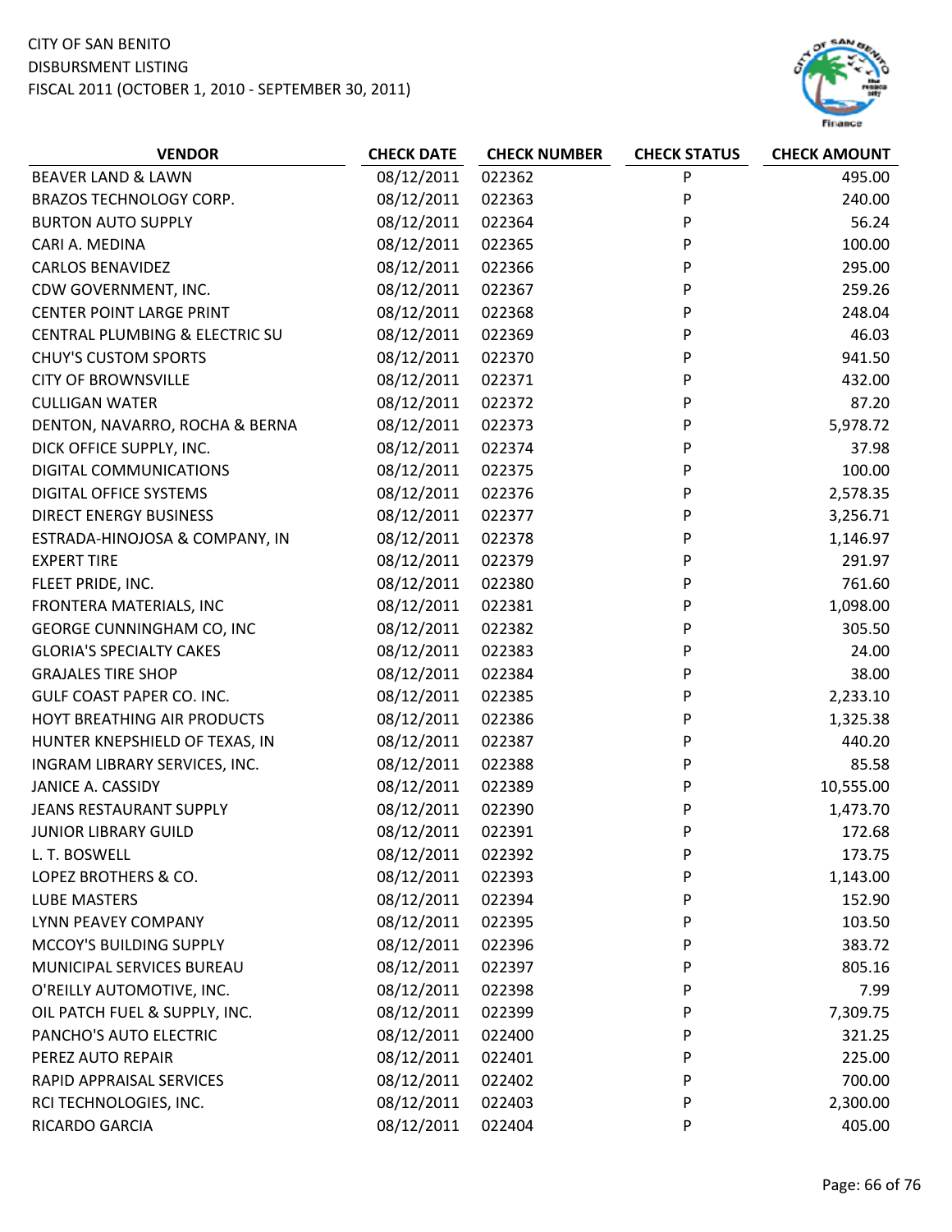CITY OF SAN BENITO
DISBURSMENT LISTING
FISCAL 2011 (OCTOBER 1, 2010 - SEPTEMBER 30, 2011)

| VENDOR | CHECK DATE | CHECK NUMBER | CHECK STATUS | CHECK AMOUNT |
|---|---|---|---|---|
| BEAVER LAND & LAWN | 08/12/2011 | 022362 | P | 495.00 |
| BRAZOS TECHNOLOGY CORP. | 08/12/2011 | 022363 | P | 240.00 |
| BURTON AUTO SUPPLY | 08/12/2011 | 022364 | P | 56.24 |
| CARI A. MEDINA | 08/12/2011 | 022365 | P | 100.00 |
| CARLOS BENAVIDEZ | 08/12/2011 | 022366 | P | 295.00 |
| CDW GOVERNMENT, INC. | 08/12/2011 | 022367 | P | 259.26 |
| CENTER POINT LARGE PRINT | 08/12/2011 | 022368 | P | 248.04 |
| CENTRAL PLUMBING & ELECTRIC SU | 08/12/2011 | 022369 | P | 46.03 |
| CHUY'S CUSTOM SPORTS | 08/12/2011 | 022370 | P | 941.50 |
| CITY OF BROWNSVILLE | 08/12/2011 | 022371 | P | 432.00 |
| CULLIGAN WATER | 08/12/2011 | 022372 | P | 87.20 |
| DENTON, NAVARRO, ROCHA & BERNA | 08/12/2011 | 022373 | P | 5,978.72 |
| DICK OFFICE SUPPLY, INC. | 08/12/2011 | 022374 | P | 37.98 |
| DIGITAL COMMUNICATIONS | 08/12/2011 | 022375 | P | 100.00 |
| DIGITAL OFFICE SYSTEMS | 08/12/2011 | 022376 | P | 2,578.35 |
| DIRECT ENERGY BUSINESS | 08/12/2011 | 022377 | P | 3,256.71 |
| ESTRADA-HINOJOSA & COMPANY, IN | 08/12/2011 | 022378 | P | 1,146.97 |
| EXPERT TIRE | 08/12/2011 | 022379 | P | 291.97 |
| FLEET PRIDE, INC. | 08/12/2011 | 022380 | P | 761.60 |
| FRONTERA MATERIALS, INC | 08/12/2011 | 022381 | P | 1,098.00 |
| GEORGE CUNNINGHAM CO, INC | 08/12/2011 | 022382 | P | 305.50 |
| GLORIA'S SPECIALTY CAKES | 08/12/2011 | 022383 | P | 24.00 |
| GRAJALES TIRE SHOP | 08/12/2011 | 022384 | P | 38.00 |
| GULF COAST PAPER CO. INC. | 08/12/2011 | 022385 | P | 2,233.10 |
| HOYT BREATHING AIR PRODUCTS | 08/12/2011 | 022386 | P | 1,325.38 |
| HUNTER KNEPSHIELD OF TEXAS, IN | 08/12/2011 | 022387 | P | 440.20 |
| INGRAM LIBRARY SERVICES, INC. | 08/12/2011 | 022388 | P | 85.58 |
| JANICE A. CASSIDY | 08/12/2011 | 022389 | P | 10,555.00 |
| JEANS RESTAURANT SUPPLY | 08/12/2011 | 022390 | P | 1,473.70 |
| JUNIOR LIBRARY GUILD | 08/12/2011 | 022391 | P | 172.68 |
| L. T. BOSWELL | 08/12/2011 | 022392 | P | 173.75 |
| LOPEZ BROTHERS & CO. | 08/12/2011 | 022393 | P | 1,143.00 |
| LUBE MASTERS | 08/12/2011 | 022394 | P | 152.90 |
| LYNN PEAVEY COMPANY | 08/12/2011 | 022395 | P | 103.50 |
| MCCOY'S BUILDING SUPPLY | 08/12/2011 | 022396 | P | 383.72 |
| MUNICIPAL SERVICES BUREAU | 08/12/2011 | 022397 | P | 805.16 |
| O'REILLY AUTOMOTIVE, INC. | 08/12/2011 | 022398 | P | 7.99 |
| OIL PATCH FUEL & SUPPLY, INC. | 08/12/2011 | 022399 | P | 7,309.75 |
| PANCHO'S AUTO ELECTRIC | 08/12/2011 | 022400 | P | 321.25 |
| PEREZ AUTO REPAIR | 08/12/2011 | 022401 | P | 225.00 |
| RAPID APPRAISAL SERVICES | 08/12/2011 | 022402 | P | 700.00 |
| RCI TECHNOLOGIES, INC. | 08/12/2011 | 022403 | P | 2,300.00 |
| RICARDO GARCIA | 08/12/2011 | 022404 | P | 405.00 |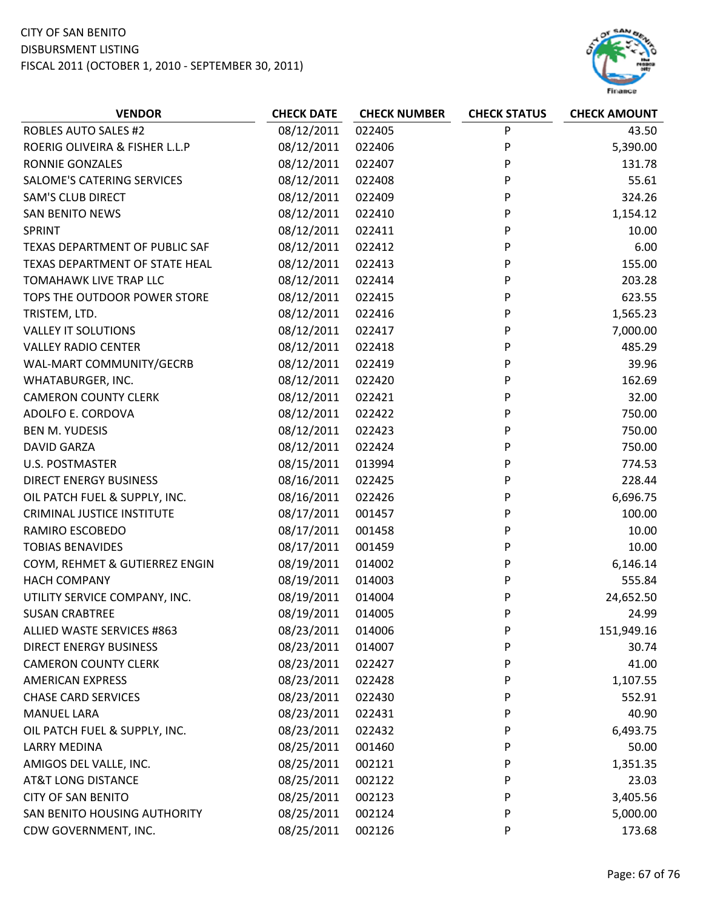CITY OF SAN BENITO
DISBURSMENT LISTING
FISCAL 2011 (OCTOBER 1, 2010 - SEPTEMBER 30, 2011)

| VENDOR | CHECK DATE | CHECK NUMBER | CHECK STATUS | CHECK AMOUNT |
|---|---|---|---|---|
| ROBLES AUTO SALES #2 | 08/12/2011 | 022405 | P | 43.50 |
| ROERIG OLIVEIRA & FISHER L.L.P | 08/12/2011 | 022406 | P | 5,390.00 |
| RONNIE GONZALES | 08/12/2011 | 022407 | P | 131.78 |
| SALOME'S CATERING SERVICES | 08/12/2011 | 022408 | P | 55.61 |
| SAM'S CLUB DIRECT | 08/12/2011 | 022409 | P | 324.26 |
| SAN BENITO NEWS | 08/12/2011 | 022410 | P | 1,154.12 |
| SPRINT | 08/12/2011 | 022411 | P | 10.00 |
| TEXAS DEPARTMENT OF PUBLIC SAF | 08/12/2011 | 022412 | P | 6.00 |
| TEXAS DEPARTMENT OF STATE HEAL | 08/12/2011 | 022413 | P | 155.00 |
| TOMAHAWK LIVE TRAP LLC | 08/12/2011 | 022414 | P | 203.28 |
| TOPS THE OUTDOOR POWER STORE | 08/12/2011 | 022415 | P | 623.55 |
| TRISTEM, LTD. | 08/12/2011 | 022416 | P | 1,565.23 |
| VALLEY IT SOLUTIONS | 08/12/2011 | 022417 | P | 7,000.00 |
| VALLEY RADIO CENTER | 08/12/2011 | 022418 | P | 485.29 |
| WAL-MART COMMUNITY/GECRB | 08/12/2011 | 022419 | P | 39.96 |
| WHATABURGER, INC. | 08/12/2011 | 022420 | P | 162.69 |
| CAMERON COUNTY CLERK | 08/12/2011 | 022421 | P | 32.00 |
| ADOLFO E. CORDOVA | 08/12/2011 | 022422 | P | 750.00 |
| BEN M. YUDESIS | 08/12/2011 | 022423 | P | 750.00 |
| DAVID GARZA | 08/12/2011 | 022424 | P | 750.00 |
| U.S. POSTMASTER | 08/15/2011 | 013994 | P | 774.53 |
| DIRECT ENERGY BUSINESS | 08/16/2011 | 022425 | P | 228.44 |
| OIL PATCH FUEL & SUPPLY, INC. | 08/16/2011 | 022426 | P | 6,696.75 |
| CRIMINAL JUSTICE INSTITUTE | 08/17/2011 | 001457 | P | 100.00 |
| RAMIRO ESCOBEDO | 08/17/2011 | 001458 | P | 10.00 |
| TOBIAS BENAVIDES | 08/17/2011 | 001459 | P | 10.00 |
| COYM, REHMET & GUTIERREZ ENGIN | 08/19/2011 | 014002 | P | 6,146.14 |
| HACH COMPANY | 08/19/2011 | 014003 | P | 555.84 |
| UTILITY SERVICE COMPANY, INC. | 08/19/2011 | 014004 | P | 24,652.50 |
| SUSAN CRABTREE | 08/19/2011 | 014005 | P | 24.99 |
| ALLIED WASTE SERVICES #863 | 08/23/2011 | 014006 | P | 151,949.16 |
| DIRECT ENERGY BUSINESS | 08/23/2011 | 014007 | P | 30.74 |
| CAMERON COUNTY CLERK | 08/23/2011 | 022427 | P | 41.00 |
| AMERICAN EXPRESS | 08/23/2011 | 022428 | P | 1,107.55 |
| CHASE CARD SERVICES | 08/23/2011 | 022430 | P | 552.91 |
| MANUEL LARA | 08/23/2011 | 022431 | P | 40.90 |
| OIL PATCH FUEL & SUPPLY, INC. | 08/23/2011 | 022432 | P | 6,493.75 |
| LARRY MEDINA | 08/25/2011 | 001460 | P | 50.00 |
| AMIGOS DEL VALLE, INC. | 08/25/2011 | 002121 | P | 1,351.35 |
| AT&T LONG DISTANCE | 08/25/2011 | 002122 | P | 23.03 |
| CITY OF SAN BENITO | 08/25/2011 | 002123 | P | 3,405.56 |
| SAN BENITO HOUSING AUTHORITY | 08/25/2011 | 002124 | P | 5,000.00 |
| CDW GOVERNMENT, INC. | 08/25/2011 | 002126 | P | 173.68 |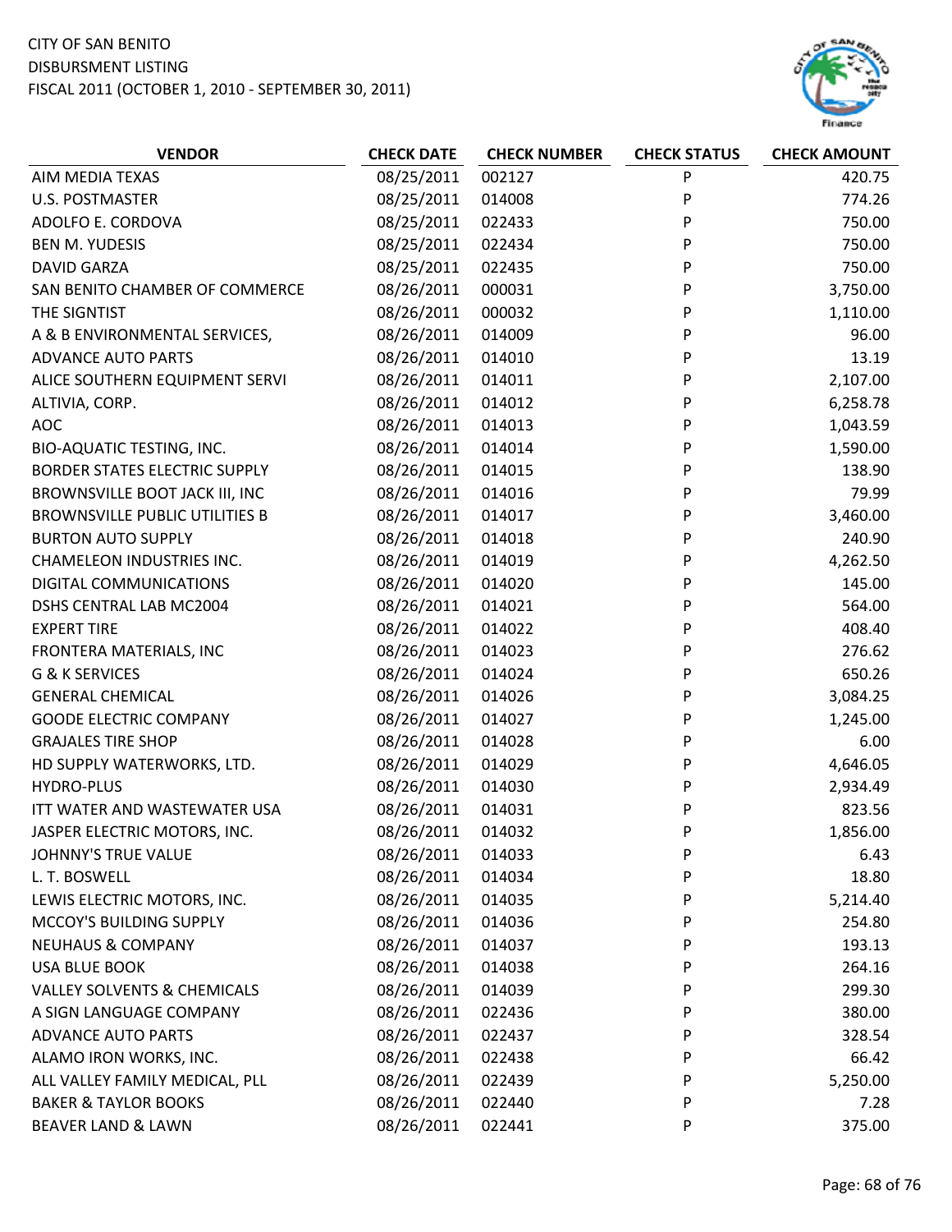CITY OF SAN BENITO
DISBURSMENT LISTING
FISCAL 2011 (OCTOBER 1, 2010 - SEPTEMBER 30, 2011)

| VENDOR | CHECK DATE | CHECK NUMBER | CHECK STATUS | CHECK AMOUNT |
|---|---|---|---|---|
| AIM MEDIA TEXAS | 08/25/2011 | 002127 | P | 420.75 |
| U.S. POSTMASTER | 08/25/2011 | 014008 | P | 774.26 |
| ADOLFO E. CORDOVA | 08/25/2011 | 022433 | P | 750.00 |
| BEN M. YUDESIS | 08/25/2011 | 022434 | P | 750.00 |
| DAVID GARZA | 08/25/2011 | 022435 | P | 750.00 |
| SAN BENITO CHAMBER OF COMMERCE | 08/26/2011 | 000031 | P | 3,750.00 |
| THE SIGNTIST | 08/26/2011 | 000032 | P | 1,110.00 |
| A & B ENVIRONMENTAL SERVICES, | 08/26/2011 | 014009 | P | 96.00 |
| ADVANCE AUTO PARTS | 08/26/2011 | 014010 | P | 13.19 |
| ALICE SOUTHERN EQUIPMENT SERVI | 08/26/2011 | 014011 | P | 2,107.00 |
| ALTIVIA, CORP. | 08/26/2011 | 014012 | P | 6,258.78 |
| AOC | 08/26/2011 | 014013 | P | 1,043.59 |
| BIO-AQUATIC TESTING, INC. | 08/26/2011 | 014014 | P | 1,590.00 |
| BORDER STATES ELECTRIC SUPPLY | 08/26/2011 | 014015 | P | 138.90 |
| BROWNSVILLE BOOT JACK III, INC | 08/26/2011 | 014016 | P | 79.99 |
| BROWNSVILLE PUBLIC UTILITIES B | 08/26/2011 | 014017 | P | 3,460.00 |
| BURTON AUTO SUPPLY | 08/26/2011 | 014018 | P | 240.90 |
| CHAMELEON INDUSTRIES INC. | 08/26/2011 | 014019 | P | 4,262.50 |
| DIGITAL COMMUNICATIONS | 08/26/2011 | 014020 | P | 145.00 |
| DSHS CENTRAL LAB MC2004 | 08/26/2011 | 014021 | P | 564.00 |
| EXPERT TIRE | 08/26/2011 | 014022 | P | 408.40 |
| FRONTERA MATERIALS, INC | 08/26/2011 | 014023 | P | 276.62 |
| G & K SERVICES | 08/26/2011 | 014024 | P | 650.26 |
| GENERAL CHEMICAL | 08/26/2011 | 014026 | P | 3,084.25 |
| GOODE ELECTRIC COMPANY | 08/26/2011 | 014027 | P | 1,245.00 |
| GRAJALES TIRE SHOP | 08/26/2011 | 014028 | P | 6.00 |
| HD SUPPLY WATERWORKS, LTD. | 08/26/2011 | 014029 | P | 4,646.05 |
| HYDRO-PLUS | 08/26/2011 | 014030 | P | 2,934.49 |
| ITT WATER AND WASTEWATER USA | 08/26/2011 | 014031 | P | 823.56 |
| JASPER ELECTRIC MOTORS, INC. | 08/26/2011 | 014032 | P | 1,856.00 |
| JOHNNY'S TRUE VALUE | 08/26/2011 | 014033 | P | 6.43 |
| L. T. BOSWELL | 08/26/2011 | 014034 | P | 18.80 |
| LEWIS ELECTRIC MOTORS, INC. | 08/26/2011 | 014035 | P | 5,214.40 |
| MCCOY'S BUILDING SUPPLY | 08/26/2011 | 014036 | P | 254.80 |
| NEUHAUS & COMPANY | 08/26/2011 | 014037 | P | 193.13 |
| USA BLUE BOOK | 08/26/2011 | 014038 | P | 264.16 |
| VALLEY SOLVENTS & CHEMICALS | 08/26/2011 | 014039 | P | 299.30 |
| A SIGN LANGUAGE COMPANY | 08/26/2011 | 022436 | P | 380.00 |
| ADVANCE AUTO PARTS | 08/26/2011 | 022437 | P | 328.54 |
| ALAMO IRON WORKS, INC. | 08/26/2011 | 022438 | P | 66.42 |
| ALL VALLEY FAMILY MEDICAL, PLL | 08/26/2011 | 022439 | P | 5,250.00 |
| BAKER & TAYLOR BOOKS | 08/26/2011 | 022440 | P | 7.28 |
| BEAVER LAND & LAWN | 08/26/2011 | 022441 | P | 375.00 |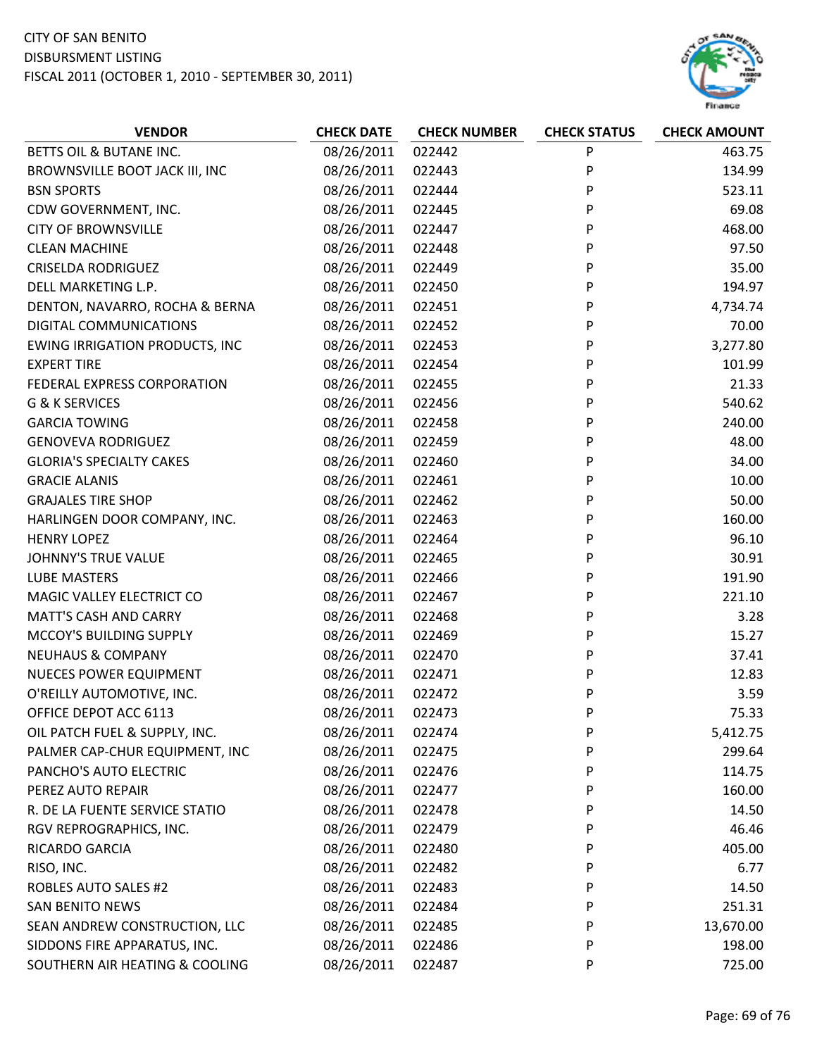CITY OF SAN BENITO
DISBURSMENT LISTING
FISCAL 2011 (OCTOBER 1, 2010 - SEPTEMBER 30, 2011)

| VENDOR | CHECK DATE | CHECK NUMBER | CHECK STATUS | CHECK AMOUNT |
|---|---|---|---|---|
| BETTS OIL & BUTANE INC. | 08/26/2011 | 022442 | P | 463.75 |
| BROWNSVILLE BOOT JACK III, INC | 08/26/2011 | 022443 | P | 134.99 |
| BSN SPORTS | 08/26/2011 | 022444 | P | 523.11 |
| CDW GOVERNMENT, INC. | 08/26/2011 | 022445 | P | 69.08 |
| CITY OF BROWNSVILLE | 08/26/2011 | 022447 | P | 468.00 |
| CLEAN MACHINE | 08/26/2011 | 022448 | P | 97.50 |
| CRISELDA RODRIGUEZ | 08/26/2011 | 022449 | P | 35.00 |
| DELL MARKETING L.P. | 08/26/2011 | 022450 | P | 194.97 |
| DENTON, NAVARRO, ROCHA & BERNA | 08/26/2011 | 022451 | P | 4,734.74 |
| DIGITAL COMMUNICATIONS | 08/26/2011 | 022452 | P | 70.00 |
| EWING IRRIGATION PRODUCTS, INC | 08/26/2011 | 022453 | P | 3,277.80 |
| EXPERT TIRE | 08/26/2011 | 022454 | P | 101.99 |
| FEDERAL EXPRESS CORPORATION | 08/26/2011 | 022455 | P | 21.33 |
| G & K SERVICES | 08/26/2011 | 022456 | P | 540.62 |
| GARCIA TOWING | 08/26/2011 | 022458 | P | 240.00 |
| GENOVEVA RODRIGUEZ | 08/26/2011 | 022459 | P | 48.00 |
| GLORIA'S SPECIALTY CAKES | 08/26/2011 | 022460 | P | 34.00 |
| GRACIE ALANIS | 08/26/2011 | 022461 | P | 10.00 |
| GRAJALES TIRE SHOP | 08/26/2011 | 022462 | P | 50.00 |
| HARLINGEN DOOR COMPANY, INC. | 08/26/2011 | 022463 | P | 160.00 |
| HENRY LOPEZ | 08/26/2011 | 022464 | P | 96.10 |
| JOHNNY'S TRUE VALUE | 08/26/2011 | 022465 | P | 30.91 |
| LUBE MASTERS | 08/26/2011 | 022466 | P | 191.90 |
| MAGIC VALLEY ELECTRICT CO | 08/26/2011 | 022467 | P | 221.10 |
| MATT'S CASH AND CARRY | 08/26/2011 | 022468 | P | 3.28 |
| MCCOY'S BUILDING SUPPLY | 08/26/2011 | 022469 | P | 15.27 |
| NEUHAUS & COMPANY | 08/26/2011 | 022470 | P | 37.41 |
| NUECES POWER EQUIPMENT | 08/26/2011 | 022471 | P | 12.83 |
| O'REILLY AUTOMOTIVE, INC. | 08/26/2011 | 022472 | P | 3.59 |
| OFFICE DEPOT ACC 6113 | 08/26/2011 | 022473 | P | 75.33 |
| OIL PATCH FUEL & SUPPLY, INC. | 08/26/2011 | 022474 | P | 5,412.75 |
| PALMER CAP-CHUR EQUIPMENT, INC | 08/26/2011 | 022475 | P | 299.64 |
| PANCHO'S AUTO ELECTRIC | 08/26/2011 | 022476 | P | 114.75 |
| PEREZ AUTO REPAIR | 08/26/2011 | 022477 | P | 160.00 |
| R. DE LA FUENTE SERVICE STATIO | 08/26/2011 | 022478 | P | 14.50 |
| RGV REPROGRAPHICS, INC. | 08/26/2011 | 022479 | P | 46.46 |
| RICARDO GARCIA | 08/26/2011 | 022480 | P | 405.00 |
| RISO, INC. | 08/26/2011 | 022482 | P | 6.77 |
| ROBLES AUTO SALES #2 | 08/26/2011 | 022483 | P | 14.50 |
| SAN BENITO NEWS | 08/26/2011 | 022484 | P | 251.31 |
| SEAN ANDREW CONSTRUCTION, LLC | 08/26/2011 | 022485 | P | 13,670.00 |
| SIDDONS FIRE APPARATUS, INC. | 08/26/2011 | 022486 | P | 198.00 |
| SOUTHERN AIR HEATING & COOLING | 08/26/2011 | 022487 | P | 725.00 |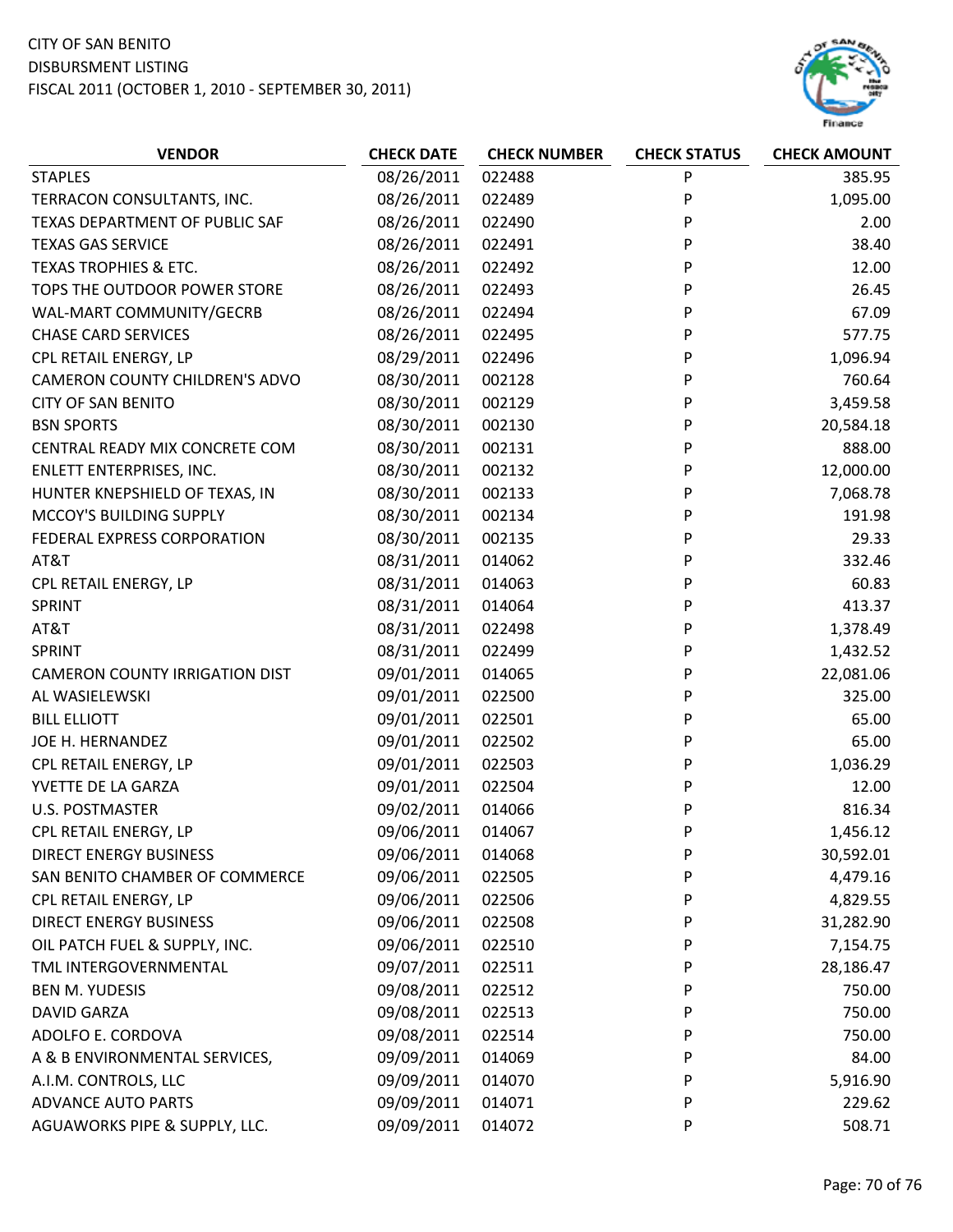CITY OF SAN BENITO
DISBURSMENT LISTING
FISCAL 2011 (OCTOBER 1, 2010 - SEPTEMBER 30, 2011)

| VENDOR | CHECK DATE | CHECK NUMBER | CHECK STATUS | CHECK AMOUNT |
|---|---|---|---|---|
| STAPLES | 08/26/2011 | 022488 | P | 385.95 |
| TERRACON CONSULTANTS, INC. | 08/26/2011 | 022489 | P | 1,095.00 |
| TEXAS DEPARTMENT OF PUBLIC SAF | 08/26/2011 | 022490 | P | 2.00 |
| TEXAS GAS SERVICE | 08/26/2011 | 022491 | P | 38.40 |
| TEXAS TROPHIES & ETC. | 08/26/2011 | 022492 | P | 12.00 |
| TOPS THE OUTDOOR POWER STORE | 08/26/2011 | 022493 | P | 26.45 |
| WAL-MART COMMUNITY/GECRB | 08/26/2011 | 022494 | P | 67.09 |
| CHASE CARD SERVICES | 08/26/2011 | 022495 | P | 577.75 |
| CPL RETAIL ENERGY, LP | 08/29/2011 | 022496 | P | 1,096.94 |
| CAMERON COUNTY CHILDREN'S ADVO | 08/30/2011 | 002128 | P | 760.64 |
| CITY OF SAN BENITO | 08/30/2011 | 002129 | P | 3,459.58 |
| BSN SPORTS | 08/30/2011 | 002130 | P | 20,584.18 |
| CENTRAL READY MIX CONCRETE COM | 08/30/2011 | 002131 | P | 888.00 |
| ENLETT ENTERPRISES, INC. | 08/30/2011 | 002132 | P | 12,000.00 |
| HUNTER KNEPSHIELD OF TEXAS, IN | 08/30/2011 | 002133 | P | 7,068.78 |
| MCCOY'S BUILDING SUPPLY | 08/30/2011 | 002134 | P | 191.98 |
| FEDERAL EXPRESS CORPORATION | 08/30/2011 | 002135 | P | 29.33 |
| AT&T | 08/31/2011 | 014062 | P | 332.46 |
| CPL RETAIL ENERGY, LP | 08/31/2011 | 014063 | P | 60.83 |
| SPRINT | 08/31/2011 | 014064 | P | 413.37 |
| AT&T | 08/31/2011 | 022498 | P | 1,378.49 |
| SPRINT | 08/31/2011 | 022499 | P | 1,432.52 |
| CAMERON COUNTY IRRIGATION DIST | 09/01/2011 | 014065 | P | 22,081.06 |
| AL WASIELEWSKI | 09/01/2011 | 022500 | P | 325.00 |
| BILL ELLIOTT | 09/01/2011 | 022501 | P | 65.00 |
| JOE H. HERNANDEZ | 09/01/2011 | 022502 | P | 65.00 |
| CPL RETAIL ENERGY, LP | 09/01/2011 | 022503 | P | 1,036.29 |
| YVETTE DE LA GARZA | 09/01/2011 | 022504 | P | 12.00 |
| U.S. POSTMASTER | 09/02/2011 | 014066 | P | 816.34 |
| CPL RETAIL ENERGY, LP | 09/06/2011 | 014067 | P | 1,456.12 |
| DIRECT ENERGY BUSINESS | 09/06/2011 | 014068 | P | 30,592.01 |
| SAN BENITO CHAMBER OF COMMERCE | 09/06/2011 | 022505 | P | 4,479.16 |
| CPL RETAIL ENERGY, LP | 09/06/2011 | 022506 | P | 4,829.55 |
| DIRECT ENERGY BUSINESS | 09/06/2011 | 022508 | P | 31,282.90 |
| OIL PATCH FUEL & SUPPLY, INC. | 09/06/2011 | 022510 | P | 7,154.75 |
| TML INTERGOVERNMENTAL | 09/07/2011 | 022511 | P | 28,186.47 |
| BEN M. YUDESIS | 09/08/2011 | 022512 | P | 750.00 |
| DAVID GARZA | 09/08/2011 | 022513 | P | 750.00 |
| ADOLFO E. CORDOVA | 09/08/2011 | 022514 | P | 750.00 |
| A & B ENVIRONMENTAL SERVICES, | 09/09/2011 | 014069 | P | 84.00 |
| A.I.M. CONTROLS, LLC | 09/09/2011 | 014070 | P | 5,916.90 |
| ADVANCE AUTO PARTS | 09/09/2011 | 014071 | P | 229.62 |
| AGUAWORKS PIPE & SUPPLY, LLC. | 09/09/2011 | 014072 | P | 508.71 |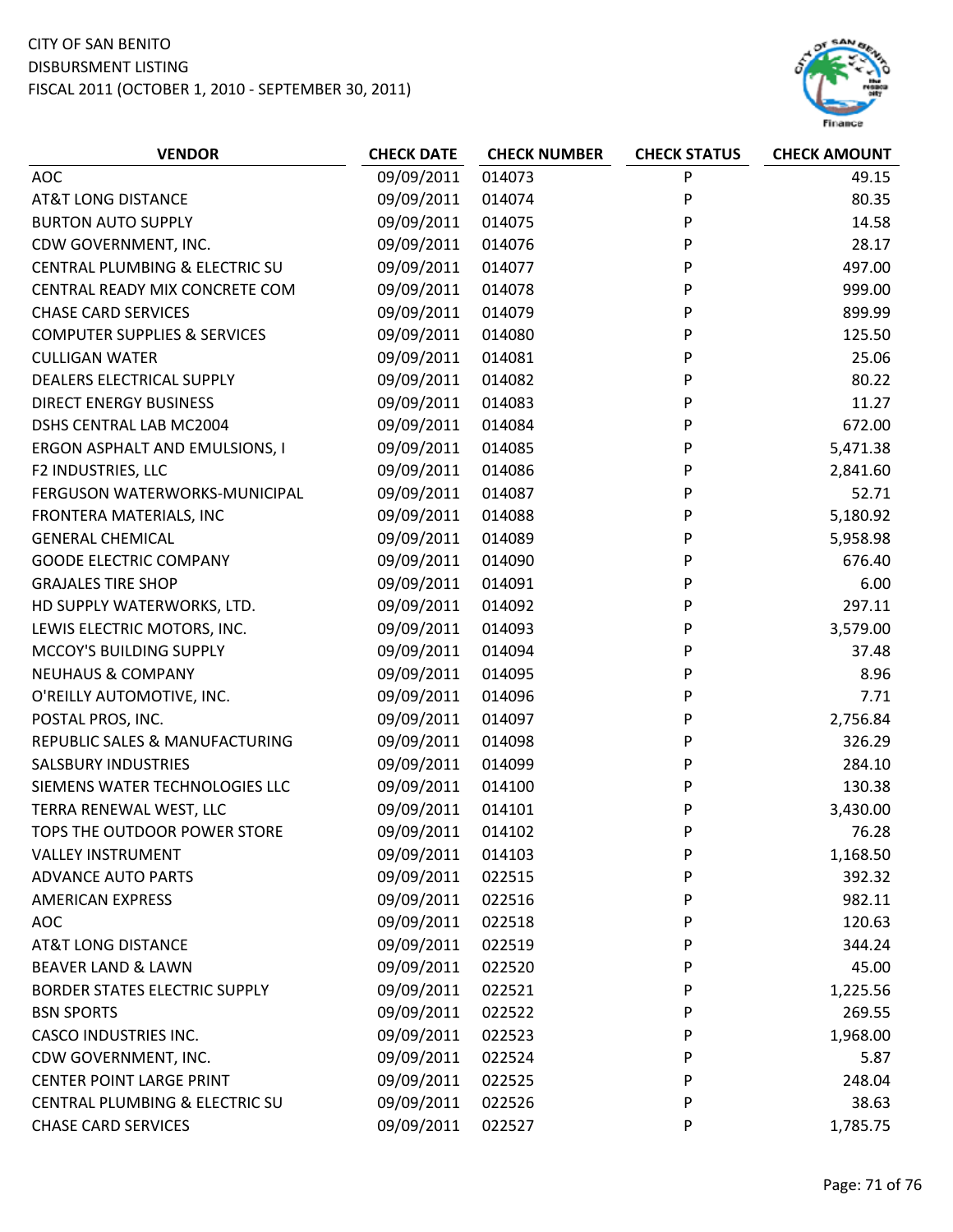CITY OF SAN BENITO
DISBURSMENT LISTING
FISCAL 2011 (OCTOBER 1, 2010 - SEPTEMBER 30, 2011)

| VENDOR | CHECK DATE | CHECK NUMBER | CHECK STATUS | CHECK AMOUNT |
|---|---|---|---|---|
| AOC | 09/09/2011 | 014073 | P | 49.15 |
| AT&T LONG DISTANCE | 09/09/2011 | 014074 | P | 80.35 |
| BURTON AUTO SUPPLY | 09/09/2011 | 014075 | P | 14.58 |
| CDW GOVERNMENT, INC. | 09/09/2011 | 014076 | P | 28.17 |
| CENTRAL PLUMBING & ELECTRIC SU | 09/09/2011 | 014077 | P | 497.00 |
| CENTRAL READY MIX CONCRETE COM | 09/09/2011 | 014078 | P | 999.00 |
| CHASE CARD SERVICES | 09/09/2011 | 014079 | P | 899.99 |
| COMPUTER SUPPLIES & SERVICES | 09/09/2011 | 014080 | P | 125.50 |
| CULLIGAN WATER | 09/09/2011 | 014081 | P | 25.06 |
| DEALERS ELECTRICAL SUPPLY | 09/09/2011 | 014082 | P | 80.22 |
| DIRECT ENERGY BUSINESS | 09/09/2011 | 014083 | P | 11.27 |
| DSHS CENTRAL LAB MC2004 | 09/09/2011 | 014084 | P | 672.00 |
| ERGON ASPHALT AND EMULSIONS, I | 09/09/2011 | 014085 | P | 5,471.38 |
| F2 INDUSTRIES, LLC | 09/09/2011 | 014086 | P | 2,841.60 |
| FERGUSON WATERWORKS-MUNICIPAL | 09/09/2011 | 014087 | P | 52.71 |
| FRONTERA MATERIALS, INC | 09/09/2011 | 014088 | P | 5,180.92 |
| GENERAL CHEMICAL | 09/09/2011 | 014089 | P | 5,958.98 |
| GOODE ELECTRIC COMPANY | 09/09/2011 | 014090 | P | 676.40 |
| GRAJALES TIRE SHOP | 09/09/2011 | 014091 | P | 6.00 |
| HD SUPPLY WATERWORKS, LTD. | 09/09/2011 | 014092 | P | 297.11 |
| LEWIS ELECTRIC MOTORS, INC. | 09/09/2011 | 014093 | P | 3,579.00 |
| MCCOY'S BUILDING SUPPLY | 09/09/2011 | 014094 | P | 37.48 |
| NEUHAUS & COMPANY | 09/09/2011 | 014095 | P | 8.96 |
| O'REILLY AUTOMOTIVE, INC. | 09/09/2011 | 014096 | P | 7.71 |
| POSTAL PROS, INC. | 09/09/2011 | 014097 | P | 2,756.84 |
| REPUBLIC SALES & MANUFACTURING | 09/09/2011 | 014098 | P | 326.29 |
| SALSBURY INDUSTRIES | 09/09/2011 | 014099 | P | 284.10 |
| SIEMENS WATER TECHNOLOGIES LLC | 09/09/2011 | 014100 | P | 130.38 |
| TERRA RENEWAL WEST, LLC | 09/09/2011 | 014101 | P | 3,430.00 |
| TOPS THE OUTDOOR POWER STORE | 09/09/2011 | 014102 | P | 76.28 |
| VALLEY INSTRUMENT | 09/09/2011 | 014103 | P | 1,168.50 |
| ADVANCE AUTO PARTS | 09/09/2011 | 022515 | P | 392.32 |
| AMERICAN EXPRESS | 09/09/2011 | 022516 | P | 982.11 |
| AOC | 09/09/2011 | 022518 | P | 120.63 |
| AT&T LONG DISTANCE | 09/09/2011 | 022519 | P | 344.24 |
| BEAVER LAND & LAWN | 09/09/2011 | 022520 | P | 45.00 |
| BORDER STATES ELECTRIC SUPPLY | 09/09/2011 | 022521 | P | 1,225.56 |
| BSN SPORTS | 09/09/2011 | 022522 | P | 269.55 |
| CASCO INDUSTRIES INC. | 09/09/2011 | 022523 | P | 1,968.00 |
| CDW GOVERNMENT, INC. | 09/09/2011 | 022524 | P | 5.87 |
| CENTER POINT LARGE PRINT | 09/09/2011 | 022525 | P | 248.04 |
| CENTRAL PLUMBING & ELECTRIC SU | 09/09/2011 | 022526 | P | 38.63 |
| CHASE CARD SERVICES | 09/09/2011 | 022527 | P | 1,785.75 |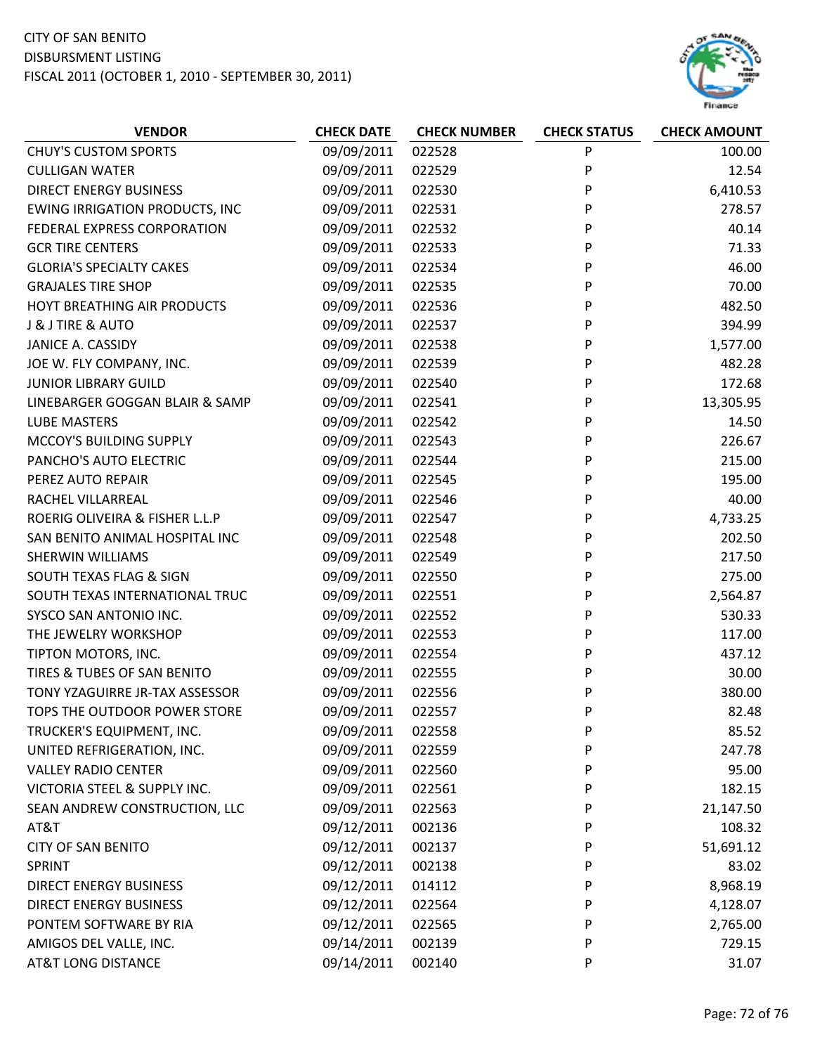CITY OF SAN BENITO
DISBURSMENT LISTING
FISCAL 2011 (OCTOBER 1, 2010 - SEPTEMBER 30, 2011)

| VENDOR | CHECK DATE | CHECK NUMBER | CHECK STATUS | CHECK AMOUNT |
|---|---|---|---|---|
| CHUY'S CUSTOM SPORTS | 09/09/2011 | 022528 | P | 100.00 |
| CULLIGAN WATER | 09/09/2011 | 022529 | P | 12.54 |
| DIRECT ENERGY BUSINESS | 09/09/2011 | 022530 | P | 6,410.53 |
| EWING IRRIGATION PRODUCTS, INC | 09/09/2011 | 022531 | P | 278.57 |
| FEDERAL EXPRESS CORPORATION | 09/09/2011 | 022532 | P | 40.14 |
| GCR TIRE CENTERS | 09/09/2011 | 022533 | P | 71.33 |
| GLORIA'S SPECIALTY CAKES | 09/09/2011 | 022534 | P | 46.00 |
| GRAJALES TIRE SHOP | 09/09/2011 | 022535 | P | 70.00 |
| HOYT BREATHING AIR PRODUCTS | 09/09/2011 | 022536 | P | 482.50 |
| J & J TIRE & AUTO | 09/09/2011 | 022537 | P | 394.99 |
| JANICE A. CASSIDY | 09/09/2011 | 022538 | P | 1,577.00 |
| JOE W. FLY COMPANY, INC. | 09/09/2011 | 022539 | P | 482.28 |
| JUNIOR LIBRARY GUILD | 09/09/2011 | 022540 | P | 172.68 |
| LINEBARGER GOGGAN BLAIR & SAMP | 09/09/2011 | 022541 | P | 13,305.95 |
| LUBE MASTERS | 09/09/2011 | 022542 | P | 14.50 |
| MCCOY'S BUILDING SUPPLY | 09/09/2011 | 022543 | P | 226.67 |
| PANCHO'S AUTO ELECTRIC | 09/09/2011 | 022544 | P | 215.00 |
| PEREZ AUTO REPAIR | 09/09/2011 | 022545 | P | 195.00 |
| RACHEL VILLARREAL | 09/09/2011 | 022546 | P | 40.00 |
| ROERIG OLIVEIRA & FISHER L.L.P | 09/09/2011 | 022547 | P | 4,733.25 |
| SAN BENITO ANIMAL HOSPITAL INC | 09/09/2011 | 022548 | P | 202.50 |
| SHERWIN WILLIAMS | 09/09/2011 | 022549 | P | 217.50 |
| SOUTH TEXAS FLAG & SIGN | 09/09/2011 | 022550 | P | 275.00 |
| SOUTH TEXAS INTERNATIONAL TRUC | 09/09/2011 | 022551 | P | 2,564.87 |
| SYSCO SAN ANTONIO INC. | 09/09/2011 | 022552 | P | 530.33 |
| THE JEWELRY WORKSHOP | 09/09/2011 | 022553 | P | 117.00 |
| TIPTON MOTORS, INC. | 09/09/2011 | 022554 | P | 437.12 |
| TIRES & TUBES OF SAN BENITO | 09/09/2011 | 022555 | P | 30.00 |
| TONY YZAGUIRRE JR-TAX ASSESSOR | 09/09/2011 | 022556 | P | 380.00 |
| TOPS THE OUTDOOR POWER STORE | 09/09/2011 | 022557 | P | 82.48 |
| TRUCKER'S EQUIPMENT, INC. | 09/09/2011 | 022558 | P | 85.52 |
| UNITED REFRIGERATION, INC. | 09/09/2011 | 022559 | P | 247.78 |
| VALLEY RADIO CENTER | 09/09/2011 | 022560 | P | 95.00 |
| VICTORIA STEEL & SUPPLY INC. | 09/09/2011 | 022561 | P | 182.15 |
| SEAN ANDREW CONSTRUCTION, LLC | 09/09/2011 | 022563 | P | 21,147.50 |
| AT&T | 09/12/2011 | 002136 | P | 108.32 |
| CITY OF SAN BENITO | 09/12/2011 | 002137 | P | 51,691.12 |
| SPRINT | 09/12/2011 | 002138 | P | 83.02 |
| DIRECT ENERGY BUSINESS | 09/12/2011 | 014112 | P | 8,968.19 |
| DIRECT ENERGY BUSINESS | 09/12/2011 | 022564 | P | 4,128.07 |
| PONTEM SOFTWARE BY RIA | 09/12/2011 | 022565 | P | 2,765.00 |
| AMIGOS DEL VALLE, INC. | 09/14/2011 | 002139 | P | 729.15 |
| AT&T LONG DISTANCE | 09/14/2011 | 002140 | P | 31.07 |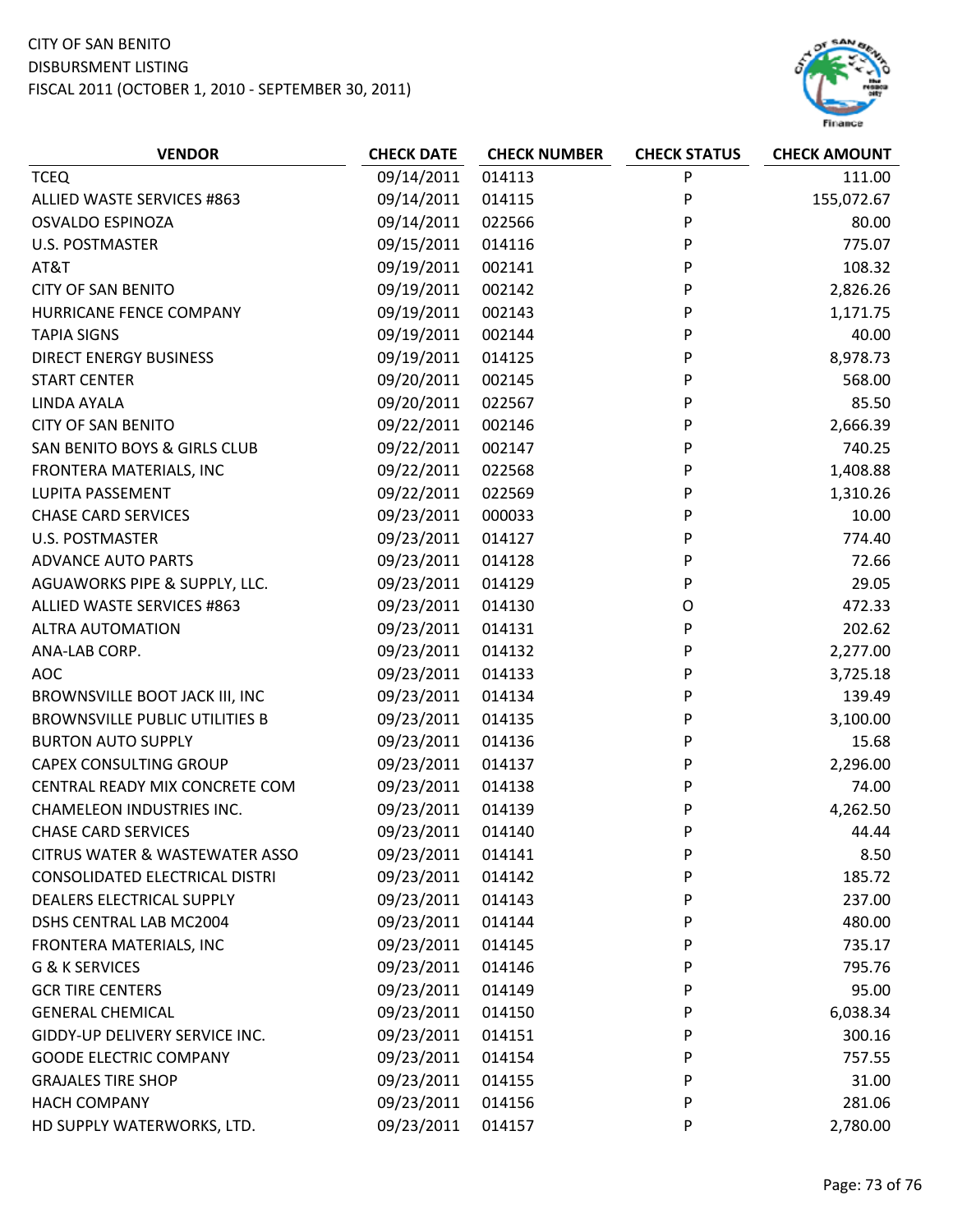CITY OF SAN BENITO
DISBURSMENT LISTING
FISCAL 2011 (OCTOBER 1, 2010 - SEPTEMBER 30, 2011)

| VENDOR | CHECK DATE | CHECK NUMBER | CHECK STATUS | CHECK AMOUNT |
|---|---|---|---|---|
| TCEQ | 09/14/2011 | 014113 | P | 111.00 |
| ALLIED WASTE SERVICES #863 | 09/14/2011 | 014115 | P | 155,072.67 |
| OSVALDO ESPINOZA | 09/14/2011 | 022566 | P | 80.00 |
| U.S. POSTMASTER | 09/15/2011 | 014116 | P | 775.07 |
| AT&T | 09/19/2011 | 002141 | P | 108.32 |
| CITY OF SAN BENITO | 09/19/2011 | 002142 | P | 2,826.26 |
| HURRICANE FENCE COMPANY | 09/19/2011 | 002143 | P | 1,171.75 |
| TAPIA SIGNS | 09/19/2011 | 002144 | P | 40.00 |
| DIRECT ENERGY BUSINESS | 09/19/2011 | 014125 | P | 8,978.73 |
| START CENTER | 09/20/2011 | 002145 | P | 568.00 |
| LINDA AYALA | 09/20/2011 | 022567 | P | 85.50 |
| CITY OF SAN BENITO | 09/22/2011 | 002146 | P | 2,666.39 |
| SAN BENITO BOYS & GIRLS CLUB | 09/22/2011 | 002147 | P | 740.25 |
| FRONTERA MATERIALS, INC | 09/22/2011 | 022568 | P | 1,408.88 |
| LUPITA PASSEMENT | 09/22/2011 | 022569 | P | 1,310.26 |
| CHASE CARD SERVICES | 09/23/2011 | 000033 | P | 10.00 |
| U.S. POSTMASTER | 09/23/2011 | 014127 | P | 774.40 |
| ADVANCE AUTO PARTS | 09/23/2011 | 014128 | P | 72.66 |
| AGUAWORKS PIPE & SUPPLY, LLC. | 09/23/2011 | 014129 | P | 29.05 |
| ALLIED WASTE SERVICES #863 | 09/23/2011 | 014130 | O | 472.33 |
| ALTRA AUTOMATION | 09/23/2011 | 014131 | P | 202.62 |
| ANA-LAB CORP. | 09/23/2011 | 014132 | P | 2,277.00 |
| AOC | 09/23/2011 | 014133 | P | 3,725.18 |
| BROWNSVILLE BOOT JACK III, INC | 09/23/2011 | 014134 | P | 139.49 |
| BROWNSVILLE PUBLIC UTILITIES B | 09/23/2011 | 014135 | P | 3,100.00 |
| BURTON AUTO SUPPLY | 09/23/2011 | 014136 | P | 15.68 |
| CAPEX CONSULTING GROUP | 09/23/2011 | 014137 | P | 2,296.00 |
| CENTRAL READY MIX CONCRETE COM | 09/23/2011 | 014138 | P | 74.00 |
| CHAMELEON INDUSTRIES INC. | 09/23/2011 | 014139 | P | 4,262.50 |
| CHASE CARD SERVICES | 09/23/2011 | 014140 | P | 44.44 |
| CITRUS WATER & WASTEWATER ASSO | 09/23/2011 | 014141 | P | 8.50 |
| CONSOLIDATED ELECTRICAL DISTRI | 09/23/2011 | 014142 | P | 185.72 |
| DEALERS ELECTRICAL SUPPLY | 09/23/2011 | 014143 | P | 237.00 |
| DSHS CENTRAL LAB MC2004 | 09/23/2011 | 014144 | P | 480.00 |
| FRONTERA MATERIALS, INC | 09/23/2011 | 014145 | P | 735.17 |
| G & K SERVICES | 09/23/2011 | 014146 | P | 795.76 |
| GCR TIRE CENTERS | 09/23/2011 | 014149 | P | 95.00 |
| GENERAL CHEMICAL | 09/23/2011 | 014150 | P | 6,038.34 |
| GIDDY-UP DELIVERY SERVICE INC. | 09/23/2011 | 014151 | P | 300.16 |
| GOODE ELECTRIC COMPANY | 09/23/2011 | 014154 | P | 757.55 |
| GRAJALES TIRE SHOP | 09/23/2011 | 014155 | P | 31.00 |
| HACH COMPANY | 09/23/2011 | 014156 | P | 281.06 |
| HD SUPPLY WATERWORKS, LTD. | 09/23/2011 | 014157 | P | 2,780.00 |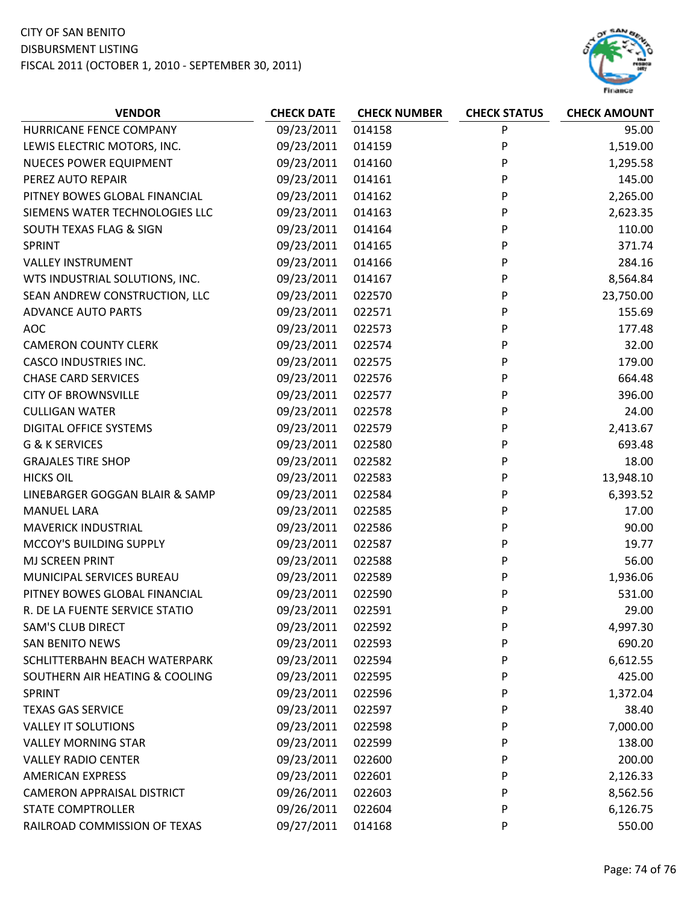CITY OF SAN BENITO
DISBURSMENT LISTING
FISCAL 2011 (OCTOBER 1, 2010 - SEPTEMBER 30, 2011)

| VENDOR | CHECK DATE | CHECK NUMBER | CHECK STATUS | CHECK AMOUNT |
|---|---|---|---|---|
| HURRICANE FENCE COMPANY | 09/23/2011 | 014158 | P | 95.00 |
| LEWIS ELECTRIC MOTORS, INC. | 09/23/2011 | 014159 | P | 1,519.00 |
| NUECES POWER EQUIPMENT | 09/23/2011 | 014160 | P | 1,295.58 |
| PEREZ AUTO REPAIR | 09/23/2011 | 014161 | P | 145.00 |
| PITNEY BOWES GLOBAL FINANCIAL | 09/23/2011 | 014162 | P | 2,265.00 |
| SIEMENS WATER TECHNOLOGIES LLC | 09/23/2011 | 014163 | P | 2,623.35 |
| SOUTH TEXAS FLAG & SIGN | 09/23/2011 | 014164 | P | 110.00 |
| SPRINT | 09/23/2011 | 014165 | P | 371.74 |
| VALLEY INSTRUMENT | 09/23/2011 | 014166 | P | 284.16 |
| WTS INDUSTRIAL SOLUTIONS, INC. | 09/23/2011 | 014167 | P | 8,564.84 |
| SEAN ANDREW CONSTRUCTION, LLC | 09/23/2011 | 022570 | P | 23,750.00 |
| ADVANCE AUTO PARTS | 09/23/2011 | 022571 | P | 155.69 |
| AOC | 09/23/2011 | 022573 | P | 177.48 |
| CAMERON COUNTY CLERK | 09/23/2011 | 022574 | P | 32.00 |
| CASCO INDUSTRIES INC. | 09/23/2011 | 022575 | P | 179.00 |
| CHASE CARD SERVICES | 09/23/2011 | 022576 | P | 664.48 |
| CITY OF BROWNSVILLE | 09/23/2011 | 022577 | P | 396.00 |
| CULLIGAN WATER | 09/23/2011 | 022578 | P | 24.00 |
| DIGITAL OFFICE SYSTEMS | 09/23/2011 | 022579 | P | 2,413.67 |
| G & K SERVICES | 09/23/2011 | 022580 | P | 693.48 |
| GRAJALES TIRE SHOP | 09/23/2011 | 022582 | P | 18.00 |
| HICKS OIL | 09/23/2011 | 022583 | P | 13,948.10 |
| LINEBARGER GOGGAN BLAIR & SAMP | 09/23/2011 | 022584 | P | 6,393.52 |
| MANUEL LARA | 09/23/2011 | 022585 | P | 17.00 |
| MAVERICK INDUSTRIAL | 09/23/2011 | 022586 | P | 90.00 |
| MCCOY'S BUILDING SUPPLY | 09/23/2011 | 022587 | P | 19.77 |
| MJ SCREEN PRINT | 09/23/2011 | 022588 | P | 56.00 |
| MUNICIPAL SERVICES BUREAU | 09/23/2011 | 022589 | P | 1,936.06 |
| PITNEY BOWES GLOBAL FINANCIAL | 09/23/2011 | 022590 | P | 531.00 |
| R. DE LA FUENTE SERVICE STATIO | 09/23/2011 | 022591 | P | 29.00 |
| SAM'S CLUB DIRECT | 09/23/2011 | 022592 | P | 4,997.30 |
| SAN BENITO NEWS | 09/23/2011 | 022593 | P | 690.20 |
| SCHLITTERBAHN BEACH WATERPARK | 09/23/2011 | 022594 | P | 6,612.55 |
| SOUTHERN AIR HEATING & COOLING | 09/23/2011 | 022595 | P | 425.00 |
| SPRINT | 09/23/2011 | 022596 | P | 1,372.04 |
| TEXAS GAS SERVICE | 09/23/2011 | 022597 | P | 38.40 |
| VALLEY IT SOLUTIONS | 09/23/2011 | 022598 | P | 7,000.00 |
| VALLEY MORNING STAR | 09/23/2011 | 022599 | P | 138.00 |
| VALLEY RADIO CENTER | 09/23/2011 | 022600 | P | 200.00 |
| AMERICAN EXPRESS | 09/23/2011 | 022601 | P | 2,126.33 |
| CAMERON APPRAISAL DISTRICT | 09/26/2011 | 022603 | P | 8,562.56 |
| STATE COMPTROLLER | 09/26/2011 | 022604 | P | 6,126.75 |
| RAILROAD COMMISSION OF TEXAS | 09/27/2011 | 014168 | P | 550.00 |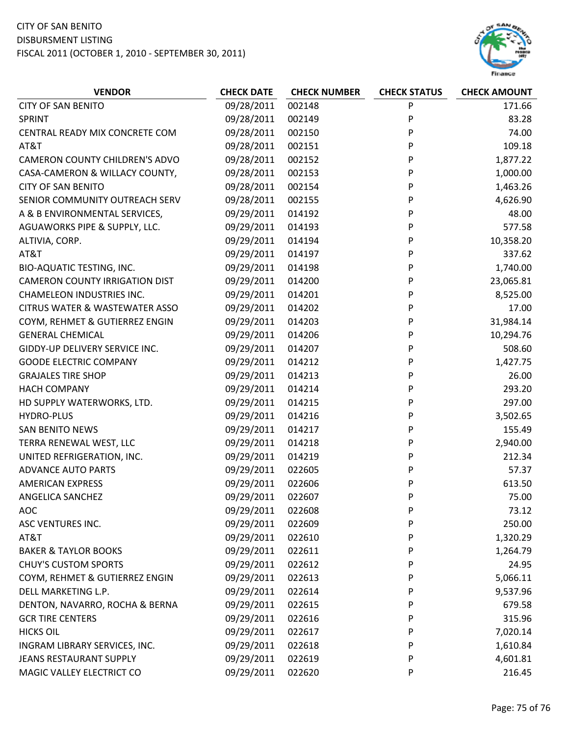CITY OF SAN BENITO
DISBURSMENT LISTING
FISCAL 2011 (OCTOBER 1, 2010 - SEPTEMBER 30, 2011)

| VENDOR | CHECK DATE | CHECK NUMBER | CHECK STATUS | CHECK AMOUNT |
|---|---|---|---|---|
| CITY OF SAN BENITO | 09/28/2011 | 002148 | P | 171.66 |
| SPRINT | 09/28/2011 | 002149 | P | 83.28 |
| CENTRAL READY MIX CONCRETE COM | 09/28/2011 | 002150 | P | 74.00 |
| AT&T | 09/28/2011 | 002151 | P | 109.18 |
| CAMERON COUNTY CHILDREN'S ADVO | 09/28/2011 | 002152 | P | 1,877.22 |
| CASA-CAMERON & WILLACY COUNTY, | 09/28/2011 | 002153 | P | 1,000.00 |
| CITY OF SAN BENITO | 09/28/2011 | 002154 | P | 1,463.26 |
| SENIOR COMMUNITY OUTREACH SERV | 09/28/2011 | 002155 | P | 4,626.90 |
| A & B ENVIRONMENTAL SERVICES, | 09/29/2011 | 014192 | P | 48.00 |
| AGUAWORKS PIPE & SUPPLY, LLC. | 09/29/2011 | 014193 | P | 577.58 |
| ALTIVIA, CORP. | 09/29/2011 | 014194 | P | 10,358.20 |
| AT&T | 09/29/2011 | 014197 | P | 337.62 |
| BIO-AQUATIC TESTING, INC. | 09/29/2011 | 014198 | P | 1,740.00 |
| CAMERON COUNTY IRRIGATION DIST | 09/29/2011 | 014200 | P | 23,065.81 |
| CHAMELEON INDUSTRIES INC. | 09/29/2011 | 014201 | P | 8,525.00 |
| CITRUS WATER & WASTEWATER ASSO | 09/29/2011 | 014202 | P | 17.00 |
| COYM, REHMET & GUTIERREZ ENGIN | 09/29/2011 | 014203 | P | 31,984.14 |
| GENERAL CHEMICAL | 09/29/2011 | 014206 | P | 10,294.76 |
| GIDDY-UP DELIVERY SERVICE INC. | 09/29/2011 | 014207 | P | 508.60 |
| GOODE ELECTRIC COMPANY | 09/29/2011 | 014212 | P | 1,427.75 |
| GRAJALES TIRE SHOP | 09/29/2011 | 014213 | P | 26.00 |
| HACH COMPANY | 09/29/2011 | 014214 | P | 293.20 |
| HD SUPPLY WATERWORKS, LTD. | 09/29/2011 | 014215 | P | 297.00 |
| HYDRO-PLUS | 09/29/2011 | 014216 | P | 3,502.65 |
| SAN BENITO NEWS | 09/29/2011 | 014217 | P | 155.49 |
| TERRA RENEWAL WEST, LLC | 09/29/2011 | 014218 | P | 2,940.00 |
| UNITED REFRIGERATION, INC. | 09/29/2011 | 014219 | P | 212.34 |
| ADVANCE AUTO PARTS | 09/29/2011 | 022605 | P | 57.37 |
| AMERICAN EXPRESS | 09/29/2011 | 022606 | P | 613.50 |
| ANGELICA SANCHEZ | 09/29/2011 | 022607 | P | 75.00 |
| AOC | 09/29/2011 | 022608 | P | 73.12 |
| ASC VENTURES INC. | 09/29/2011 | 022609 | P | 250.00 |
| AT&T | 09/29/2011 | 022610 | P | 1,320.29 |
| BAKER & TAYLOR BOOKS | 09/29/2011 | 022611 | P | 1,264.79 |
| CHUY'S CUSTOM SPORTS | 09/29/2011 | 022612 | P | 24.95 |
| COYM, REHMET & GUTIERREZ ENGIN | 09/29/2011 | 022613 | P | 5,066.11 |
| DELL MARKETING L.P. | 09/29/2011 | 022614 | P | 9,537.96 |
| DENTON, NAVARRO, ROCHA & BERNA | 09/29/2011 | 022615 | P | 679.58 |
| GCR TIRE CENTERS | 09/29/2011 | 022616 | P | 315.96 |
| HICKS OIL | 09/29/2011 | 022617 | P | 7,020.14 |
| INGRAM LIBRARY SERVICES, INC. | 09/29/2011 | 022618 | P | 1,610.84 |
| JEANS RESTAURANT SUPPLY | 09/29/2011 | 022619 | P | 4,601.81 |
| MAGIC VALLEY ELECTRICT CO | 09/29/2011 | 022620 | P | 216.45 |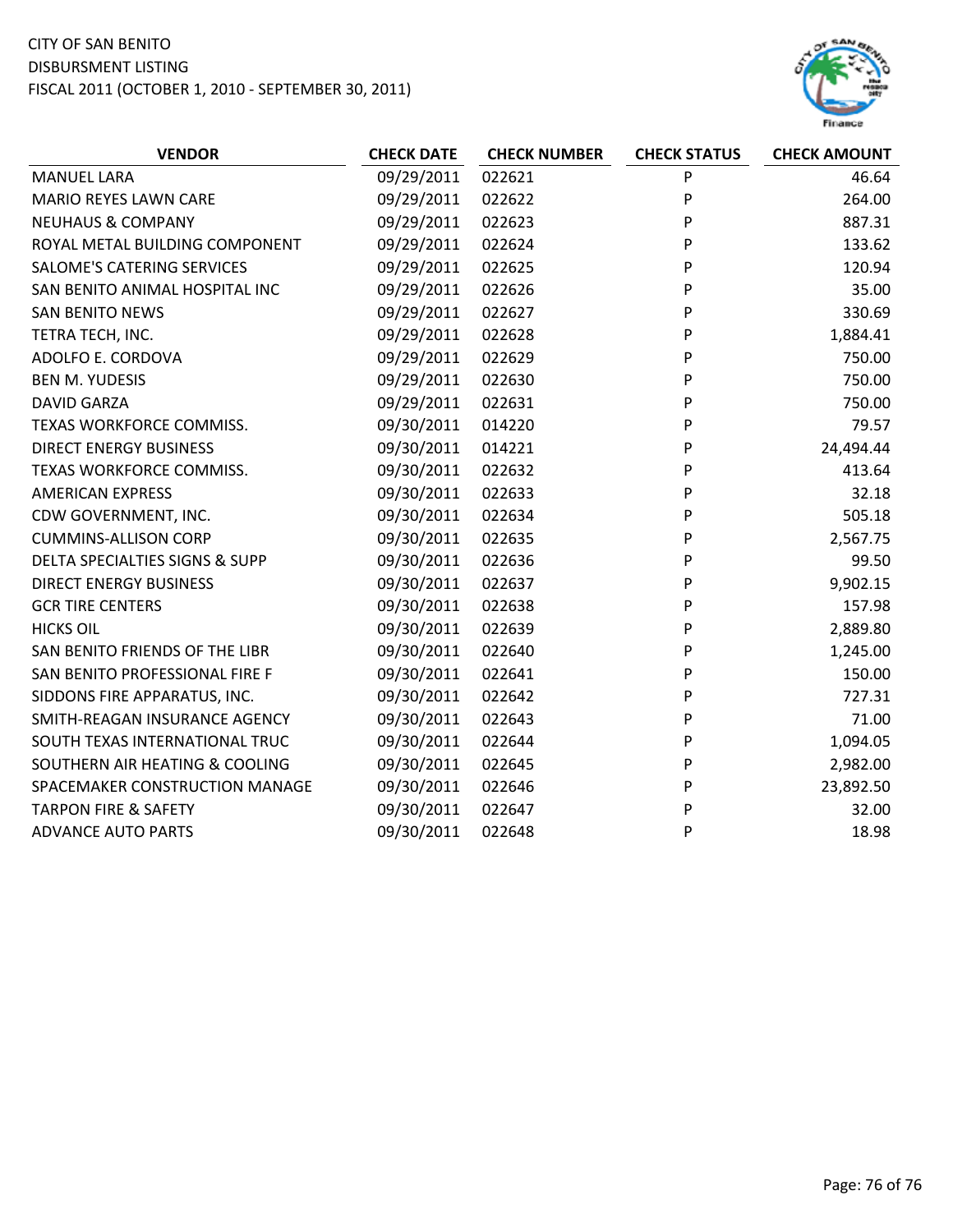CITY OF SAN BENITO
DISBURSMENT LISTING
FISCAL 2011 (OCTOBER 1, 2010 - SEPTEMBER 30, 2011)

| VENDOR | CHECK DATE | CHECK NUMBER | CHECK STATUS | CHECK AMOUNT |
|---|---|---|---|---|
| MANUEL LARA | 09/29/2011 | 022621 | P | 46.64 |
| MARIO REYES LAWN CARE | 09/29/2011 | 022622 | P | 264.00 |
| NEUHAUS & COMPANY | 09/29/2011 | 022623 | P | 887.31 |
| ROYAL METAL BUILDING COMPONENT | 09/29/2011 | 022624 | P | 133.62 |
| SALOME'S CATERING SERVICES | 09/29/2011 | 022625 | P | 120.94 |
| SAN BENITO ANIMAL HOSPITAL INC | 09/29/2011 | 022626 | P | 35.00 |
| SAN BENITO NEWS | 09/29/2011 | 022627 | P | 330.69 |
| TETRA TECH, INC. | 09/29/2011 | 022628 | P | 1,884.41 |
| ADOLFO E. CORDOVA | 09/29/2011 | 022629 | P | 750.00 |
| BEN M. YUDESIS | 09/29/2011 | 022630 | P | 750.00 |
| DAVID GARZA | 09/29/2011 | 022631 | P | 750.00 |
| TEXAS WORKFORCE COMMISS. | 09/30/2011 | 014220 | P | 79.57 |
| DIRECT ENERGY BUSINESS | 09/30/2011 | 014221 | P | 24,494.44 |
| TEXAS WORKFORCE COMMISS. | 09/30/2011 | 022632 | P | 413.64 |
| AMERICAN EXPRESS | 09/30/2011 | 022633 | P | 32.18 |
| CDW GOVERNMENT, INC. | 09/30/2011 | 022634 | P | 505.18 |
| CUMMINS-ALLISON CORP | 09/30/2011 | 022635 | P | 2,567.75 |
| DELTA SPECIALTIES SIGNS & SUPP | 09/30/2011 | 022636 | P | 99.50 |
| DIRECT ENERGY BUSINESS | 09/30/2011 | 022637 | P | 9,902.15 |
| GCR TIRE CENTERS | 09/30/2011 | 022638 | P | 157.98 |
| HICKS OIL | 09/30/2011 | 022639 | P | 2,889.80 |
| SAN BENITO FRIENDS OF THE LIBR | 09/30/2011 | 022640 | P | 1,245.00 |
| SAN BENITO PROFESSIONAL FIRE F | 09/30/2011 | 022641 | P | 150.00 |
| SIDDONS FIRE APPARATUS, INC. | 09/30/2011 | 022642 | P | 727.31 |
| SMITH-REAGAN INSURANCE AGENCY | 09/30/2011 | 022643 | P | 71.00 |
| SOUTH TEXAS INTERNATIONAL TRUC | 09/30/2011 | 022644 | P | 1,094.05 |
| SOUTHERN AIR HEATING & COOLING | 09/30/2011 | 022645 | P | 2,982.00 |
| SPACEMAKER CONSTRUCTION MANAGE | 09/30/2011 | 022646 | P | 23,892.50 |
| TARPON FIRE & SAFETY | 09/30/2011 | 022647 | P | 32.00 |
| ADVANCE AUTO PARTS | 09/30/2011 | 022648 | P | 18.98 |